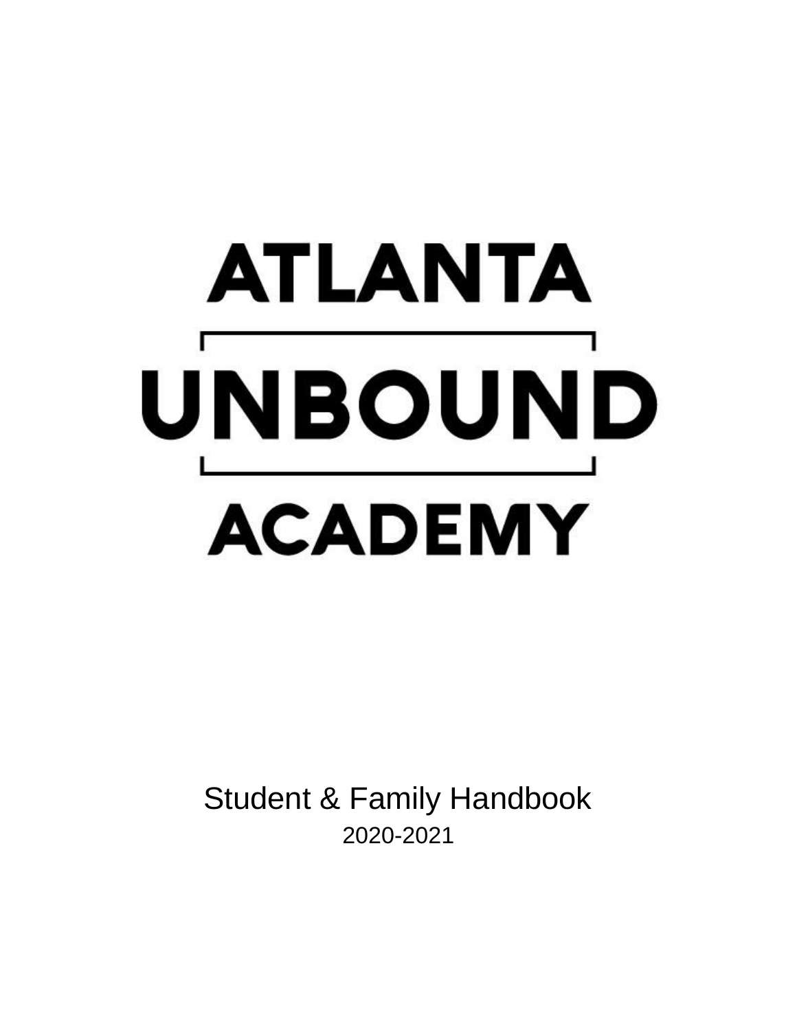# ATLANTA UNBOUND ACADEMY

Student & Family Handbook

2020-2021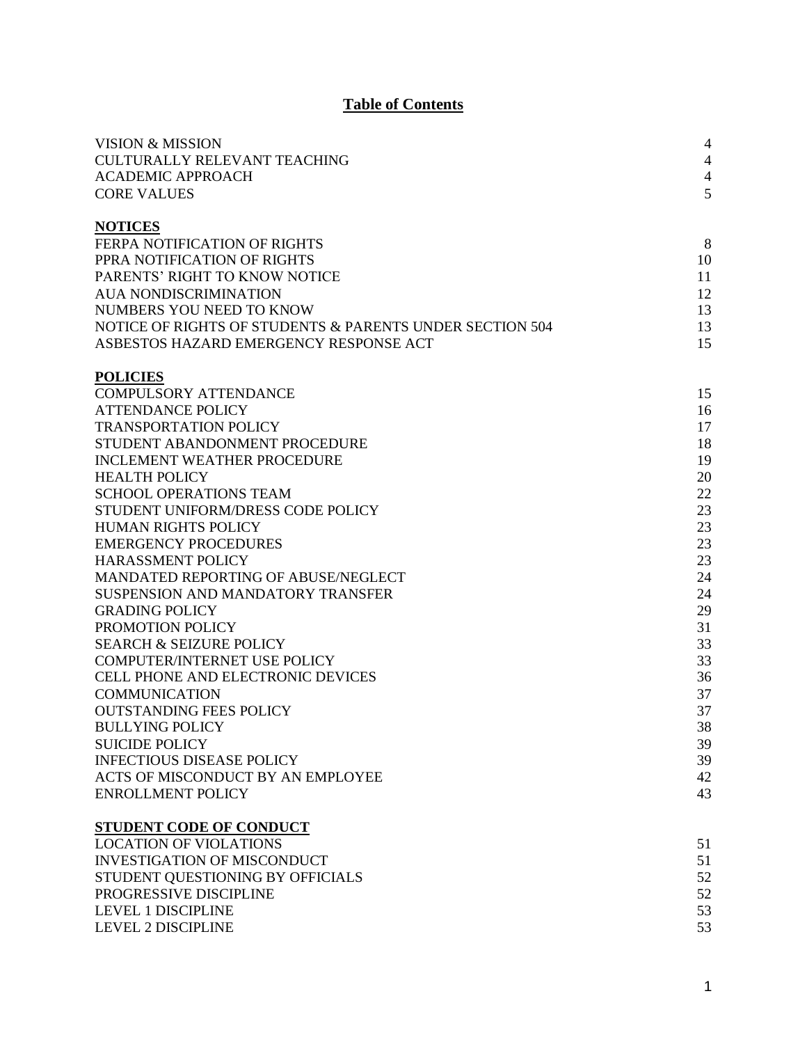# Table of Contents

| | |
|---|---|
| VISION & MISSION | 4 |
| CULTURALLY RELEVANT TEACHING | 4 |
| ACADEMIC APPROACH | 4 |
| CORE VALUES | 5 |

**NOTICES**

| | |
|---|---|
| FERPA NOTIFICATION OF RIGHTS | 8 |
| PPRA NOTIFICATION OF RIGHTS | 10 |
| PARENTS' RIGHT TO KNOW NOTICE | 11 |
| AUA NONDISCRIMINATION | 12 |
| NUMBERS YOU NEED TO KNOW | 13 |
| NOTICE OF RIGHTS OF STUDENTS & PARENTS UNDER SECTION 504 | 13 |
| ASBESTOS HAZARD EMERGENCY RESPONSE ACT | 15 |

**POLICIES**

| | |
|---|---|
| COMPULSORY ATTENDANCE | 15 |
| ATTENDANCE POLICY | 16 |
| TRANSPORTATION POLICY | 17 |
| STUDENT ABANDONMENT PROCEDURE | 18 |
| INCLEMENT WEATHER PROCEDURE | 19 |
| HEALTH POLICY | 20 |
| SCHOOL OPERATIONS TEAM | 22 |
| STUDENT UNIFORM/DRESS CODE POLICY | 23 |
| HUMAN RIGHTS POLICY | 23 |
| EMERGENCY PROCEDURES | 23 |
| HARASSMENT POLICY | 23 |
| MANDATED REPORTING OF ABUSE/NEGLECT | 24 |
| SUSPENSION AND MANDATORY TRANSFER | 24 |
| GRADING POLICY | 29 |
| PROMOTION POLICY | 31 |
| SEARCH & SEIZURE POLICY | 33 |
| COMPUTER/INTERNET USE POLICY | 33 |
| CELL PHONE AND ELECTRONIC DEVICES | 36 |
| COMMUNICATION | 37 |
| OUTSTANDING FEES POLICY | 37 |
| BULLYING POLICY | 38 |
| SUICIDE POLICY | 39 |
| INFECTIOUS DISEASE POLICY | 39 |
| ACTS OF MISCONDUCT BY AN EMPLOYEE | 42 |
| ENROLLMENT POLICY | 43 |

**STUDENT CODE OF CONDUCT**

| | |
|---|---|
| LOCATION OF VIOLATIONS | 51 |
| INVESTIGATION OF MISCONDUCT | 51 |
| STUDENT QUESTIONING BY OFFICIALS | 52 |
| PROGRESSIVE DISCIPLINE | 52 |
| LEVEL 1 DISCIPLINE | 53 |
| LEVEL 2 DISCIPLINE | 53 |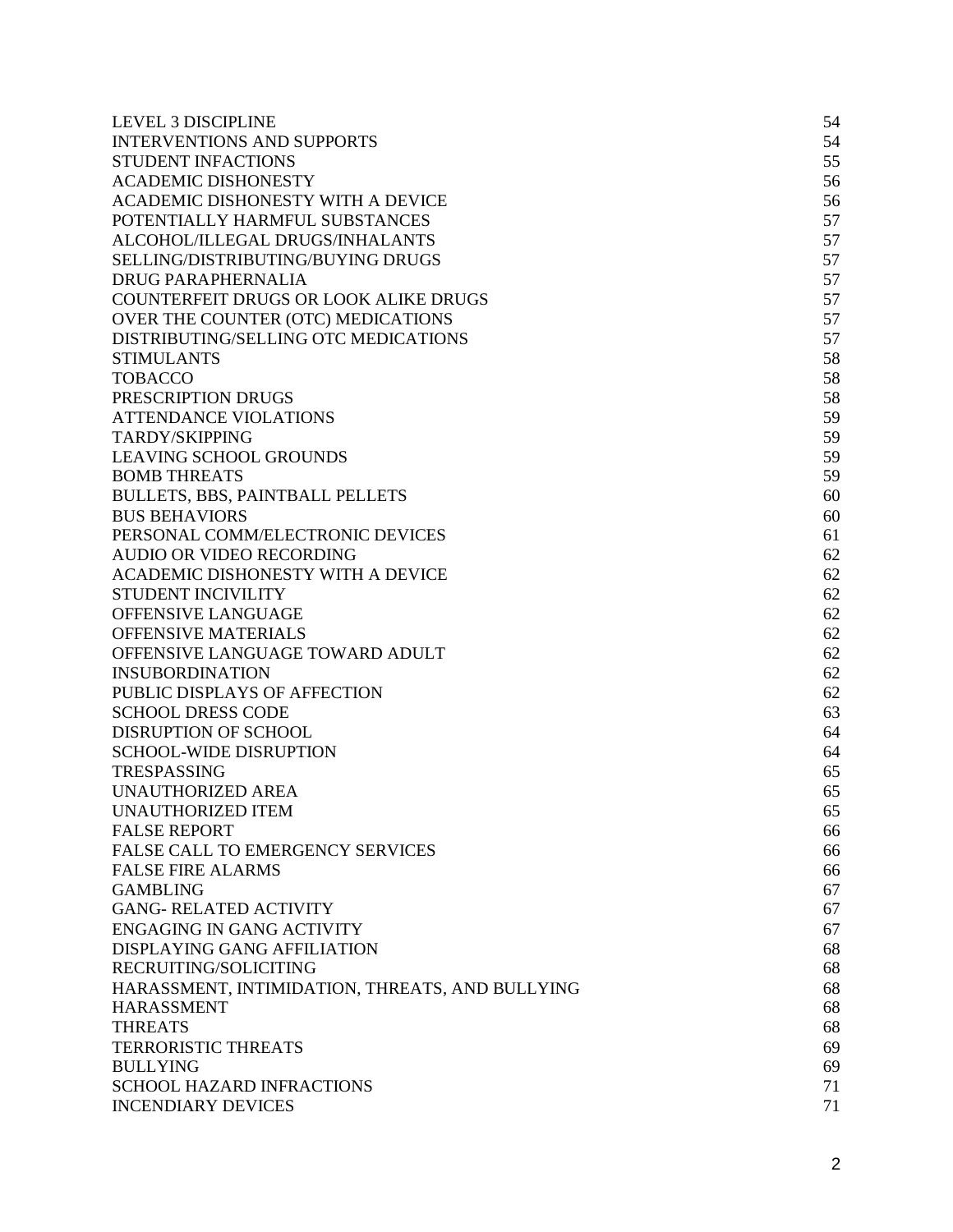| | |
|---|---|
| LEVEL 3 DISCIPLINE | 54 |
| INTERVENTIONS AND SUPPORTS | 54 |
| STUDENT INFACTIONS | 55 |
| ACADEMIC DISHONESTY | 56 |
| ACADEMIC DISHONESTY WITH A DEVICE | 56 |
| POTENTIALLY HARMFUL SUBSTANCES | 57 |
| ALCOHOL/ILLEGAL DRUGS/INHALANTS | 57 |
| SELLING/DISTRIBUTING/BUYING DRUGS | 57 |
| DRUG PARAPHERNALIA | 57 |
| COUNTERFEIT DRUGS OR LOOK ALIKE DRUGS | 57 |
| OVER THE COUNTER (OTC) MEDICATIONS | 57 |
| DISTRIBUTING/SELLING OTC MEDICATIONS | 57 |
| STIMULANTS | 58 |
| TOBACCO | 58 |
| PRESCRIPTION DRUGS | 58 |
| ATTENDANCE VIOLATIONS | 59 |
| TARDY/SKIPPING | 59 |
| LEAVING SCHOOL GROUNDS | 59 |
| BOMB THREATS | 59 |
| BULLETS, BBS, PAINTBALL PELLETS | 60 |
| BUS BEHAVIORS | 60 |
| PERSONAL COMM/ELECTRONIC DEVICES | 61 |
| AUDIO OR VIDEO RECORDING | 62 |
| ACADEMIC DISHONESTY WITH A DEVICE | 62 |
| STUDENT INCIVILITY | 62 |
| OFFENSIVE LANGUAGE | 62 |
| OFFENSIVE MATERIALS | 62 |
| OFFENSIVE LANGUAGE TOWARD ADULT | 62 |
| INSUBORDINATION | 62 |
| PUBLIC DISPLAYS OF AFFECTION | 62 |
| SCHOOL DRESS CODE | 63 |
| DISRUPTION OF SCHOOL | 64 |
| SCHOOL-WIDE DISRUPTION | 64 |
| TRESPASSING | 65 |
| UNAUTHORIZED AREA | 65 |
| UNAUTHORIZED ITEM | 65 |
| FALSE REPORT | 66 |
| FALSE CALL TO EMERGENCY SERVICES | 66 |
| FALSE FIRE ALARMS | 66 |
| GAMBLING | 67 |
| GANG- RELATED ACTIVITY | 67 |
| ENGAGING IN GANG ACTIVITY | 67 |
| DISPLAYING GANG AFFILIATION | 68 |
| RECRUITING/SOLICITING | 68 |
| HARASSMENT, INTIMIDATION, THREATS, AND BULLYING | 68 |
| HARASSMENT | 68 |
| THREATS | 68 |
| TERRORISTIC THREATS | 69 |
| BULLYING | 69 |
| SCHOOL HAZARD INFRACTIONS | 71 |
| INCENDIARY DEVICES | 71 |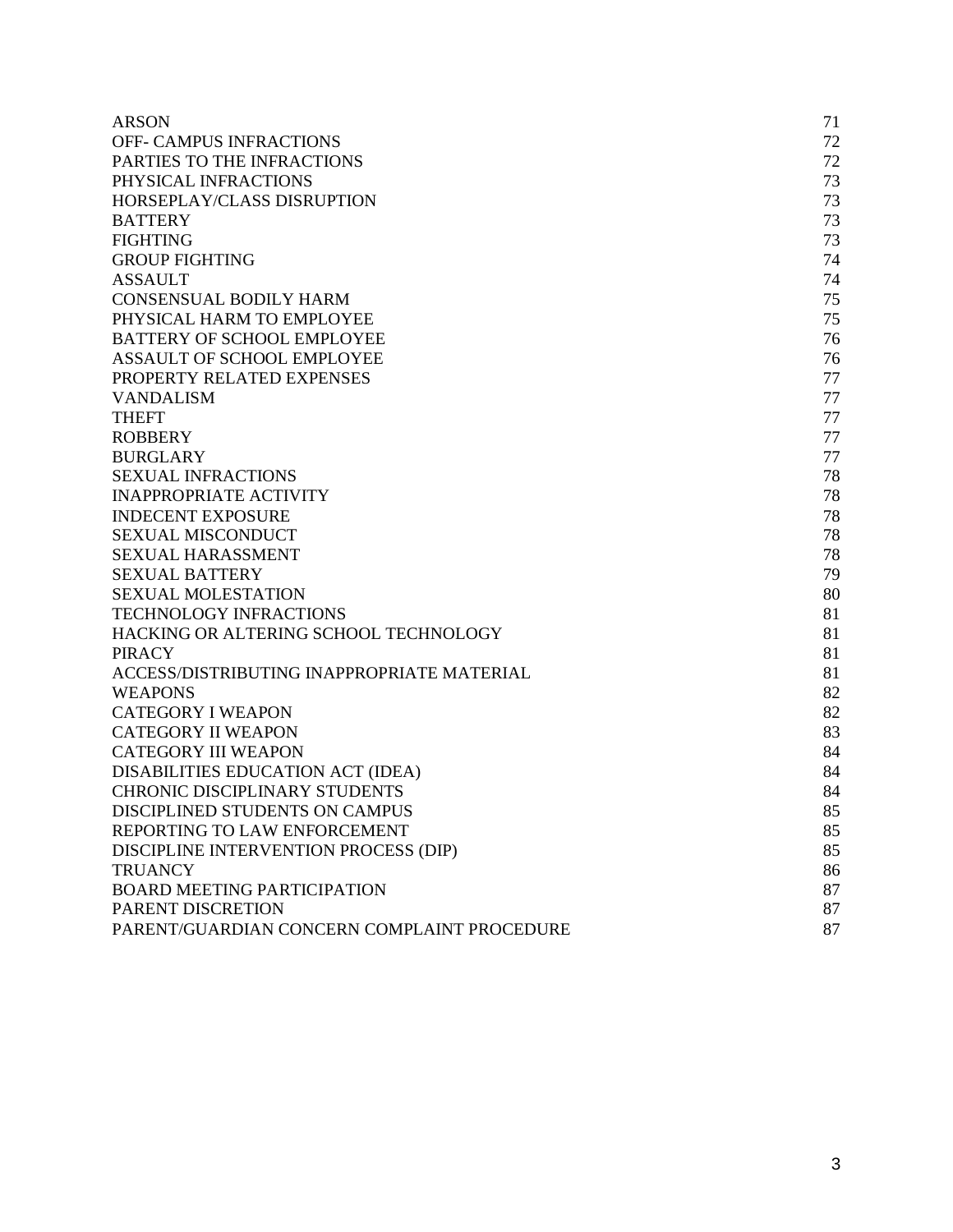| | |
|---|---|
| ARSON | 71 |
| OFF- CAMPUS INFRACTIONS | 72 |
| PARTIES TO THE INFRACTIONS | 72 |
| PHYSICAL INFRACTIONS | 73 |
| HORSEPLAY/CLASS DISRUPTION | 73 |
| BATTERY | 73 |
| FIGHTING | 73 |
| GROUP FIGHTING | 74 |
| ASSAULT | 74 |
| CONSENSUAL BODILY HARM | 75 |
| PHYSICAL HARM TO EMPLOYEE | 75 |
| BATTERY OF SCHOOL EMPLOYEE | 76 |
| ASSAULT OF SCHOOL EMPLOYEE | 76 |
| PROPERTY RELATED EXPENSES | 77 |
| VANDALISM | 77 |
| THEFT | 77 |
| ROBBERY | 77 |
| BURGLARY | 77 |
| SEXUAL INFRACTIONS | 78 |
| INAPPROPRIATE ACTIVITY | 78 |
| INDECENT EXPOSURE | 78 |
| SEXUAL MISCONDUCT | 78 |
| SEXUAL HARASSMENT | 78 |
| SEXUAL BATTERY | 79 |
| SEXUAL MOLESTATION | 80 |
| TECHNOLOGY INFRACTIONS | 81 |
| HACKING OR ALTERING SCHOOL TECHNOLOGY | 81 |
| PIRACY | 81 |
| ACCESS/DISTRIBUTING INAPPROPRIATE MATERIAL | 81 |
| WEAPONS | 82 |
| CATEGORY I WEAPON | 82 |
| CATEGORY II WEAPON | 83 |
| CATEGORY III WEAPON | 84 |
| DISABILITIES EDUCATION ACT (IDEA) | 84 |
| CHRONIC DISCIPLINARY STUDENTS | 84 |
| DISCIPLINED STUDENTS ON CAMPUS | 85 |
| REPORTING TO LAW ENFORCEMENT | 85 |
| DISCIPLINE INTERVENTION PROCESS (DIP) | 85 |
| TRUANCY | 86 |
| BOARD MEETING PARTICIPATION | 87 |
| PARENT DISCRETION | 87 |
| PARENT/GUARDIAN CONCERN COMPLAINT PROCEDURE | 87 |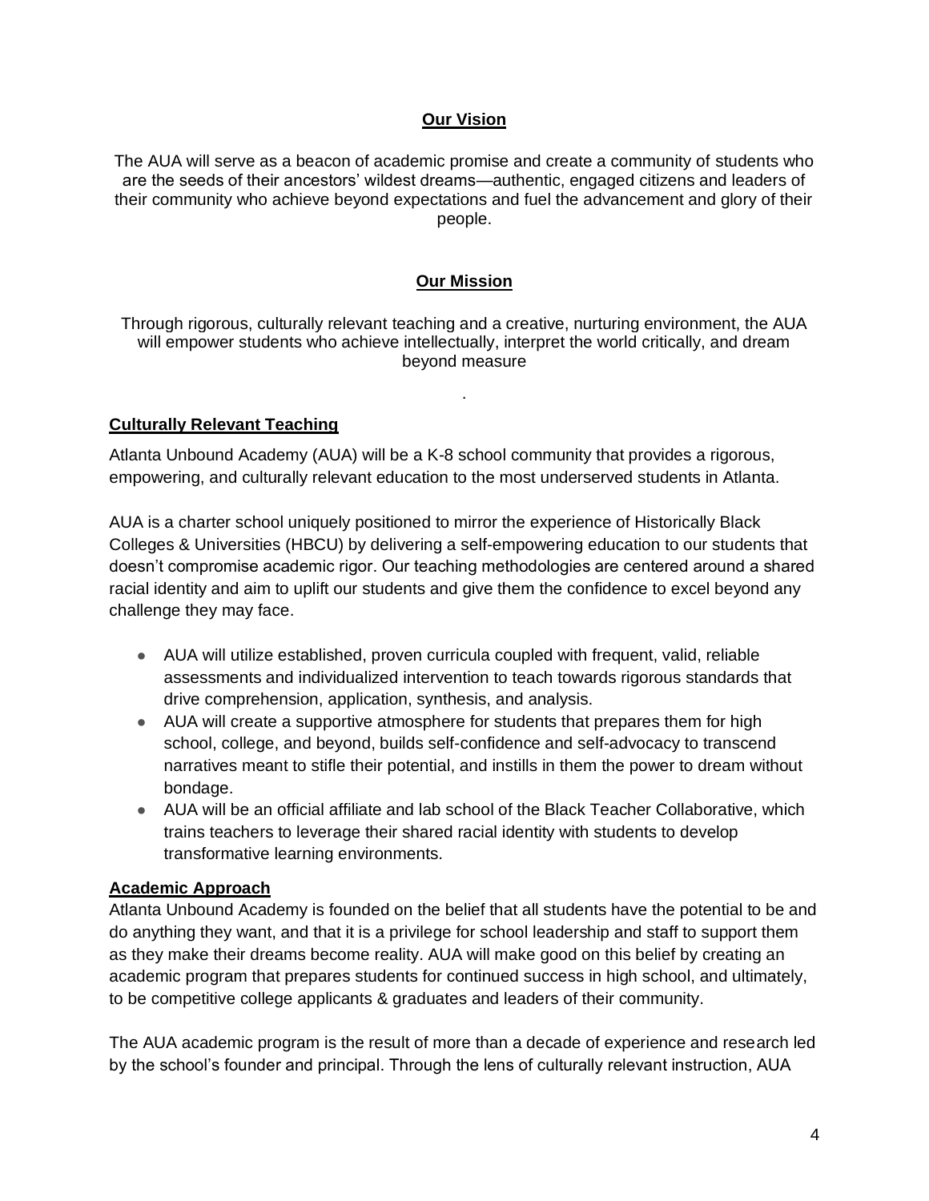## Our Vision

The AUA will serve as a beacon of academic promise and create a community of students who are the seeds of their ancestors' wildest dreams—authentic, engaged citizens and leaders of their community who achieve beyond expectations and fuel the advancement and glory of their people.

## Our Mission

Through rigorous, culturally relevant teaching and a creative, nurturing environment, the AUA will empower students who achieve intellectually, interpret the world critically, and dream beyond measure

.

### Culturally Relevant Teaching

Atlanta Unbound Academy (AUA) will be a K-8 school community that provides a rigorous, empowering, and culturally relevant education to the most underserved students in Atlanta.

AUA is a charter school uniquely positioned to mirror the experience of Historically Black Colleges & Universities (HBCU) by delivering a self-empowering education to our students that doesn't compromise academic rigor. Our teaching methodologies are centered around a shared racial identity and aim to uplift our students and give them the confidence to excel beyond any challenge they may face.

- AUA will utilize established, proven curricula coupled with frequent, valid, reliable assessments and individualized intervention to teach towards rigorous standards that drive comprehension, application, synthesis, and analysis.
- AUA will create a supportive atmosphere for students that prepares them for high school, college, and beyond, builds self-confidence and self-advocacy to transcend narratives meant to stifle their potential, and instills in them the power to dream without bondage.
- AUA will be an official affiliate and lab school of the Black Teacher Collaborative, which trains teachers to leverage their shared racial identity with students to develop transformative learning environments.

### Academic Approach

Atlanta Unbound Academy is founded on the belief that all students have the potential to be and do anything they want, and that it is a privilege for school leadership and staff to support them as they make their dreams become reality. AUA will make good on this belief by creating an academic program that prepares students for continued success in high school, and ultimately, to be competitive college applicants & graduates and leaders of their community.

The AUA academic program is the result of more than a decade of experience and research led by the school's founder and principal. Through the lens of culturally relevant instruction, AUA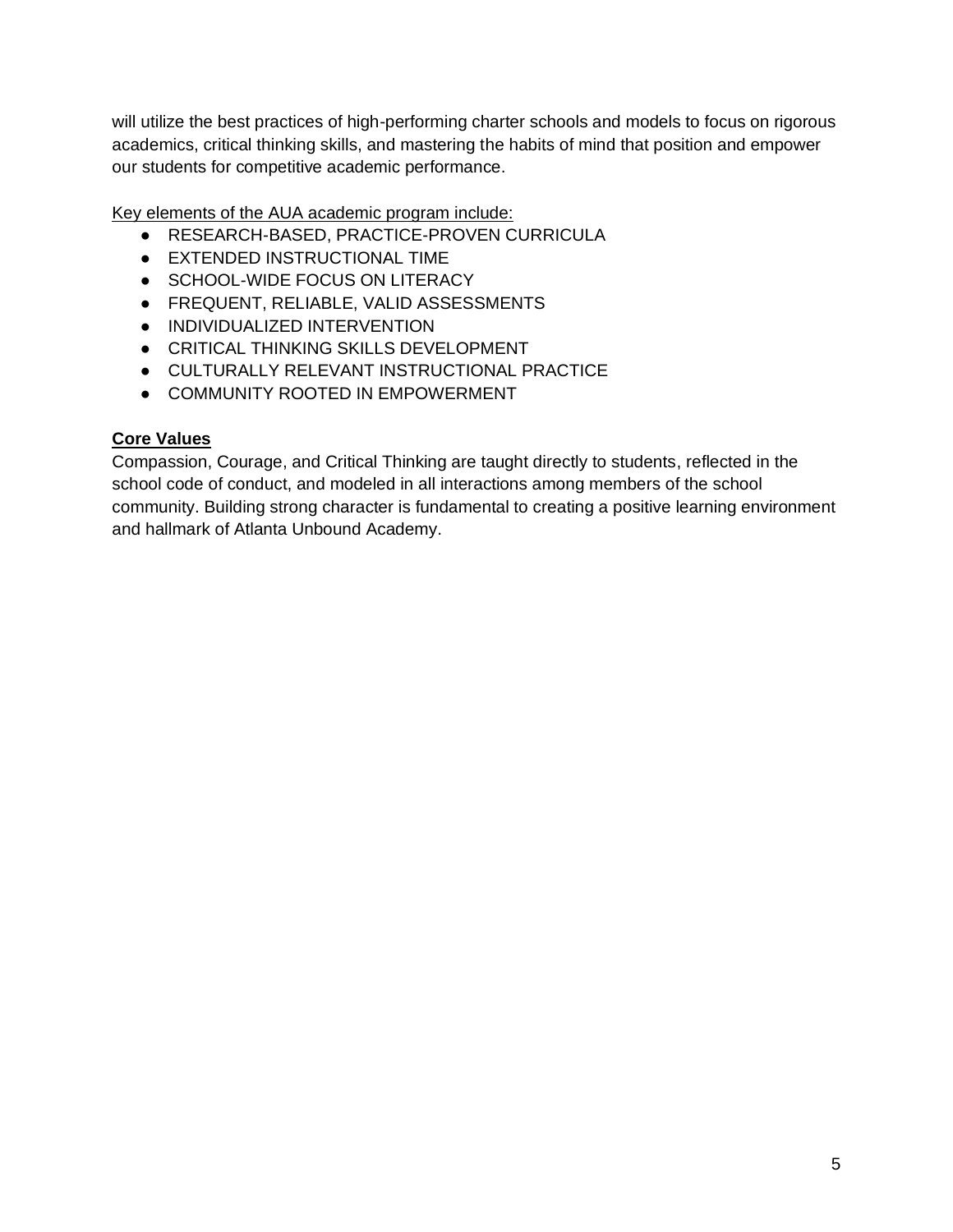will utilize the best practices of high-performing charter schools and models to focus on rigorous academics, critical thinking skills, and mastering the habits of mind that position and empower our students for competitive academic performance.

Key elements of the AUA academic program include:

- RESEARCH-BASED, PRACTICE-PROVEN CURRICULA
- EXTENDED INSTRUCTIONAL TIME
- SCHOOL-WIDE FOCUS ON LITERACY
- FREQUENT, RELIABLE, VALID ASSESSMENTS
- INDIVIDUALIZED INTERVENTION
- CRITICAL THINKING SKILLS DEVELOPMENT
- CULTURALLY RELEVANT INSTRUCTIONAL PRACTICE
- COMMUNITY ROOTED IN EMPOWERMENT

**Core Values**

Compassion, Courage, and Critical Thinking are taught directly to students, reflected in the school code of conduct, and modeled in all interactions among members of the school community. Building strong character is fundamental to creating a positive learning environment and hallmark of Atlanta Unbound Academy.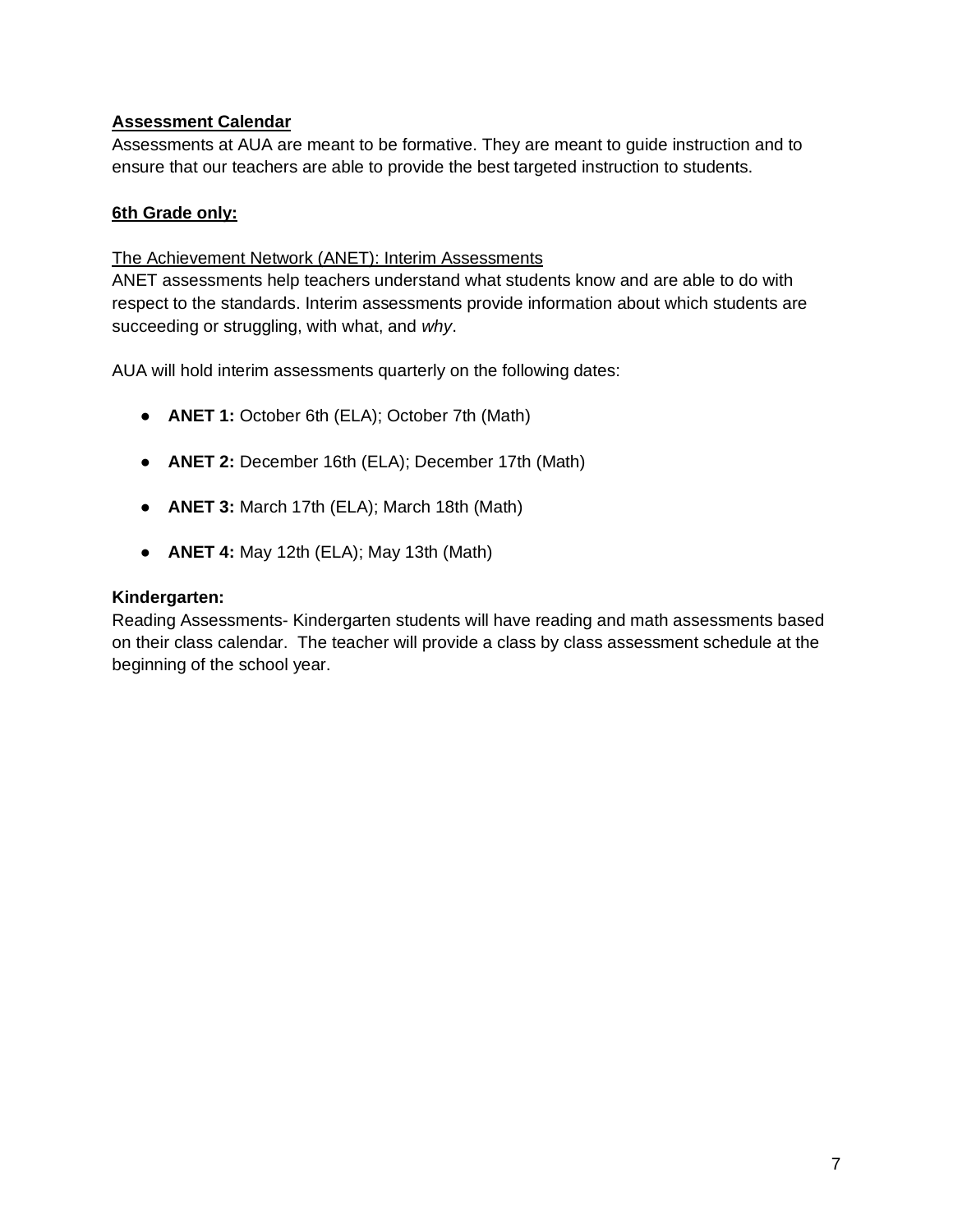## Assessment Calendar

Assessments at AUA are meant to be formative. They are meant to guide instruction and to ensure that our teachers are able to provide the best targeted instruction to students.

### 6th Grade only:

The Achievement Network (ANET): Interim Assessments

ANET assessments help teachers understand what students know and are able to do with respect to the standards. Interim assessments provide information about which students are succeeding or struggling, with what, and *why*.

AUA will hold interim assessments quarterly on the following dates:

- **ANET 1:** October 6th (ELA); October 7th (Math)
- **ANET 2:** December 16th (ELA); December 17th (Math)
- **ANET 3:** March 17th (ELA); March 18th (Math)
- **ANET 4:** May 12th (ELA); May 13th (Math)

### Kindergarten:

Reading Assessments- Kindergarten students will have reading and math assessments based on their class calendar. The teacher will provide a class by class assessment schedule at the beginning of the school year.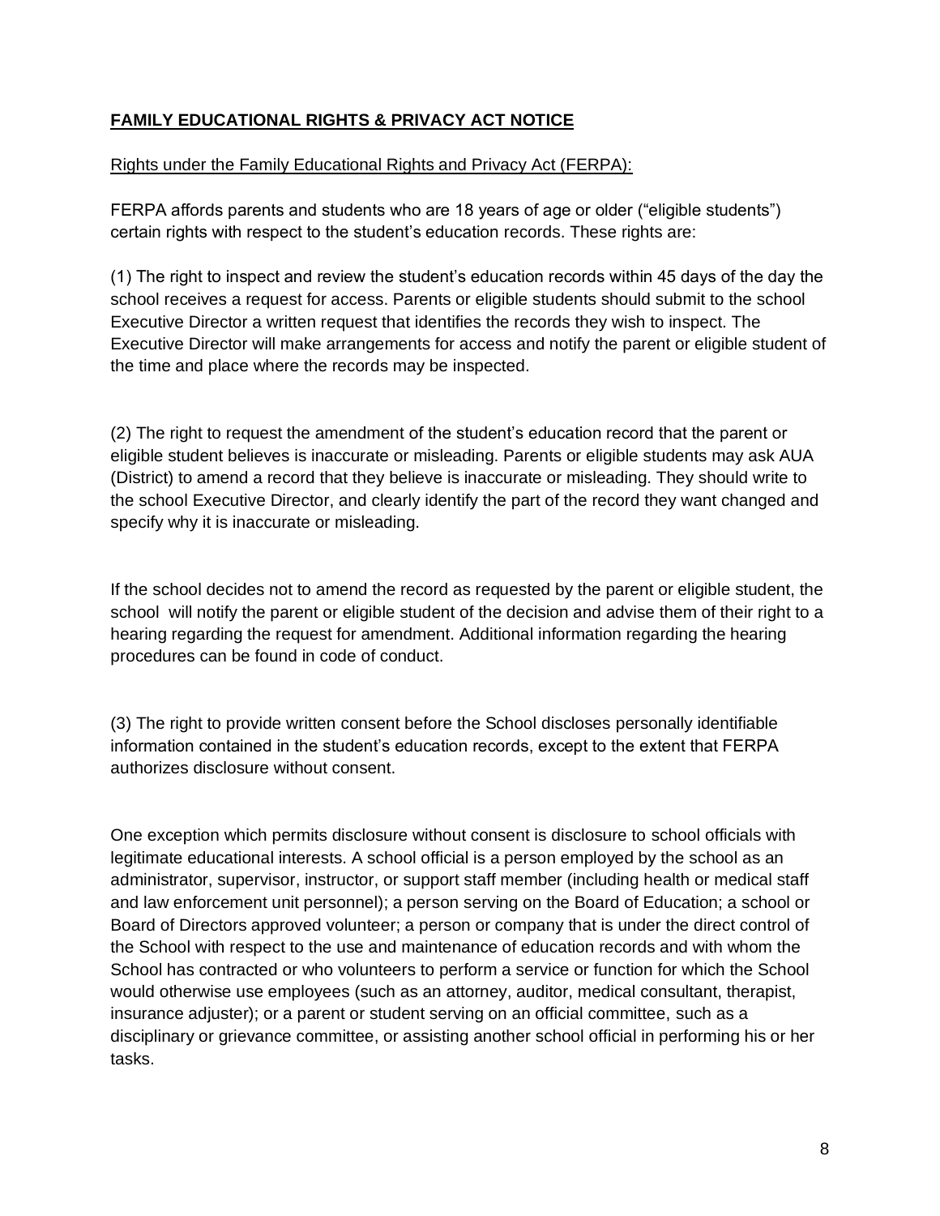## **FAMILY EDUCATIONAL RIGHTS & PRIVACY ACT NOTICE**

Rights under the Family Educational Rights and Privacy Act (FERPA):

FERPA affords parents and students who are 18 years of age or older ("eligible students") certain rights with respect to the student's education records. These rights are:

(1) The right to inspect and review the student's education records within 45 days of the day the school receives a request for access. Parents or eligible students should submit to the school Executive Director a written request that identifies the records they wish to inspect. The Executive Director will make arrangements for access and notify the parent or eligible student of the time and place where the records may be inspected.

(2) The right to request the amendment of the student's education record that the parent or eligible student believes is inaccurate or misleading. Parents or eligible students may ask AUA (District) to amend a record that they believe is inaccurate or misleading. They should write to the school Executive Director, and clearly identify the part of the record they want changed and specify why it is inaccurate or misleading.

If the school decides not to amend the record as requested by the parent or eligible student, the school will notify the parent or eligible student of the decision and advise them of their right to a hearing regarding the request for amendment. Additional information regarding the hearing procedures can be found in code of conduct.

(3) The right to provide written consent before the School discloses personally identifiable information contained in the student's education records, except to the extent that FERPA authorizes disclosure without consent.

One exception which permits disclosure without consent is disclosure to school officials with legitimate educational interests. A school official is a person employed by the school as an administrator, supervisor, instructor, or support staff member (including health or medical staff and law enforcement unit personnel); a person serving on the Board of Education; a school or Board of Directors approved volunteer; a person or company that is under the direct control of the School with respect to the use and maintenance of education records and with whom the School has contracted or who volunteers to perform a service or function for which the School would otherwise use employees (such as an attorney, auditor, medical consultant, therapist, insurance adjuster); or a parent or student serving on an official committee, such as a disciplinary or grievance committee, or assisting another school official in performing his or her tasks.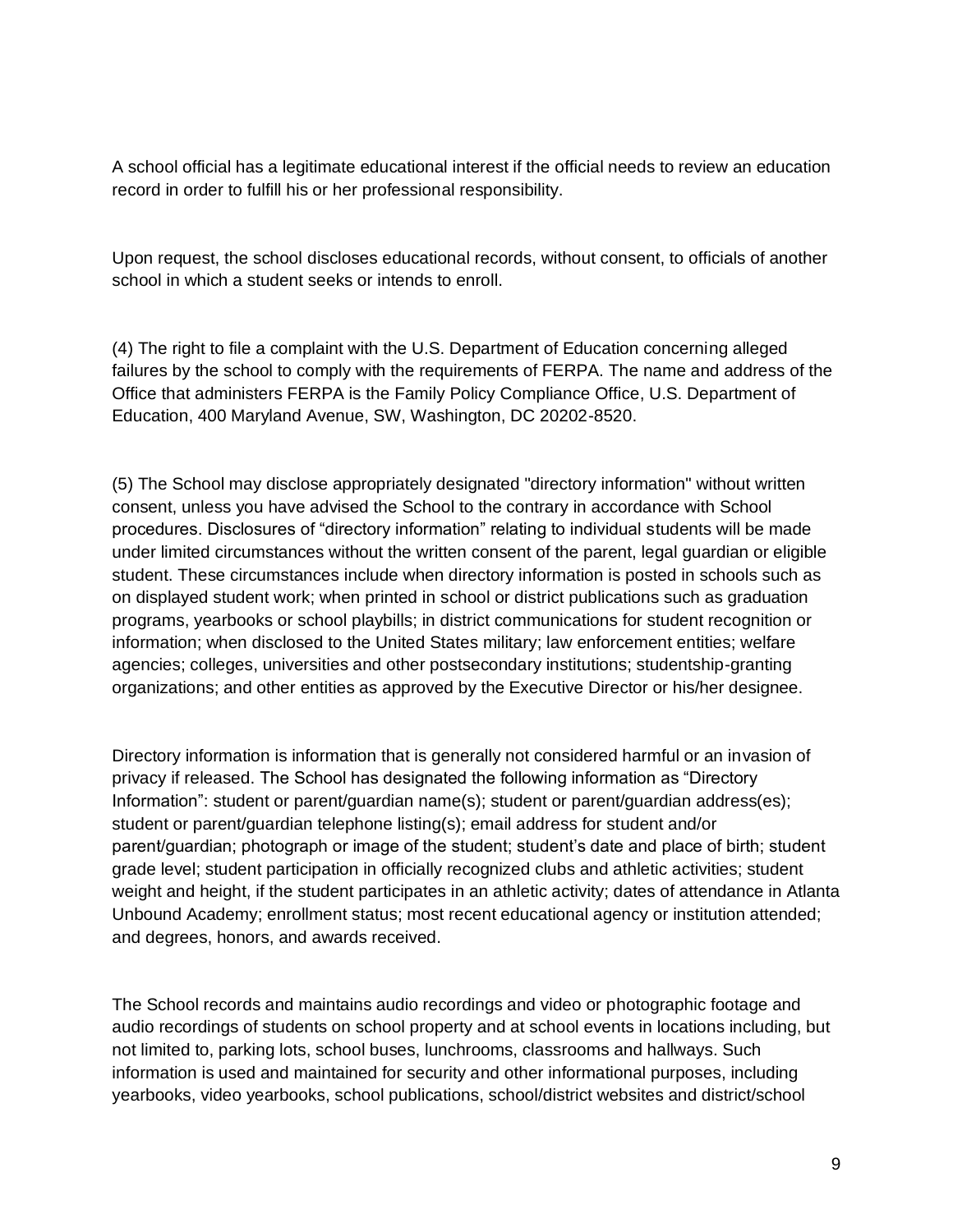A school official has a legitimate educational interest if the official needs to review an education record in order to fulfill his or her professional responsibility.

Upon request, the school discloses educational records, without consent, to officials of another school in which a student seeks or intends to enroll.

(4) The right to file a complaint with the U.S. Department of Education concerning alleged failures by the school to comply with the requirements of FERPA. The name and address of the Office that administers FERPA is the Family Policy Compliance Office, U.S. Department of Education, 400 Maryland Avenue, SW, Washington, DC 20202-8520.

(5) The School may disclose appropriately designated "directory information" without written consent, unless you have advised the School to the contrary in accordance with School procedures. Disclosures of “directory information” relating to individual students will be made under limited circumstances without the written consent of the parent, legal guardian or eligible student. These circumstances include when directory information is posted in schools such as on displayed student work; when printed in school or district publications such as graduation programs, yearbooks or school playbills; in district communications for student recognition or information; when disclosed to the United States military; law enforcement entities; welfare agencies; colleges, universities and other postsecondary institutions; studentship-granting organizations; and other entities as approved by the Executive Director or his/her designee.

Directory information is information that is generally not considered harmful or an invasion of privacy if released. The School has designated the following information as “Directory Information”: student or parent/guardian name(s); student or parent/guardian address(es); student or parent/guardian telephone listing(s); email address for student and/or parent/guardian; photograph or image of the student; student’s date and place of birth; student grade level; student participation in officially recognized clubs and athletic activities; student weight and height, if the student participates in an athletic activity; dates of attendance in Atlanta Unbound Academy; enrollment status; most recent educational agency or institution attended; and degrees, honors, and awards received.

The School records and maintains audio recordings and video or photographic footage and audio recordings of students on school property and at school events in locations including, but not limited to, parking lots, school buses, lunchrooms, classrooms and hallways. Such information is used and maintained for security and other informational purposes, including yearbooks, video yearbooks, school publications, school/district websites and district/school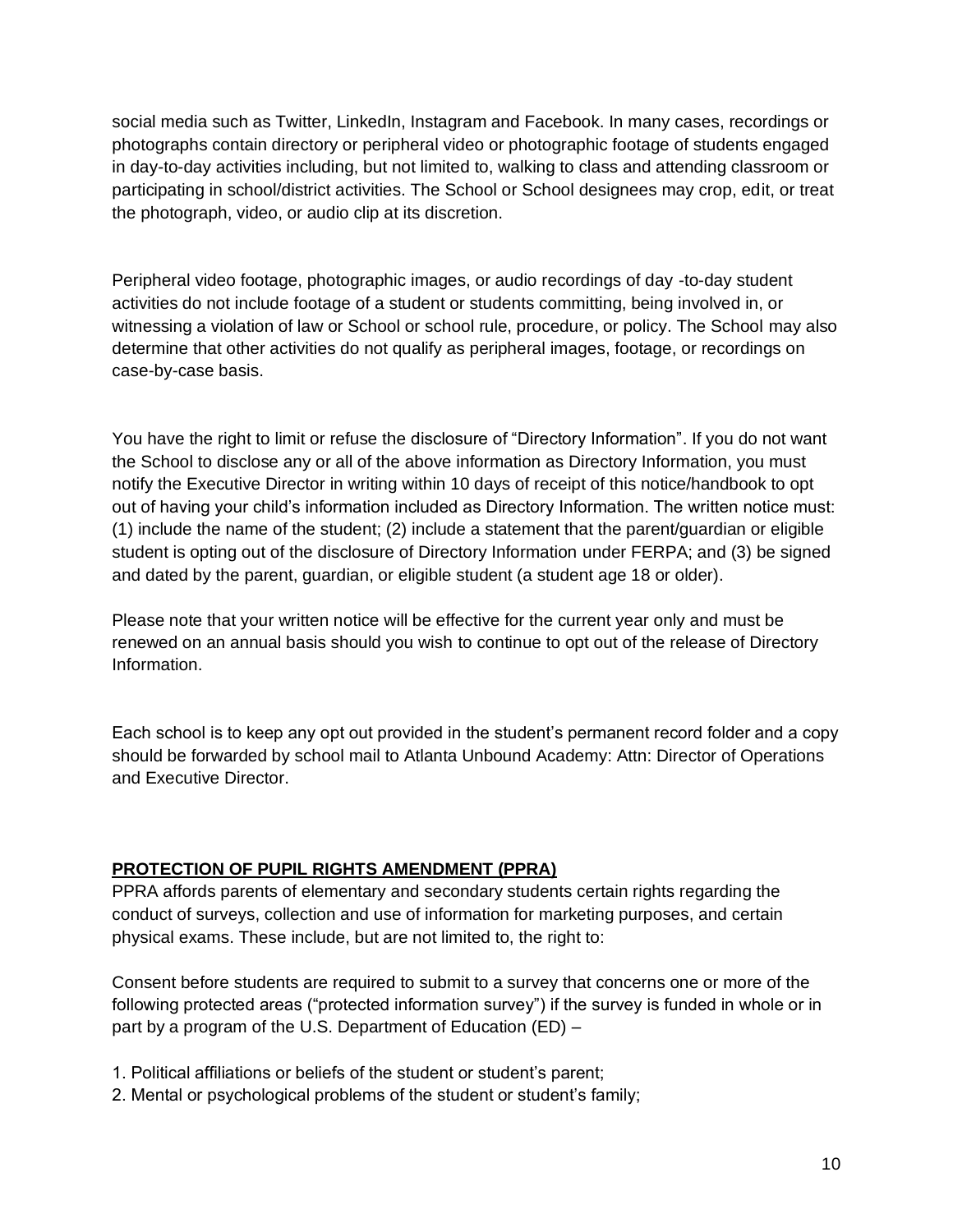social media such as Twitter, LinkedIn, Instagram and Facebook. In many cases, recordings or photographs contain directory or peripheral video or photographic footage of students engaged in day-to-day activities including, but not limited to, walking to class and attending classroom or participating in school/district activities. The School or School designees may crop, edit, or treat the photograph, video, or audio clip at its discretion.

Peripheral video footage, photographic images, or audio recordings of day -to-day student activities do not include footage of a student or students committing, being involved in, or witnessing a violation of law or School or school rule, procedure, or policy. The School may also determine that other activities do not qualify as peripheral images, footage, or recordings on case-by-case basis.

You have the right to limit or refuse the disclosure of "Directory Information". If you do not want the School to disclose any or all of the above information as Directory Information, you must notify the Executive Director in writing within 10 days of receipt of this notice/handbook to opt out of having your child's information included as Directory Information. The written notice must: (1) include the name of the student; (2) include a statement that the parent/guardian or eligible student is opting out of the disclosure of Directory Information under FERPA; and (3) be signed and dated by the parent, guardian, or eligible student (a student age 18 or older).

Please note that your written notice will be effective for the current year only and must be renewed on an annual basis should you wish to continue to opt out of the release of Directory Information.

Each school is to keep any opt out provided in the student's permanent record folder and a copy should be forwarded by school mail to Atlanta Unbound Academy: Attn: Director of Operations and Executive Director.

## PROTECTION OF PUPIL RIGHTS AMENDMENT (PPRA)

PPRA affords parents of elementary and secondary students certain rights regarding the conduct of surveys, collection and use of information for marketing purposes, and certain physical exams. These include, but are not limited to, the right to:

Consent before students are required to submit to a survey that concerns one or more of the following protected areas ("protected information survey") if the survey is funded in whole or in part by a program of the U.S. Department of Education (ED) –

1. Political affiliations or beliefs of the student or student's parent;
2. Mental or psychological problems of the student or student's family;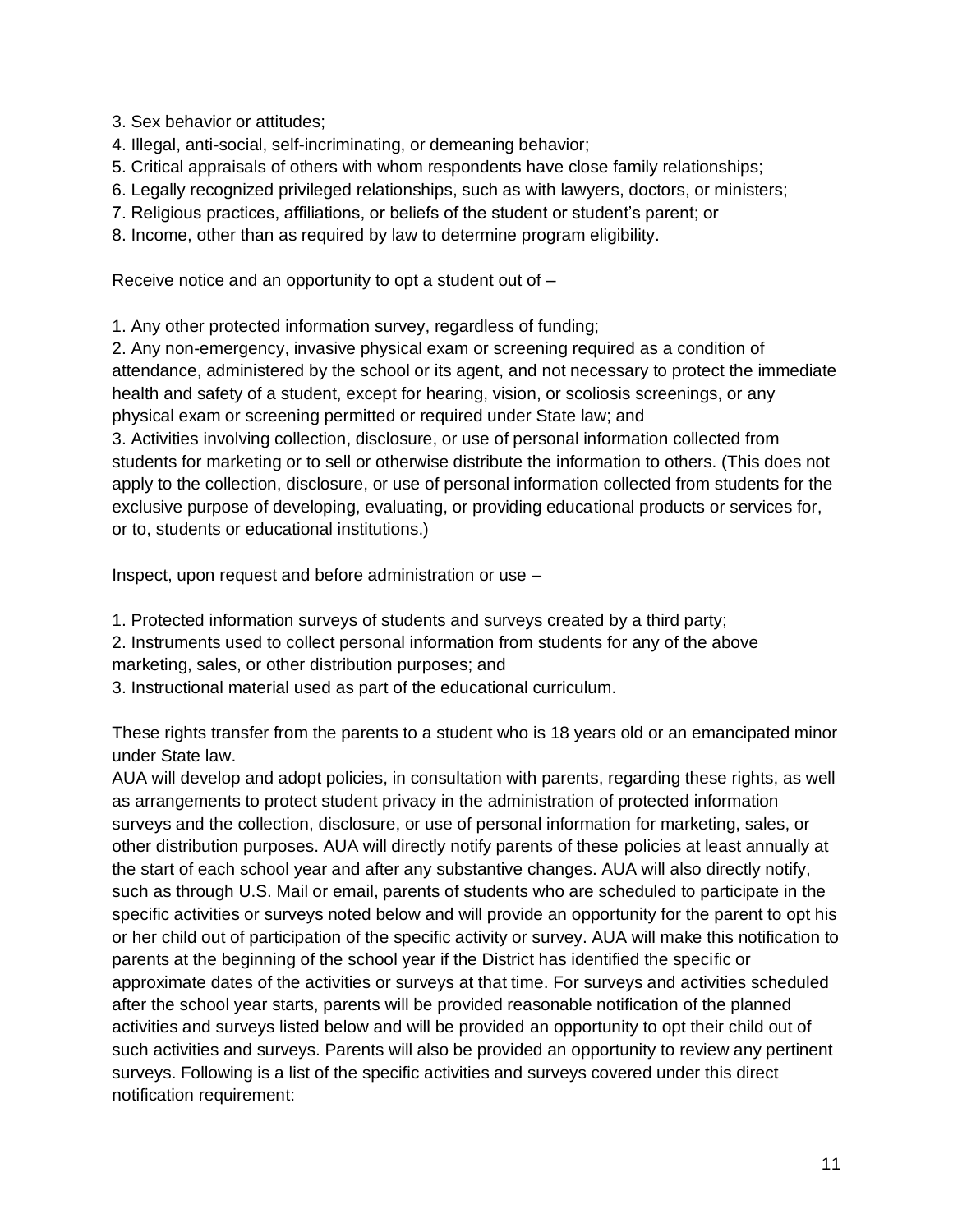3. Sex behavior or attitudes;
4. Illegal, anti-social, self-incriminating, or demeaning behavior;
5. Critical appraisals of others with whom respondents have close family relationships;
6. Legally recognized privileged relationships, such as with lawyers, doctors, or ministers;
7. Religious practices, affiliations, or beliefs of the student or student's parent; or
8. Income, other than as required by law to determine program eligibility.

Receive notice and an opportunity to opt a student out of –

1. Any other protected information survey, regardless of funding;
2. Any non-emergency, invasive physical exam or screening required as a condition of attendance, administered by the school or its agent, and not necessary to protect the immediate health and safety of a student, except for hearing, vision, or scoliosis screenings, or any physical exam or screening permitted or required under State law; and
3. Activities involving collection, disclosure, or use of personal information collected from students for marketing or to sell or otherwise distribute the information to others. (This does not apply to the collection, disclosure, or use of personal information collected from students for the exclusive purpose of developing, evaluating, or providing educational products or services for, or to, students or educational institutions.)

Inspect, upon request and before administration or use –

1. Protected information surveys of students and surveys created by a third party;
2. Instruments used to collect personal information from students for any of the above marketing, sales, or other distribution purposes; and
3. Instructional material used as part of the educational curriculum.

These rights transfer from the parents to a student who is 18 years old or an emancipated minor under State law.

AUA will develop and adopt policies, in consultation with parents, regarding these rights, as well as arrangements to protect student privacy in the administration of protected information surveys and the collection, disclosure, or use of personal information for marketing, sales, or other distribution purposes. AUA will directly notify parents of these policies at least annually at the start of each school year and after any substantive changes. AUA will also directly notify, such as through U.S. Mail or email, parents of students who are scheduled to participate in the specific activities or surveys noted below and will provide an opportunity for the parent to opt his or her child out of participation of the specific activity or survey. AUA will make this notification to parents at the beginning of the school year if the District has identified the specific or approximate dates of the activities or surveys at that time. For surveys and activities scheduled after the school year starts, parents will be provided reasonable notification of the planned activities and surveys listed below and will be provided an opportunity to opt their child out of such activities and surveys. Parents will also be provided an opportunity to review any pertinent surveys. Following is a list of the specific activities and surveys covered under this direct notification requirement: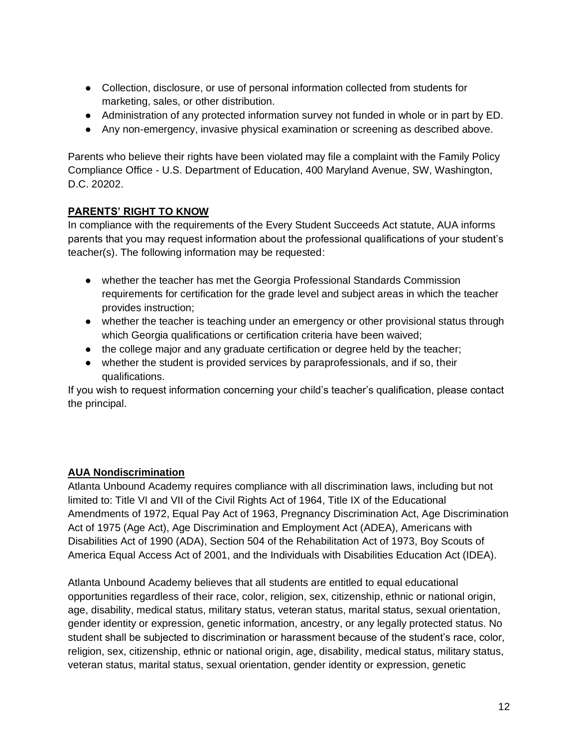- Collection, disclosure, or use of personal information collected from students for marketing, sales, or other distribution.
- Administration of any protected information survey not funded in whole or in part by ED.
- Any non-emergency, invasive physical examination or screening as described above.

Parents who believe their rights have been violated may file a complaint with the Family Policy Compliance Office - U.S. Department of Education, 400 Maryland Avenue, SW, Washington, D.C. 20202.

**PARENTS' RIGHT TO KNOW**

In compliance with the requirements of the Every Student Succeeds Act statute, AUA informs parents that you may request information about the professional qualifications of your student's teacher(s). The following information may be requested:

- whether the teacher has met the Georgia Professional Standards Commission requirements for certification for the grade level and subject areas in which the teacher provides instruction;
- whether the teacher is teaching under an emergency or other provisional status through which Georgia qualifications or certification criteria have been waived;
- the college major and any graduate certification or degree held by the teacher;
- whether the student is provided services by paraprofessionals, and if so, their qualifications.

If you wish to request information concerning your child's teacher's qualification, please contact the principal.

**AUA Nondiscrimination**

Atlanta Unbound Academy requires compliance with all discrimination laws, including but not limited to: Title VI and VII of the Civil Rights Act of 1964, Title IX of the Educational Amendments of 1972, Equal Pay Act of 1963, Pregnancy Discrimination Act, Age Discrimination Act of 1975 (Age Act), Age Discrimination and Employment Act (ADEA), Americans with Disabilities Act of 1990 (ADA), Section 504 of the Rehabilitation Act of 1973, Boy Scouts of America Equal Access Act of 2001, and the Individuals with Disabilities Education Act (IDEA).

Atlanta Unbound Academy believes that all students are entitled to equal educational opportunities regardless of their race, color, religion, sex, citizenship, ethnic or national origin, age, disability, medical status, military status, veteran status, marital status, sexual orientation, gender identity or expression, genetic information, ancestry, or any legally protected status. No student shall be subjected to discrimination or harassment because of the student's race, color, religion, sex, citizenship, ethnic or national origin, age, disability, medical status, military status, veteran status, marital status, sexual orientation, gender identity or expression, genetic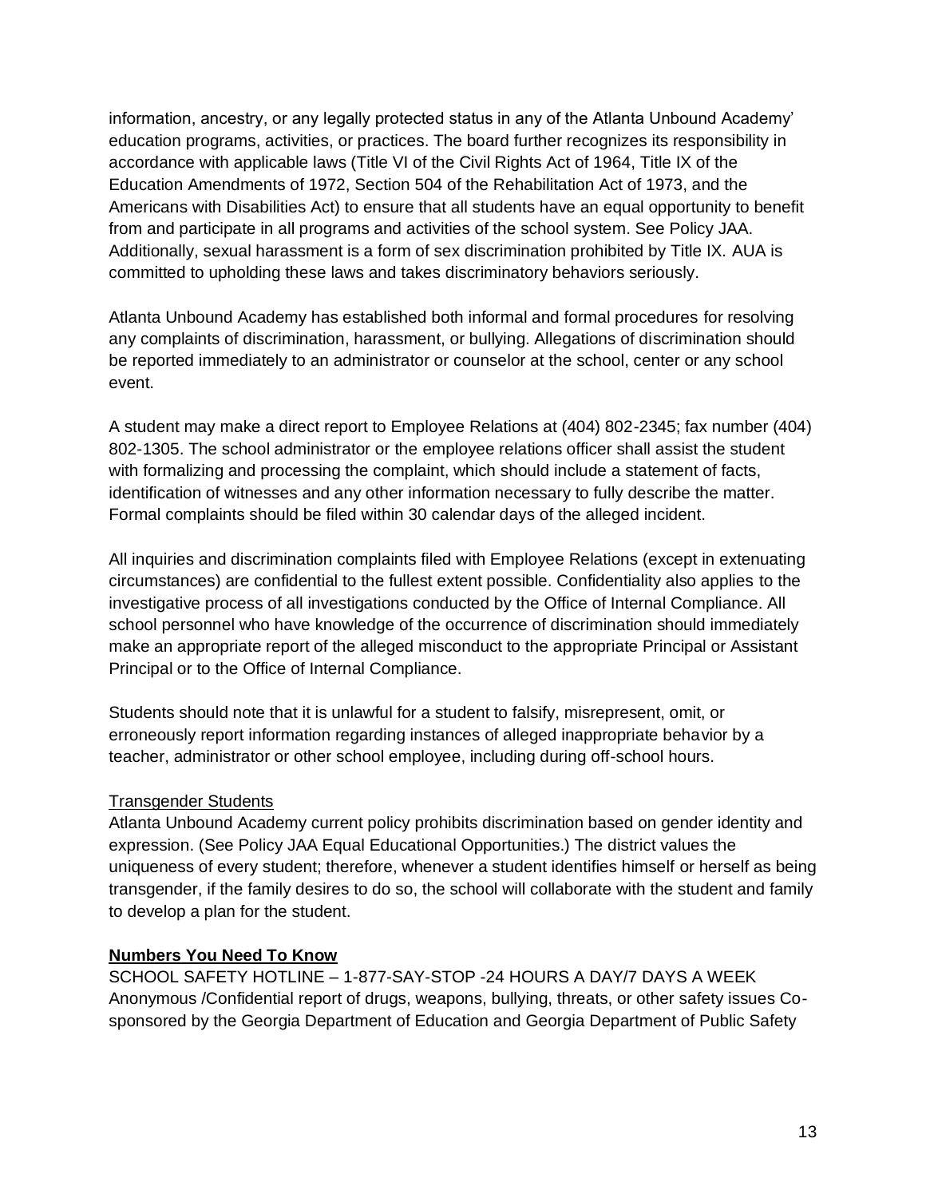information, ancestry, or any legally protected status in any of the Atlanta Unbound Academy' education programs, activities, or practices. The board further recognizes its responsibility in accordance with applicable laws (Title VI of the Civil Rights Act of 1964, Title IX of the Education Amendments of 1972, Section 504 of the Rehabilitation Act of 1973, and the Americans with Disabilities Act) to ensure that all students have an equal opportunity to benefit from and participate in all programs and activities of the school system. See Policy JAA. Additionally, sexual harassment is a form of sex discrimination prohibited by Title IX. AUA is committed to upholding these laws and takes discriminatory behaviors seriously.

Atlanta Unbound Academy has established both informal and formal procedures for resolving any complaints of discrimination, harassment, or bullying. Allegations of discrimination should be reported immediately to an administrator or counselor at the school, center or any school event.

A student may make a direct report to Employee Relations at (404) 802-2345; fax number (404) 802-1305. The school administrator or the employee relations officer shall assist the student with formalizing and processing the complaint, which should include a statement of facts, identification of witnesses and any other information necessary to fully describe the matter. Formal complaints should be filed within 30 calendar days of the alleged incident.

All inquiries and discrimination complaints filed with Employee Relations (except in extenuating circumstances) are confidential to the fullest extent possible. Confidentiality also applies to the investigative process of all investigations conducted by the Office of Internal Compliance. All school personnel who have knowledge of the occurrence of discrimination should immediately make an appropriate report of the alleged misconduct to the appropriate Principal or Assistant Principal or to the Office of Internal Compliance.

Students should note that it is unlawful for a student to falsify, misrepresent, omit, or erroneously report information regarding instances of alleged inappropriate behavior by a teacher, administrator or other school employee, including during off-school hours.

Transgender Students

Atlanta Unbound Academy current policy prohibits discrimination based on gender identity and expression. (See Policy JAA Equal Educational Opportunities.) The district values the uniqueness of every student; therefore, whenever a student identifies himself or herself as being transgender, if the family desires to do so, the school will collaborate with the student and family to develop a plan for the student.

**Numbers You Need To Know**

SCHOOL SAFETY HOTLINE – 1-877-SAY-STOP -24 HOURS A DAY/7 DAYS A WEEK
Anonymous /Confidential report of drugs, weapons, bullying, threats, or other safety issues Co-sponsored by the Georgia Department of Education and Georgia Department of Public Safety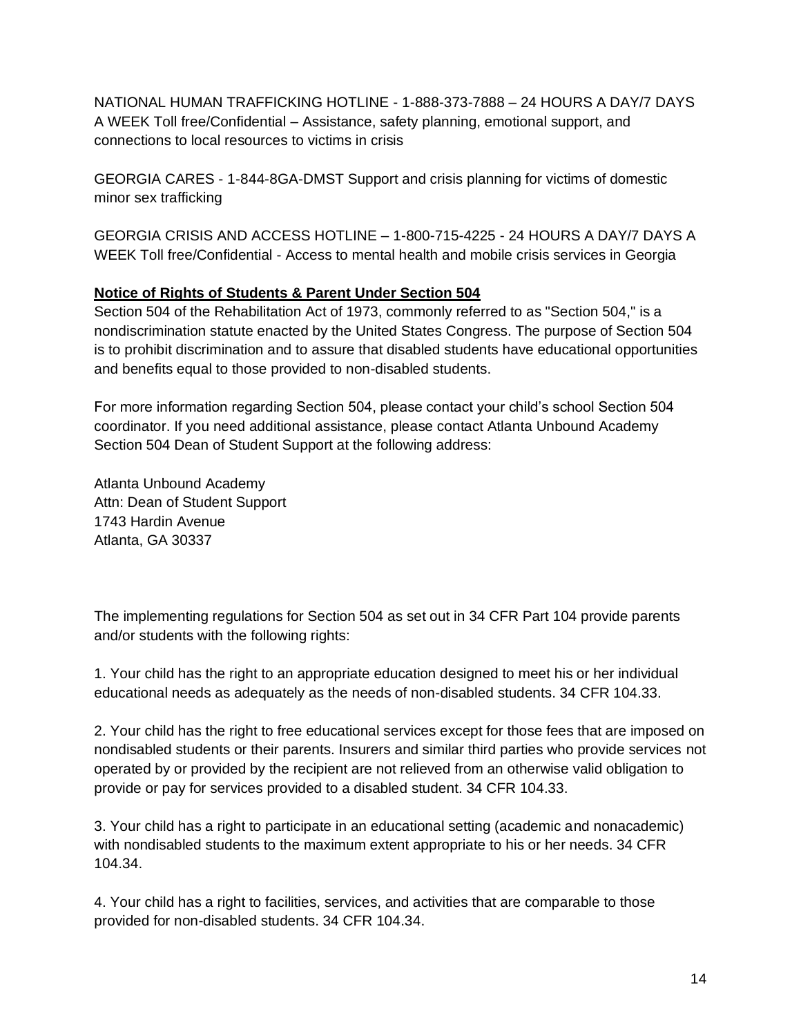NATIONAL HUMAN TRAFFICKING HOTLINE - 1-888-373-7888 – 24 HOURS A DAY/7 DAYS A WEEK Toll free/Confidential – Assistance, safety planning, emotional support, and connections to local resources to victims in crisis

GEORGIA CARES - 1-844-8GA-DMST Support and crisis planning for victims of domestic minor sex trafficking

GEORGIA CRISIS AND ACCESS HOTLINE – 1-800-715-4225 - 24 HOURS A DAY/7 DAYS A WEEK Toll free/Confidential - Access to mental health and mobile crisis services in Georgia

**Notice of Rights of Students & Parent Under Section 504**

Section 504 of the Rehabilitation Act of 1973, commonly referred to as "Section 504," is a nondiscrimination statute enacted by the United States Congress. The purpose of Section 504 is to prohibit discrimination and to assure that disabled students have educational opportunities and benefits equal to those provided to non-disabled students.

For more information regarding Section 504, please contact your child's school Section 504 coordinator. If you need additional assistance, please contact Atlanta Unbound Academy Section 504 Dean of Student Support at the following address:

Atlanta Unbound Academy
Attn: Dean of Student Support
1743 Hardin Avenue
Atlanta, GA 30337

The implementing regulations for Section 504 as set out in 34 CFR Part 104 provide parents and/or students with the following rights:

1. Your child has the right to an appropriate education designed to meet his or her individual educational needs as adequately as the needs of non-disabled students. 34 CFR 104.33.

2. Your child has the right to free educational services except for those fees that are imposed on nondisabled students or their parents. Insurers and similar third parties who provide services not operated by or provided by the recipient are not relieved from an otherwise valid obligation to provide or pay for services provided to a disabled student. 34 CFR 104.33.

3. Your child has a right to participate in an educational setting (academic and nonacademic) with nondisabled students to the maximum extent appropriate to his or her needs. 34 CFR 104.34.

4. Your child has a right to facilities, services, and activities that are comparable to those provided for non-disabled students. 34 CFR 104.34.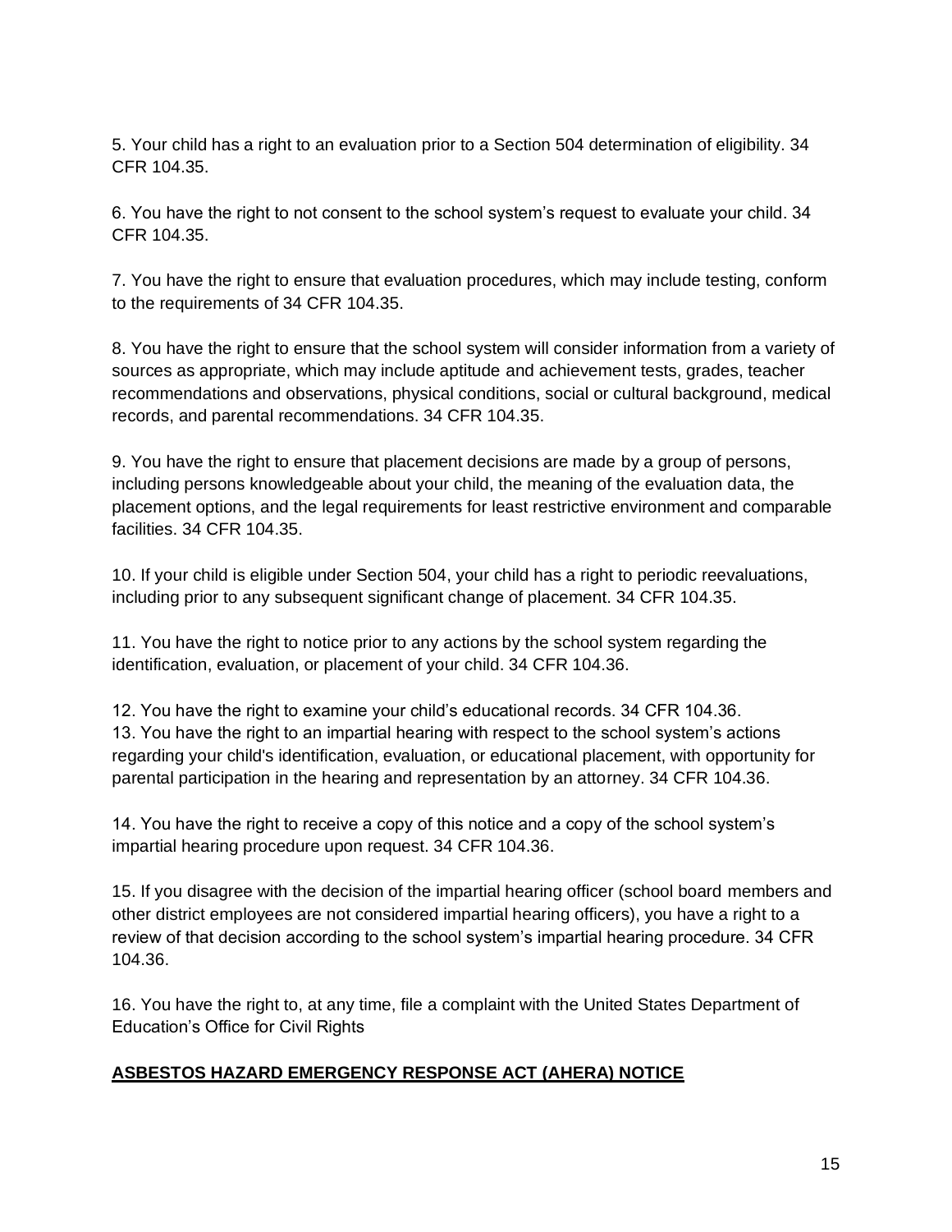5. Your child has a right to an evaluation prior to a Section 504 determination of eligibility. 34 CFR 104.35.

6. You have the right to not consent to the school system's request to evaluate your child. 34 CFR 104.35.

7. You have the right to ensure that evaluation procedures, which may include testing, conform to the requirements of 34 CFR 104.35.

8. You have the right to ensure that the school system will consider information from a variety of sources as appropriate, which may include aptitude and achievement tests, grades, teacher recommendations and observations, physical conditions, social or cultural background, medical records, and parental recommendations. 34 CFR 104.35.

9. You have the right to ensure that placement decisions are made by a group of persons, including persons knowledgeable about your child, the meaning of the evaluation data, the placement options, and the legal requirements for least restrictive environment and comparable facilities. 34 CFR 104.35.

10. If your child is eligible under Section 504, your child has a right to periodic reevaluations, including prior to any subsequent significant change of placement. 34 CFR 104.35.

11. You have the right to notice prior to any actions by the school system regarding the identification, evaluation, or placement of your child. 34 CFR 104.36.

12. You have the right to examine your child's educational records. 34 CFR 104.36.

13. You have the right to an impartial hearing with respect to the school system's actions regarding your child's identification, evaluation, or educational placement, with opportunity for parental participation in the hearing and representation by an attorney. 34 CFR 104.36.

14. You have the right to receive a copy of this notice and a copy of the school system's impartial hearing procedure upon request. 34 CFR 104.36.

15. If you disagree with the decision of the impartial hearing officer (school board members and other district employees are not considered impartial hearing officers), you have a right to a review of that decision according to the school system's impartial hearing procedure. 34 CFR 104.36.

16. You have the right to, at any time, file a complaint with the United States Department of Education's Office for Civil Rights

## **ASBESTOS HAZARD EMERGENCY RESPONSE ACT (AHERA) NOTICE**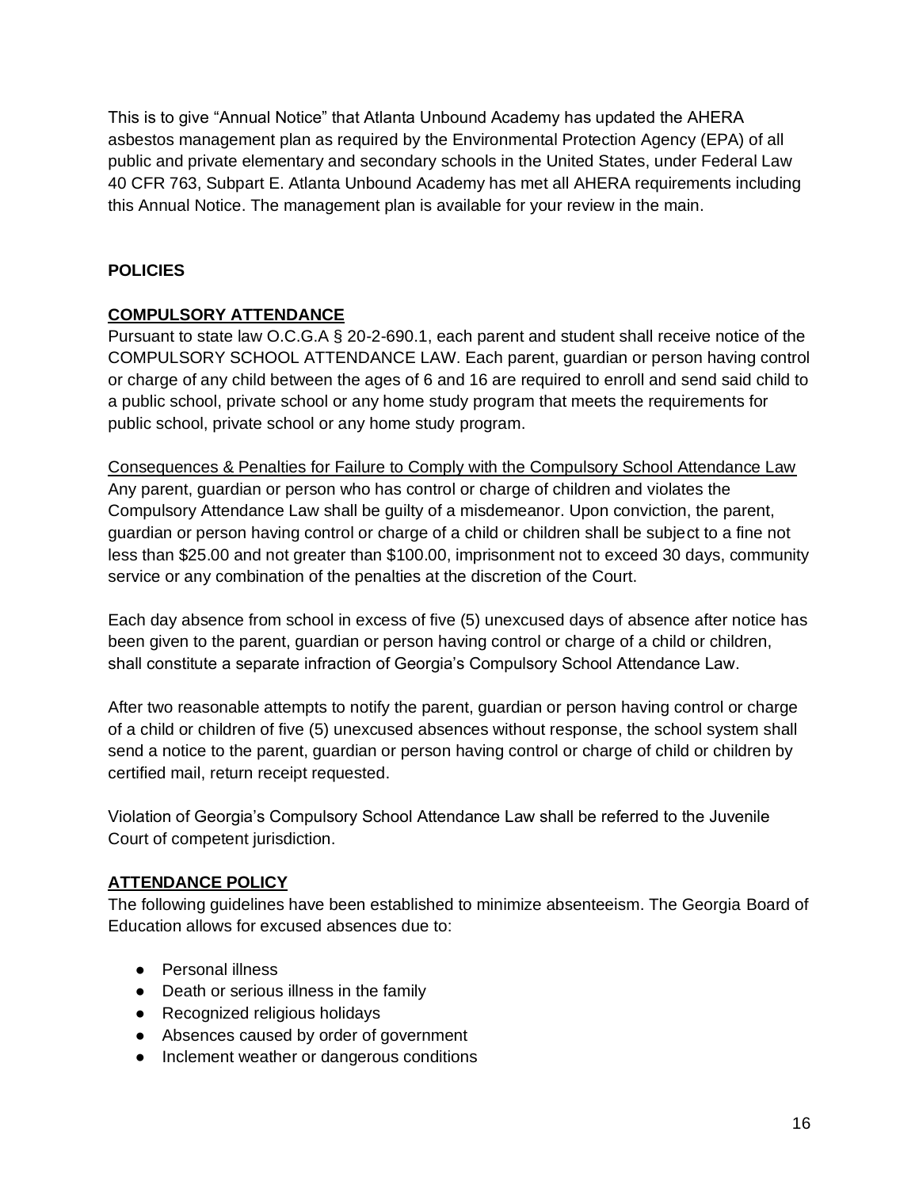This is to give “Annual Notice” that Atlanta Unbound Academy has updated the AHERA asbestos management plan as required by the Environmental Protection Agency (EPA) of all public and private elementary and secondary schools in the United States, under Federal Law 40 CFR 763, Subpart E. Atlanta Unbound Academy has met all AHERA requirements including this Annual Notice. The management plan is available for your review in the main.

## POLICIES

### <u>COMPULSORY ATTENDANCE</u>

Pursuant to state law O.C.G.A § 20-2-690.1, each parent and student shall receive notice of the COMPULSORY SCHOOL ATTENDANCE LAW. Each parent, guardian or person having control or charge of any child between the ages of 6 and 16 are required to enroll and send said child to a public school, private school or any home study program that meets the requirements for public school, private school or any home study program.

<u>Consequences & Penalties for Failure to Comply with the Compulsory School Attendance Law</u>
Any parent, guardian or person who has control or charge of children and violates the Compulsory Attendance Law shall be guilty of a misdemeanor. Upon conviction, the parent, guardian or person having control or charge of a child or children shall be subject to a fine not less than $25.00 and not greater than $100.00, imprisonment not to exceed 30 days, community service or any combination of the penalties at the discretion of the Court.

Each day absence from school in excess of five (5) unexcused days of absence after notice has been given to the parent, guardian or person having control or charge of a child or children, shall constitute a separate infraction of Georgia’s Compulsory School Attendance Law.

After two reasonable attempts to notify the parent, guardian or person having control or charge of a child or children of five (5) unexcused absences without response, the school system shall send a notice to the parent, guardian or person having control or charge of child or children by certified mail, return receipt requested.

Violation of Georgia’s Compulsory School Attendance Law shall be referred to the Juvenile Court of competent jurisdiction.

### <u>ATTENDANCE POLICY</u>

The following guidelines have been established to minimize absenteeism. The Georgia Board of Education allows for excused absences due to:

- Personal illness
- Death or serious illness in the family
- Recognized religious holidays
- Absences caused by order of government
- Inclement weather or dangerous conditions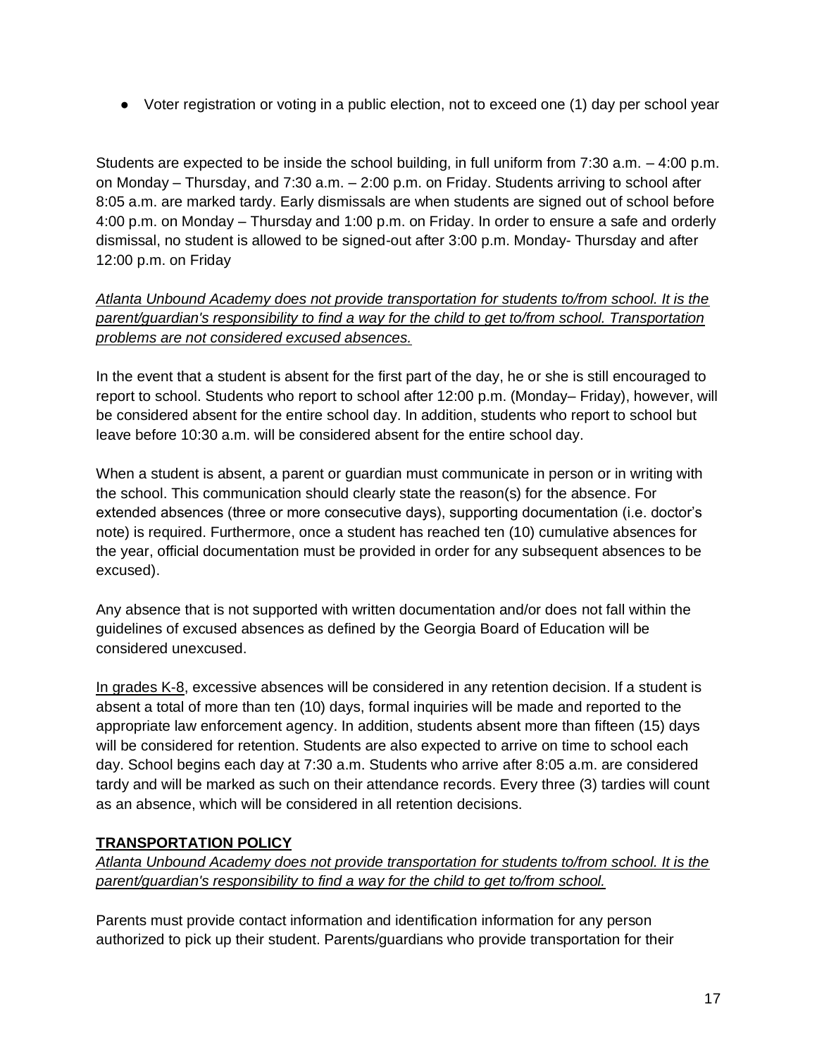- Voter registration or voting in a public election, not to exceed one (1) day per school year

Students are expected to be inside the school building, in full uniform from 7:30 a.m. – 4:00 p.m. on Monday – Thursday, and 7:30 a.m. – 2:00 p.m. on Friday. Students arriving to school after 8:05 a.m. are marked tardy. Early dismissals are when students are signed out of school before 4:00 p.m. on Monday – Thursday and 1:00 p.m. on Friday. In order to ensure a safe and orderly dismissal, no student is allowed to be signed-out after 3:00 p.m. Monday- Thursday and after 12:00 p.m. on Friday

*Atlanta Unbound Academy does not provide transportation for students to/from school. It is the parent/guardian's responsibility to find a way for the child to get to/from school. Transportation problems are not considered excused absences.*

In the event that a student is absent for the first part of the day, he or she is still encouraged to report to school. Students who report to school after 12:00 p.m. (Monday– Friday), however, will be considered absent for the entire school day. In addition, students who report to school but leave before 10:30 a.m. will be considered absent for the entire school day.

When a student is absent, a parent or guardian must communicate in person or in writing with the school. This communication should clearly state the reason(s) for the absence. For extended absences (three or more consecutive days), supporting documentation (i.e. doctor's note) is required. Furthermore, once a student has reached ten (10) cumulative absences for the year, official documentation must be provided in order for any subsequent absences to be excused).

Any absence that is not supported with written documentation and/or does not fall within the guidelines of excused absences as defined by the Georgia Board of Education will be considered unexcused.

In grades K-8, excessive absences will be considered in any retention decision. If a student is absent a total of more than ten (10) days, formal inquiries will be made and reported to the appropriate law enforcement agency. In addition, students absent more than fifteen (15) days will be considered for retention. Students are also expected to arrive on time to school each day. School begins each day at 7:30 a.m. Students who arrive after 8:05 a.m. are considered tardy and will be marked as such on their attendance records. Every three (3) tardies will count as an absence, which will be considered in all retention decisions.

## TRANSPORTATION POLICY

*Atlanta Unbound Academy does not provide transportation for students to/from school. It is the parent/guardian's responsibility to find a way for the child to get to/from school.*

Parents must provide contact information and identification information for any person authorized to pick up their student. Parents/guardians who provide transportation for their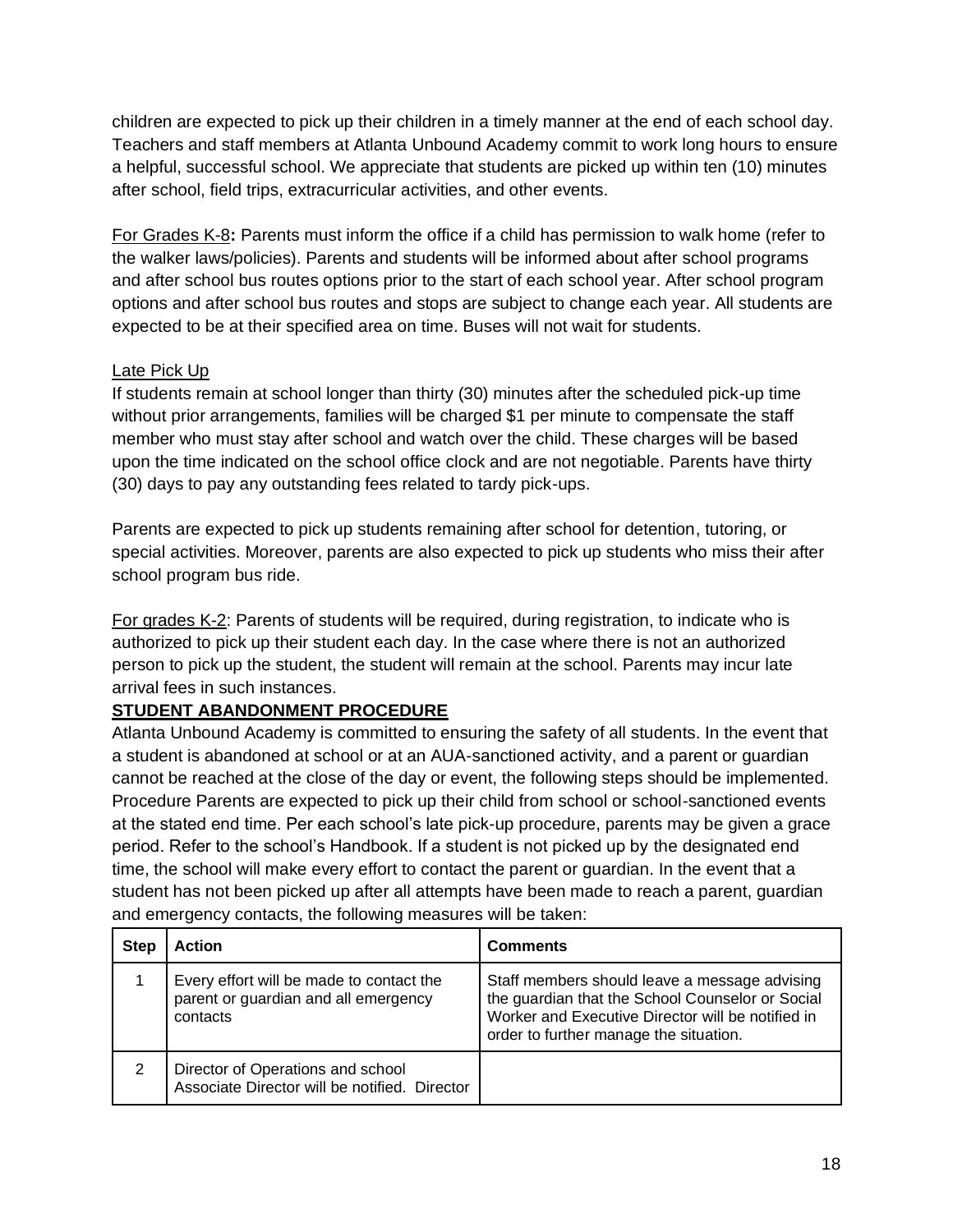children are expected to pick up their children in a timely manner at the end of each school day. Teachers and staff members at Atlanta Unbound Academy commit to work long hours to ensure a helpful, successful school. We appreciate that students are picked up within ten (10) minutes after school, field trips, extracurricular activities, and other events.

For Grades K-8**:** Parents must inform the office if a child has permission to walk home (refer to the walker laws/policies). Parents and students will be informed about after school programs and after school bus routes options prior to the start of each school year. After school program options and after school bus routes and stops are subject to change each year. All students are expected to be at their specified area on time. Buses will not wait for students.

Late Pick Up

If students remain at school longer than thirty (30) minutes after the scheduled pick-up time without prior arrangements, families will be charged $1 per minute to compensate the staff member who must stay after school and watch over the child. These charges will be based upon the time indicated on the school office clock and are not negotiable. Parents have thirty (30) days to pay any outstanding fees related to tardy pick-ups.

Parents are expected to pick up students remaining after school for detention, tutoring, or special activities. Moreover, parents are also expected to pick up students who miss their after school program bus ride.

For grades K-2: Parents of students will be required, during registration, to indicate who is authorized to pick up their student each day. In the case where there is not an authorized person to pick up the student, the student will remain at the school. Parents may incur late arrival fees in such instances.

**STUDENT ABANDONMENT PROCEDURE**

Atlanta Unbound Academy is committed to ensuring the safety of all students. In the event that a student is abandoned at school or at an AUA-sanctioned activity, and a parent or guardian cannot be reached at the close of the day or event, the following steps should be implemented. Procedure Parents are expected to pick up their child from school or school-sanctioned events at the stated end time. Per each school's late pick-up procedure, parents may be given a grace period. Refer to the school's Handbook. If a student is not picked up by the designated end time, the school will make every effort to contact the parent or guardian. In the event that a student has not been picked up after all attempts have been made to reach a parent, guardian and emergency contacts, the following measures will be taken:

| Step | Action | Comments |
|---|---|---|
| 1 | Every effort will be made to contact the parent or guardian and all emergency contacts | Staff members should leave a message advising the guardian that the School Counselor or Social Worker and Executive Director will be notified in order to further manage the situation. |
| 2 | Director of Operations and school Associate Director will be notified. Director | |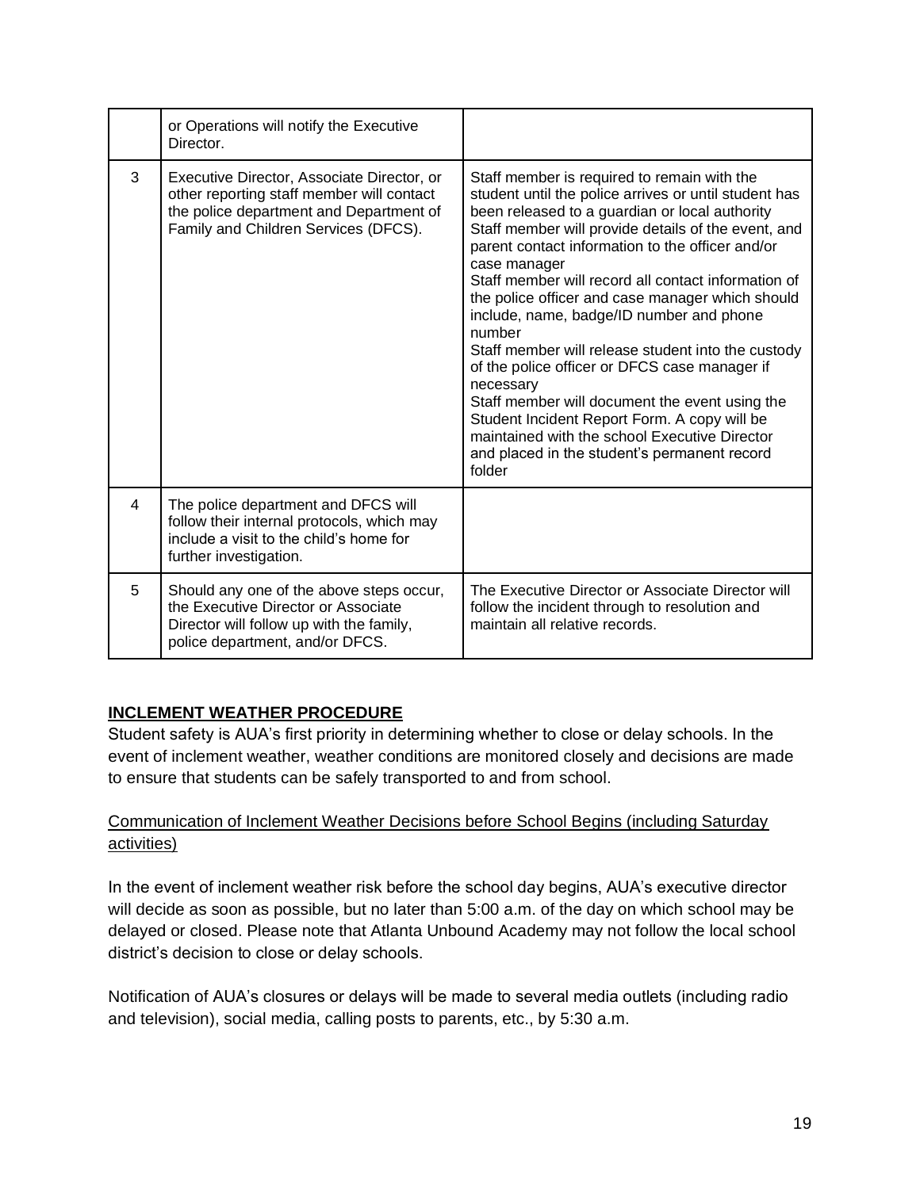|  |  |  |
|---|---|---|
|  | or Operations will notify the Executive Director. |  |
| 3 | Executive Director, Associate Director, or other reporting staff member will contact the police department and Department of Family and Children Services (DFCS). | Staff member is required to remain with the student until the police arrives or until student has been released to a guardian or local authority<br>Staff member will provide details of the event, and parent contact information to the officer and/or case manager<br>Staff member will record all contact information of the police officer and case manager which should include, name, badge/ID number and phone number<br>Staff member will release student into the custody of the police officer or DFCS case manager if necessary<br>Staff member will document the event using the Student Incident Report Form. A copy will be maintained with the school Executive Director and placed in the student's permanent record folder |
| 4 | The police department and DFCS will follow their internal protocols, which may include a visit to the child's home for further investigation. |  |
| 5 | Should any one of the above steps occur, the Executive Director or Associate Director will follow up with the family, police department, and/or DFCS. | The Executive Director or Associate Director will follow the incident through to resolution and maintain all relative records. |

## INCLEMENT WEATHER PROCEDURE

Student safety is AUA's first priority in determining whether to close or delay schools. In the event of inclement weather, weather conditions are monitored closely and decisions are made to ensure that students can be safely transported to and from school.

### Communication of Inclement Weather Decisions before School Begins (including Saturday activities)

In the event of inclement weather risk before the school day begins, AUA's executive director will decide as soon as possible, but no later than 5:00 a.m. of the day on which school may be delayed or closed. Please note that Atlanta Unbound Academy may not follow the local school district's decision to close or delay schools.

Notification of AUA's closures or delays will be made to several media outlets (including radio and television), social media, calling posts to parents, etc., by 5:30 a.m.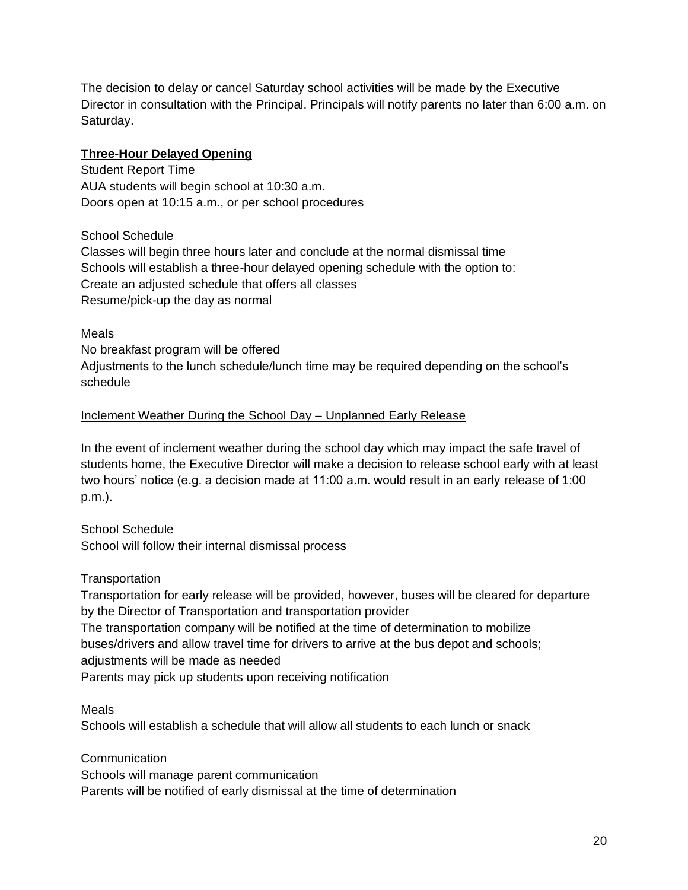The decision to delay or cancel Saturday school activities will be made by the Executive Director in consultation with the Principal. Principals will notify parents no later than 6:00 a.m. on Saturday.

**<u>Three-Hour Delayed Opening</u>**

Student Report Time
AUA students will begin school at 10:30 a.m.
Doors open at 10:15 a.m., or per school procedures

School Schedule
Classes will begin three hours later and conclude at the normal dismissal time
Schools will establish a three-hour delayed opening schedule with the option to:
Create an adjusted schedule that offers all classes
Resume/pick-up the day as normal

Meals
No breakfast program will be offered
Adjustments to the lunch schedule/lunch time may be required depending on the school's schedule

<u>Inclement Weather During the School Day – Unplanned Early Release</u>

In the event of inclement weather during the school day which may impact the safe travel of students home, the Executive Director will make a decision to release school early with at least two hours' notice (e.g. a decision made at 11:00 a.m. would result in an early release of 1:00 p.m.).

School Schedule
School will follow their internal dismissal process

Transportation
Transportation for early release will be provided, however, buses will be cleared for departure by the Director of Transportation and transportation provider
The transportation company will be notified at the time of determination to mobilize buses/drivers and allow travel time for drivers to arrive at the bus depot and schools; adjustments will be made as needed
Parents may pick up students upon receiving notification

Meals
Schools will establish a schedule that will allow all students to each lunch or snack

Communication
Schools will manage parent communication
Parents will be notified of early dismissal at the time of determination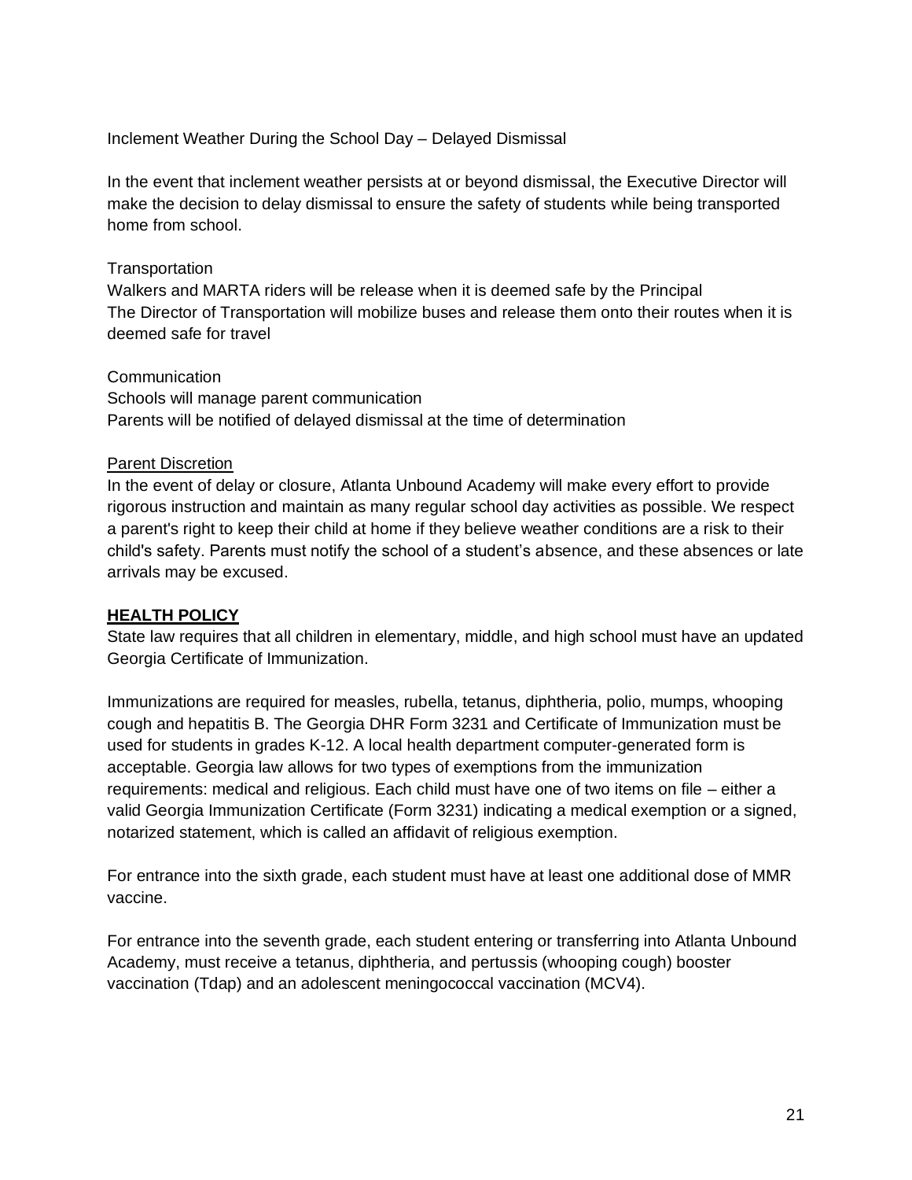Inclement Weather During the School Day – Delayed Dismissal

In the event that inclement weather persists at or beyond dismissal, the Executive Director will make the decision to delay dismissal to ensure the safety of students while being transported home from school.

Transportation
Walkers and MARTA riders will be release when it is deemed safe by the Principal
The Director of Transportation will mobilize buses and release them onto their routes when it is deemed safe for travel

Communication
Schools will manage parent communication
Parents will be notified of delayed dismissal at the time of determination

<u>Parent Discretion</u>
In the event of delay or closure, Atlanta Unbound Academy will make every effort to provide rigorous instruction and maintain as many regular school day activities as possible. We respect a parent's right to keep their child at home if they believe weather conditions are a risk to their child's safety. Parents must notify the school of a student's absence, and these absences or late arrivals may be excused.

## **<u>HEALTH POLICY</u>**

State law requires that all children in elementary, middle, and high school must have an updated Georgia Certificate of Immunization.

Immunizations are required for measles, rubella, tetanus, diphtheria, polio, mumps, whooping cough and hepatitis B. The Georgia DHR Form 3231 and Certificate of Immunization must be used for students in grades K-12. A local health department computer-generated form is acceptable. Georgia law allows for two types of exemptions from the immunization requirements: medical and religious. Each child must have one of two items on file – either a valid Georgia Immunization Certificate (Form 3231) indicating a medical exemption or a signed, notarized statement, which is called an affidavit of religious exemption.

For entrance into the sixth grade, each student must have at least one additional dose of MMR vaccine.

For entrance into the seventh grade, each student entering or transferring into Atlanta Unbound Academy, must receive a tetanus, diphtheria, and pertussis (whooping cough) booster vaccination (Tdap) and an adolescent meningococcal vaccination (MCV4).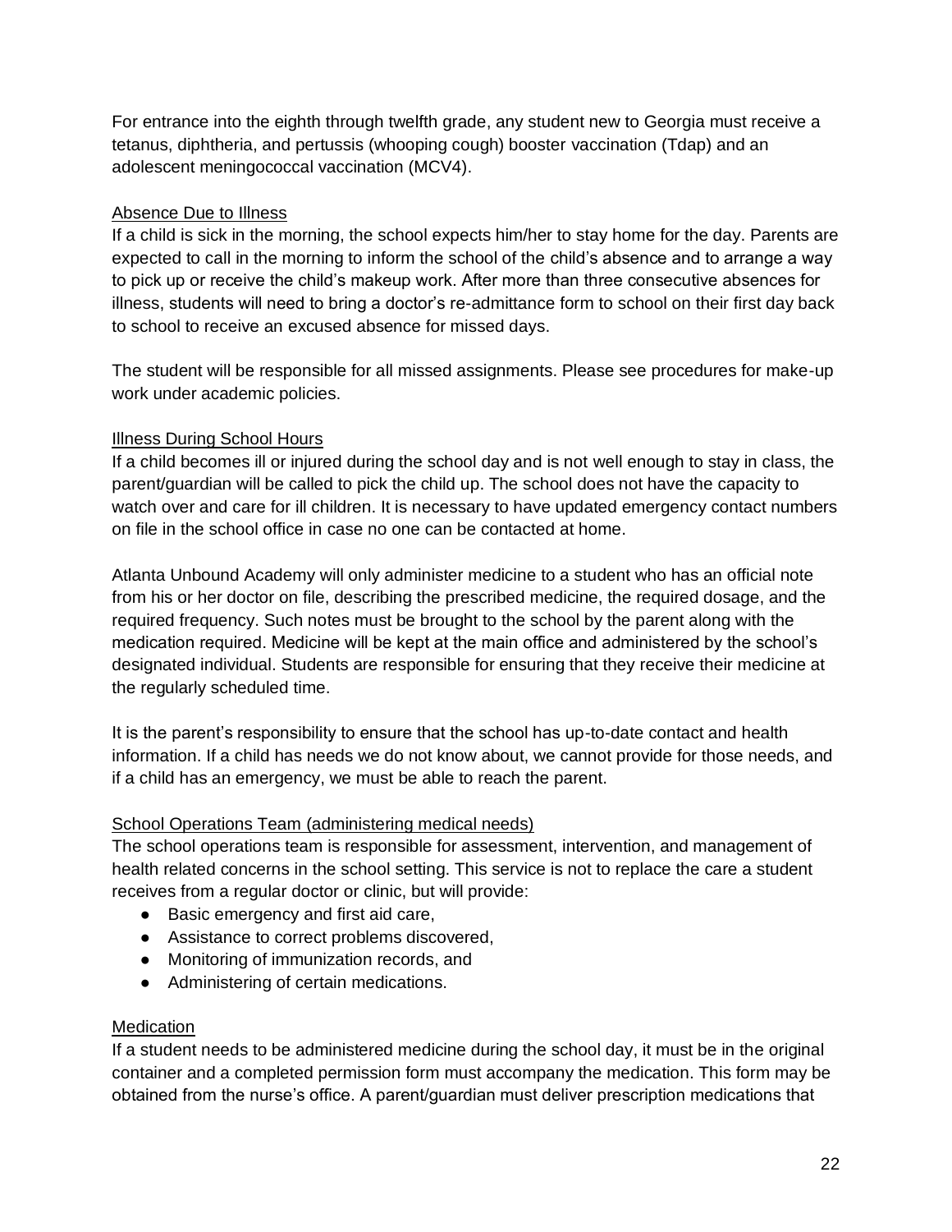For entrance into the eighth through twelfth grade, any student new to Georgia must receive a tetanus, diphtheria, and pertussis (whooping cough) booster vaccination (Tdap) and an adolescent meningococcal vaccination (MCV4).

### Absence Due to Illness

If a child is sick in the morning, the school expects him/her to stay home for the day. Parents are expected to call in the morning to inform the school of the child's absence and to arrange a way to pick up or receive the child's makeup work. After more than three consecutive absences for illness, students will need to bring a doctor's re-admittance form to school on their first day back to school to receive an excused absence for missed days.

The student will be responsible for all missed assignments. Please see procedures for make-up work under academic policies.

### Illness During School Hours

If a child becomes ill or injured during the school day and is not well enough to stay in class, the parent/guardian will be called to pick the child up. The school does not have the capacity to watch over and care for ill children. It is necessary to have updated emergency contact numbers on file in the school office in case no one can be contacted at home.

Atlanta Unbound Academy will only administer medicine to a student who has an official note from his or her doctor on file, describing the prescribed medicine, the required dosage, and the required frequency. Such notes must be brought to the school by the parent along with the medication required. Medicine will be kept at the main office and administered by the school's designated individual. Students are responsible for ensuring that they receive their medicine at the regularly scheduled time.

It is the parent's responsibility to ensure that the school has up-to-date contact and health information. If a child has needs we do not know about, we cannot provide for those needs, and if a child has an emergency, we must be able to reach the parent.

### School Operations Team (administering medical needs)

The school operations team is responsible for assessment, intervention, and management of health related concerns in the school setting. This service is not to replace the care a student receives from a regular doctor or clinic, but will provide:

- Basic emergency and first aid care,
- Assistance to correct problems discovered,
- Monitoring of immunization records, and
- Administering of certain medications.

### Medication

If a student needs to be administered medicine during the school day, it must be in the original container and a completed permission form must accompany the medication. This form may be obtained from the nurse's office. A parent/guardian must deliver prescription medications that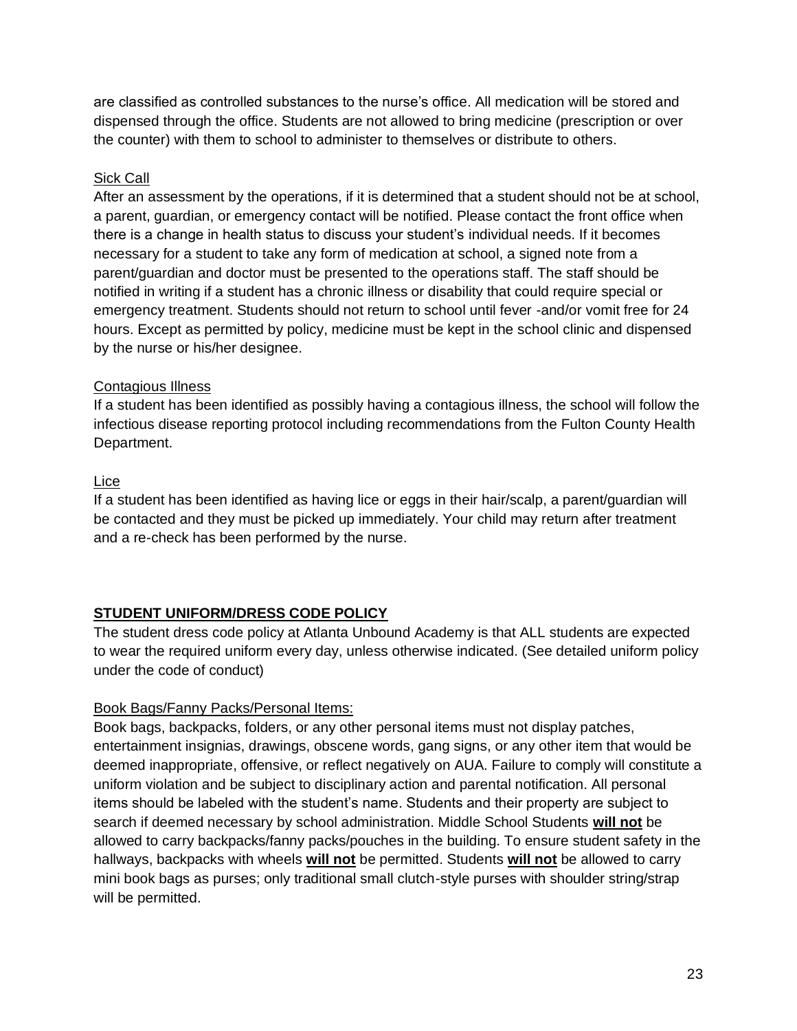are classified as controlled substances to the nurse's office. All medication will be stored and dispensed through the office. Students are not allowed to bring medicine (prescription or over the counter) with them to school to administer to themselves or distribute to others.

Sick Call

After an assessment by the operations, if it is determined that a student should not be at school, a parent, guardian, or emergency contact will be notified. Please contact the front office when there is a change in health status to discuss your student's individual needs. If it becomes necessary for a student to take any form of medication at school, a signed note from a parent/guardian and doctor must be presented to the operations staff. The staff should be notified in writing if a student has a chronic illness or disability that could require special or emergency treatment. Students should not return to school until fever -and/or vomit free for 24 hours. Except as permitted by policy, medicine must be kept in the school clinic and dispensed by the nurse or his/her designee.

Contagious Illness

If a student has been identified as possibly having a contagious illness, the school will follow the infectious disease reporting protocol including recommendations from the Fulton County Health Department.

Lice

If a student has been identified as having lice or eggs in their hair/scalp, a parent/guardian will be contacted and they must be picked up immediately. Your child may return after treatment and a re-check has been performed by the nurse.

## STUDENT UNIFORM/DRESS CODE POLICY

The student dress code policy at Atlanta Unbound Academy is that ALL students are expected to wear the required uniform every day, unless otherwise indicated. (See detailed uniform policy under the code of conduct)

Book Bags/Fanny Packs/Personal Items:

Book bags, backpacks, folders, or any other personal items must not display patches, entertainment insignias, drawings, obscene words, gang signs, or any other item that would be deemed inappropriate, offensive, or reflect negatively on AUA. Failure to comply will constitute a uniform violation and be subject to disciplinary action and parental notification. All personal items should be labeled with the student's name. Students and their property are subject to search if deemed necessary by school administration. Middle School Students **will not** be allowed to carry backpacks/fanny packs/pouches in the building. To ensure student safety in the hallways, backpacks with wheels **will not** be permitted. Students **will not** be allowed to carry mini book bags as purses; only traditional small clutch-style purses with shoulder string/strap will be permitted.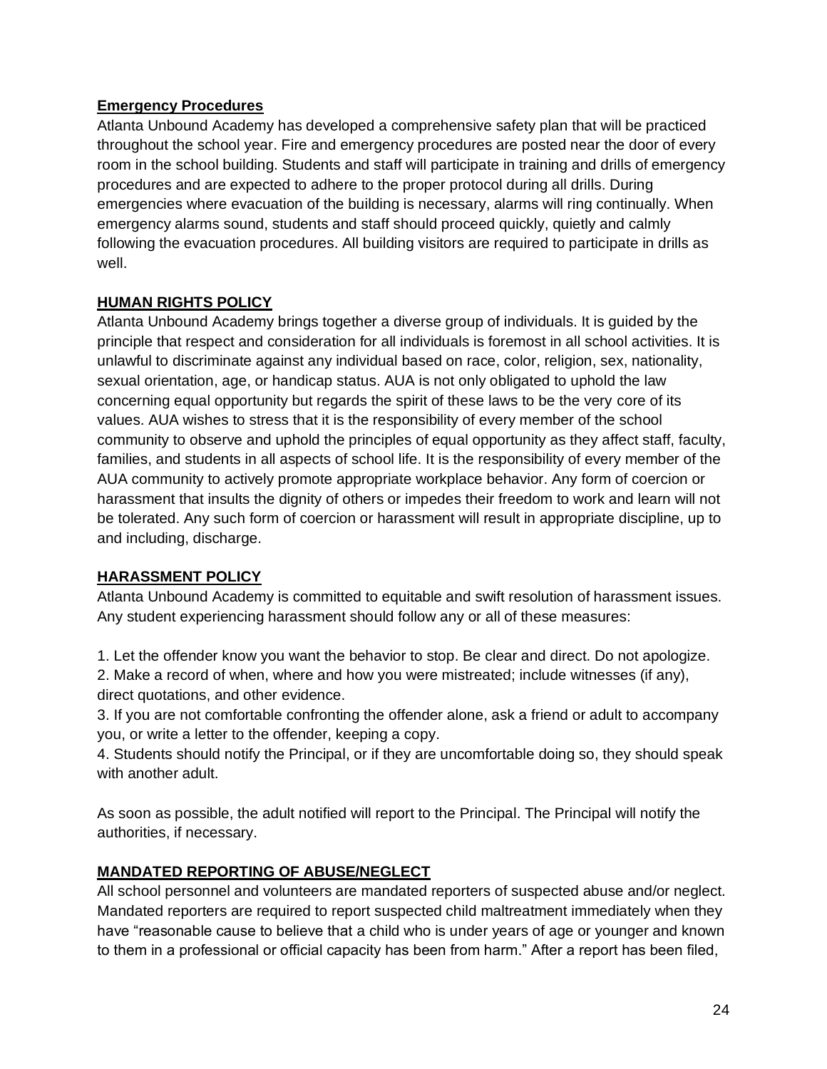## Emergency Procedures

Atlanta Unbound Academy has developed a comprehensive safety plan that will be practiced throughout the school year. Fire and emergency procedures are posted near the door of every room in the school building. Students and staff will participate in training and drills of emergency procedures and are expected to adhere to the proper protocol during all drills. During emergencies where evacuation of the building is necessary, alarms will ring continually. When emergency alarms sound, students and staff should proceed quickly, quietly and calmly following the evacuation procedures. All building visitors are required to participate in drills as well.

## HUMAN RIGHTS POLICY

Atlanta Unbound Academy brings together a diverse group of individuals. It is guided by the principle that respect and consideration for all individuals is foremost in all school activities. It is unlawful to discriminate against any individual based on race, color, religion, sex, nationality, sexual orientation, age, or handicap status. AUA is not only obligated to uphold the law concerning equal opportunity but regards the spirit of these laws to be the very core of its values. AUA wishes to stress that it is the responsibility of every member of the school community to observe and uphold the principles of equal opportunity as they affect staff, faculty, families, and students in all aspects of school life. It is the responsibility of every member of the AUA community to actively promote appropriate workplace behavior. Any form of coercion or harassment that insults the dignity of others or impedes their freedom to work and learn will not be tolerated. Any such form of coercion or harassment will result in appropriate discipline, up to and including, discharge.

## HARASSMENT POLICY

Atlanta Unbound Academy is committed to equitable and swift resolution of harassment issues. Any student experiencing harassment should follow any or all of these measures:

1. Let the offender know you want the behavior to stop. Be clear and direct. Do not apologize.
2. Make a record of when, where and how you were mistreated; include witnesses (if any), direct quotations, and other evidence.
3. If you are not comfortable confronting the offender alone, ask a friend or adult to accompany you, or write a letter to the offender, keeping a copy.
4. Students should notify the Principal, or if they are uncomfortable doing so, they should speak with another adult.

As soon as possible, the adult notified will report to the Principal. The Principal will notify the authorities, if necessary.

## MANDATED REPORTING OF ABUSE/NEGLECT

All school personnel and volunteers are mandated reporters of suspected abuse and/or neglect. Mandated reporters are required to report suspected child maltreatment immediately when they have "reasonable cause to believe that a child who is under years of age or younger and known to them in a professional or official capacity has been from harm." After a report has been filed,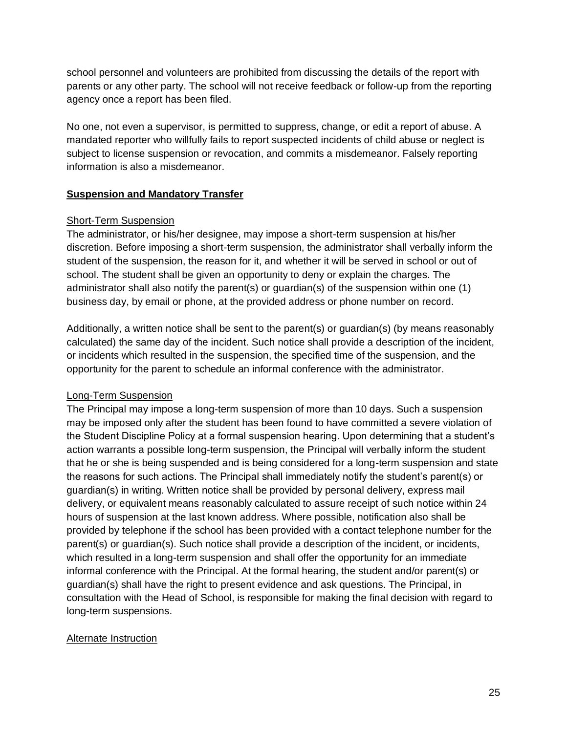school personnel and volunteers are prohibited from discussing the details of the report with parents or any other party. The school will not receive feedback or follow-up from the reporting agency once a report has been filed.

No one, not even a supervisor, is permitted to suppress, change, or edit a report of abuse. A mandated reporter who willfully fails to report suspected incidents of child abuse or neglect is subject to license suspension or revocation, and commits a misdemeanor. Falsely reporting information is also a misdemeanor.

## Suspension and Mandatory Transfer

### Short-Term Suspension

The administrator, or his/her designee, may impose a short-term suspension at his/her discretion. Before imposing a short-term suspension, the administrator shall verbally inform the student of the suspension, the reason for it, and whether it will be served in school or out of school. The student shall be given an opportunity to deny or explain the charges. The administrator shall also notify the parent(s) or guardian(s) of the suspension within one (1) business day, by email or phone, at the provided address or phone number on record.

Additionally, a written notice shall be sent to the parent(s) or guardian(s) (by means reasonably calculated) the same day of the incident. Such notice shall provide a description of the incident, or incidents which resulted in the suspension, the specified time of the suspension, and the opportunity for the parent to schedule an informal conference with the administrator.

### Long-Term Suspension

The Principal may impose a long-term suspension of more than 10 days. Such a suspension may be imposed only after the student has been found to have committed a severe violation of the Student Discipline Policy at a formal suspension hearing. Upon determining that a student's action warrants a possible long-term suspension, the Principal will verbally inform the student that he or she is being suspended and is being considered for a long-term suspension and state the reasons for such actions. The Principal shall immediately notify the student's parent(s) or guardian(s) in writing. Written notice shall be provided by personal delivery, express mail delivery, or equivalent means reasonably calculated to assure receipt of such notice within 24 hours of suspension at the last known address. Where possible, notification also shall be provided by telephone if the school has been provided with a contact telephone number for the parent(s) or guardian(s). Such notice shall provide a description of the incident, or incidents, which resulted in a long-term suspension and shall offer the opportunity for an immediate informal conference with the Principal. At the formal hearing, the student and/or parent(s) or guardian(s) shall have the right to present evidence and ask questions. The Principal, in consultation with the Head of School, is responsible for making the final decision with regard to long-term suspensions.

### Alternate Instruction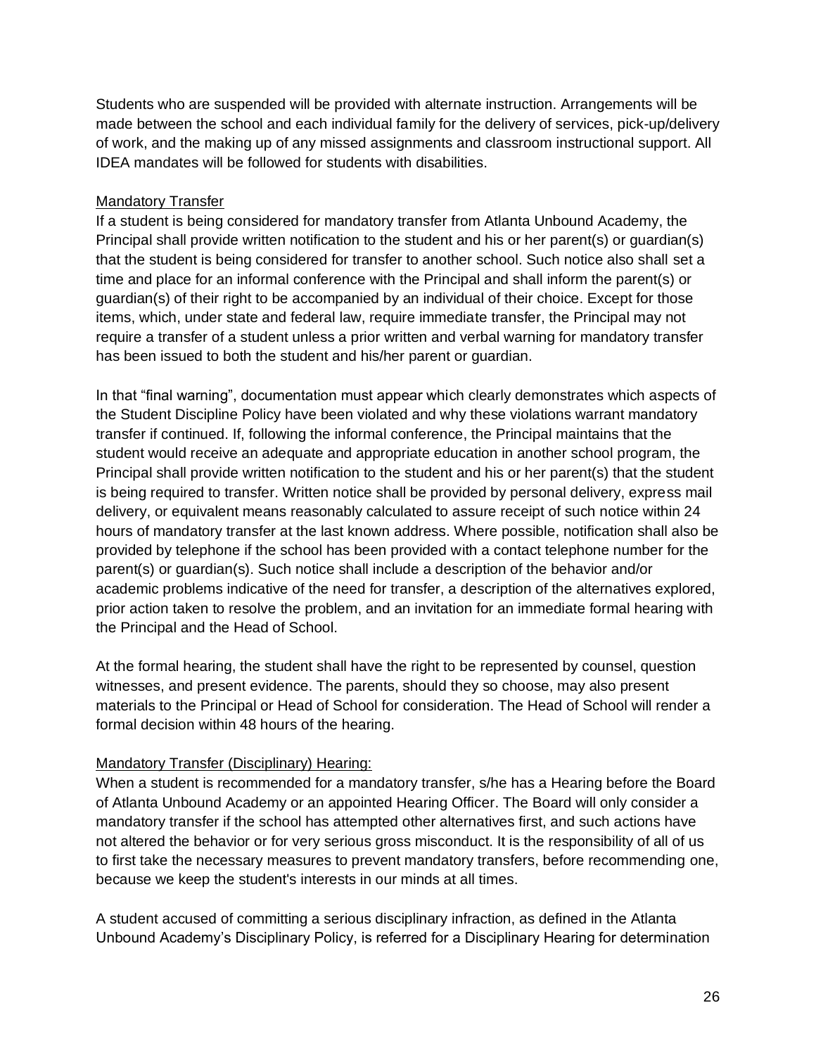Students who are suspended will be provided with alternate instruction. Arrangements will be made between the school and each individual family for the delivery of services, pick-up/delivery of work, and the making up of any missed assignments and classroom instructional support. All IDEA mandates will be followed for students with disabilities.

<u>Mandatory Transfer</u>

If a student is being considered for mandatory transfer from Atlanta Unbound Academy, the Principal shall provide written notification to the student and his or her parent(s) or guardian(s) that the student is being considered for transfer to another school. Such notice also shall set a time and place for an informal conference with the Principal and shall inform the parent(s) or guardian(s) of their right to be accompanied by an individual of their choice. Except for those items, which, under state and federal law, require immediate transfer, the Principal may not require a transfer of a student unless a prior written and verbal warning for mandatory transfer has been issued to both the student and his/her parent or guardian.

In that "final warning", documentation must appear which clearly demonstrates which aspects of the Student Discipline Policy have been violated and why these violations warrant mandatory transfer if continued. If, following the informal conference, the Principal maintains that the student would receive an adequate and appropriate education in another school program, the Principal shall provide written notification to the student and his or her parent(s) that the student is being required to transfer. Written notice shall be provided by personal delivery, express mail delivery, or equivalent means reasonably calculated to assure receipt of such notice within 24 hours of mandatory transfer at the last known address. Where possible, notification shall also be provided by telephone if the school has been provided with a contact telephone number for the parent(s) or guardian(s). Such notice shall include a description of the behavior and/or academic problems indicative of the need for transfer, a description of the alternatives explored, prior action taken to resolve the problem, and an invitation for an immediate formal hearing with the Principal and the Head of School.

At the formal hearing, the student shall have the right to be represented by counsel, question witnesses, and present evidence. The parents, should they so choose, may also present materials to the Principal or Head of School for consideration. The Head of School will render a formal decision within 48 hours of the hearing.

<u>Mandatory Transfer (Disciplinary) Hearing:</u>

When a student is recommended for a mandatory transfer, s/he has a Hearing before the Board of Atlanta Unbound Academy or an appointed Hearing Officer. The Board will only consider a mandatory transfer if the school has attempted other alternatives first, and such actions have not altered the behavior or for very serious gross misconduct. It is the responsibility of all of us to first take the necessary measures to prevent mandatory transfers, before recommending one, because we keep the student's interests in our minds at all times.

A student accused of committing a serious disciplinary infraction, as defined in the Atlanta Unbound Academy's Disciplinary Policy, is referred for a Disciplinary Hearing for determination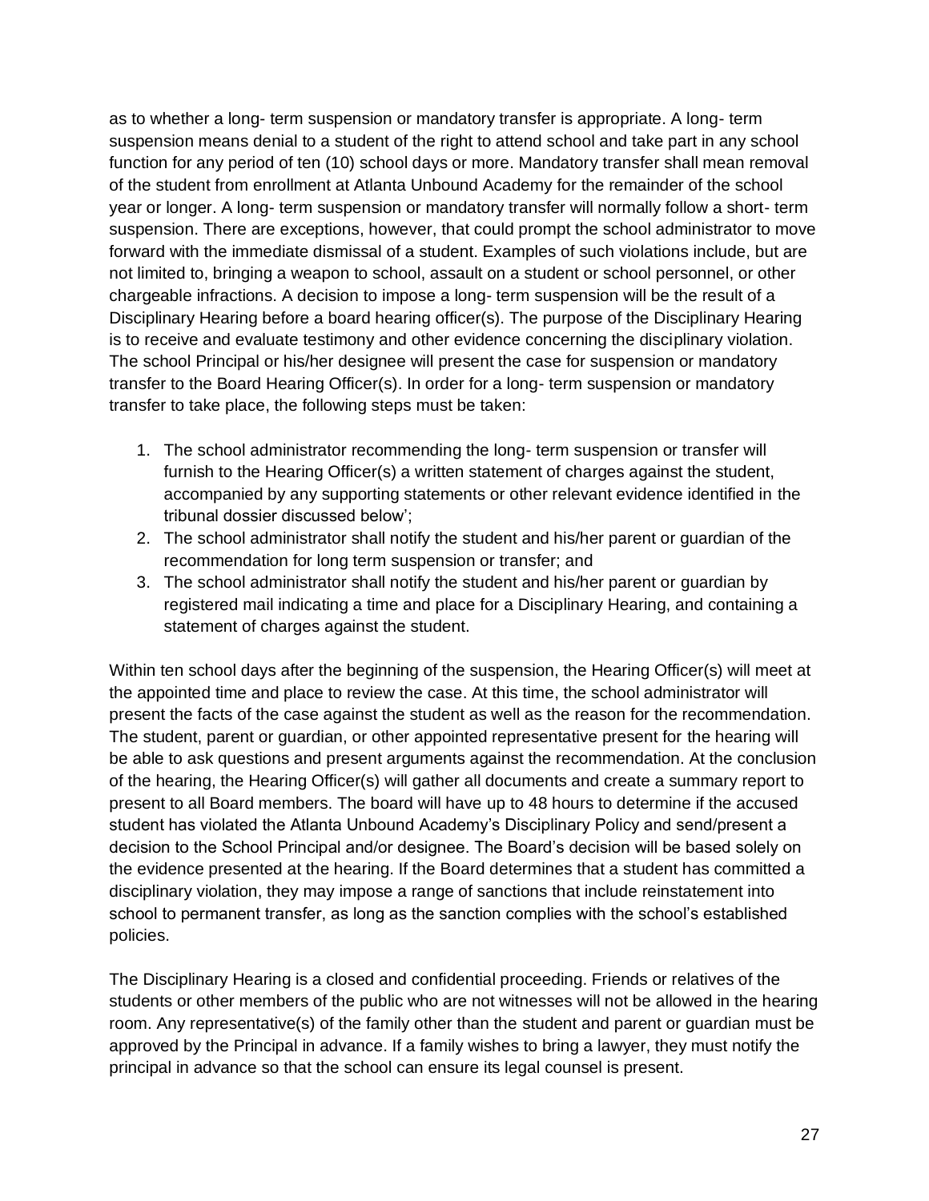as to whether a long- term suspension or mandatory transfer is appropriate. A long- term suspension means denial to a student of the right to attend school and take part in any school function for any period of ten (10) school days or more. Mandatory transfer shall mean removal of the student from enrollment at Atlanta Unbound Academy for the remainder of the school year or longer. A long- term suspension or mandatory transfer will normally follow a short- term suspension. There are exceptions, however, that could prompt the school administrator to move forward with the immediate dismissal of a student. Examples of such violations include, but are not limited to, bringing a weapon to school, assault on a student or school personnel, or other chargeable infractions. A decision to impose a long- term suspension will be the result of a Disciplinary Hearing before a board hearing officer(s). The purpose of the Disciplinary Hearing is to receive and evaluate testimony and other evidence concerning the disciplinary violation. The school Principal or his/her designee will present the case for suspension or mandatory transfer to the Board Hearing Officer(s). In order for a long- term suspension or mandatory transfer to take place, the following steps must be taken:

1. The school administrator recommending the long- term suspension or transfer will furnish to the Hearing Officer(s) a written statement of charges against the student, accompanied by any supporting statements or other relevant evidence identified in the tribunal dossier discussed below';
2. The school administrator shall notify the student and his/her parent or guardian of the recommendation for long term suspension or transfer; and
3. The school administrator shall notify the student and his/her parent or guardian by registered mail indicating a time and place for a Disciplinary Hearing, and containing a statement of charges against the student.

Within ten school days after the beginning of the suspension, the Hearing Officer(s) will meet at the appointed time and place to review the case. At this time, the school administrator will present the facts of the case against the student as well as the reason for the recommendation. The student, parent or guardian, or other appointed representative present for the hearing will be able to ask questions and present arguments against the recommendation. At the conclusion of the hearing, the Hearing Officer(s) will gather all documents and create a summary report to present to all Board members. The board will have up to 48 hours to determine if the accused student has violated the Atlanta Unbound Academy's Disciplinary Policy and send/present a decision to the School Principal and/or designee. The Board's decision will be based solely on the evidence presented at the hearing. If the Board determines that a student has committed a disciplinary violation, they may impose a range of sanctions that include reinstatement into school to permanent transfer, as long as the sanction complies with the school's established policies.

The Disciplinary Hearing is a closed and confidential proceeding. Friends or relatives of the students or other members of the public who are not witnesses will not be allowed in the hearing room. Any representative(s) of the family other than the student and parent or guardian must be approved by the Principal in advance. If a family wishes to bring a lawyer, they must notify the principal in advance so that the school can ensure its legal counsel is present.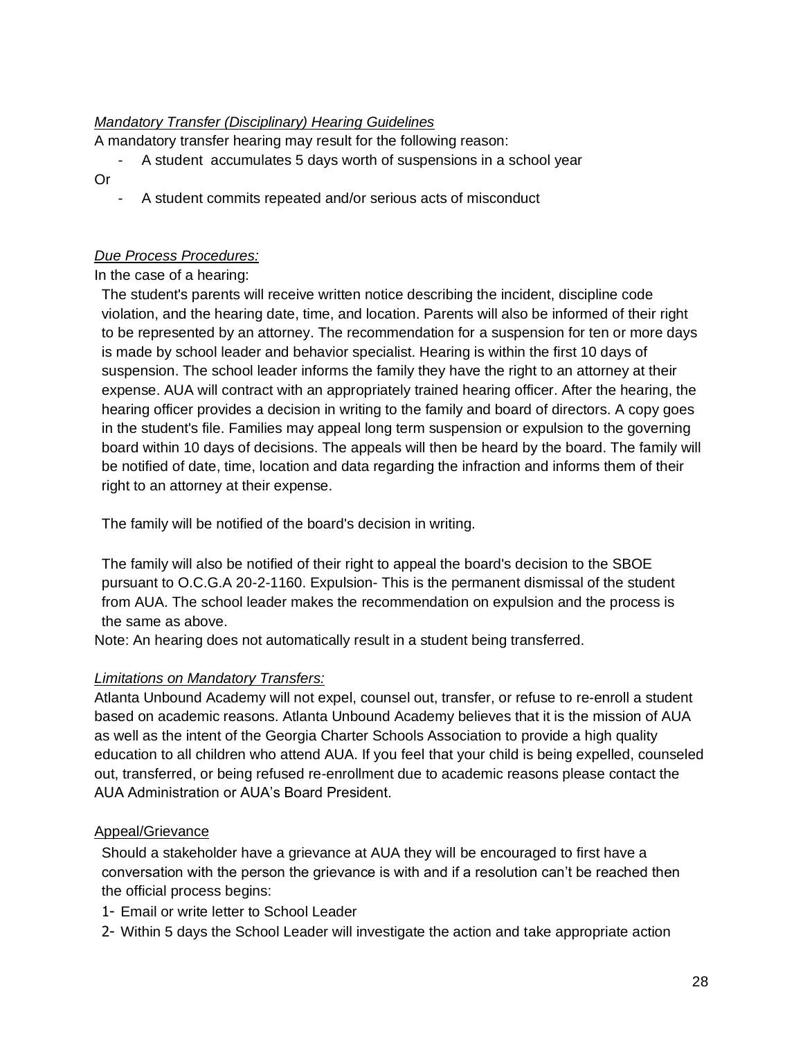*Mandatory Transfer (Disciplinary) Hearing Guidelines*

A mandatory transfer hearing may result for the following reason:

- A student accumulates 5 days worth of suspensions in a school year

Or

- A student commits repeated and/or serious acts of misconduct

*Due Process Procedures:*

In the case of a hearing:

The student's parents will receive written notice describing the incident, discipline code violation, and the hearing date, time, and location. Parents will also be informed of their right to be represented by an attorney. The recommendation for a suspension for ten or more days is made by school leader and behavior specialist. Hearing is within the first 10 days of suspension. The school leader informs the family they have the right to an attorney at their expense. AUA will contract with an appropriately trained hearing officer. After the hearing, the hearing officer provides a decision in writing to the family and board of directors. A copy goes in the student's file. Families may appeal long term suspension or expulsion to the governing board within 10 days of decisions. The appeals will then be heard by the board. The family will be notified of date, time, location and data regarding the infraction and informs them of their right to an attorney at their expense.

The family will be notified of the board's decision in writing.

The family will also be notified of their right to appeal the board's decision to the SBOE pursuant to O.C.G.A 20-2-1160. Expulsion- This is the permanent dismissal of the student from AUA. The school leader makes the recommendation on expulsion and the process is the same as above.

Note: An hearing does not automatically result in a student being transferred.

*Limitations on Mandatory Transfers:*

Atlanta Unbound Academy will not expel, counsel out, transfer, or refuse to re-enroll a student based on academic reasons. Atlanta Unbound Academy believes that it is the mission of AUA as well as the intent of the Georgia Charter Schools Association to provide a high quality education to all children who attend AUA. If you feel that your child is being expelled, counseled out, transferred, or being refused re-enrollment due to academic reasons please contact the AUA Administration or AUA's Board President.

Appeal/Grievance

Should a stakeholder have a grievance at AUA they will be encouraged to first have a conversation with the person the grievance is with and if a resolution can't be reached then the official process begins:

1- Email or write letter to School Leader

2- Within 5 days the School Leader will investigate the action and take appropriate action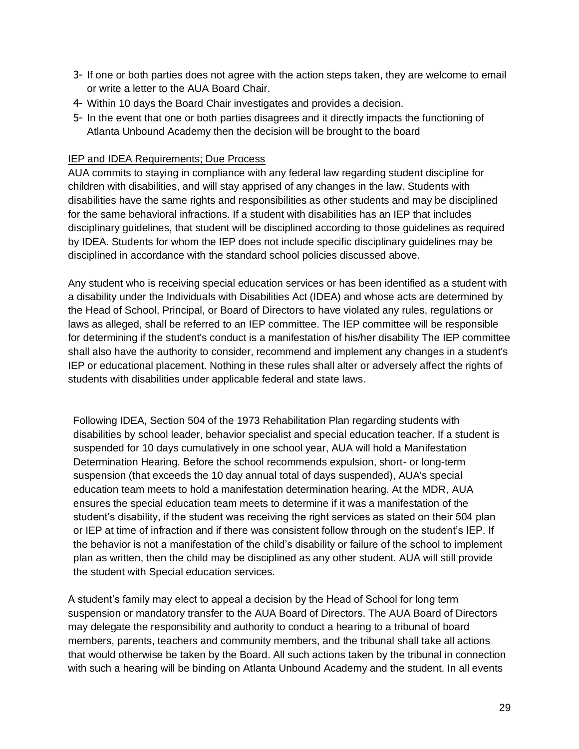3- If one or both parties does not agree with the action steps taken, they are welcome to email or write a letter to the AUA Board Chair.
4- Within 10 days the Board Chair investigates and provides a decision.
5- In the event that one or both parties disagrees and it directly impacts the functioning of Atlanta Unbound Academy then the decision will be brought to the board

<u>IEP and IDEA Requirements; Due Process</u>

AUA commits to staying in compliance with any federal law regarding student discipline for children with disabilities, and will stay apprised of any changes in the law. Students with disabilities have the same rights and responsibilities as other students and may be disciplined for the same behavioral infractions. If a student with disabilities has an IEP that includes disciplinary guidelines, that student will be disciplined according to those guidelines as required by IDEA. Students for whom the IEP does not include specific disciplinary guidelines may be disciplined in accordance with the standard school policies discussed above.

Any student who is receiving special education services or has been identified as a student with a disability under the Individuals with Disabilities Act (IDEA) and whose acts are determined by the Head of School, Principal, or Board of Directors to have violated any rules, regulations or laws as alleged, shall be referred to an IEP committee. The IEP committee will be responsible for determining if the student's conduct is a manifestation of his/her disability The IEP committee shall also have the authority to consider, recommend and implement any changes in a student's IEP or educational placement. Nothing in these rules shall alter or adversely affect the rights of students with disabilities under applicable federal and state laws.

Following IDEA, Section 504 of the 1973 Rehabilitation Plan regarding students with disabilities by school leader, behavior specialist and special education teacher. If a student is suspended for 10 days cumulatively in one school year, AUA will hold a Manifestation Determination Hearing. Before the school recommends expulsion, short- or long-term suspension (that exceeds the 10 day annual total of days suspended), AUA's special education team meets to hold a manifestation determination hearing. At the MDR, AUA ensures the special education team meets to determine if it was a manifestation of the student's disability, if the student was receiving the right services as stated on their 504 plan or IEP at time of infraction and if there was consistent follow through on the student's IEP. If the behavior is not a manifestation of the child's disability or failure of the school to implement plan as written, then the child may be disciplined as any other student. AUA will still provide the student with Special education services.

A student's family may elect to appeal a decision by the Head of School for long term suspension or mandatory transfer to the AUA Board of Directors. The AUA Board of Directors may delegate the responsibility and authority to conduct a hearing to a tribunal of board members, parents, teachers and community members, and the tribunal shall take all actions that would otherwise be taken by the Board. All such actions taken by the tribunal in connection with such a hearing will be binding on Atlanta Unbound Academy and the student. In all events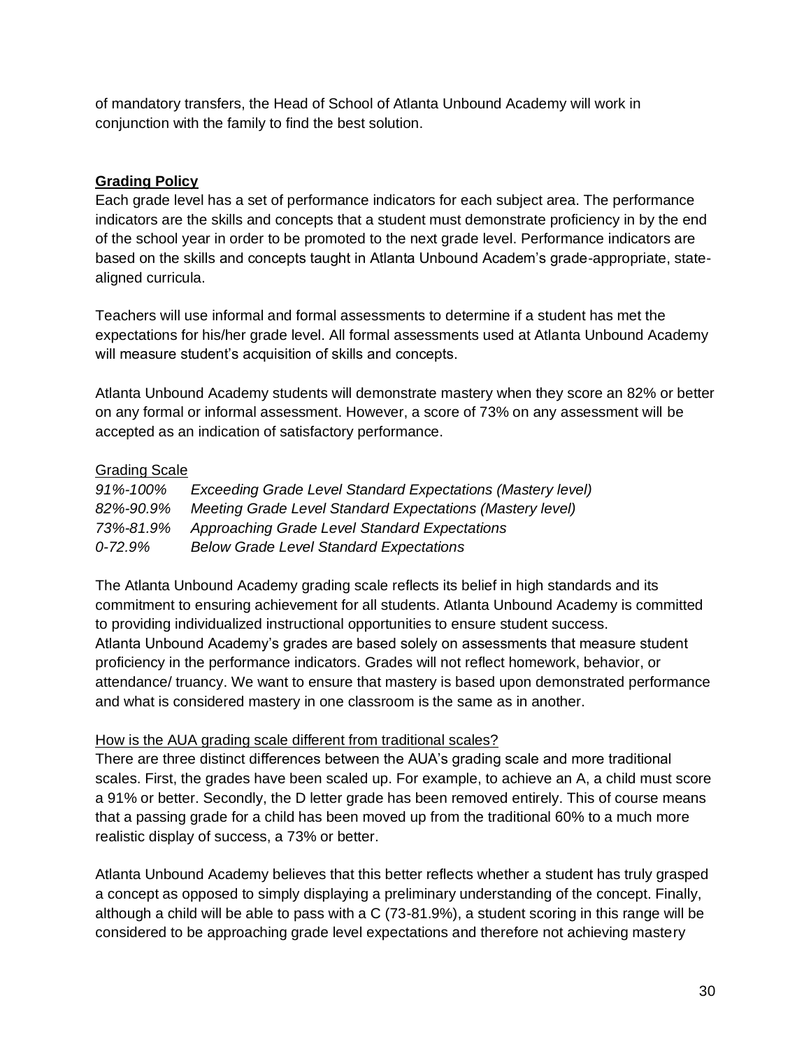of mandatory transfers, the Head of School of Atlanta Unbound Academy will work in conjunction with the family to find the best solution.

## **Grading Policy**

Each grade level has a set of performance indicators for each subject area. The performance indicators are the skills and concepts that a student must demonstrate proficiency in by the end of the school year in order to be promoted to the next grade level. Performance indicators are based on the skills and concepts taught in Atlanta Unbound Academ's grade-appropriate, state-aligned curricula.

Teachers will use informal and formal assessments to determine if a student has met the expectations for his/her grade level. All formal assessments used at Atlanta Unbound Academy will measure student's acquisition of skills and concepts.

Atlanta Unbound Academy students will demonstrate mastery when they score an 82% or better on any formal or informal assessment. However, a score of 73% on any assessment will be accepted as an indication of satisfactory performance.

### Grading Scale

| | |
|---|---|
| *91%-100%* | *Exceeding Grade Level Standard Expectations (Mastery level)* |
| *82%-90.9%* | *Meeting Grade Level Standard Expectations (Mastery level)* |
| *73%-81.9%* | *Approaching Grade Level Standard Expectations* |
| *0-72.9%* | *Below Grade Level Standard Expectations* |

The Atlanta Unbound Academy grading scale reflects its belief in high standards and its commitment to ensuring achievement for all students. Atlanta Unbound Academy is committed to providing individualized instructional opportunities to ensure student success.
Atlanta Unbound Academy's grades are based solely on assessments that measure student proficiency in the performance indicators. Grades will not reflect homework, behavior, or attendance/ truancy. We want to ensure that mastery is based upon demonstrated performance and what is considered mastery in one classroom is the same as in another.

### How is the AUA grading scale different from traditional scales?

There are three distinct differences between the AUA's grading scale and more traditional scales. First, the grades have been scaled up. For example, to achieve an A, a child must score a 91% or better. Secondly, the D letter grade has been removed entirely. This of course means that a passing grade for a child has been moved up from the traditional 60% to a much more realistic display of success, a 73% or better.

Atlanta Unbound Academy believes that this better reflects whether a student has truly grasped a concept as opposed to simply displaying a preliminary understanding of the concept. Finally, although a child will be able to pass with a C (73-81.9%), a student scoring in this range will be considered to be approaching grade level expectations and therefore not achieving mastery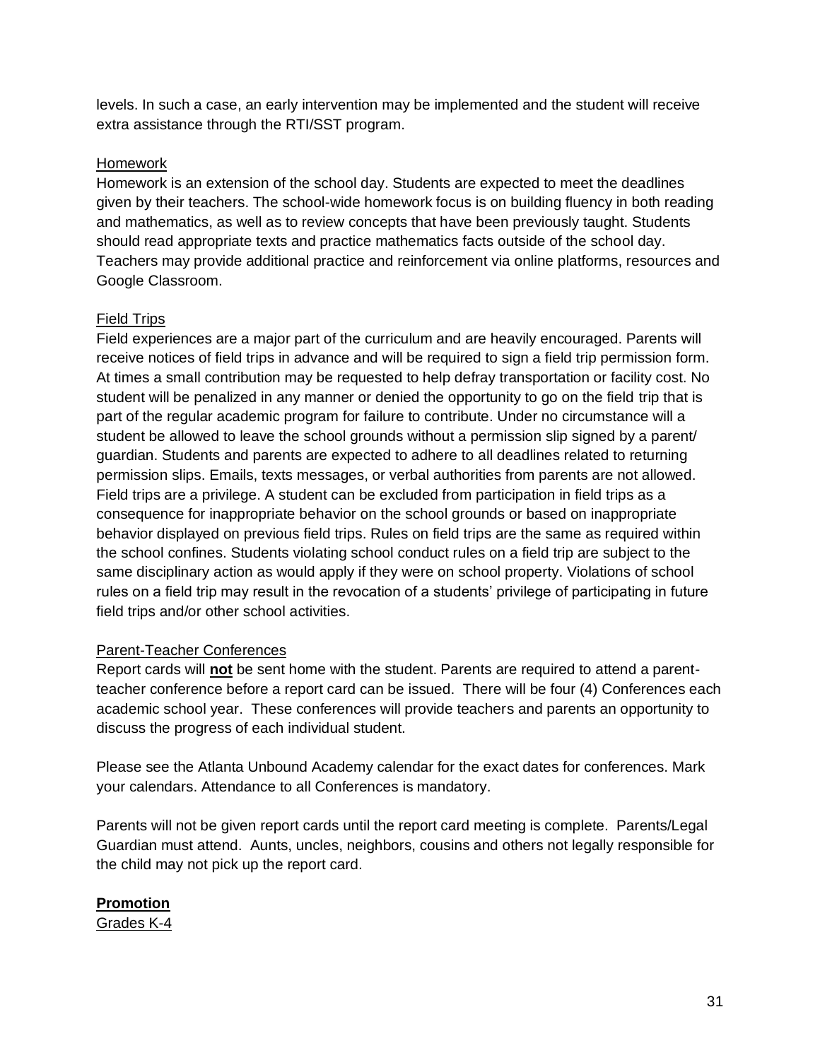levels. In such a case, an early intervention may be implemented and the student will receive extra assistance through the RTI/SST program.

<u>Homework</u>

Homework is an extension of the school day. Students are expected to meet the deadlines given by their teachers. The school-wide homework focus is on building fluency in both reading and mathematics, as well as to review concepts that have been previously taught. Students should read appropriate texts and practice mathematics facts outside of the school day. Teachers may provide additional practice and reinforcement via online platforms, resources and Google Classroom.

<u>Field Trips</u>

Field experiences are a major part of the curriculum and are heavily encouraged. Parents will receive notices of field trips in advance and will be required to sign a field trip permission form. At times a small contribution may be requested to help defray transportation or facility cost. No student will be penalized in any manner or denied the opportunity to go on the field trip that is part of the regular academic program for failure to contribute. Under no circumstance will a student be allowed to leave the school grounds without a permission slip signed by a parent/ guardian. Students and parents are expected to adhere to all deadlines related to returning permission slips. Emails, texts messages, or verbal authorities from parents are not allowed. Field trips are a privilege. A student can be excluded from participation in field trips as a consequence for inappropriate behavior on the school grounds or based on inappropriate behavior displayed on previous field trips. Rules on field trips are the same as required within the school confines. Students violating school conduct rules on a field trip are subject to the same disciplinary action as would apply if they were on school property. Violations of school rules on a field trip may result in the revocation of a students' privilege of participating in future field trips and/or other school activities.

<u>Parent-Teacher Conferences</u>

Report cards will <u>**not**</u> be sent home with the student. Parents are required to attend a parent-teacher conference before a report card can be issued. There will be four (4) Conferences each academic school year. These conferences will provide teachers and parents an opportunity to discuss the progress of each individual student.

Please see the Atlanta Unbound Academy calendar for the exact dates for conferences. Mark your calendars. Attendance to all Conferences is mandatory.

Parents will not be given report cards until the report card meeting is complete. Parents/Legal Guardian must attend. Aunts, uncles, neighbors, cousins and others not legally responsible for the child may not pick up the report card.

<u>**Promotion**</u>

<u>Grades K-4</u>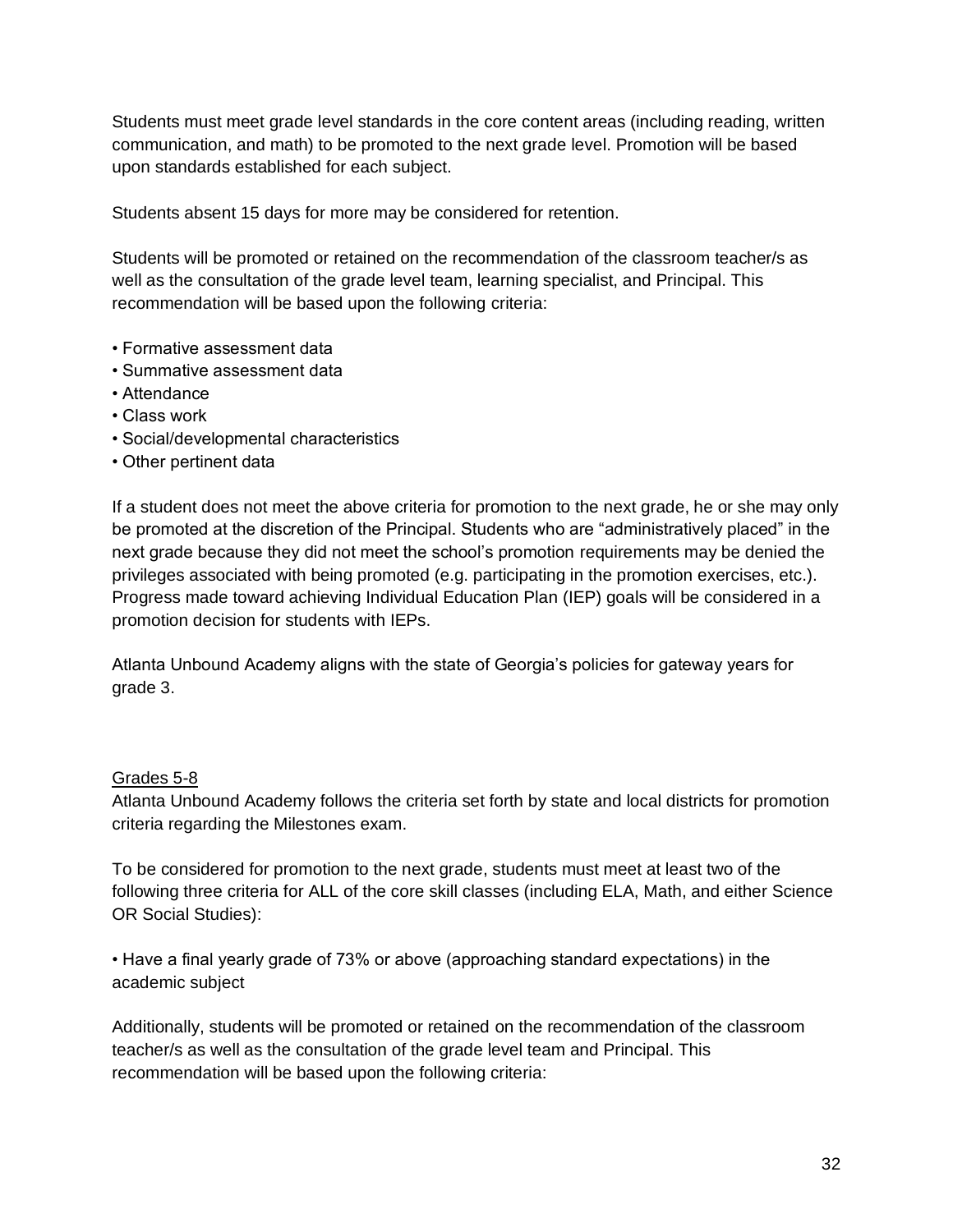Students must meet grade level standards in the core content areas (including reading, written communication, and math) to be promoted to the next grade level. Promotion will be based upon standards established for each subject.

Students absent 15 days for more may be considered for retention.

Students will be promoted or retained on the recommendation of the classroom teacher/s as well as the consultation of the grade level team, learning specialist, and Principal. This recommendation will be based upon the following criteria:

- Formative assessment data
- Summative assessment data
- Attendance
- Class work
- Social/developmental characteristics
- Other pertinent data

If a student does not meet the above criteria for promotion to the next grade, he or she may only be promoted at the discretion of the Principal. Students who are "administratively placed" in the next grade because they did not meet the school's promotion requirements may be denied the privileges associated with being promoted (e.g. participating in the promotion exercises, etc.). Progress made toward achieving Individual Education Plan (IEP) goals will be considered in a promotion decision for students with IEPs.

Atlanta Unbound Academy aligns with the state of Georgia's policies for gateway years for grade 3.

<u>Grades 5-8</u>

Atlanta Unbound Academy follows the criteria set forth by state and local districts for promotion criteria regarding the Milestones exam.

To be considered for promotion to the next grade, students must meet at least two of the following three criteria for ALL of the core skill classes (including ELA, Math, and either Science OR Social Studies):

- Have a final yearly grade of 73% or above (approaching standard expectations) in the academic subject

Additionally, students will be promoted or retained on the recommendation of the classroom teacher/s as well as the consultation of the grade level team and Principal. This recommendation will be based upon the following criteria: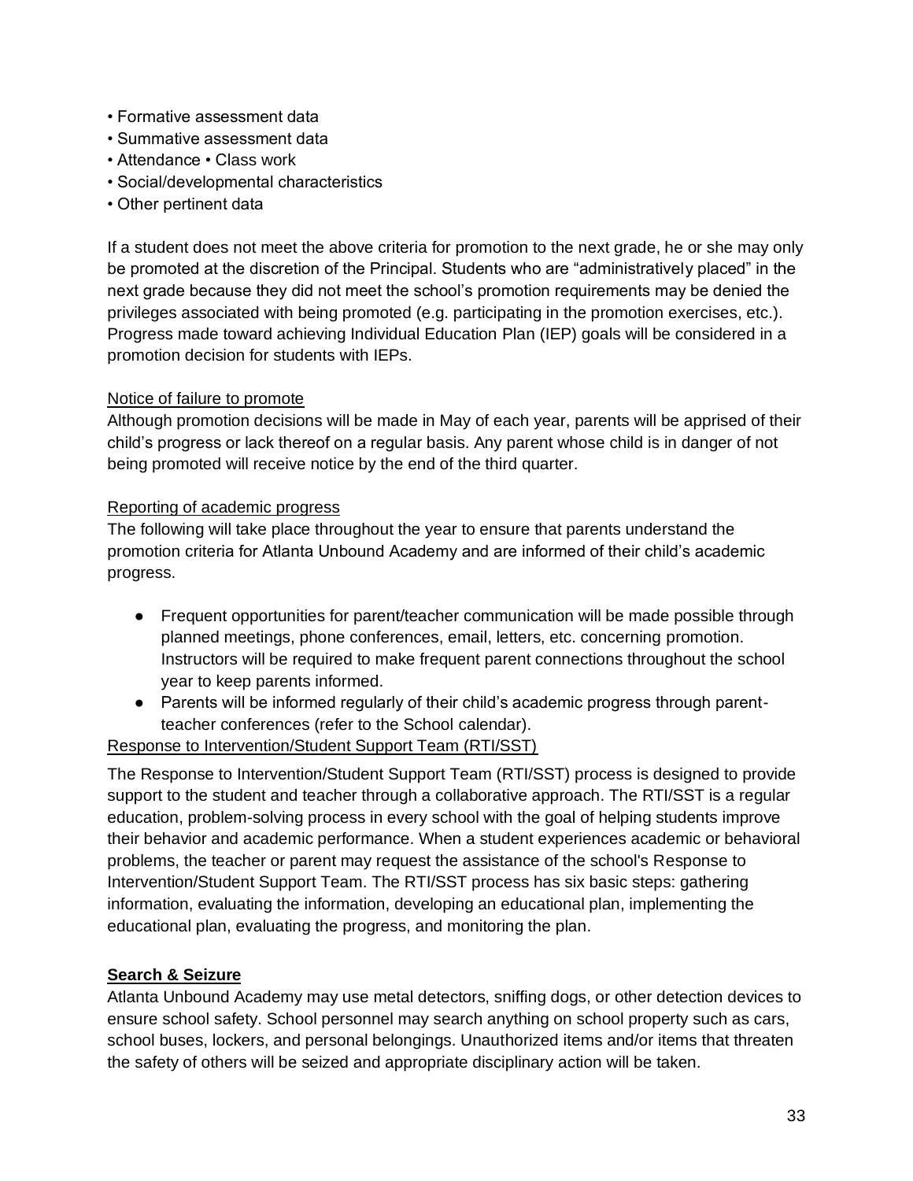- Formative assessment data
- Summative assessment data
- Attendance • Class work
- Social/developmental characteristics
- Other pertinent data

If a student does not meet the above criteria for promotion to the next grade, he or she may only be promoted at the discretion of the Principal. Students who are "administratively placed" in the next grade because they did not meet the school's promotion requirements may be denied the privileges associated with being promoted (e.g. participating in the promotion exercises, etc.). Progress made toward achieving Individual Education Plan (IEP) goals will be considered in a promotion decision for students with IEPs.

<u>Notice of failure to promote</u>

Although promotion decisions will be made in May of each year, parents will be apprised of their child's progress or lack thereof on a regular basis. Any parent whose child is in danger of not being promoted will receive notice by the end of the third quarter.

<u>Reporting of academic progress</u>

The following will take place throughout the year to ensure that parents understand the promotion criteria for Atlanta Unbound Academy and are informed of their child's academic progress.

- Frequent opportunities for parent/teacher communication will be made possible through planned meetings, phone conferences, email, letters, etc. concerning promotion. Instructors will be required to make frequent parent connections throughout the school year to keep parents informed.
- Parents will be informed regularly of their child's academic progress through parent-teacher conferences (refer to the School calendar).

<u>Response to Intervention/Student Support Team (RTI/SST)</u>

The Response to Intervention/Student Support Team (RTI/SST) process is designed to provide support to the student and teacher through a collaborative approach. The RTI/SST is a regular education, problem-solving process in every school with the goal of helping students improve their behavior and academic performance. When a student experiences academic or behavioral problems, the teacher or parent may request the assistance of the school's Response to Intervention/Student Support Team. The RTI/SST process has six basic steps: gathering information, evaluating the information, developing an educational plan, implementing the educational plan, evaluating the progress, and monitoring the plan.

**<u>Search & Seizure</u>**

Atlanta Unbound Academy may use metal detectors, sniffing dogs, or other detection devices to ensure school safety. School personnel may search anything on school property such as cars, school buses, lockers, and personal belongings. Unauthorized items and/or items that threaten the safety of others will be seized and appropriate disciplinary action will be taken.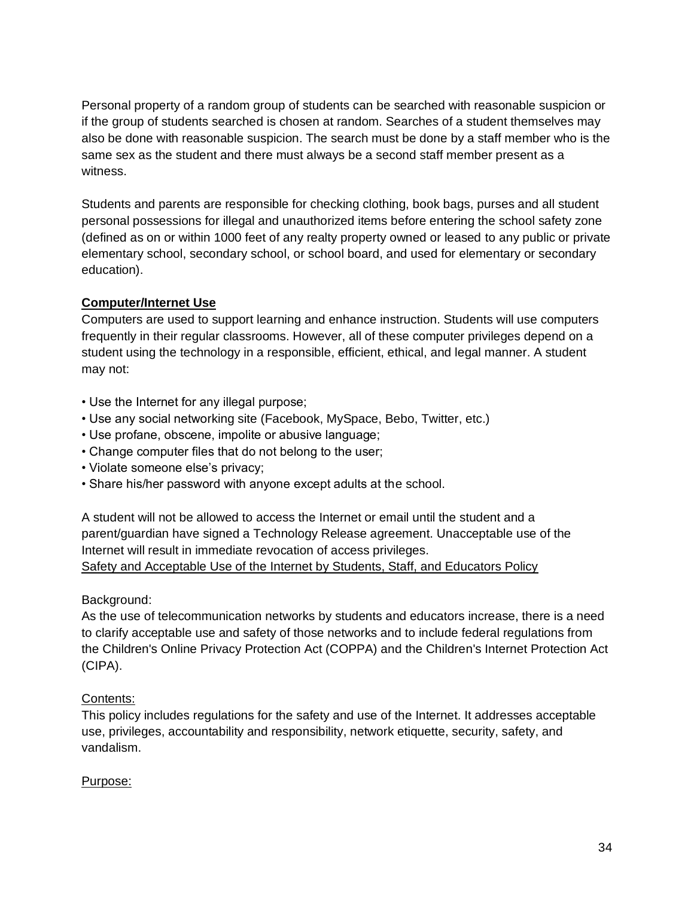Personal property of a random group of students can be searched with reasonable suspicion or if the group of students searched is chosen at random. Searches of a student themselves may also be done with reasonable suspicion. The search must be done by a staff member who is the same sex as the student and there must always be a second staff member present as a witness.

Students and parents are responsible for checking clothing, book bags, purses and all student personal possessions for illegal and unauthorized items before entering the school safety zone (defined as on or within 1000 feet of any realty property owned or leased to any public or private elementary school, secondary school, or school board, and used for elementary or secondary education).

### **Computer/Internet Use**

Computers are used to support learning and enhance instruction. Students will use computers frequently in their regular classrooms. However, all of these computer privileges depend on a student using the technology in a responsible, efficient, ethical, and legal manner. A student may not:

- Use the Internet for any illegal purpose;
- Use any social networking site (Facebook, MySpace, Bebo, Twitter, etc.)
- Use profane, obscene, impolite or abusive language;
- Change computer files that do not belong to the user;
- Violate someone else's privacy;
- Share his/her password with anyone except adults at the school.

A student will not be allowed to access the Internet or email until the student and a parent/guardian have signed a Technology Release agreement. Unacceptable use of the Internet will result in immediate revocation of access privileges.

Safety and Acceptable Use of the Internet by Students, Staff, and Educators Policy

Background:

As the use of telecommunication networks by students and educators increase, there is a need to clarify acceptable use and safety of those networks and to include federal regulations from the Children's Online Privacy Protection Act (COPPA) and the Children's Internet Protection Act (CIPA).

Contents:

This policy includes regulations for the safety and use of the Internet. It addresses acceptable use, privileges, accountability and responsibility, network etiquette, security, safety, and vandalism.

Purpose: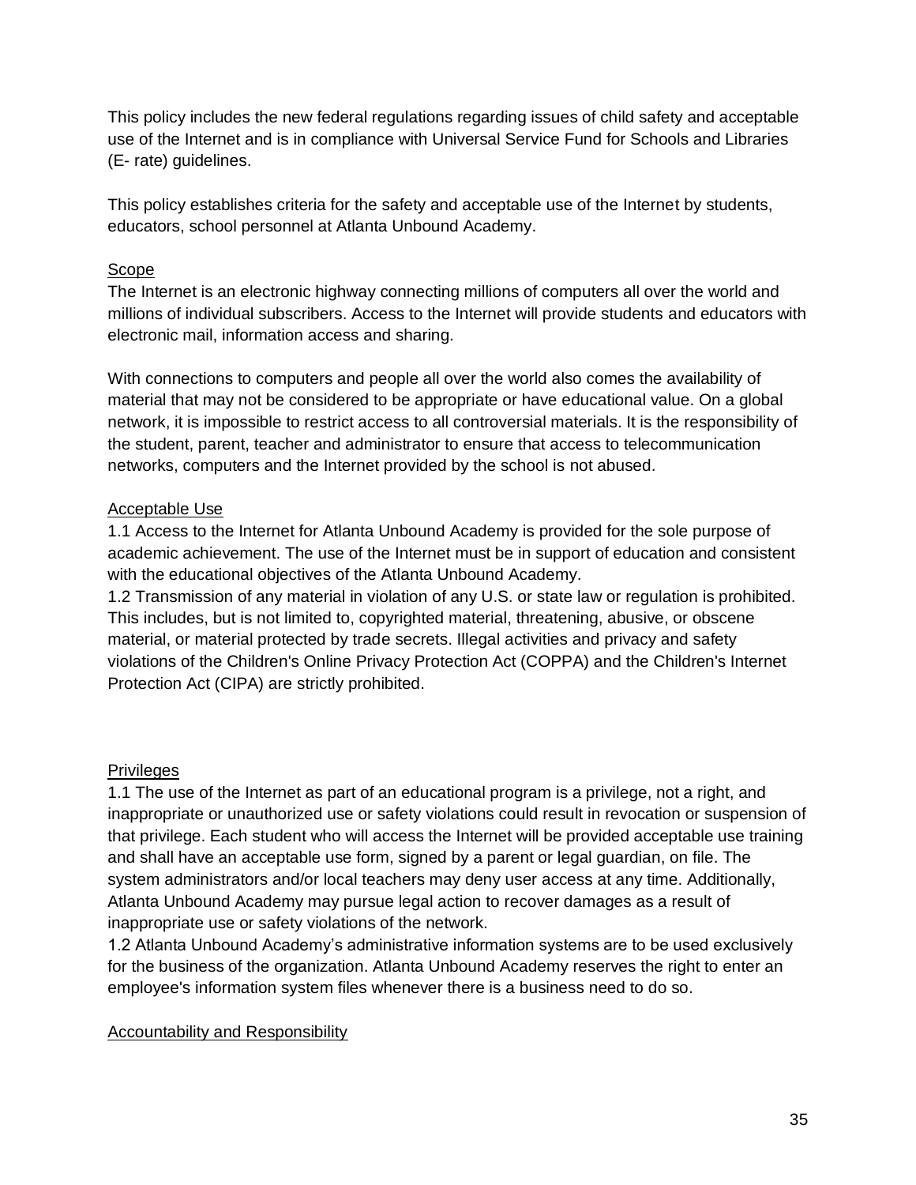This policy includes the new federal regulations regarding issues of child safety and acceptable use of the Internet and is in compliance with Universal Service Fund for Schools and Libraries (E- rate) guidelines.

This policy establishes criteria for the safety and acceptable use of the Internet by students, educators, school personnel at Atlanta Unbound Academy.

### Scope

The Internet is an electronic highway connecting millions of computers all over the world and millions of individual subscribers. Access to the Internet will provide students and educators with electronic mail, information access and sharing.

With connections to computers and people all over the world also comes the availability of material that may not be considered to be appropriate or have educational value. On a global network, it is impossible to restrict access to all controversial materials. It is the responsibility of the student, parent, teacher and administrator to ensure that access to telecommunication networks, computers and the Internet provided by the school is not abused.

### Acceptable Use

1.1 Access to the Internet for Atlanta Unbound Academy is provided for the sole purpose of academic achievement. The use of the Internet must be in support of education and consistent with the educational objectives of the Atlanta Unbound Academy.

1.2 Transmission of any material in violation of any U.S. or state law or regulation is prohibited. This includes, but is not limited to, copyrighted material, threatening, abusive, or obscene material, or material protected by trade secrets. Illegal activities and privacy and safety violations of the Children's Online Privacy Protection Act (COPPA) and the Children's Internet Protection Act (CIPA) are strictly prohibited.

### Privileges

1.1 The use of the Internet as part of an educational program is a privilege, not a right, and inappropriate or unauthorized use or safety violations could result in revocation or suspension of that privilege. Each student who will access the Internet will be provided acceptable use training and shall have an acceptable use form, signed by a parent or legal guardian, on file. The system administrators and/or local teachers may deny user access at any time. Additionally, Atlanta Unbound Academy may pursue legal action to recover damages as a result of inappropriate use or safety violations of the network.

1.2 Atlanta Unbound Academy's administrative information systems are to be used exclusively for the business of the organization. Atlanta Unbound Academy reserves the right to enter an employee's information system files whenever there is a business need to do so.

### Accountability and Responsibility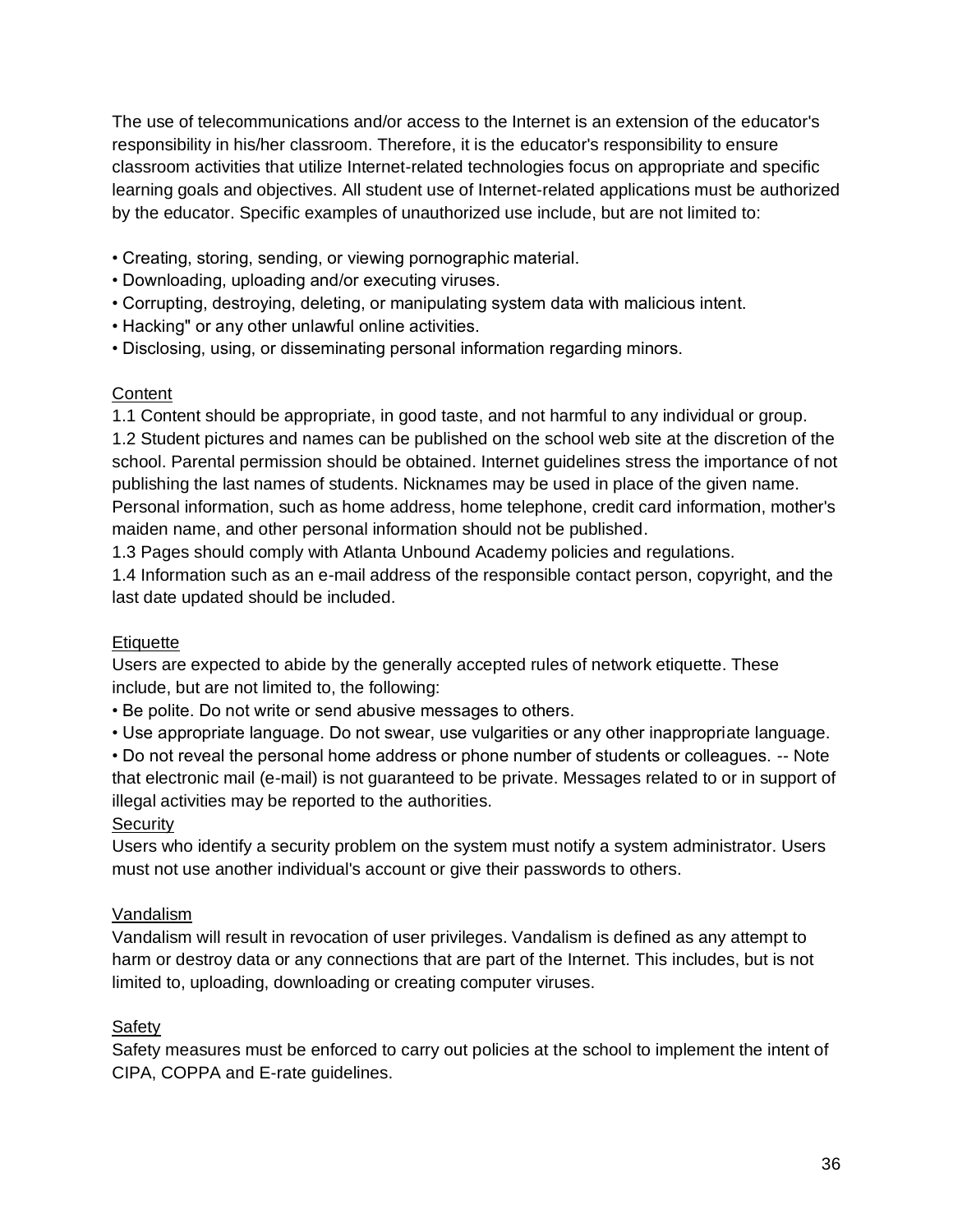The use of telecommunications and/or access to the Internet is an extension of the educator's responsibility in his/her classroom. Therefore, it is the educator's responsibility to ensure classroom activities that utilize Internet-related technologies focus on appropriate and specific learning goals and objectives. All student use of Internet-related applications must be authorized by the educator. Specific examples of unauthorized use include, but are not limited to:

- Creating, storing, sending, or viewing pornographic material.
- Downloading, uploading and/or executing viruses.
- Corrupting, destroying, deleting, or manipulating system data with malicious intent.
- Hacking" or any other unlawful online activities.
- Disclosing, using, or disseminating personal information regarding minors.

<u>Content</u>

1.1 Content should be appropriate, in good taste, and not harmful to any individual or group.
1.2 Student pictures and names can be published on the school web site at the discretion of the school. Parental permission should be obtained. Internet guidelines stress the importance of not publishing the last names of students. Nicknames may be used in place of the given name. Personal information, such as home address, home telephone, credit card information, mother's maiden name, and other personal information should not be published.
1.3 Pages should comply with Atlanta Unbound Academy policies and regulations.
1.4 Information such as an e-mail address of the responsible contact person, copyright, and the last date updated should be included.

<u>Etiquette</u>

Users are expected to abide by the generally accepted rules of network etiquette. These include, but are not limited to, the following:

- Be polite. Do not write or send abusive messages to others.
- Use appropriate language. Do not swear, use vulgarities or any other inappropriate language.
- Do not reveal the personal home address or phone number of students or colleagues. -- Note that electronic mail (e-mail) is not guaranteed to be private. Messages related to or in support of illegal activities may be reported to the authorities.

<u>Security</u>

Users who identify a security problem on the system must notify a system administrator. Users must not use another individual's account or give their passwords to others.

<u>Vandalism</u>

Vandalism will result in revocation of user privileges. Vandalism is defined as any attempt to harm or destroy data or any connections that are part of the Internet. This includes, but is not limited to, uploading, downloading or creating computer viruses.

<u>Safety</u>

Safety measures must be enforced to carry out policies at the school to implement the intent of CIPA, COPPA and E-rate guidelines.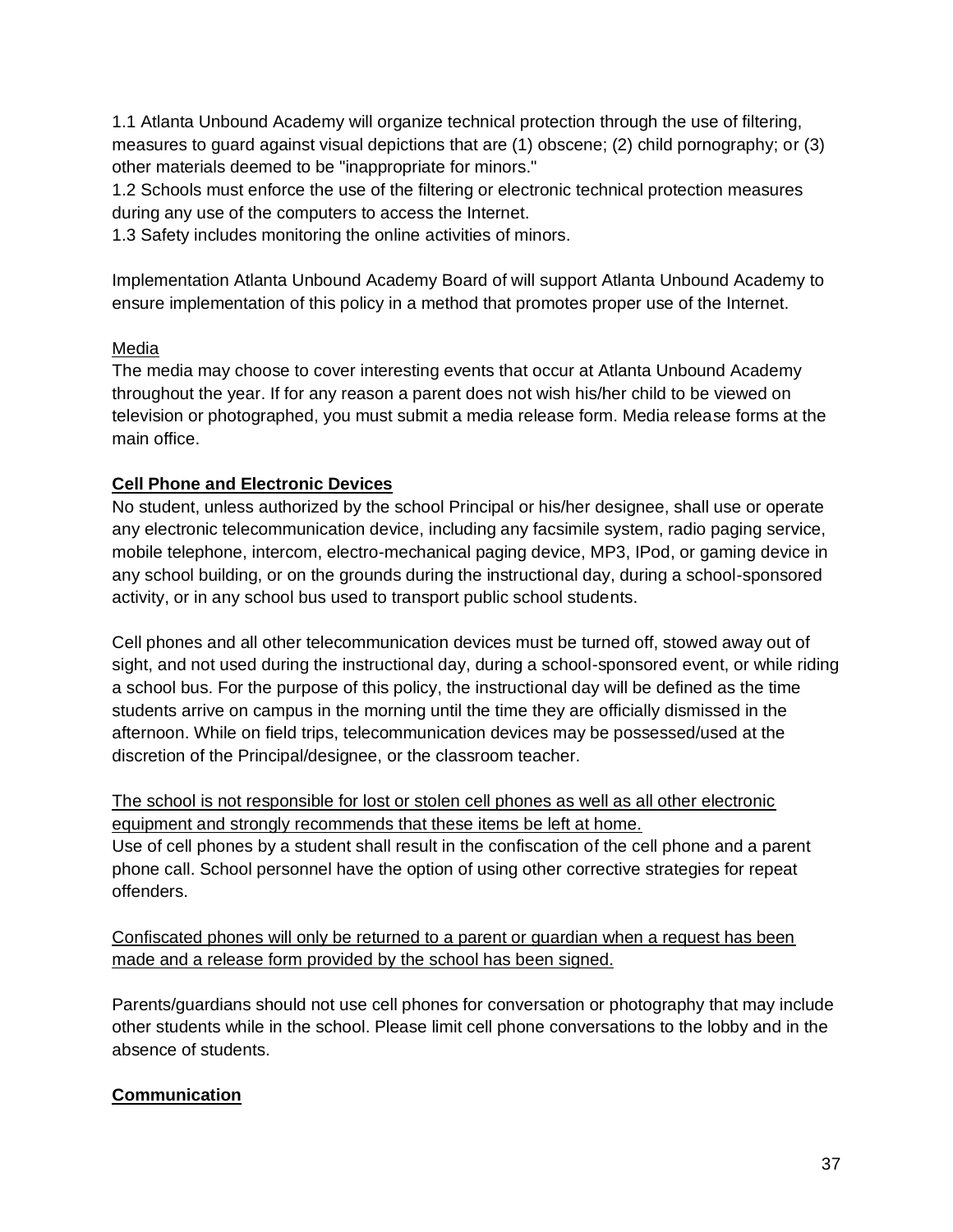1.1 Atlanta Unbound Academy will organize technical protection through the use of filtering, measures to guard against visual depictions that are (1) obscene; (2) child pornography; or (3) other materials deemed to be "inappropriate for minors."
1.2 Schools must enforce the use of the filtering or electronic technical protection measures during any use of the computers to access the Internet.
1.3 Safety includes monitoring the online activities of minors.

Implementation Atlanta Unbound Academy Board of will support Atlanta Unbound Academy to ensure implementation of this policy in a method that promotes proper use of the Internet.

<u>Media</u>
The media may choose to cover interesting events that occur at Atlanta Unbound Academy throughout the year. If for any reason a parent does not wish his/her child to be viewed on television or photographed, you must submit a media release form. Media release forms at the main office.

**<u>Cell Phone and Electronic Devices</u>**
No student, unless authorized by the school Principal or his/her designee, shall use or operate any electronic telecommunication device, including any facsimile system, radio paging service, mobile telephone, intercom, electro-mechanical paging device, MP3, IPod, or gaming device in any school building, or on the grounds during the instructional day, during a school-sponsored activity, or in any school bus used to transport public school students.

Cell phones and all other telecommunication devices must be turned off, stowed away out of sight, and not used during the instructional day, during a school-sponsored event, or while riding a school bus. For the purpose of this policy, the instructional day will be defined as the time students arrive on campus in the morning until the time they are officially dismissed in the afternoon. While on field trips, telecommunication devices may be possessed/used at the discretion of the Principal/designee, or the classroom teacher.

<u>The school is not responsible for lost or stolen cell phones as well as all other electronic equipment and strongly recommends that these items be left at home.</u>
Use of cell phones by a student shall result in the confiscation of the cell phone and a parent phone call. School personnel have the option of using other corrective strategies for repeat offenders.

<u>Confiscated phones will only be returned to a parent or guardian when a request has been made and a release form provided by the school has been signed.</u>

Parents/guardians should not use cell phones for conversation or photography that may include other students while in the school. Please limit cell phone conversations to the lobby and in the absence of students.

**<u>Communication</u>**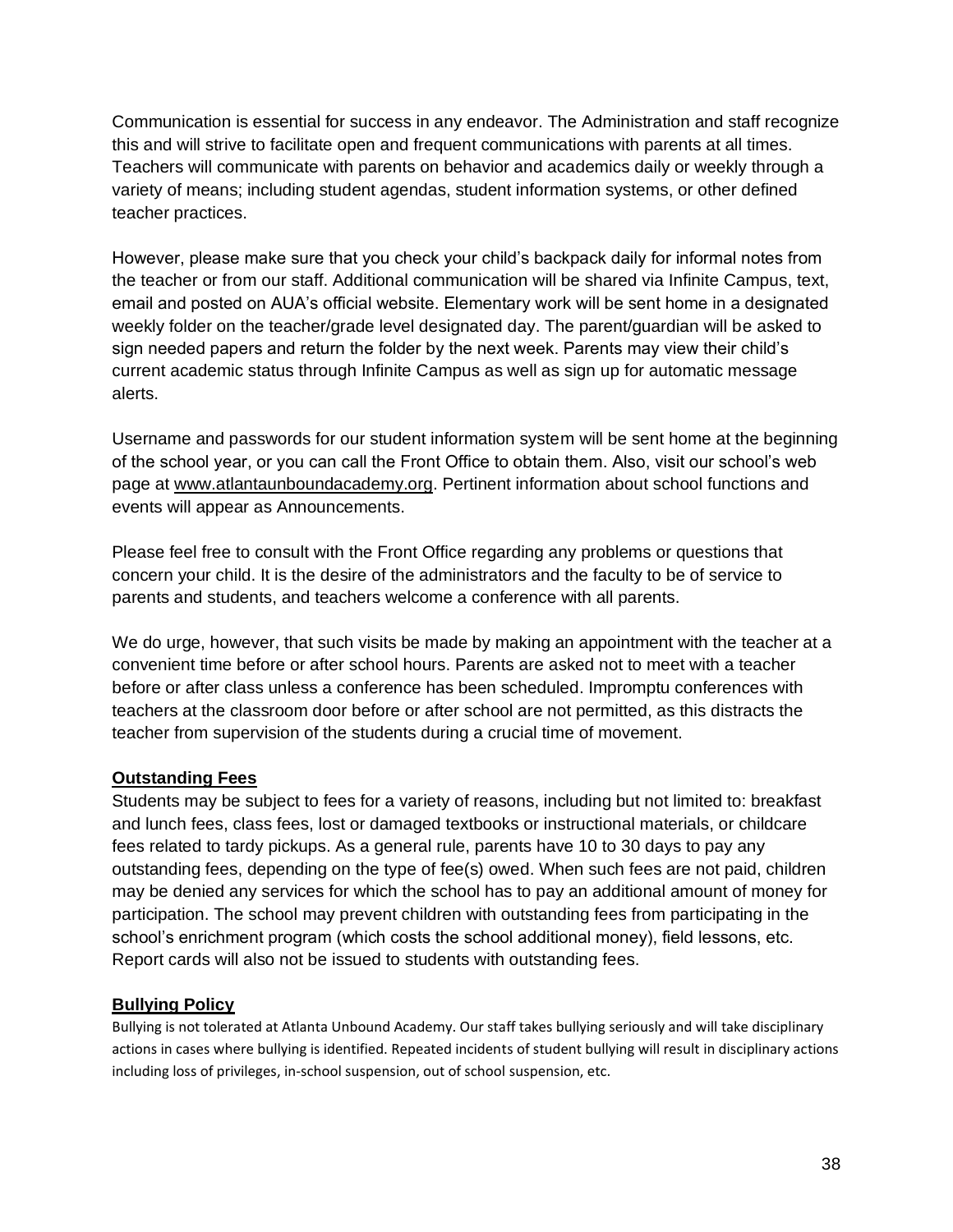Communication is essential for success in any endeavor. The Administration and staff recognize this and will strive to facilitate open and frequent communications with parents at all times. Teachers will communicate with parents on behavior and academics daily or weekly through a variety of means; including student agendas, student information systems, or other defined teacher practices.

However, please make sure that you check your child's backpack daily for informal notes from the teacher or from our staff. Additional communication will be shared via Infinite Campus, text, email and posted on AUA's official website. Elementary work will be sent home in a designated weekly folder on the teacher/grade level designated day. The parent/guardian will be asked to sign needed papers and return the folder by the next week. Parents may view their child's current academic status through Infinite Campus as well as sign up for automatic message alerts.

Username and passwords for our student information system will be sent home at the beginning of the school year, or you can call the Front Office to obtain them. Also, visit our school's web page at www.atlantaunboundacademy.org. Pertinent information about school functions and events will appear as Announcements.

Please feel free to consult with the Front Office regarding any problems or questions that concern your child. It is the desire of the administrators and the faculty to be of service to parents and students, and teachers welcome a conference with all parents.

We do urge, however, that such visits be made by making an appointment with the teacher at a convenient time before or after school hours. Parents are asked not to meet with a teacher before or after class unless a conference has been scheduled. Impromptu conferences with teachers at the classroom door before or after school are not permitted, as this distracts the teacher from supervision of the students during a crucial time of movement.

## Outstanding Fees

Students may be subject to fees for a variety of reasons, including but not limited to: breakfast and lunch fees, class fees, lost or damaged textbooks or instructional materials, or childcare fees related to tardy pickups. As a general rule, parents have 10 to 30 days to pay any outstanding fees, depending on the type of fee(s) owed. When such fees are not paid, children may be denied any services for which the school has to pay an additional amount of money for participation. The school may prevent children with outstanding fees from participating in the school's enrichment program (which costs the school additional money), field lessons, etc. Report cards will also not be issued to students with outstanding fees.

## Bullying Policy

Bullying is not tolerated at Atlanta Unbound Academy. Our staff takes bullying seriously and will take disciplinary actions in cases where bullying is identified. Repeated incidents of student bullying will result in disciplinary actions including loss of privileges, in-school suspension, out of school suspension, etc.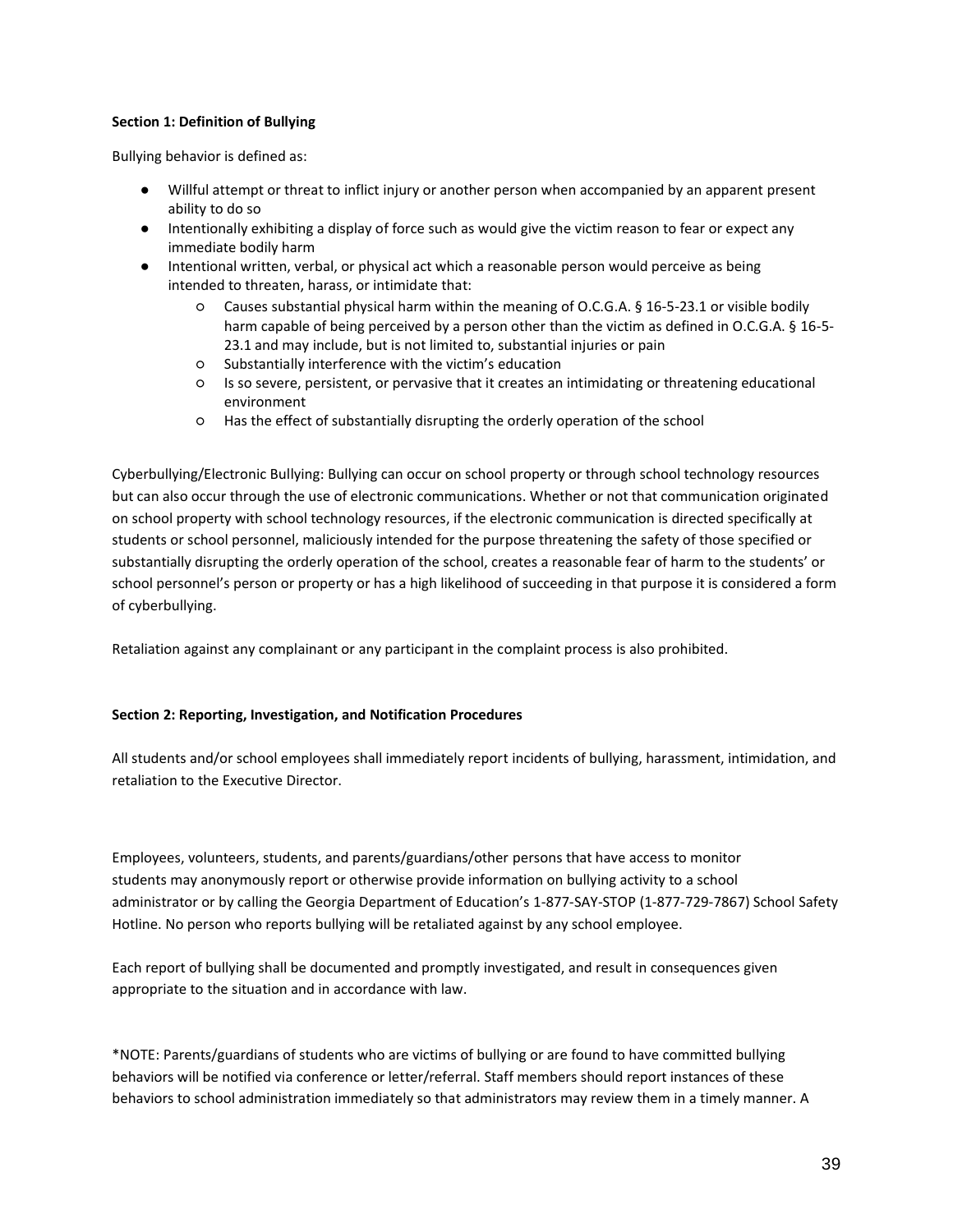**Section 1: Definition of Bullying**

Bullying behavior is defined as:

- Willful attempt or threat to inflict injury or another person when accompanied by an apparent present ability to do so
- Intentionally exhibiting a display of force such as would give the victim reason to fear or expect any immediate bodily harm
- Intentional written, verbal, or physical act which a reasonable person would perceive as being intended to threaten, harass, or intimidate that:
    - Causes substantial physical harm within the meaning of O.C.G.A. § 16-5-23.1 or visible bodily harm capable of being perceived by a person other than the victim as defined in O.C.G.A. § 16-5-23.1 and may include, but is not limited to, substantial injuries or pain
    - Substantially interference with the victim's education
    - Is so severe, persistent, or pervasive that it creates an intimidating or threatening educational environment
    - Has the effect of substantially disrupting the orderly operation of the school

Cyberbullying/Electronic Bullying: Bullying can occur on school property or through school technology resources but can also occur through the use of electronic communications. Whether or not that communication originated on school property with school technology resources, if the electronic communication is directed specifically at students or school personnel, maliciously intended for the purpose threatening the safety of those specified or substantially disrupting the orderly operation of the school, creates a reasonable fear of harm to the students' or school personnel's person or property or has a high likelihood of succeeding in that purpose it is considered a form of cyberbullying.

Retaliation against any complainant or any participant in the complaint process is also prohibited.

**Section 2: Reporting, Investigation, and Notification Procedures**

All students and/or school employees shall immediately report incidents of bullying, harassment, intimidation, and retaliation to the Executive Director.

Employees, volunteers, students, and parents/guardians/other persons that have access to monitor students may anonymously report or otherwise provide information on bullying activity to a school administrator or by calling the Georgia Department of Education's 1-877-SAY-STOP (1-877-729-7867) School Safety Hotline. No person who reports bullying will be retaliated against by any school employee.

Each report of bullying shall be documented and promptly investigated, and result in consequences given appropriate to the situation and in accordance with law.

*NOTE: Parents/guardians of students who are victims of bullying or are found to have committed bullying behaviors will be notified via conference or letter/referral. Staff members should report instances of these behaviors to school administration immediately so that administrators may review them in a timely manner. A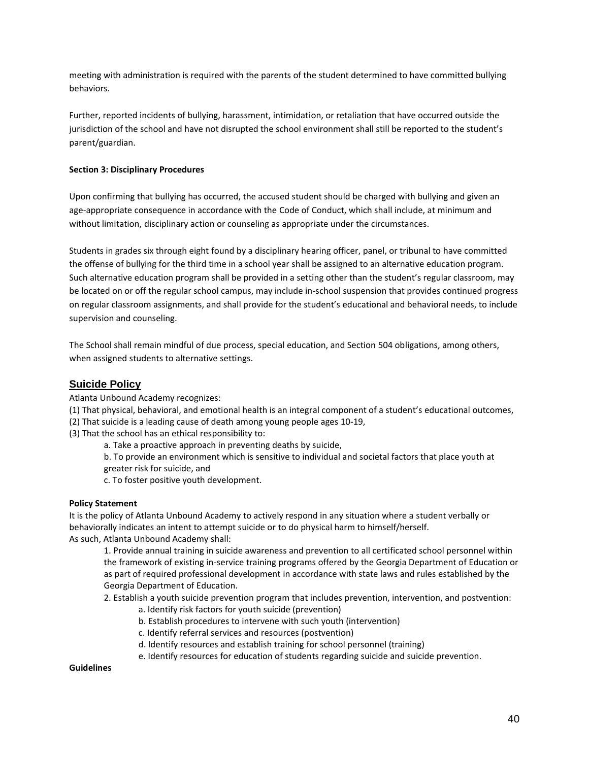meeting with administration is required with the parents of the student determined to have committed bullying behaviors.

Further, reported incidents of bullying, harassment, intimidation, or retaliation that have occurred outside the jurisdiction of the school and have not disrupted the school environment shall still be reported to the student's parent/guardian.

**Section 3: Disciplinary Procedures**

Upon confirming that bullying has occurred, the accused student should be charged with bullying and given an age-appropriate consequence in accordance with the Code of Conduct, which shall include, at minimum and without limitation, disciplinary action or counseling as appropriate under the circumstances.

Students in grades six through eight found by a disciplinary hearing officer, panel, or tribunal to have committed the offense of bullying for the third time in a school year shall be assigned to an alternative education program. Such alternative education program shall be provided in a setting other than the student's regular classroom, may be located on or off the regular school campus, may include in-school suspension that provides continued progress on regular classroom assignments, and shall provide for the student's educational and behavioral needs, to include supervision and counseling.

The School shall remain mindful of due process, special education, and Section 504 obligations, among others, when assigned students to alternative settings.

## Suicide Policy

Atlanta Unbound Academy recognizes:

(1) That physical, behavioral, and emotional health is an integral component of a student's educational outcomes,
(2) That suicide is a leading cause of death among young people ages 10-19,
(3) That the school has an ethical responsibility to:

> a. Take a proactive approach in preventing deaths by suicide,
> b. To provide an environment which is sensitive to individual and societal factors that place youth at greater risk for suicide, and
> c. To foster positive youth development.

**Policy Statement**

It is the policy of Atlanta Unbound Academy to actively respond in any situation where a student verbally or behaviorally indicates an intent to attempt suicide or to do physical harm to himself/herself.
As such, Atlanta Unbound Academy shall:

1. Provide annual training in suicide awareness and prevention to all certificated school personnel within the framework of existing in-service training programs offered by the Georgia Department of Education or as part of required professional development in accordance with state laws and rules established by the Georgia Department of Education.
2. Establish a youth suicide prevention program that includes prevention, intervention, and postvention:
    a. Identify risk factors for youth suicide (prevention)
    b. Establish procedures to intervene with such youth (intervention)
    c. Identify referral services and resources (postvention)
    d. Identify resources and establish training for school personnel (training)
    e. Identify resources for education of students regarding suicide and suicide prevention.

**Guidelines**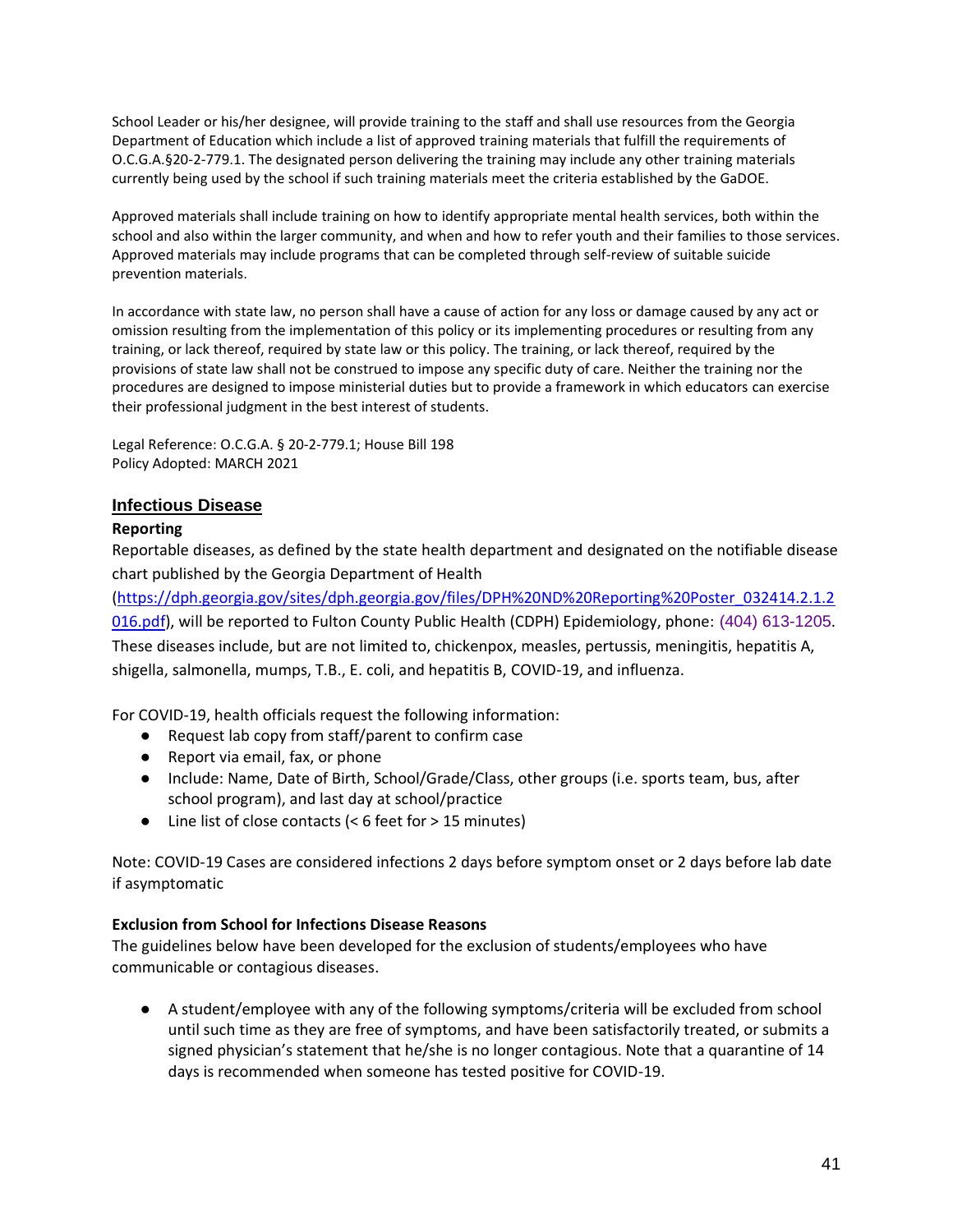School Leader or his/her designee, will provide training to the staff and shall use resources from the Georgia Department of Education which include a list of approved training materials that fulfill the requirements of O.C.G.A.§20-2-779.1. The designated person delivering the training may include any other training materials currently being used by the school if such training materials meet the criteria established by the GaDOE.

Approved materials shall include training on how to identify appropriate mental health services, both within the school and also within the larger community, and when and how to refer youth and their families to those services. Approved materials may include programs that can be completed through self-review of suitable suicide prevention materials.

In accordance with state law, no person shall have a cause of action for any loss or damage caused by any act or omission resulting from the implementation of this policy or its implementing procedures or resulting from any training, or lack thereof, required by state law or this policy. The training, or lack thereof, required by the provisions of state law shall not be construed to impose any specific duty of care. Neither the training nor the procedures are designed to impose ministerial duties but to provide a framework in which educators can exercise their professional judgment in the best interest of students.

Legal Reference: O.C.G.A. § 20-2-779.1; House Bill 198
Policy Adopted: MARCH 2021

## Infectious Disease

**Reporting**

Reportable diseases, as defined by the state health department and designated on the notifiable disease chart published by the Georgia Department of Health (https://dph.georgia.gov/sites/dph.georgia.gov/files/DPH%20ND%20Reporting%20Poster_032414.2.1.2016.pdf), will be reported to Fulton County Public Health (CDPH) Epidemiology, phone: (404) 613-1205. These diseases include, but are not limited to, chickenpox, measles, pertussis, meningitis, hepatitis A, shigella, salmonella, mumps, T.B., E. coli, and hepatitis B, COVID-19, and influenza.

For COVID-19, health officials request the following information:

- Request lab copy from staff/parent to confirm case
- Report via email, fax, or phone
- Include: Name, Date of Birth, School/Grade/Class, other groups (i.e. sports team, bus, after school program), and last day at school/practice
- Line list of close contacts (< 6 feet for > 15 minutes)

Note: COVID-19 Cases are considered infections 2 days before symptom onset or 2 days before lab date if asymptomatic

**Exclusion from School for Infections Disease Reasons**

The guidelines below have been developed for the exclusion of students/employees who have communicable or contagious diseases.

- A student/employee with any of the following symptoms/criteria will be excluded from school until such time as they are free of symptoms, and have been satisfactorily treated, or submits a signed physician's statement that he/she is no longer contagious. Note that a quarantine of 14 days is recommended when someone has tested positive for COVID-19.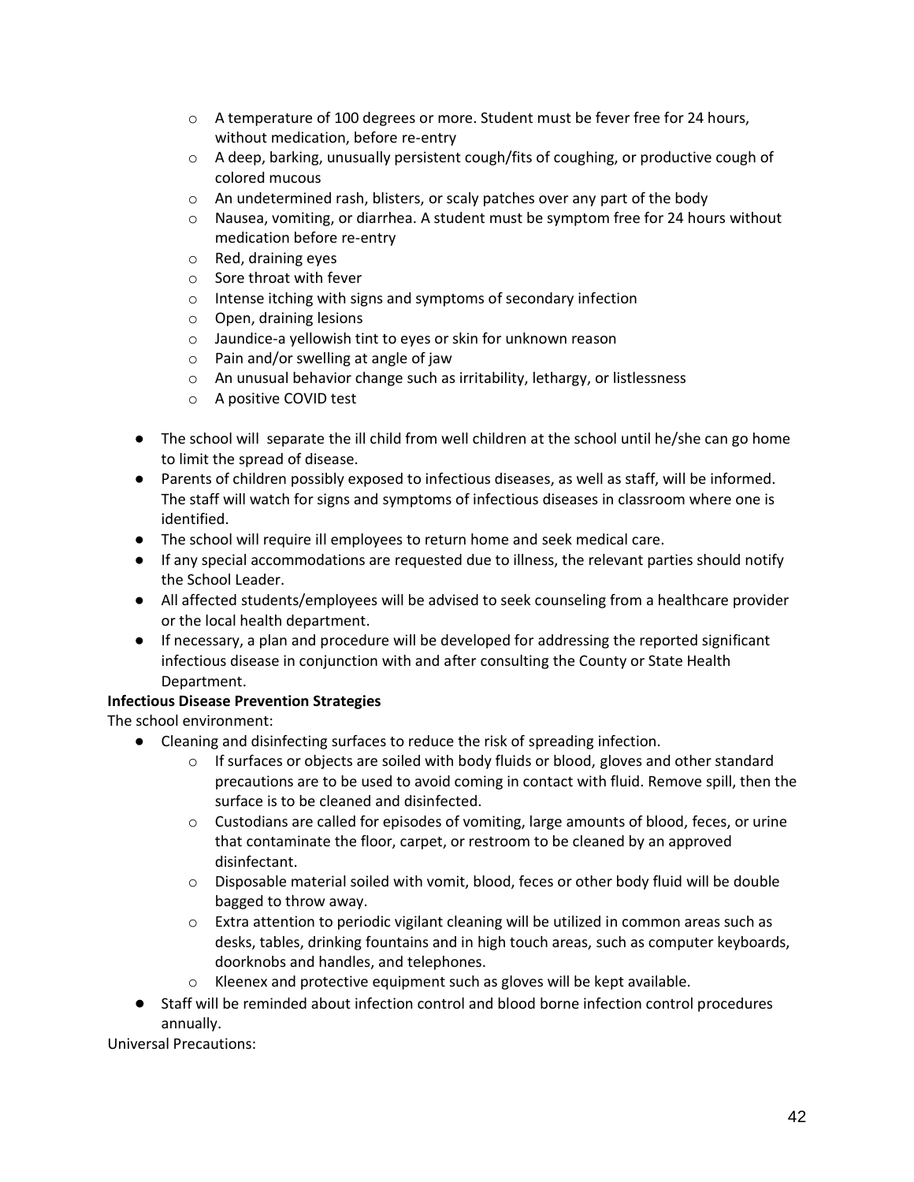- A temperature of 100 degrees or more. Student must be fever free for 24 hours, without medication, before re-entry
    - A deep, barking, unusually persistent cough/fits of coughing, or productive cough of colored mucous
    - An undetermined rash, blisters, or scaly patches over any part of the body
    - Nausea, vomiting, or diarrhea. A student must be symptom free for 24 hours without medication before re-entry
    - Red, draining eyes
    - Sore throat with fever
    - Intense itching with signs and symptoms of secondary infection
    - Open, draining lesions
    - Jaundice-a yellowish tint to eyes or skin for unknown reason
    - Pain and/or swelling at angle of jaw
    - An unusual behavior change such as irritability, lethargy, or listlessness
    - A positive COVID test

- The school will separate the ill child from well children at the school until he/she can go home to limit the spread of disease.
- Parents of children possibly exposed to infectious diseases, as well as staff, will be informed. The staff will watch for signs and symptoms of infectious diseases in classroom where one is identified.
- The school will require ill employees to return home and seek medical care.
- If any special accommodations are requested due to illness, the relevant parties should notify the School Leader.
- All affected students/employees will be advised to seek counseling from a healthcare provider or the local health department.
- If necessary, a plan and procedure will be developed for addressing the reported significant infectious disease in conjunction with and after consulting the County or State Health Department.

**Infectious Disease Prevention Strategies**

The school environment:

- Cleaning and disinfecting surfaces to reduce the risk of spreading infection.
    - If surfaces or objects are soiled with body fluids or blood, gloves and other standard precautions are to be used to avoid coming in contact with fluid. Remove spill, then the surface is to be cleaned and disinfected.
    - Custodians are called for episodes of vomiting, large amounts of blood, feces, or urine that contaminate the floor, carpet, or restroom to be cleaned by an approved disinfectant.
    - Disposable material soiled with vomit, blood, feces or other body fluid will be double bagged to throw away.
    - Extra attention to periodic vigilant cleaning will be utilized in common areas such as desks, tables, drinking fountains and in high touch areas, such as computer keyboards, doorknobs and handles, and telephones.
    - Kleenex and protective equipment such as gloves will be kept available.
- Staff will be reminded about infection control and blood borne infection control procedures annually.

Universal Precautions: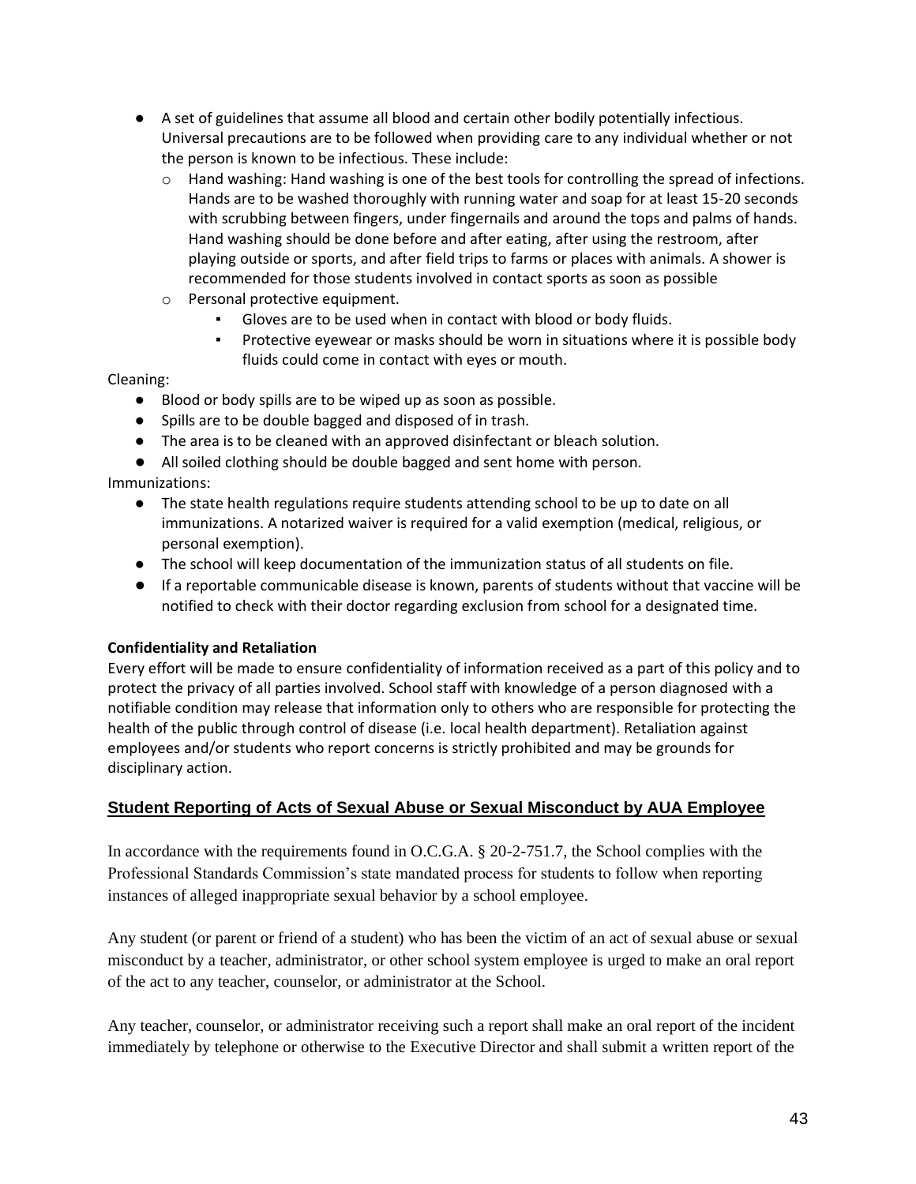- A set of guidelines that assume all blood and certain other bodily potentially infectious. Universal precautions are to be followed when providing care to any individual whether or not the person is known to be infectious. These include:
  - Hand washing: Hand washing is one of the best tools for controlling the spread of infections. Hands are to be washed thoroughly with running water and soap for at least 15-20 seconds with scrubbing between fingers, under fingernails and around the tops and palms of hands. Hand washing should be done before and after eating, after using the restroom, after playing outside or sports, and after field trips to farms or places with animals. A shower is recommended for those students involved in contact sports as soon as possible
  - Personal protective equipment.
    - Gloves are to be used when in contact with blood or body fluids.
    - Protective eyewear or masks should be worn in situations where it is possible body fluids could come in contact with eyes or mouth.

Cleaning:

- Blood or body spills are to be wiped up as soon as possible.
- Spills are to be double bagged and disposed of in trash.
- The area is to be cleaned with an approved disinfectant or bleach solution.
- All soiled clothing should be double bagged and sent home with person.

Immunizations:

- The state health regulations require students attending school to be up to date on all immunizations. A notarized waiver is required for a valid exemption (medical, religious, or personal exemption).
- The school will keep documentation of the immunization status of all students on file.
- If a reportable communicable disease is known, parents of students without that vaccine will be notified to check with their doctor regarding exclusion from school for a designated time.

**Confidentiality and Retaliation**

Every effort will be made to ensure confidentiality of information received as a part of this policy and to protect the privacy of all parties involved. School staff with knowledge of a person diagnosed with a notifiable condition may release that information only to others who are responsible for protecting the health of the public through control of disease (i.e. local health department). Retaliation against employees and/or students who report concerns is strictly prohibited and may be grounds for disciplinary action.

## Student Reporting of Acts of Sexual Abuse or Sexual Misconduct by AUA Employee

In accordance with the requirements found in O.C.G.A. § 20-2-751.7, the School complies with the Professional Standards Commission's state mandated process for students to follow when reporting instances of alleged inappropriate sexual behavior by a school employee.

Any student (or parent or friend of a student) who has been the victim of an act of sexual abuse or sexual misconduct by a teacher, administrator, or other school system employee is urged to make an oral report of the act to any teacher, counselor, or administrator at the School.

Any teacher, counselor, or administrator receiving such a report shall make an oral report of the incident immediately by telephone or otherwise to the Executive Director and shall submit a written report of the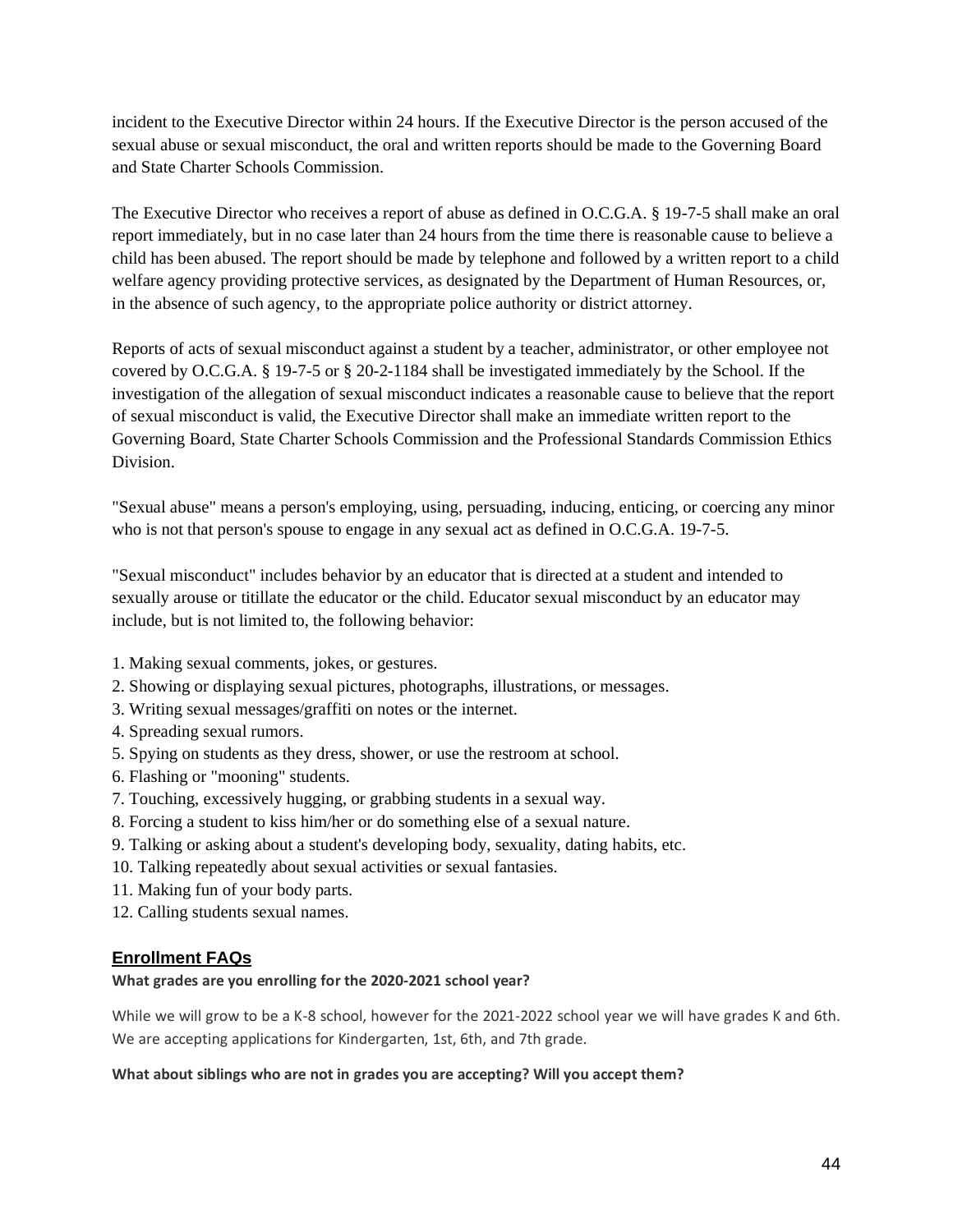incident to the Executive Director within 24 hours. If the Executive Director is the person accused of the sexual abuse or sexual misconduct, the oral and written reports should be made to the Governing Board and State Charter Schools Commission.

The Executive Director who receives a report of abuse as defined in O.C.G.A. § 19-7-5 shall make an oral report immediately, but in no case later than 24 hours from the time there is reasonable cause to believe a child has been abused. The report should be made by telephone and followed by a written report to a child welfare agency providing protective services, as designated by the Department of Human Resources, or, in the absence of such agency, to the appropriate police authority or district attorney.

Reports of acts of sexual misconduct against a student by a teacher, administrator, or other employee not covered by O.C.G.A. § 19-7-5 or § 20-2-1184 shall be investigated immediately by the School. If the investigation of the allegation of sexual misconduct indicates a reasonable cause to believe that the report of sexual misconduct is valid, the Executive Director shall make an immediate written report to the Governing Board, State Charter Schools Commission and the Professional Standards Commission Ethics Division.

"Sexual abuse" means a person's employing, using, persuading, inducing, enticing, or coercing any minor who is not that person's spouse to engage in any sexual act as defined in O.C.G.A. 19-7-5.

"Sexual misconduct" includes behavior by an educator that is directed at a student and intended to sexually arouse or titillate the educator or the child. Educator sexual misconduct by an educator may include, but is not limited to, the following behavior:

1. Making sexual comments, jokes, or gestures.
2. Showing or displaying sexual pictures, photographs, illustrations, or messages.
3. Writing sexual messages/graffiti on notes or the internet.
4. Spreading sexual rumors.
5. Spying on students as they dress, shower, or use the restroom at school.
6. Flashing or "mooning" students.
7. Touching, excessively hugging, or grabbing students in a sexual way.
8. Forcing a student to kiss him/her or do something else of a sexual nature.
9. Talking or asking about a student's developing body, sexuality, dating habits, etc.
10. Talking repeatedly about sexual activities or sexual fantasies.
11. Making fun of your body parts.
12. Calling students sexual names.

## Enrollment FAQs

**What grades are you enrolling for the 2020-2021 school year?**

While we will grow to be a K-8 school, however for the 2021-2022 school year we will have grades K and 6th. We are accepting applications for Kindergarten, 1st, 6th, and 7th grade.

**What about siblings who are not in grades you are accepting? Will you accept them?**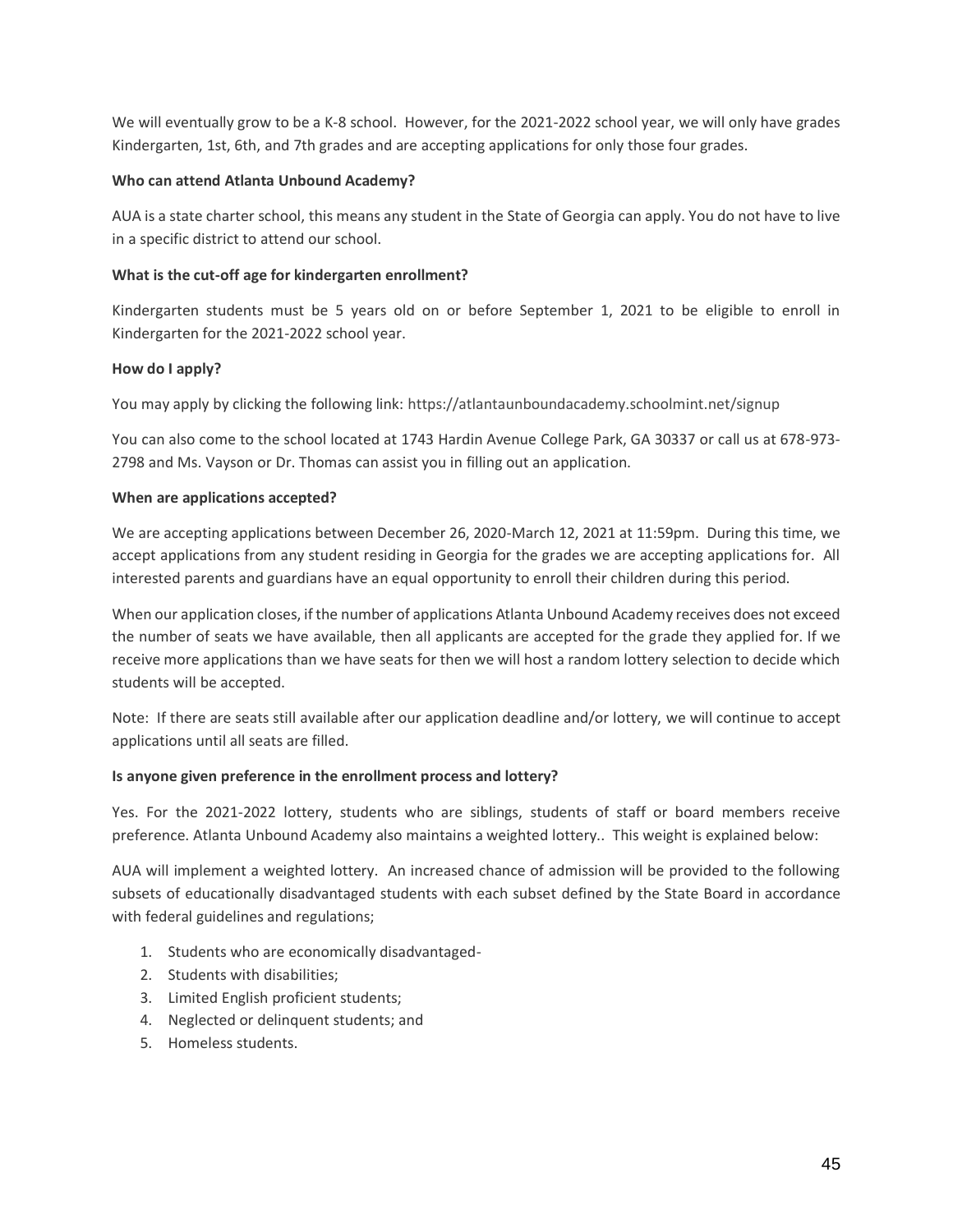We will eventually grow to be a K-8 school. However, for the 2021-2022 school year, we will only have grades Kindergarten, 1st, 6th, and 7th grades and are accepting applications for only those four grades.

**Who can attend Atlanta Unbound Academy?**

AUA is a state charter school, this means any student in the State of Georgia can apply. You do not have to live in a specific district to attend our school.

**What is the cut-off age for kindergarten enrollment?**

Kindergarten students must be 5 years old on or before September 1, 2021 to be eligible to enroll in Kindergarten for the 2021-2022 school year.

**How do I apply?**

You may apply by clicking the following link: https://atlantaunboundacademy.schoolmint.net/signup

You can also come to the school located at 1743 Hardin Avenue College Park, GA 30337 or call us at 678-973-2798 and Ms. Vayson or Dr. Thomas can assist you in filling out an application.

**When are applications accepted?**

We are accepting applications between December 26, 2020-March 12, 2021 at 11:59pm. During this time, we accept applications from any student residing in Georgia for the grades we are accepting applications for. All interested parents and guardians have an equal opportunity to enroll their children during this period.

When our application closes, if the number of applications Atlanta Unbound Academy receives does not exceed the number of seats we have available, then all applicants are accepted for the grade they applied for. If we receive more applications than we have seats for then we will host a random lottery selection to decide which students will be accepted.

Note: If there are seats still available after our application deadline and/or lottery, we will continue to accept applications until all seats are filled.

**Is anyone given preference in the enrollment process and lottery?**

Yes. For the 2021-2022 lottery, students who are siblings, students of staff or board members receive preference. Atlanta Unbound Academy also maintains a weighted lottery.. This weight is explained below:

AUA will implement a weighted lottery. An increased chance of admission will be provided to the following subsets of educationally disadvantaged students with each subset defined by the State Board in accordance with federal guidelines and regulations;

1. Students who are economically disadvantaged-
2. Students with disabilities;
3. Limited English proficient students;
4. Neglected or delinquent students; and
5. Homeless students.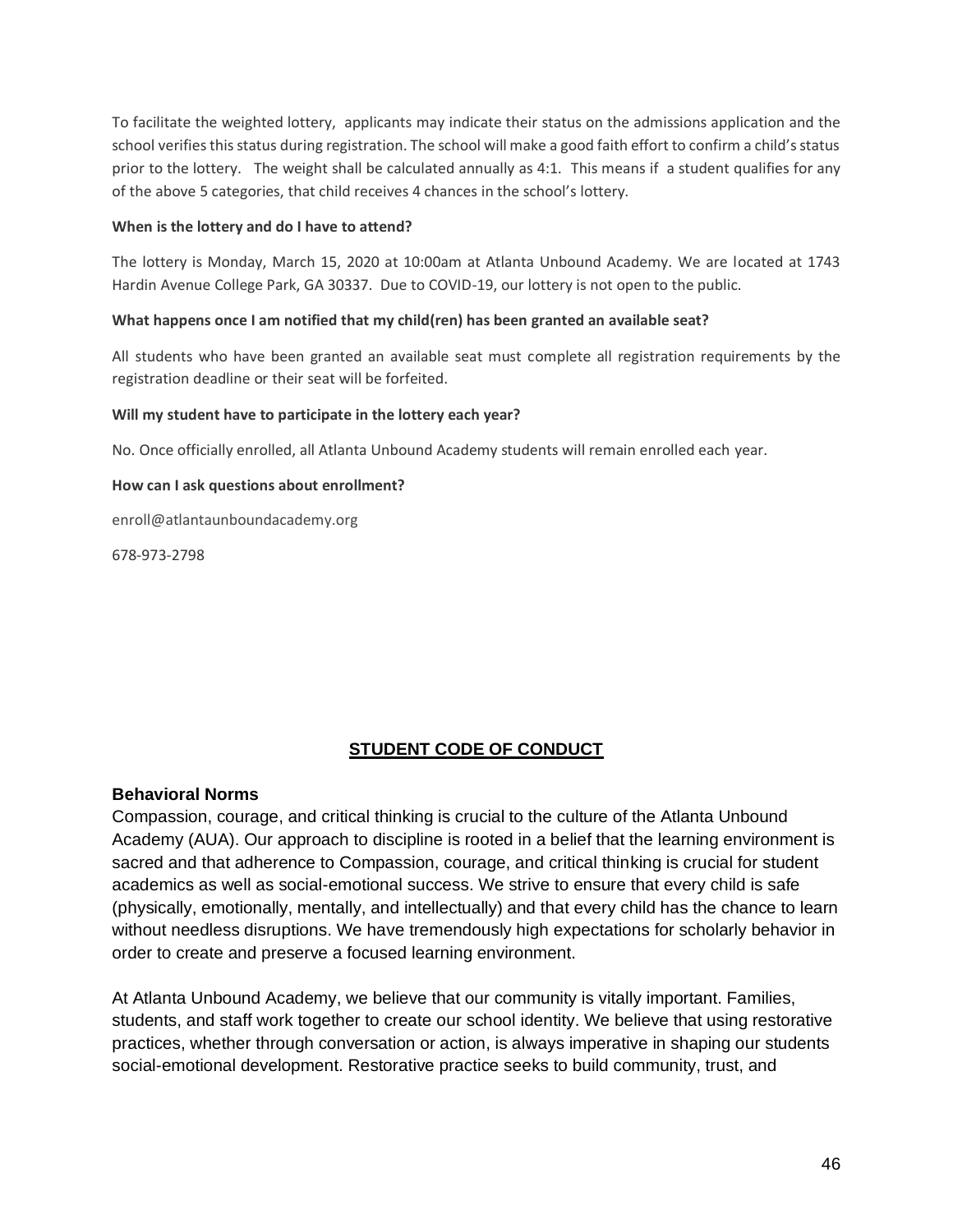To facilitate the weighted lottery, applicants may indicate their status on the admissions application and the school verifies this status during registration. The school will make a good faith effort to confirm a child's status prior to the lottery. The weight shall be calculated annually as 4:1. This means if a student qualifies for any of the above 5 categories, that child receives 4 chances in the school's lottery.

**When is the lottery and do I have to attend?**

The lottery is Monday, March 15, 2020 at 10:00am at Atlanta Unbound Academy. We are located at 1743 Hardin Avenue College Park, GA 30337. Due to COVID-19, our lottery is not open to the public.

**What happens once I am notified that my child(ren) has been granted an available seat?**

All students who have been granted an available seat must complete all registration requirements by the registration deadline or their seat will be forfeited.

**Will my student have to participate in the lottery each year?**

No. Once officially enrolled, all Atlanta Unbound Academy students will remain enrolled each year.

**How can I ask questions about enrollment?**

enroll@atlantaunboundacademy.org

678-973-2798

## STUDENT CODE OF CONDUCT

### Behavioral Norms

Compassion, courage, and critical thinking is crucial to the culture of the Atlanta Unbound Academy (AUA). Our approach to discipline is rooted in a belief that the learning environment is sacred and that adherence to Compassion, courage, and critical thinking is crucial for student academics as well as social-emotional success. We strive to ensure that every child is safe (physically, emotionally, mentally, and intellectually) and that every child has the chance to learn without needless disruptions. We have tremendously high expectations for scholarly behavior in order to create and preserve a focused learning environment.

At Atlanta Unbound Academy, we believe that our community is vitally important. Families, students, and staff work together to create our school identity. We believe that using restorative practices, whether through conversation or action, is always imperative in shaping our students social-emotional development. Restorative practice seeks to build community, trust, and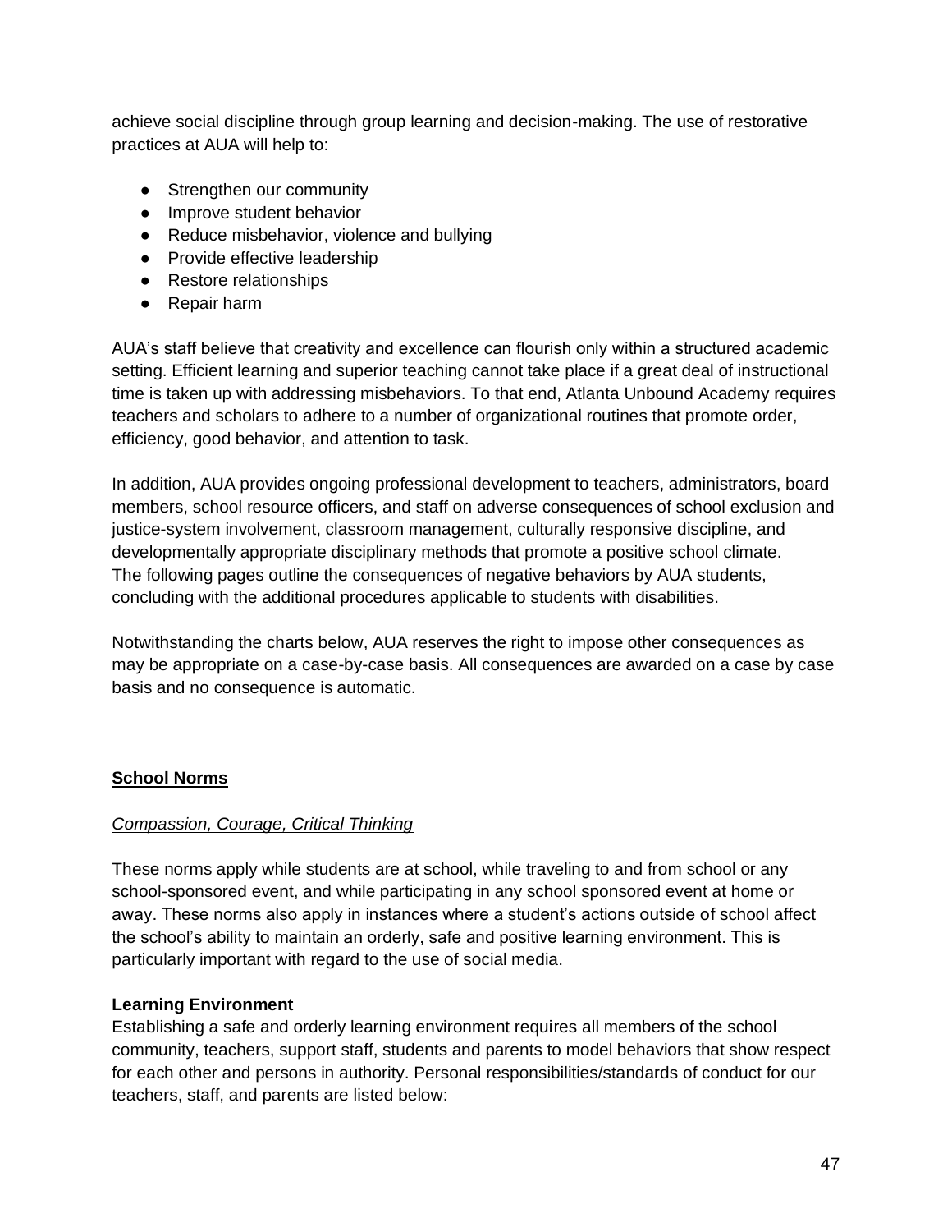achieve social discipline through group learning and decision-making. The use of restorative practices at AUA will help to:

- Strengthen our community
- Improve student behavior
- Reduce misbehavior, violence and bullying
- Provide effective leadership
- Restore relationships
- Repair harm

AUA's staff believe that creativity and excellence can flourish only within a structured academic setting. Efficient learning and superior teaching cannot take place if a great deal of instructional time is taken up with addressing misbehaviors. To that end, Atlanta Unbound Academy requires teachers and scholars to adhere to a number of organizational routines that promote order, efficiency, good behavior, and attention to task.

In addition, AUA provides ongoing professional development to teachers, administrators, board members, school resource officers, and staff on adverse consequences of school exclusion and justice-system involvement, classroom management, culturally responsive discipline, and developmentally appropriate disciplinary methods that promote a positive school climate. The following pages outline the consequences of negative behaviors by AUA students, concluding with the additional procedures applicable to students with disabilities.

Notwithstanding the charts below, AUA reserves the right to impose other consequences as may be appropriate on a case-by-case basis. All consequences are awarded on a case by case basis and no consequence is automatic.

## School Norms

*Compassion, Courage, Critical Thinking*

These norms apply while students are at school, while traveling to and from school or any school-sponsored event, and while participating in any school sponsored event at home or away. These norms also apply in instances where a student's actions outside of school affect the school's ability to maintain an orderly, safe and positive learning environment. This is particularly important with regard to the use of social media.

**Learning Environment**

Establishing a safe and orderly learning environment requires all members of the school community, teachers, support staff, students and parents to model behaviors that show respect for each other and persons in authority. Personal responsibilities/standards of conduct for our teachers, staff, and parents are listed below: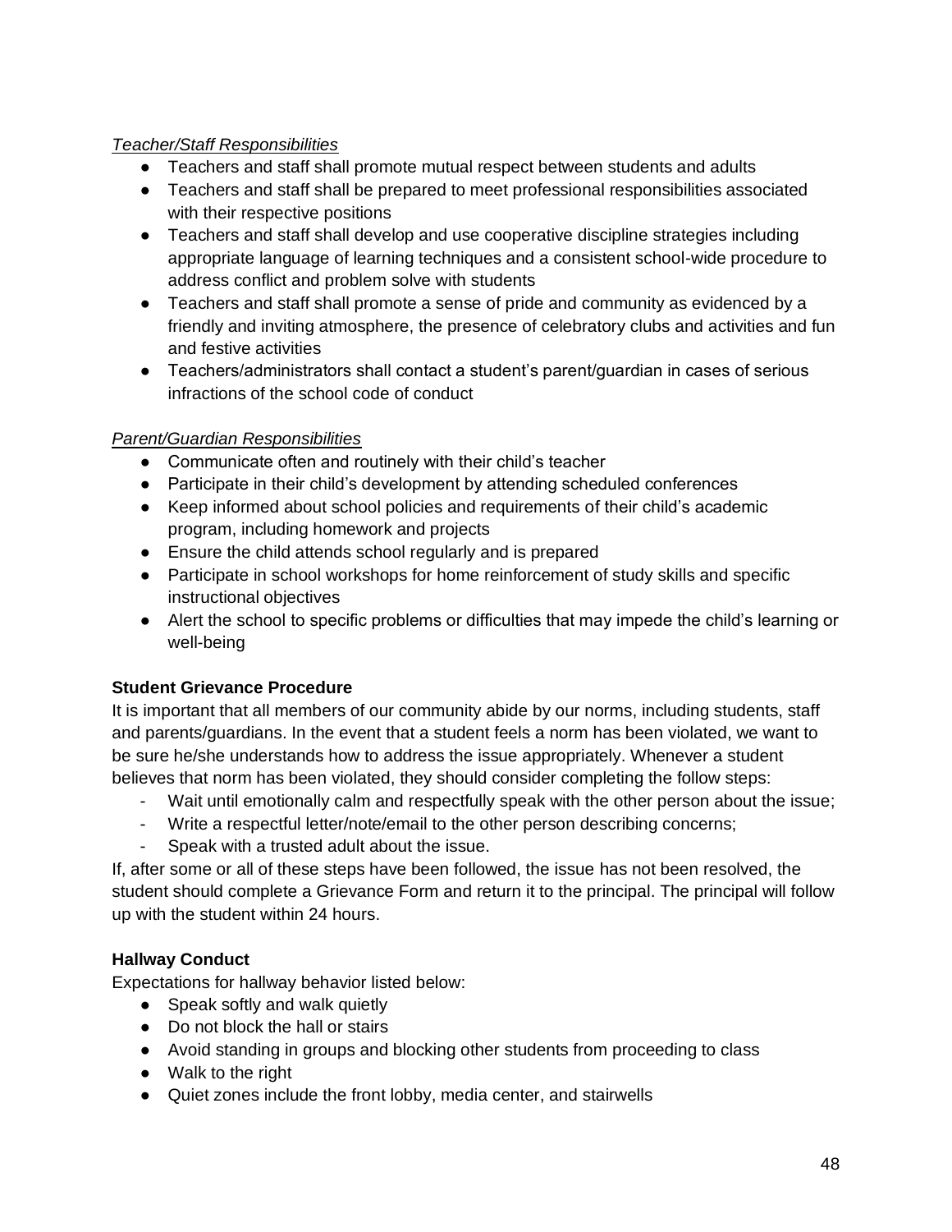*Teacher/Staff Responsibilities*

- Teachers and staff shall promote mutual respect between students and adults
- Teachers and staff shall be prepared to meet professional responsibilities associated with their respective positions
- Teachers and staff shall develop and use cooperative discipline strategies including appropriate language of learning techniques and a consistent school-wide procedure to address conflict and problem solve with students
- Teachers and staff shall promote a sense of pride and community as evidenced by a friendly and inviting atmosphere, the presence of celebratory clubs and activities and fun and festive activities
- Teachers/administrators shall contact a student's parent/guardian in cases of serious infractions of the school code of conduct

*Parent/Guardian Responsibilities*

- Communicate often and routinely with their child's teacher
- Participate in their child's development by attending scheduled conferences
- Keep informed about school policies and requirements of their child's academic program, including homework and projects
- Ensure the child attends school regularly and is prepared
- Participate in school workshops for home reinforcement of study skills and specific instructional objectives
- Alert the school to specific problems or difficulties that may impede the child's learning or well-being

**Student Grievance Procedure**

It is important that all members of our community abide by our norms, including students, staff and parents/guardians. In the event that a student feels a norm has been violated, we want to be sure he/she understands how to address the issue appropriately. Whenever a student believes that norm has been violated, they should consider completing the follow steps:

- Wait until emotionally calm and respectfully speak with the other person about the issue;
- Write a respectful letter/note/email to the other person describing concerns;
- Speak with a trusted adult about the issue.

If, after some or all of these steps have been followed, the issue has not been resolved, the student should complete a Grievance Form and return it to the principal. The principal will follow up with the student within 24 hours.

**Hallway Conduct**

Expectations for hallway behavior listed below:

- Speak softly and walk quietly
- Do not block the hall or stairs
- Avoid standing in groups and blocking other students from proceeding to class
- Walk to the right
- Quiet zones include the front lobby, media center, and stairwells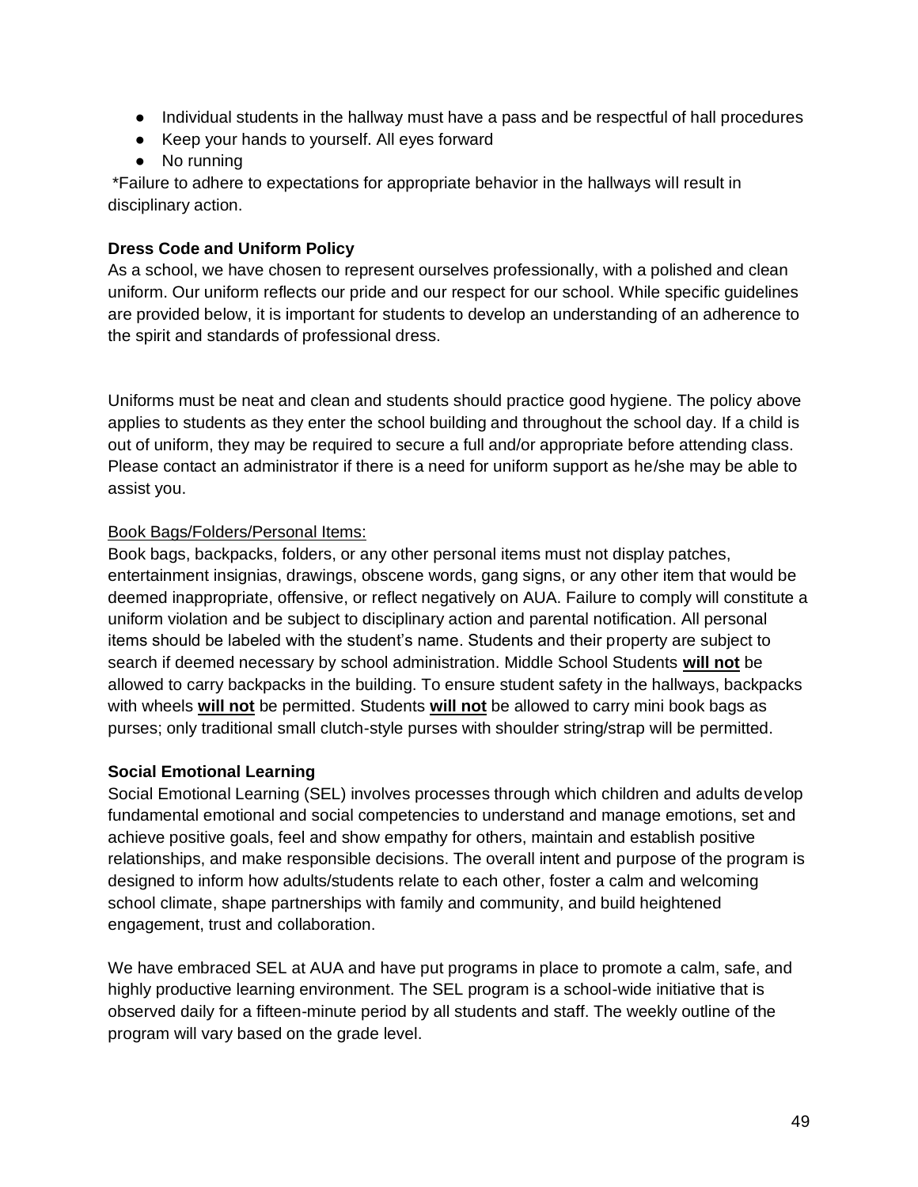- Individual students in the hallway must have a pass and be respectful of hall procedures
- Keep your hands to yourself. All eyes forward
- No running

*Failure to adhere to expectations for appropriate behavior in the hallways will result in disciplinary action.

**Dress Code and Uniform Policy**

As a school, we have chosen to represent ourselves professionally, with a polished and clean uniform. Our uniform reflects our pride and our respect for our school. While specific guidelines are provided below, it is important for students to develop an understanding of an adherence to the spirit and standards of professional dress.

Uniforms must be neat and clean and students should practice good hygiene. The policy above applies to students as they enter the school building and throughout the school day. If a child is out of uniform, they may be required to secure a full and/or appropriate before attending class. Please contact an administrator if there is a need for uniform support as he/she may be able to assist you.

<u>Book Bags/Folders/Personal Items:</u>

Book bags, backpacks, folders, or any other personal items must not display patches, entertainment insignias, drawings, obscene words, gang signs, or any other item that would be deemed inappropriate, offensive, or reflect negatively on AUA. Failure to comply will constitute a uniform violation and be subject to disciplinary action and parental notification. All personal items should be labeled with the student's name. Students and their property are subject to search if deemed necessary by school administration. Middle School Students **<u>will not</u>** be allowed to carry backpacks in the building. To ensure student safety in the hallways, backpacks with wheels **<u>will not</u>** be permitted. Students **<u>will not</u>** be allowed to carry mini book bags as purses; only traditional small clutch-style purses with shoulder string/strap will be permitted.

**Social Emotional Learning**

Social Emotional Learning (SEL) involves processes through which children and adults develop fundamental emotional and social competencies to understand and manage emotions, set and achieve positive goals, feel and show empathy for others, maintain and establish positive relationships, and make responsible decisions. The overall intent and purpose of the program is designed to inform how adults/students relate to each other, foster a calm and welcoming school climate, shape partnerships with family and community, and build heightened engagement, trust and collaboration.

We have embraced SEL at AUA and have put programs in place to promote a calm, safe, and highly productive learning environment. The SEL program is a school-wide initiative that is observed daily for a fifteen-minute period by all students and staff. The weekly outline of the program will vary based on the grade level.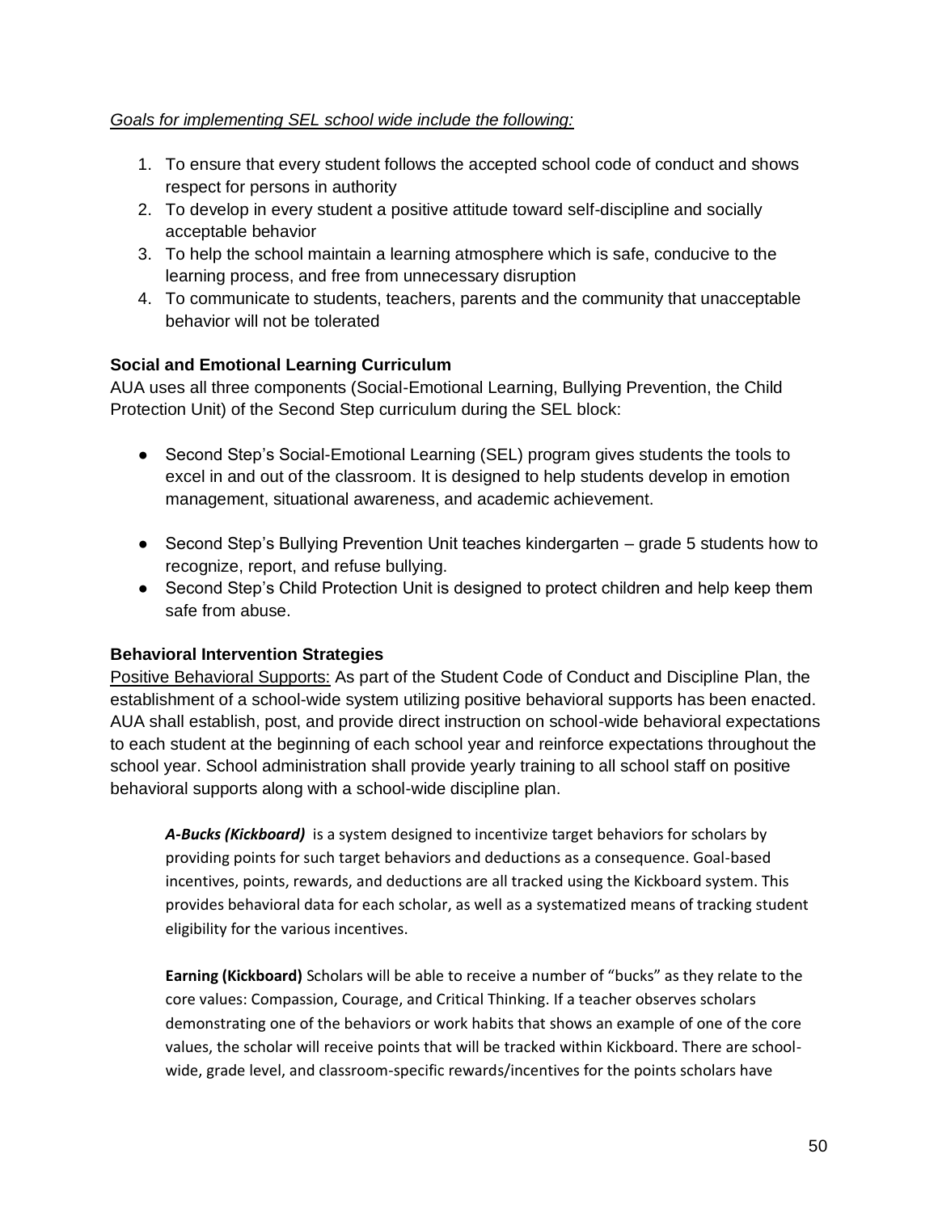*Goals for implementing SEL school wide include the following:*

1. To ensure that every student follows the accepted school code of conduct and shows respect for persons in authority
2. To develop in every student a positive attitude toward self-discipline and socially acceptable behavior
3. To help the school maintain a learning atmosphere which is safe, conducive to the learning process, and free from unnecessary disruption
4. To communicate to students, teachers, parents and the community that unacceptable behavior will not be tolerated

### Social and Emotional Learning Curriculum

AUA uses all three components (Social-Emotional Learning, Bullying Prevention, the Child Protection Unit) of the Second Step curriculum during the SEL block:

- Second Step's Social-Emotional Learning (SEL) program gives students the tools to excel in and out of the classroom. It is designed to help students develop in emotion management, situational awareness, and academic achievement.
- Second Step's Bullying Prevention Unit teaches kindergarten – grade 5 students how to recognize, report, and refuse bullying.
- Second Step's Child Protection Unit is designed to protect children and help keep them safe from abuse.

### Behavioral Intervention Strategies

Positive Behavioral Supports: As part of the Student Code of Conduct and Discipline Plan, the establishment of a school-wide system utilizing positive behavioral supports has been enacted. AUA shall establish, post, and provide direct instruction on school-wide behavioral expectations to each student at the beginning of each school year and reinforce expectations throughout the school year. School administration shall provide yearly training to all school staff on positive behavioral supports along with a school-wide discipline plan.

***A-Bucks (Kickboard)*** is a system designed to incentivize target behaviors for scholars by providing points for such target behaviors and deductions as a consequence. Goal-based incentives, points, rewards, and deductions are all tracked using the Kickboard system. This provides behavioral data for each scholar, as well as a systematized means of tracking student eligibility for the various incentives.

**Earning (Kickboard)** Scholars will be able to receive a number of "bucks" as they relate to the core values: Compassion, Courage, and Critical Thinking. If a teacher observes scholars demonstrating one of the behaviors or work habits that shows an example of one of the core values, the scholar will receive points that will be tracked within Kickboard. There are school-wide, grade level, and classroom-specific rewards/incentives for the points scholars have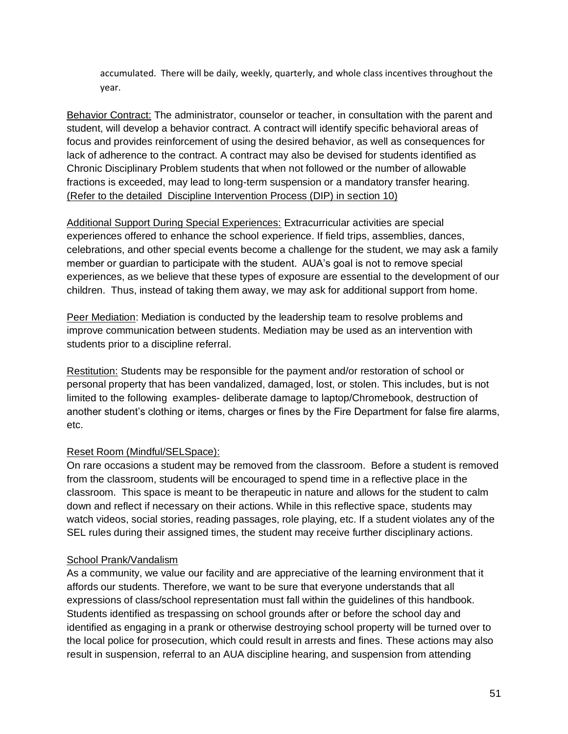accumulated. There will be daily, weekly, quarterly, and whole class incentives throughout the year.

Behavior Contract: The administrator, counselor or teacher, in consultation with the parent and student, will develop a behavior contract. A contract will identify specific behavioral areas of focus and provides reinforcement of using the desired behavior, as well as consequences for lack of adherence to the contract. A contract may also be devised for students identified as Chronic Disciplinary Problem students that when not followed or the number of allowable fractions is exceeded, may lead to long-term suspension or a mandatory transfer hearing. (Refer to the detailed Discipline Intervention Process (DIP) in section 10)

Additional Support During Special Experiences: Extracurricular activities are special experiences offered to enhance the school experience. If field trips, assemblies, dances, celebrations, and other special events become a challenge for the student, we may ask a family member or guardian to participate with the student. AUA's goal is not to remove special experiences, as we believe that these types of exposure are essential to the development of our children. Thus, instead of taking them away, we may ask for additional support from home.

Peer Mediation: Mediation is conducted by the leadership team to resolve problems and improve communication between students. Mediation may be used as an intervention with students prior to a discipline referral.

Restitution: Students may be responsible for the payment and/or restoration of school or personal property that has been vandalized, damaged, lost, or stolen. This includes, but is not limited to the following examples- deliberate damage to laptop/Chromebook, destruction of another student's clothing or items, charges or fines by the Fire Department for false fire alarms, etc.

Reset Room (Mindful/SELSpace):

On rare occasions a student may be removed from the classroom. Before a student is removed from the classroom, students will be encouraged to spend time in a reflective place in the classroom. This space is meant to be therapeutic in nature and allows for the student to calm down and reflect if necessary on their actions. While in this reflective space, students may watch videos, social stories, reading passages, role playing, etc. If a student violates any of the SEL rules during their assigned times, the student may receive further disciplinary actions.

School Prank/Vandalism

As a community, we value our facility and are appreciative of the learning environment that it affords our students. Therefore, we want to be sure that everyone understands that all expressions of class/school representation must fall within the guidelines of this handbook. Students identified as trespassing on school grounds after or before the school day and identified as engaging in a prank or otherwise destroying school property will be turned over to the local police for prosecution, which could result in arrests and fines. These actions may also result in suspension, referral to an AUA discipline hearing, and suspension from attending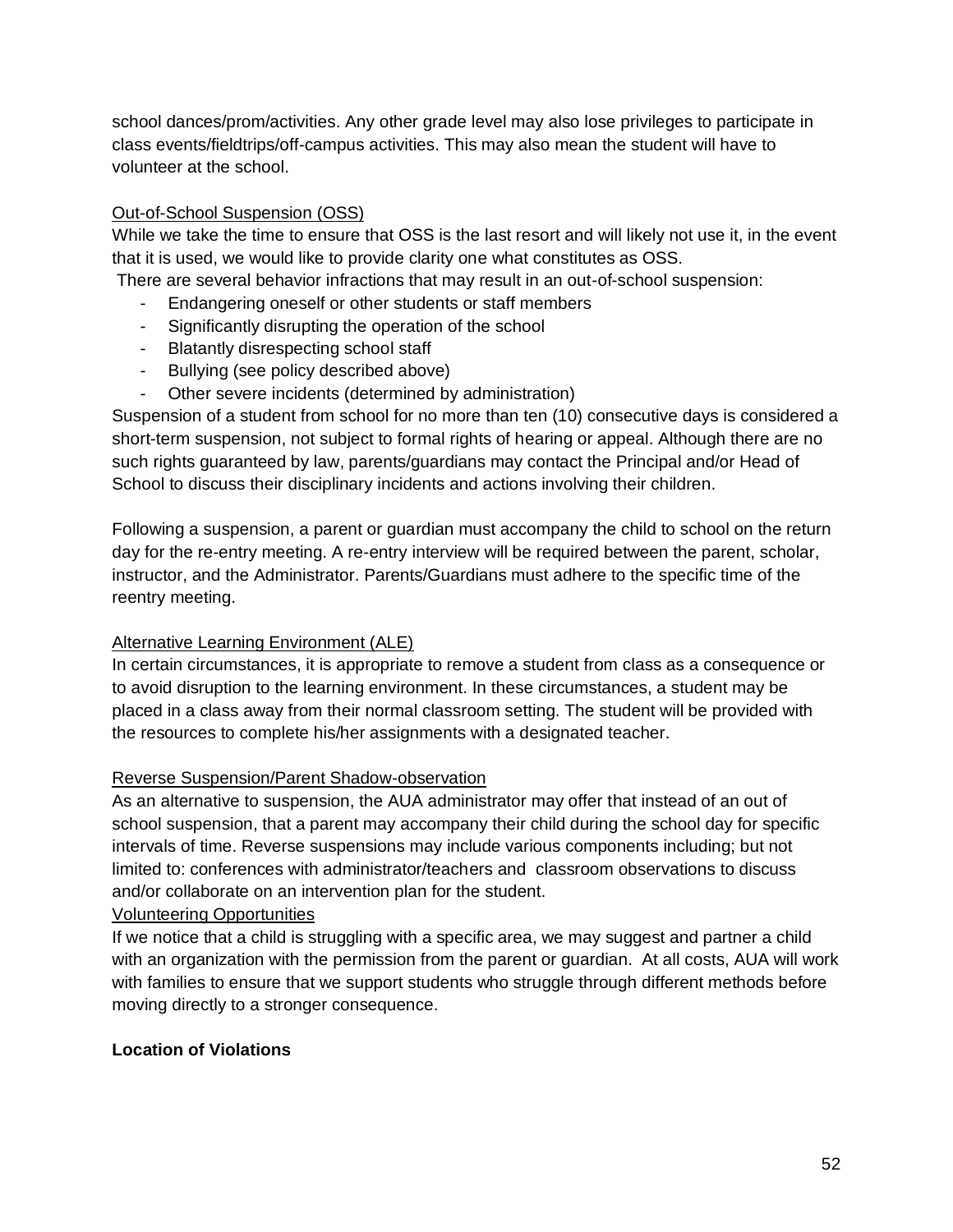school dances/prom/activities. Any other grade level may also lose privileges to participate in class events/fieldtrips/off-campus activities. This may also mean the student will have to volunteer at the school.

Out-of-School Suspension (OSS)

While we take the time to ensure that OSS is the last resort and will likely not use it, in the event that it is used, we would like to provide clarity one what constitutes as OSS.

There are several behavior infractions that may result in an out-of-school suspension:

- Endangering oneself or other students or staff members
- Significantly disrupting the operation of the school
- Blatantly disrespecting school staff
- Bullying (see policy described above)
- Other severe incidents (determined by administration)

Suspension of a student from school for no more than ten (10) consecutive days is considered a short-term suspension, not subject to formal rights of hearing or appeal. Although there are no such rights guaranteed by law, parents/guardians may contact the Principal and/or Head of School to discuss their disciplinary incidents and actions involving their children.

Following a suspension, a parent or guardian must accompany the child to school on the return day for the re-entry meeting. A re-entry interview will be required between the parent, scholar, instructor, and the Administrator. Parents/Guardians must adhere to the specific time of the reentry meeting.

Alternative Learning Environment (ALE)

In certain circumstances, it is appropriate to remove a student from class as a consequence or to avoid disruption to the learning environment. In these circumstances, a student may be placed in a class away from their normal classroom setting. The student will be provided with the resources to complete his/her assignments with a designated teacher.

Reverse Suspension/Parent Shadow-observation

As an alternative to suspension, the AUA administrator may offer that instead of an out of school suspension, that a parent may accompany their child during the school day for specific intervals of time. Reverse suspensions may include various components including; but not limited to: conferences with administrator/teachers and classroom observations to discuss and/or collaborate on an intervention plan for the student.

Volunteering Opportunities

If we notice that a child is struggling with a specific area, we may suggest and partner a child with an organization with the permission from the parent or guardian. At all costs, AUA will work with families to ensure that we support students who struggle through different methods before moving directly to a stronger consequence.

**Location of Violations**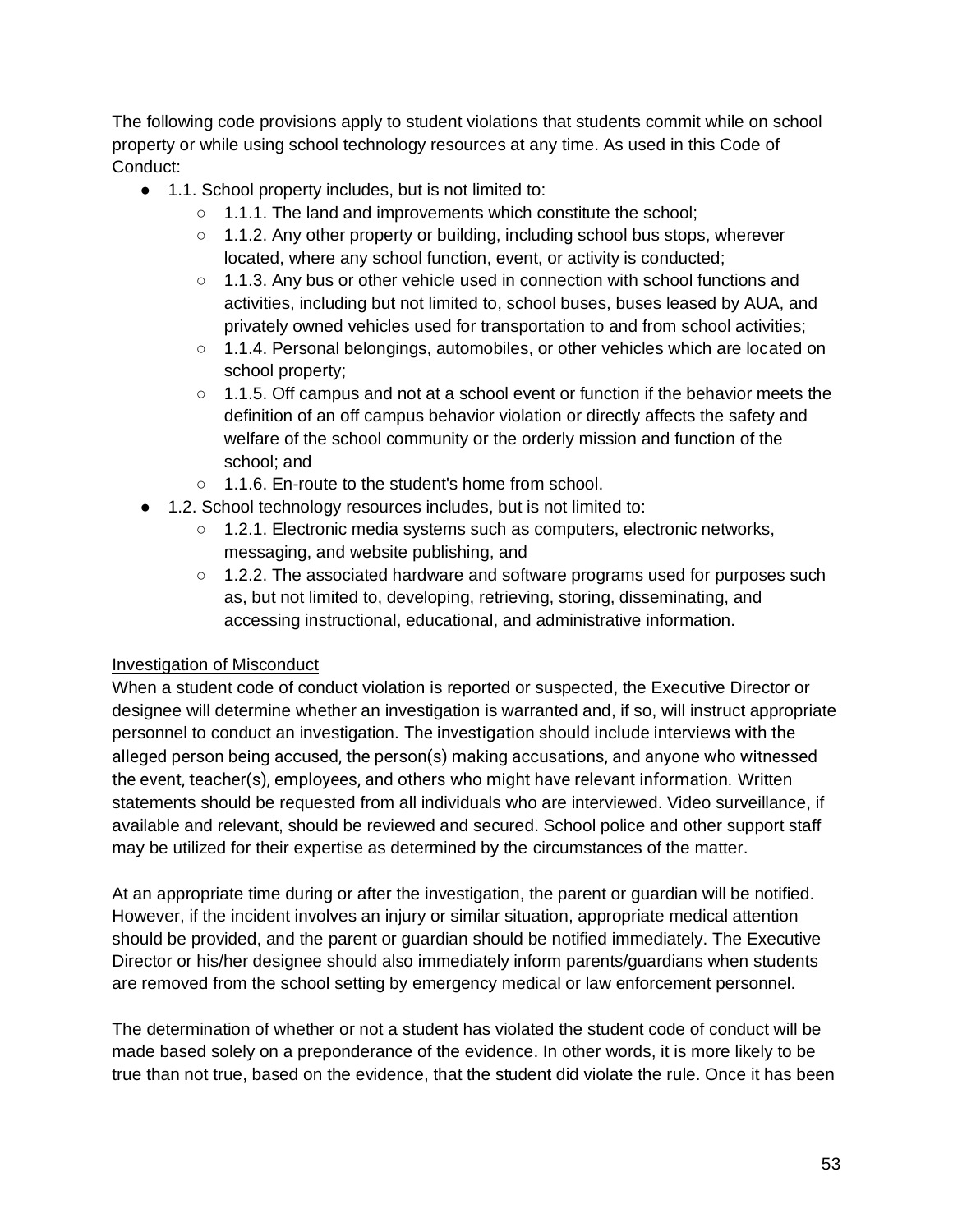The following code provisions apply to student violations that students commit while on school property or while using school technology resources at any time. As used in this Code of Conduct:

- 1.1. School property includes, but is not limited to:
  - 1.1.1. The land and improvements which constitute the school;
  - 1.1.2. Any other property or building, including school bus stops, wherever located, where any school function, event, or activity is conducted;
  - 1.1.3. Any bus or other vehicle used in connection with school functions and activities, including but not limited to, school buses, buses leased by AUA, and privately owned vehicles used for transportation to and from school activities;
  - 1.1.4. Personal belongings, automobiles, or other vehicles which are located on school property;
  - 1.1.5. Off campus and not at a school event or function if the behavior meets the definition of an off campus behavior violation or directly affects the safety and welfare of the school community or the orderly mission and function of the school; and
  - 1.1.6. En-route to the student's home from school.
- 1.2. School technology resources includes, but is not limited to:
  - 1.2.1. Electronic media systems such as computers, electronic networks, messaging, and website publishing, and
  - 1.2.2. The associated hardware and software programs used for purposes such as, but not limited to, developing, retrieving, storing, disseminating, and accessing instructional, educational, and administrative information.

<u>Investigation of Misconduct</u>

When a student code of conduct violation is reported or suspected, the Executive Director or designee will determine whether an investigation is warranted and, if so, will instruct appropriate personnel to conduct an investigation. The investigation should include interviews with the alleged person being accused, the person(s) making accusations, and anyone who witnessed the event, teacher(s), employees, and others who might have relevant information. Written statements should be requested from all individuals who are interviewed. Video surveillance, if available and relevant, should be reviewed and secured. School police and other support staff may be utilized for their expertise as determined by the circumstances of the matter.

At an appropriate time during or after the investigation, the parent or guardian will be notified. However, if the incident involves an injury or similar situation, appropriate medical attention should be provided, and the parent or guardian should be notified immediately. The Executive Director or his/her designee should also immediately inform parents/guardians when students are removed from the school setting by emergency medical or law enforcement personnel.

The determination of whether or not a student has violated the student code of conduct will be made based solely on a preponderance of the evidence. In other words, it is more likely to be true than not true, based on the evidence, that the student did violate the rule. Once it has been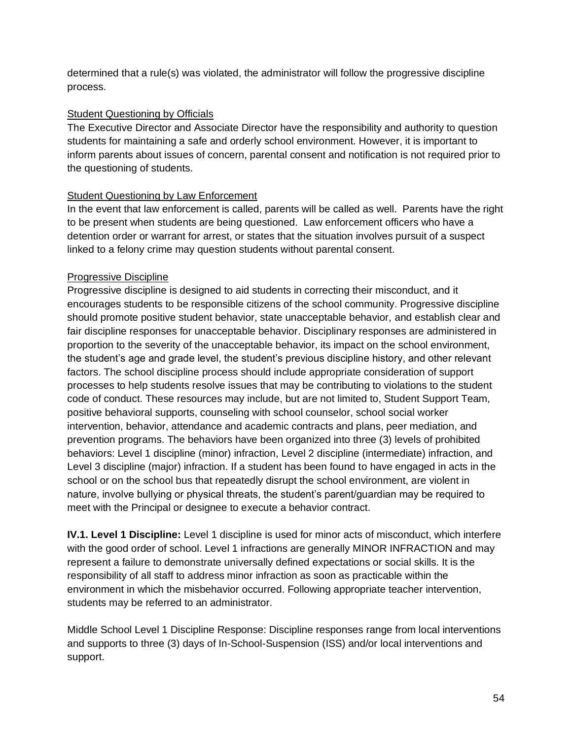determined that a rule(s) was violated, the administrator will follow the progressive discipline process.

<u>Student Questioning by Officials</u>

The Executive Director and Associate Director have the responsibility and authority to question students for maintaining a safe and orderly school environment. However, it is important to inform parents about issues of concern, parental consent and notification is not required prior to the questioning of students.

<u>Student Questioning by Law Enforcement</u>

In the event that law enforcement is called, parents will be called as well. Parents have the right to be present when students are being questioned. Law enforcement officers who have a detention order or warrant for arrest, or states that the situation involves pursuit of a suspect linked to a felony crime may question students without parental consent.

<u>Progressive Discipline</u>

Progressive discipline is designed to aid students in correcting their misconduct, and it encourages students to be responsible citizens of the school community. Progressive discipline should promote positive student behavior, state unacceptable behavior, and establish clear and fair discipline responses for unacceptable behavior. Disciplinary responses are administered in proportion to the severity of the unacceptable behavior, its impact on the school environment, the student's age and grade level, the student's previous discipline history, and other relevant factors. The school discipline process should include appropriate consideration of support processes to help students resolve issues that may be contributing to violations to the student code of conduct. These resources may include, but are not limited to, Student Support Team, positive behavioral supports, counseling with school counselor, school social worker intervention, behavior, attendance and academic contracts and plans, peer mediation, and prevention programs. The behaviors have been organized into three (3) levels of prohibited behaviors: Level 1 discipline (minor) infraction, Level 2 discipline (intermediate) infraction, and Level 3 discipline (major) infraction. If a student has been found to have engaged in acts in the school or on the school bus that repeatedly disrupt the school environment, are violent in nature, involve bullying or physical threats, the student's parent/guardian may be required to meet with the Principal or designee to execute a behavior contract.

**IV.1. Level 1 Discipline:** Level 1 discipline is used for minor acts of misconduct, which interfere with the good order of school. Level 1 infractions are generally MINOR INFRACTION and may represent a failure to demonstrate universally defined expectations or social skills. It is the responsibility of all staff to address minor infraction as soon as practicable within the environment in which the misbehavior occurred. Following appropriate teacher intervention, students may be referred to an administrator.

Middle School Level 1 Discipline Response: Discipline responses range from local interventions and supports to three (3) days of In-School-Suspension (ISS) and/or local interventions and support.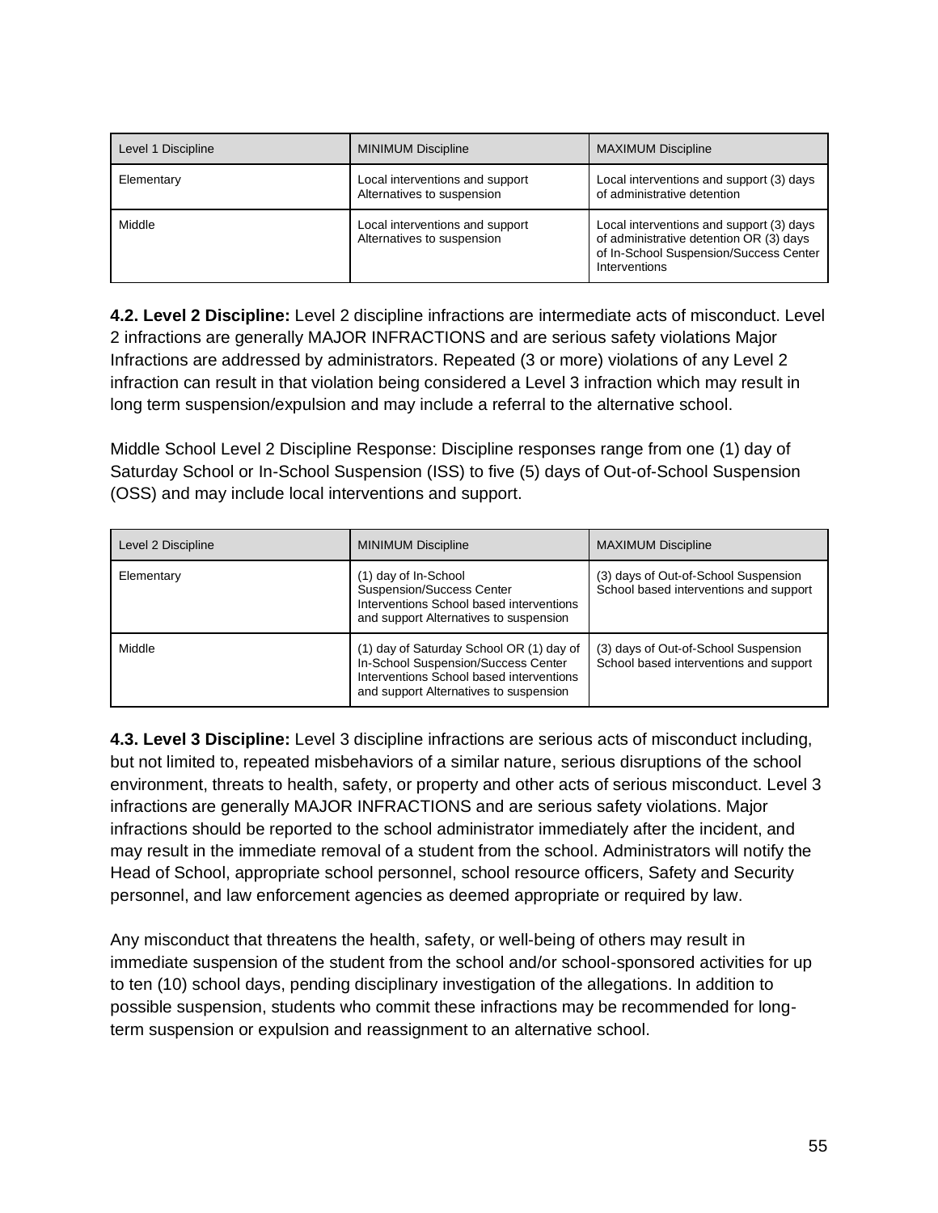| Level 1 Discipline | MINIMUM Discipline | MAXIMUM Discipline |
|---|---|---|
| Elementary | Local interventions and support Alternatives to suspension | Local interventions and support (3) days of administrative detention |
| Middle | Local interventions and support Alternatives to suspension | Local interventions and support (3) days of administrative detention OR (3) days of In-School Suspension/Success Center Interventions |

**4.2. Level 2 Discipline:** Level 2 discipline infractions are intermediate acts of misconduct. Level 2 infractions are generally MAJOR INFRACTIONS and are serious safety violations Major Infractions are addressed by administrators. Repeated (3 or more) violations of any Level 2 infraction can result in that violation being considered a Level 3 infraction which may result in long term suspension/expulsion and may include a referral to the alternative school.

Middle School Level 2 Discipline Response: Discipline responses range from one (1) day of Saturday School or In-School Suspension (ISS) to five (5) days of Out-of-School Suspension (OSS) and may include local interventions and support.

| Level 2 Discipline | MINIMUM Discipline | MAXIMUM Discipline |
|---|---|---|
| Elementary | (1) day of In-School Suspension/Success Center Interventions School based interventions and support Alternatives to suspension | (3) days of Out-of-School Suspension School based interventions and support |
| Middle | (1) day of Saturday School OR (1) day of In-School Suspension/Success Center Interventions School based interventions and support Alternatives to suspension | (3) days of Out-of-School Suspension School based interventions and support |

**4.3. Level 3 Discipline:** Level 3 discipline infractions are serious acts of misconduct including, but not limited to, repeated misbehaviors of a similar nature, serious disruptions of the school environment, threats to health, safety, or property and other acts of serious misconduct. Level 3 infractions are generally MAJOR INFRACTIONS and are serious safety violations. Major infractions should be reported to the school administrator immediately after the incident, and may result in the immediate removal of a student from the school. Administrators will notify the Head of School, appropriate school personnel, school resource officers, Safety and Security personnel, and law enforcement agencies as deemed appropriate or required by law.

Any misconduct that threatens the health, safety, or well-being of others may result in immediate suspension of the student from the school and/or school-sponsored activities for up to ten (10) school days, pending disciplinary investigation of the allegations. In addition to possible suspension, students who commit these infractions may be recommended for long-term suspension or expulsion and reassignment to an alternative school.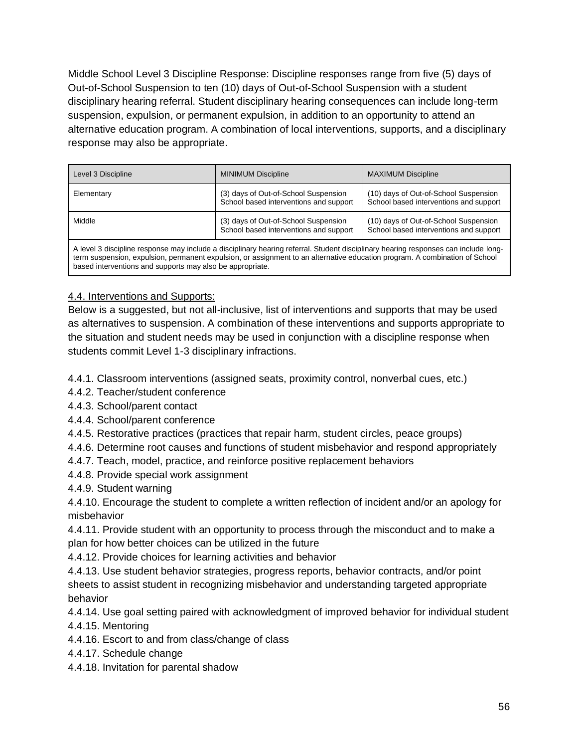Middle School Level 3 Discipline Response: Discipline responses range from five (5) days of Out-of-School Suspension to ten (10) days of Out-of-School Suspension with a student disciplinary hearing referral. Student disciplinary hearing consequences can include long-term suspension, expulsion, or permanent expulsion, in addition to an opportunity to attend an alternative education program. A combination of local interventions, supports, and a disciplinary response may also be appropriate.

| Level 3 Discipline | MINIMUM Discipline | MAXIMUM Discipline |
|---|---|---|
| Elementary | (3) days of Out-of-School Suspension School based interventions and support | (10) days of Out-of-School Suspension School based interventions and support |
| Middle | (3) days of Out-of-School Suspension School based interventions and support | (10) days of Out-of-School Suspension School based interventions and support |
| A level 3 discipline response may include a disciplinary hearing referral. Student disciplinary hearing responses can include long-term suspension, expulsion, permanent expulsion, or assignment to an alternative education program. A combination of School based interventions and supports may also be appropriate. | | |

<u>4.4. Interventions and Supports:</u>

Below is a suggested, but not all-inclusive, list of interventions and supports that may be used as alternatives to suspension. A combination of these interventions and supports appropriate to the situation and student needs may be used in conjunction with a discipline response when students commit Level 1-3 disciplinary infractions.

4.4.1. Classroom interventions (assigned seats, proximity control, nonverbal cues, etc.)
4.4.2. Teacher/student conference
4.4.3. School/parent contact
4.4.4. School/parent conference
4.4.5. Restorative practices (practices that repair harm, student circles, peace groups)
4.4.6. Determine root causes and functions of student misbehavior and respond appropriately
4.4.7. Teach, model, practice, and reinforce positive replacement behaviors
4.4.8. Provide special work assignment
4.4.9. Student warning
4.4.10. Encourage the student to complete a written reflection of incident and/or an apology for misbehavior
4.4.11. Provide student with an opportunity to process through the misconduct and to make a plan for how better choices can be utilized in the future
4.4.12. Provide choices for learning activities and behavior
4.4.13. Use student behavior strategies, progress reports, behavior contracts, and/or point sheets to assist student in recognizing misbehavior and understanding targeted appropriate behavior
4.4.14. Use goal setting paired with acknowledgment of improved behavior for individual student
4.4.15. Mentoring
4.4.16. Escort to and from class/change of class
4.4.17. Schedule change
4.4.18. Invitation for parental shadow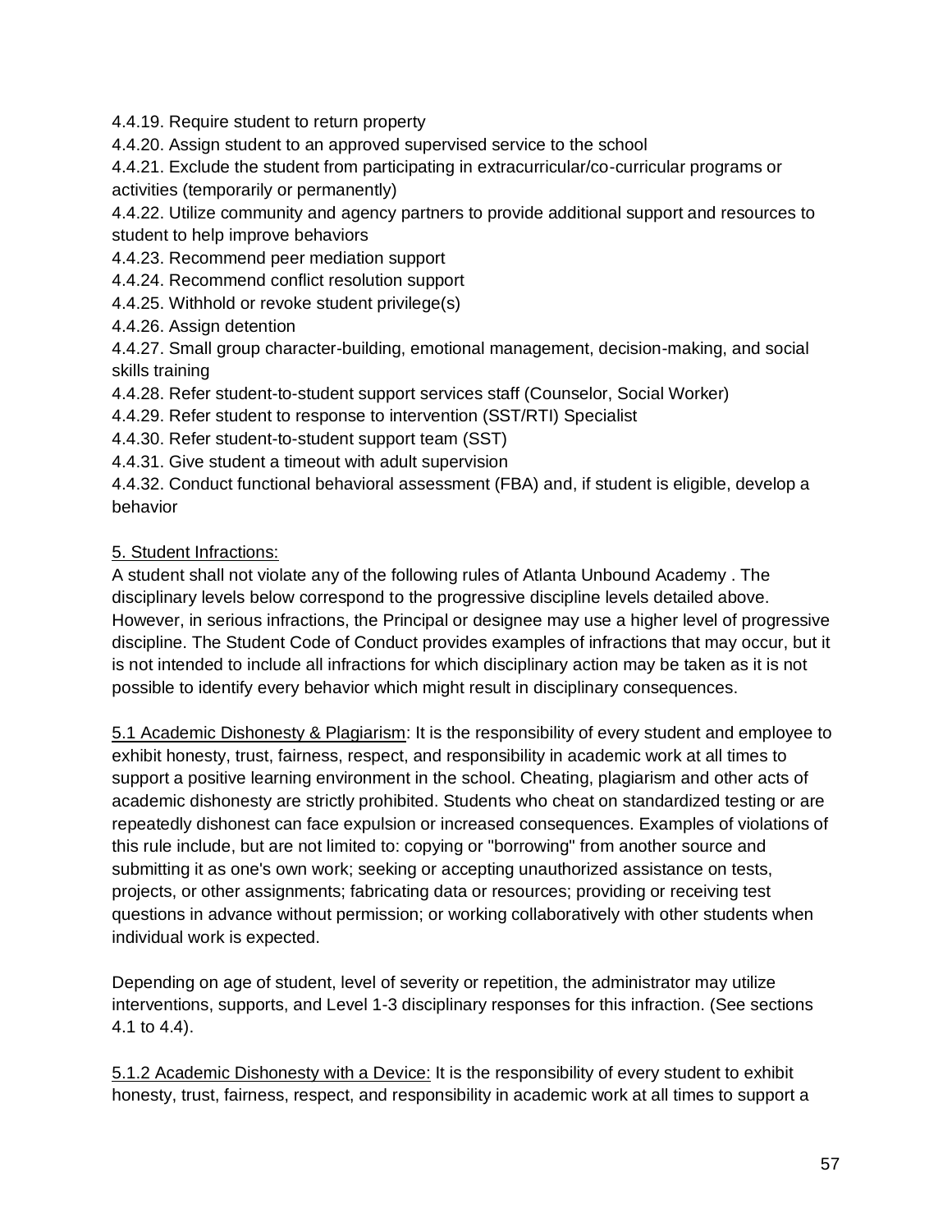4.4.19. Require student to return property

4.4.20. Assign student to an approved supervised service to the school

4.4.21. Exclude the student from participating in extracurricular/co-curricular programs or activities (temporarily or permanently)

4.4.22. Utilize community and agency partners to provide additional support and resources to student to help improve behaviors

4.4.23. Recommend peer mediation support

4.4.24. Recommend conflict resolution support

4.4.25. Withhold or revoke student privilege(s)

4.4.26. Assign detention

4.4.27. Small group character-building, emotional management, decision-making, and social skills training

4.4.28. Refer student-to-student support services staff (Counselor, Social Worker)

4.4.29. Refer student to response to intervention (SST/RTI) Specialist

4.4.30. Refer student-to-student support team (SST)

4.4.31. Give student a timeout with adult supervision

4.4.32. Conduct functional behavioral assessment (FBA) and, if student is eligible, develop a behavior

<u>5. Student Infractions:</u>

A student shall not violate any of the following rules of Atlanta Unbound Academy . The disciplinary levels below correspond to the progressive discipline levels detailed above. However, in serious infractions, the Principal or designee may use a higher level of progressive discipline. The Student Code of Conduct provides examples of infractions that may occur, but it is not intended to include all infractions for which disciplinary action may be taken as it is not possible to identify every behavior which might result in disciplinary consequences.

<u>5.1 Academic Dishonesty & Plagiarism</u>: It is the responsibility of every student and employee to exhibit honesty, trust, fairness, respect, and responsibility in academic work at all times to support a positive learning environment in the school. Cheating, plagiarism and other acts of academic dishonesty are strictly prohibited. Students who cheat on standardized testing or are repeatedly dishonest can face expulsion or increased consequences. Examples of violations of this rule include, but are not limited to: copying or "borrowing" from another source and submitting it as one's own work; seeking or accepting unauthorized assistance on tests, projects, or other assignments; fabricating data or resources; providing or receiving test questions in advance without permission; or working collaboratively with other students when individual work is expected.

Depending on age of student, level of severity or repetition, the administrator may utilize interventions, supports, and Level 1-3 disciplinary responses for this infraction. (See sections 4.1 to 4.4).

<u>5.1.2 Academic Dishonesty with a Device:</u> It is the responsibility of every student to exhibit honesty, trust, fairness, respect, and responsibility in academic work at all times to support a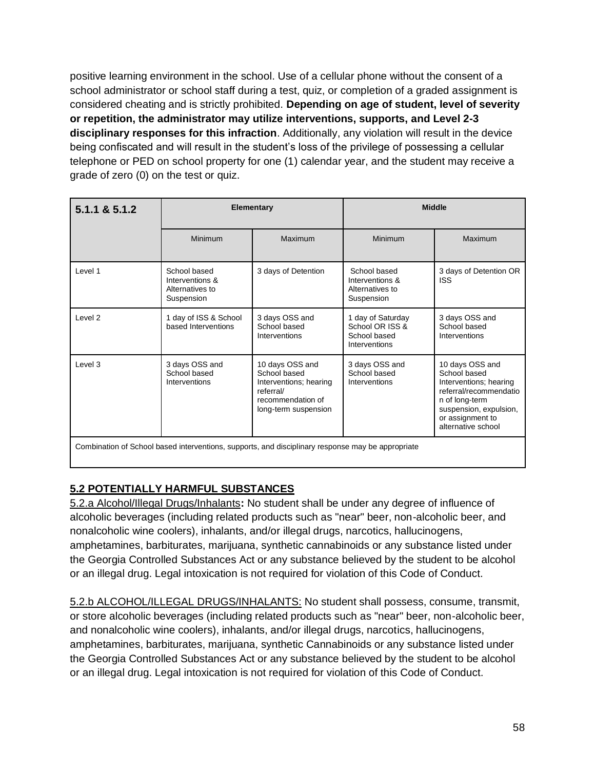positive learning environment in the school. Use of a cellular phone without the consent of a school administrator or school staff during a test, quiz, or completion of a graded assignment is considered cheating and is strictly prohibited. **Depending on age of student, level of severity or repetition, the administrator may utilize interventions, supports, and Level 2-3 disciplinary responses for this infraction**. Additionally, any violation will result in the device being confiscated and will result in the student's loss of the privilege of possessing a cellular telephone or PED on school property for one (1) calendar year, and the student may receive a grade of zero (0) on the test or quiz.

| 5.1.1 & 5.1.2 | Elementary | | Middle | |
|---|---|---|---|---|
| | Minimum | Maximum | Minimum | Maximum |
| Level 1 | School based Interventions & Alternatives to Suspension | 3 days of Detention | School based Interventions & Alternatives to Suspension | 3 days of Detention OR ISS |
| Level 2 | 1 day of ISS & School based Interventions | 3 days OSS and School based Interventions | 1 day of Saturday School OR ISS & School based Interventions | 3 days OSS and School based Interventions |
| Level 3 | 3 days OSS and School based Interventions | 10 days OSS and School based Interventions; hearing referral/ recommendation of long-term suspension | 3 days OSS and School based Interventions | 10 days OSS and School based Interventions; hearing referral/recommendation of long-term suspension, expulsion, or assignment to alternative school |
| Combination of School based interventions, supports, and disciplinary response may be appropriate | | | | |

## 5.2 POTENTIALLY HARMFUL SUBSTANCES

5.2.a Alcohol/Illegal Drugs/Inhalants**:** No student shall be under any degree of influence of alcoholic beverages (including related products such as "near" beer, non-alcoholic beer, and nonalcoholic wine coolers), inhalants, and/or illegal drugs, narcotics, hallucinogens, amphetamines, barbiturates, marijuana, synthetic cannabinoids or any substance listed under the Georgia Controlled Substances Act or any substance believed by the student to be alcohol or an illegal drug. Legal intoxication is not required for violation of this Code of Conduct.

5.2.b ALCOHOL/ILLEGAL DRUGS/INHALANTS: No student shall possess, consume, transmit, or store alcoholic beverages (including related products such as "near" beer, non-alcoholic beer, and nonalcoholic wine coolers), inhalants, and/or illegal drugs, narcotics, hallucinogens, amphetamines, barbiturates, marijuana, synthetic Cannabinoids or any substance listed under the Georgia Controlled Substances Act or any substance believed by the student to be alcohol or an illegal drug. Legal intoxication is not required for violation of this Code of Conduct.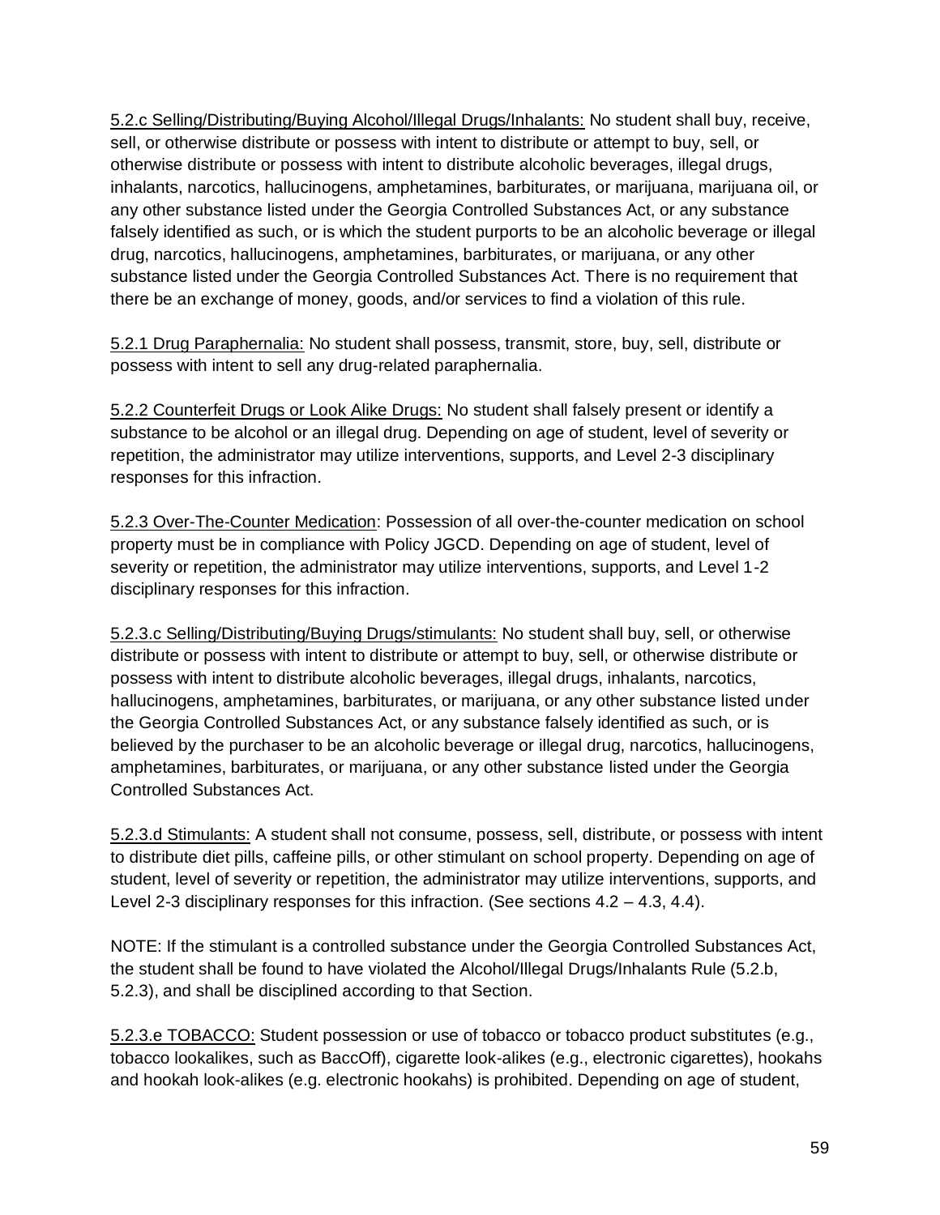<u>5.2.c Selling/Distributing/Buying Alcohol/Illegal Drugs/Inhalants:</u> No student shall buy, receive, sell, or otherwise distribute or possess with intent to distribute or attempt to buy, sell, or otherwise distribute or possess with intent to distribute alcoholic beverages, illegal drugs, inhalants, narcotics, hallucinogens, amphetamines, barbiturates, or marijuana, marijuana oil, or any other substance listed under the Georgia Controlled Substances Act, or any substance falsely identified as such, or is which the student purports to be an alcoholic beverage or illegal drug, narcotics, hallucinogens, amphetamines, barbiturates, or marijuana, or any other substance listed under the Georgia Controlled Substances Act. There is no requirement that there be an exchange of money, goods, and/or services to find a violation of this rule.

<u>5.2.1 Drug Paraphernalia:</u> No student shall possess, transmit, store, buy, sell, distribute or possess with intent to sell any drug-related paraphernalia.

<u>5.2.2 Counterfeit Drugs or Look Alike Drugs:</u> No student shall falsely present or identify a substance to be alcohol or an illegal drug. Depending on age of student, level of severity or repetition, the administrator may utilize interventions, supports, and Level 2-3 disciplinary responses for this infraction.

<u>5.2.3 Over-The-Counter Medication</u>: Possession of all over-the-counter medication on school property must be in compliance with Policy JGCD. Depending on age of student, level of severity or repetition, the administrator may utilize interventions, supports, and Level 1-2 disciplinary responses for this infraction.

<u>5.2.3.c Selling/Distributing/Buying Drugs/stimulants:</u> No student shall buy, sell, or otherwise distribute or possess with intent to distribute or attempt to buy, sell, or otherwise distribute or possess with intent to distribute alcoholic beverages, illegal drugs, inhalants, narcotics, hallucinogens, amphetamines, barbiturates, or marijuana, or any other substance listed under the Georgia Controlled Substances Act, or any substance falsely identified as such, or is believed by the purchaser to be an alcoholic beverage or illegal drug, narcotics, hallucinogens, amphetamines, barbiturates, or marijuana, or any other substance listed under the Georgia Controlled Substances Act.

<u>5.2.3.d Stimulants:</u> A student shall not consume, possess, sell, distribute, or possess with intent to distribute diet pills, caffeine pills, or other stimulant on school property. Depending on age of student, level of severity or repetition, the administrator may utilize interventions, supports, and Level 2-3 disciplinary responses for this infraction. (See sections 4.2 – 4.3, 4.4).

NOTE: If the stimulant is a controlled substance under the Georgia Controlled Substances Act, the student shall be found to have violated the Alcohol/Illegal Drugs/Inhalants Rule (5.2.b, 5.2.3), and shall be disciplined according to that Section.

<u>5.2.3.e TOBACCO:</u> Student possession or use of tobacco or tobacco product substitutes (e.g., tobacco lookalikes, such as BaccOff), cigarette look-alikes (e.g., electronic cigarettes), hookahs and hookah look-alikes (e.g. electronic hookahs) is prohibited. Depending on age of student,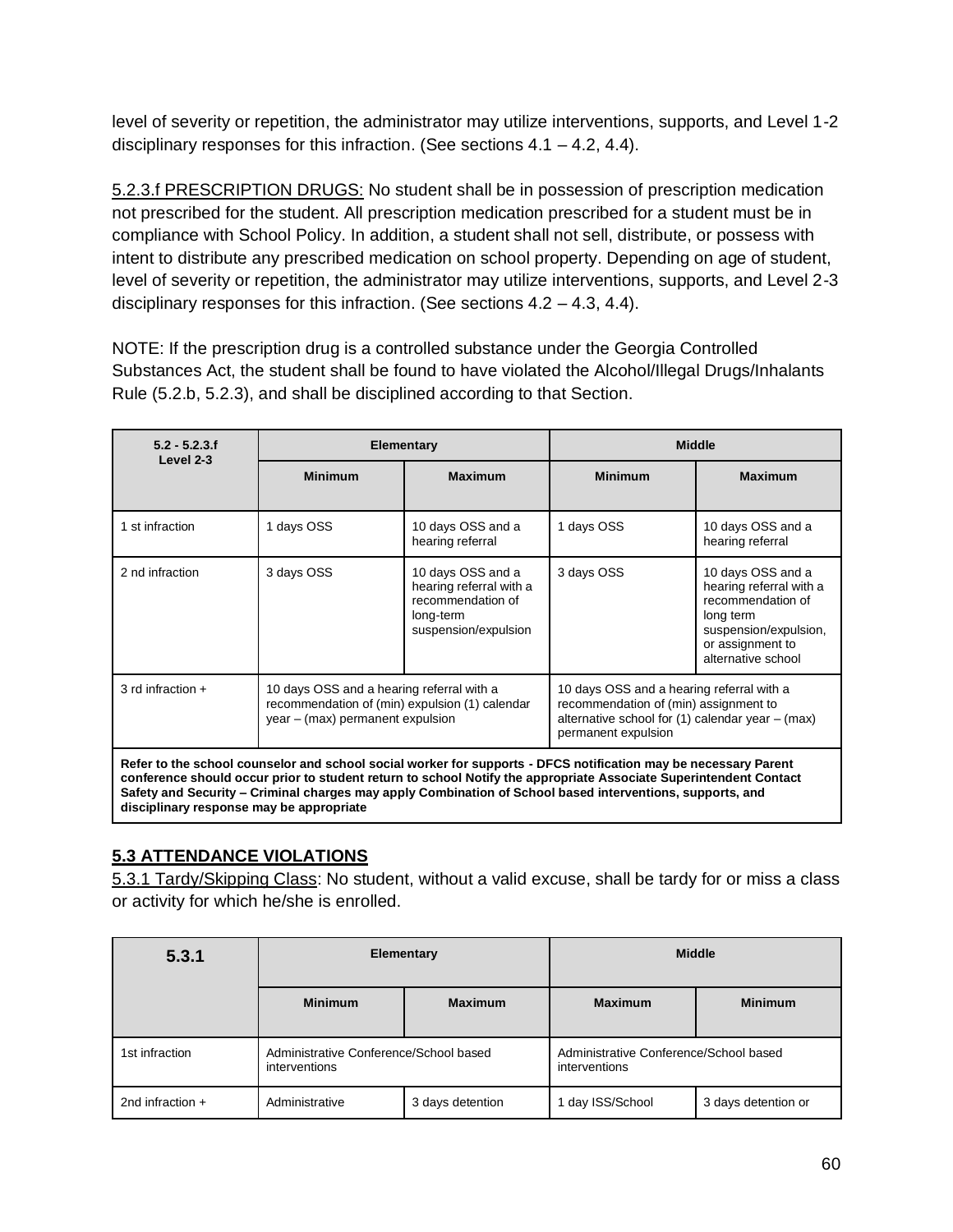level of severity or repetition, the administrator may utilize interventions, supports, and Level 1-2 disciplinary responses for this infraction. (See sections 4.1 – 4.2, 4.4).

5.2.3.f PRESCRIPTION DRUGS: No student shall be in possession of prescription medication not prescribed for the student. All prescription medication prescribed for a student must be in compliance with School Policy. In addition, a student shall not sell, distribute, or possess with intent to distribute any prescribed medication on school property. Depending on age of student, level of severity or repetition, the administrator may utilize interventions, supports, and Level 2-3 disciplinary responses for this infraction. (See sections 4.2 – 4.3, 4.4).

NOTE: If the prescription drug is a controlled substance under the Georgia Controlled Substances Act, the student shall be found to have violated the Alcohol/Illegal Drugs/Inhalants Rule (5.2.b, 5.2.3), and shall be disciplined according to that Section.

| 5.2 - 5.2.3.f Level 2-3 | Elementary | | Middle | |
|---|---|---|---|---|
| | **Minimum** | **Maximum** | **Minimum** | **Maximum** |
| 1 st infraction | 1 days OSS | 10 days OSS and a hearing referral | 1 days OSS | 10 days OSS and a hearing referral |
| 2 nd infraction | 3 days OSS | 10 days OSS and a hearing referral with a recommendation of long-term suspension/expulsion | 3 days OSS | 10 days OSS and a hearing referral with a recommendation of long term suspension/expulsion, or assignment to alternative school |
| 3 rd infraction + | 10 days OSS and a hearing referral with a recommendation of (min) expulsion (1) calendar year – (max) permanent expulsion | | 10 days OSS and a hearing referral with a recommendation of (min) assignment to alternative school for (1) calendar year – (max) permanent expulsion | |
| **Refer to the school counselor and school social worker for supports - DFCS notification may be necessary Parent conference should occur prior to student return to school Notify the appropriate Associate Superintendent Contact Safety and Security – Criminal charges may apply Combination of School based interventions, supports, and disciplinary response may be appropriate** | | | | |

## 5.3 ATTENDANCE VIOLATIONS

5.3.1 Tardy/Skipping Class: No student, without a valid excuse, shall be tardy for or miss a class or activity for which he/she is enrolled.

| 5.3.1 | Elementary | | Middle | |
|---|---|---|---|---|
| | **Minimum** | **Maximum** | **Maximum** | **Minimum** |
| 1st infraction | Administrative Conference/School based interventions | | Administrative Conference/School based interventions | |
| 2nd infraction + | Administrative | 3 days detention | 1 day ISS/School | 3 days detention or |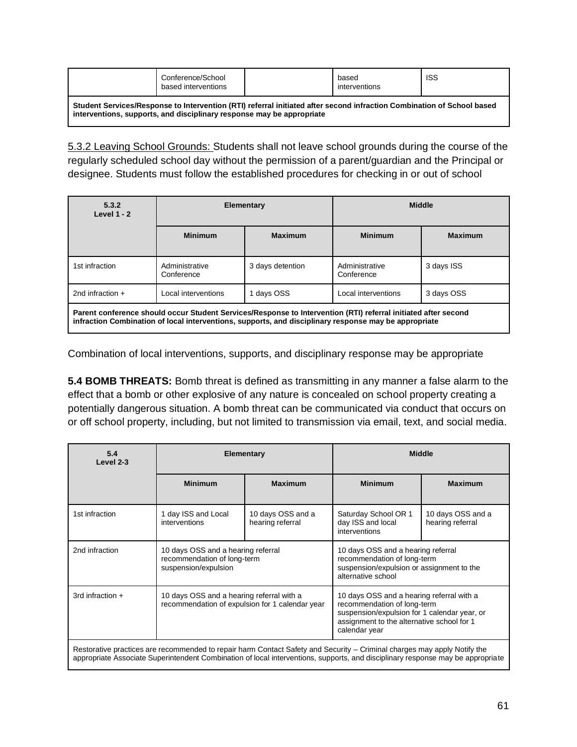| | Conference/School based interventions | | based interventions | ISS |
|---|---|---|---|---|
| **Student Services/Response to Intervention (RTI) referral initiated after second infraction Combination of School based interventions, supports, and disciplinary response may be appropriate** | | | | |

5.3.2 Leaving School Grounds: Students shall not leave school grounds during the course of the regularly scheduled school day without the permission of a parent/guardian and the Principal or designee. Students must follow the established procedures for checking in or out of school

| **5.3.2 Level 1 - 2** | **Elementary** | | **Middle** | |
|---|---|---|---|---|
| | **Minimum** | **Maximum** | **Minimum** | **Maximum** |
| 1st infraction | Administrative Conference | 3 days detention | Administrative Conference | 3 days ISS |
| 2nd infraction + | Local interventions | 1 days OSS | Local interventions | 3 days OSS |
| **Parent conference should occur Student Services/Response to Intervention (RTI) referral initiated after second infraction Combination of local interventions, supports, and disciplinary response may be appropriate** | | | | |

Combination of local interventions, supports, and disciplinary response may be appropriate

**5.4 BOMB THREATS:** Bomb threat is defined as transmitting in any manner a false alarm to the effect that a bomb or other explosive of any nature is concealed on school property creating a potentially dangerous situation. A bomb threat can be communicated via conduct that occurs on or off school property, including, but not limited to transmission via email, text, and social media.

| **5.4 Level 2-3** | **Elementary** | | **Middle** | |
|---|---|---|---|---|
| | **Minimum** | **Maximum** | **Minimum** | **Maximum** |
| 1st infraction | 1 day ISS and Local interventions | 10 days OSS and a hearing referral | Saturday School OR 1 day ISS and local interventions | 10 days OSS and a hearing referral |
| 2nd infraction | 10 days OSS and a hearing referral recommendation of long-term suspension/expulsion | | 10 days OSS and a hearing referral recommendation of long-term suspension/expulsion or assignment to the alternative school | |
| 3rd infraction + | 10 days OSS and a hearing referral with a recommendation of expulsion for 1 calendar year | | 10 days OSS and a hearing referral with a recommendation of long-term suspension/expulsion for 1 calendar year, or assignment to the alternative school for 1 calendar year | |
| Restorative practices are recommended to repair harm Contact Safety and Security – Criminal charges may apply Notify the appropriate Associate Superintendent Combination of local interventions, supports, and disciplinary response may be appropriate | | | | |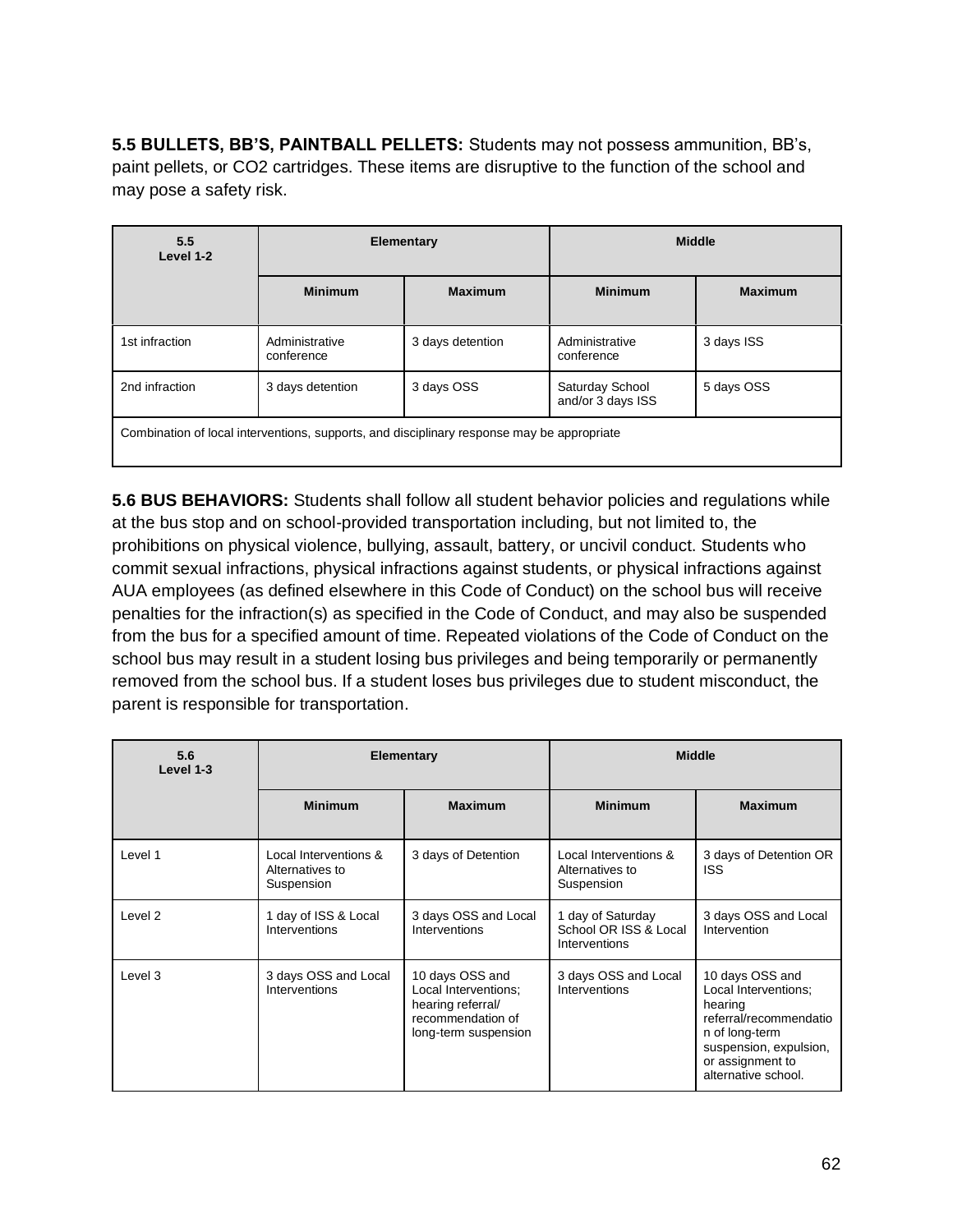**5.5 BULLETS, BB'S, PAINTBALL PELLETS:** Students may not possess ammunition, BB's, paint pellets, or CO2 cartridges. These items are disruptive to the function of the school and may pose a safety risk.

| 5.5 Level 1-2 | Elementary | | Middle | |
|---|---|---|---|---|
| | Minimum | Maximum | Minimum | Maximum |
| 1st infraction | Administrative conference | 3 days detention | Administrative conference | 3 days ISS |
| 2nd infraction | 3 days detention | 3 days OSS | Saturday School and/or 3 days ISS | 5 days OSS |
| Combination of local interventions, supports, and disciplinary response may be appropriate | | | | |

**5.6 BUS BEHAVIORS:** Students shall follow all student behavior policies and regulations while at the bus stop and on school-provided transportation including, but not limited to, the prohibitions on physical violence, bullying, assault, battery, or uncivil conduct. Students who commit sexual infractions, physical infractions against students, or physical infractions against AUA employees (as defined elsewhere in this Code of Conduct) on the school bus will receive penalties for the infraction(s) as specified in the Code of Conduct, and may also be suspended from the bus for a specified amount of time. Repeated violations of the Code of Conduct on the school bus may result in a student losing bus privileges and being temporarily or permanently removed from the school bus. If a student loses bus privileges due to student misconduct, the parent is responsible for transportation.

| 5.6 Level 1-3 | Elementary | | Middle | |
|---|---|---|---|---|
| | Minimum | Maximum | Minimum | Maximum |
| Level 1 | Local Interventions & Alternatives to Suspension | 3 days of Detention | Local Interventions & Alternatives to Suspension | 3 days of Detention OR ISS |
| Level 2 | 1 day of ISS & Local Interventions | 3 days OSS and Local Interventions | 1 day of Saturday School OR ISS & Local Interventions | 3 days OSS and Local Intervention |
| Level 3 | 3 days OSS and Local Interventions | 10 days OSS and Local Interventions; hearing referral/ recommendation of long-term suspension | 3 days OSS and Local Interventions | 10 days OSS and Local Interventions; hearing referral/recommendation of long-term suspension, expulsion, or assignment to alternative school. |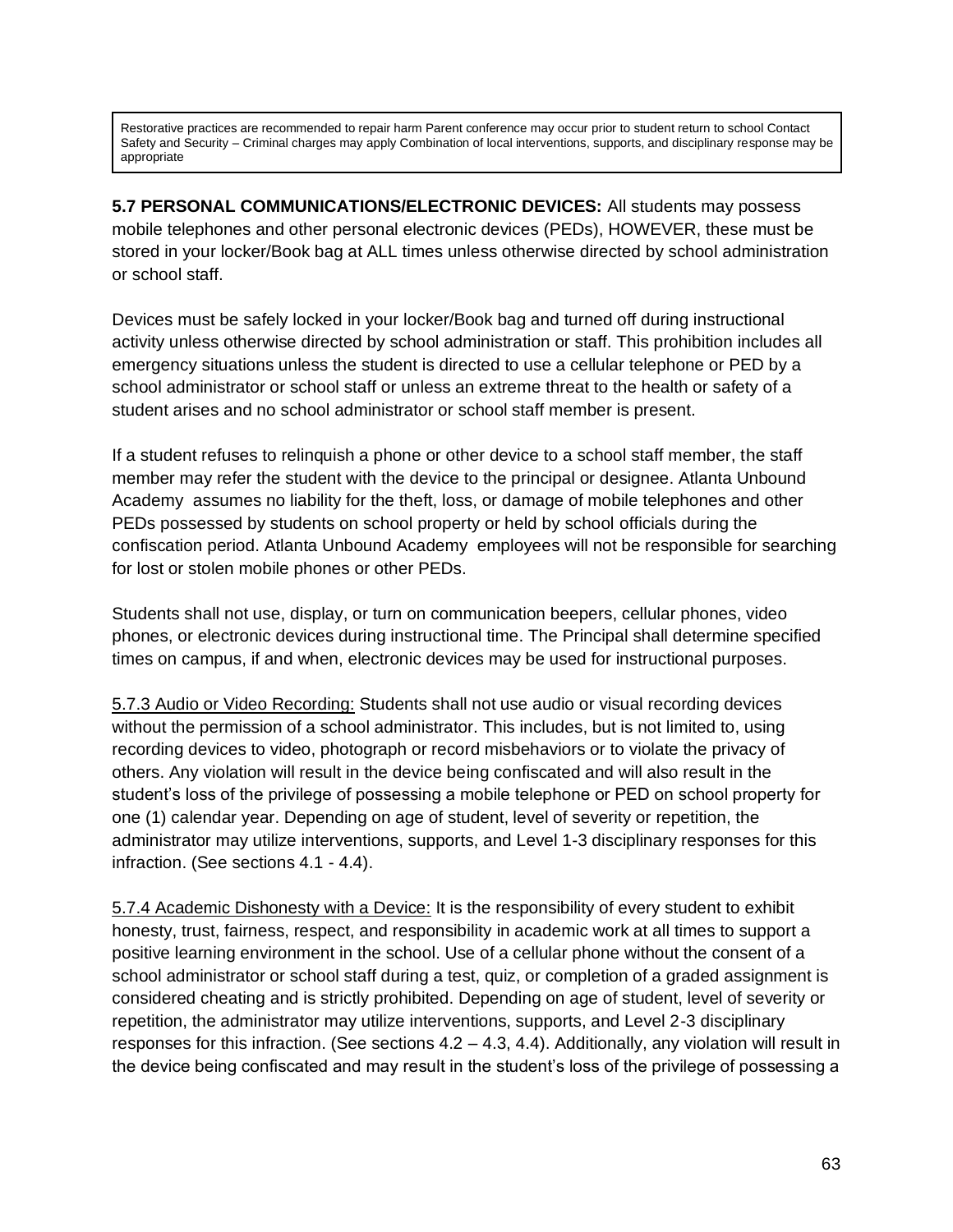| Restorative practices are recommended to repair harm Parent conference may occur prior to student return to school Contact Safety and Security – Criminal charges may apply Combination of local interventions, supports, and disciplinary response may be appropriate |
| --- |

**5.7 PERSONAL COMMUNICATIONS/ELECTRONIC DEVICES:** All students may possess mobile telephones and other personal electronic devices (PEDs), HOWEVER, these must be stored in your locker/Book bag at ALL times unless otherwise directed by school administration or school staff.

Devices must be safely locked in your locker/Book bag and turned off during instructional activity unless otherwise directed by school administration or staff. This prohibition includes all emergency situations unless the student is directed to use a cellular telephone or PED by a school administrator or school staff or unless an extreme threat to the health or safety of a student arises and no school administrator or school staff member is present.

If a student refuses to relinquish a phone or other device to a school staff member, the staff member may refer the student with the device to the principal or designee. Atlanta Unbound Academy assumes no liability for the theft, loss, or damage of mobile telephones and other PEDs possessed by students on school property or held by school officials during the confiscation period. Atlanta Unbound Academy employees will not be responsible for searching for lost or stolen mobile phones or other PEDs.

Students shall not use, display, or turn on communication beepers, cellular phones, video phones, or electronic devices during instructional time. The Principal shall determine specified times on campus, if and when, electronic devices may be used for instructional purposes.

<u>5.7.3 Audio or Video Recording:</u> Students shall not use audio or visual recording devices without the permission of a school administrator. This includes, but is not limited to, using recording devices to video, photograph or record misbehaviors or to violate the privacy of others. Any violation will result in the device being confiscated and will also result in the student's loss of the privilege of possessing a mobile telephone or PED on school property for one (1) calendar year. Depending on age of student, level of severity or repetition, the administrator may utilize interventions, supports, and Level 1-3 disciplinary responses for this infraction. (See sections 4.1 - 4.4).

<u>5.7.4 Academic Dishonesty with a Device:</u> It is the responsibility of every student to exhibit honesty, trust, fairness, respect, and responsibility in academic work at all times to support a positive learning environment in the school. Use of a cellular phone without the consent of a school administrator or school staff during a test, quiz, or completion of a graded assignment is considered cheating and is strictly prohibited. Depending on age of student, level of severity or repetition, the administrator may utilize interventions, supports, and Level 2-3 disciplinary responses for this infraction. (See sections 4.2 – 4.3, 4.4). Additionally, any violation will result in the device being confiscated and may result in the student's loss of the privilege of possessing a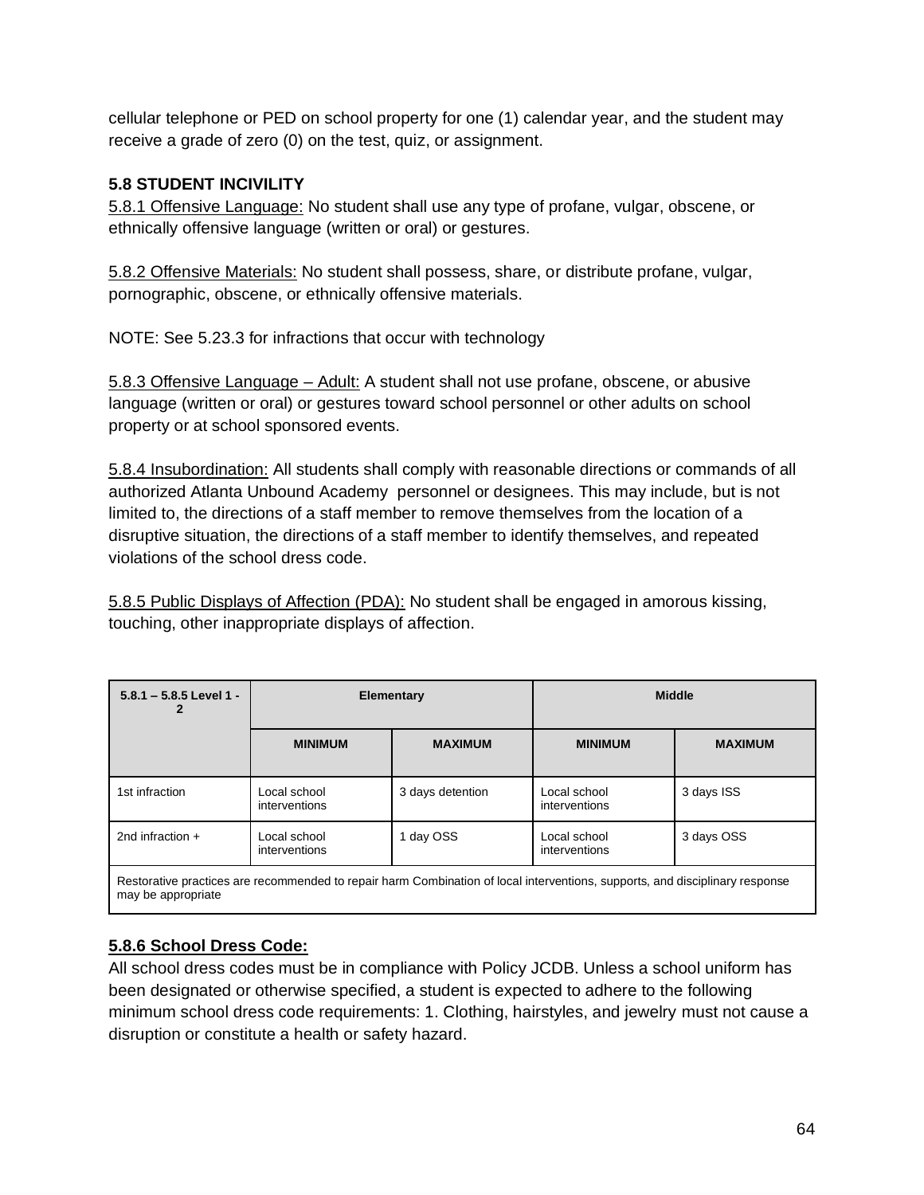cellular telephone or PED on school property for one (1) calendar year, and the student may receive a grade of zero (0) on the test, quiz, or assignment.

### 5.8 STUDENT INCIVILITY

5.8.1 Offensive Language: No student shall use any type of profane, vulgar, obscene, or ethnically offensive language (written or oral) or gestures.

5.8.2 Offensive Materials: No student shall possess, share, or distribute profane, vulgar, pornographic, obscene, or ethnically offensive materials.

NOTE: See 5.23.3 for infractions that occur with technology

5.8.3 Offensive Language – Adult: A student shall not use profane, obscene, or abusive language (written or oral) or gestures toward school personnel or other adults on school property or at school sponsored events.

5.8.4 Insubordination: All students shall comply with reasonable directions or commands of all authorized Atlanta Unbound Academy personnel or designees. This may include, but is not limited to, the directions of a staff member to remove themselves from the location of a disruptive situation, the directions of a staff member to identify themselves, and repeated violations of the school dress code.

5.8.5 Public Displays of Affection (PDA): No student shall be engaged in amorous kissing, touching, other inappropriate displays of affection.

| 5.8.1 – 5.8.5 Level 1 - 2 | Elementary | | Middle | |
|---|---|---|---|---|
| | MINIMUM | MAXIMUM | MINIMUM | MAXIMUM |
| 1st infraction | Local school interventions | 3 days detention | Local school interventions | 3 days ISS |
| 2nd infraction + | Local school interventions | 1 day OSS | Local school interventions | 3 days OSS |
| Restorative practices are recommended to repair harm Combination of local interventions, supports, and disciplinary response may be appropriate | | | | |

**5.8.6 School Dress Code:**

All school dress codes must be in compliance with Policy JCDB. Unless a school uniform has been designated or otherwise specified, a student is expected to adhere to the following minimum school dress code requirements: 1. Clothing, hairstyles, and jewelry must not cause a disruption or constitute a health or safety hazard.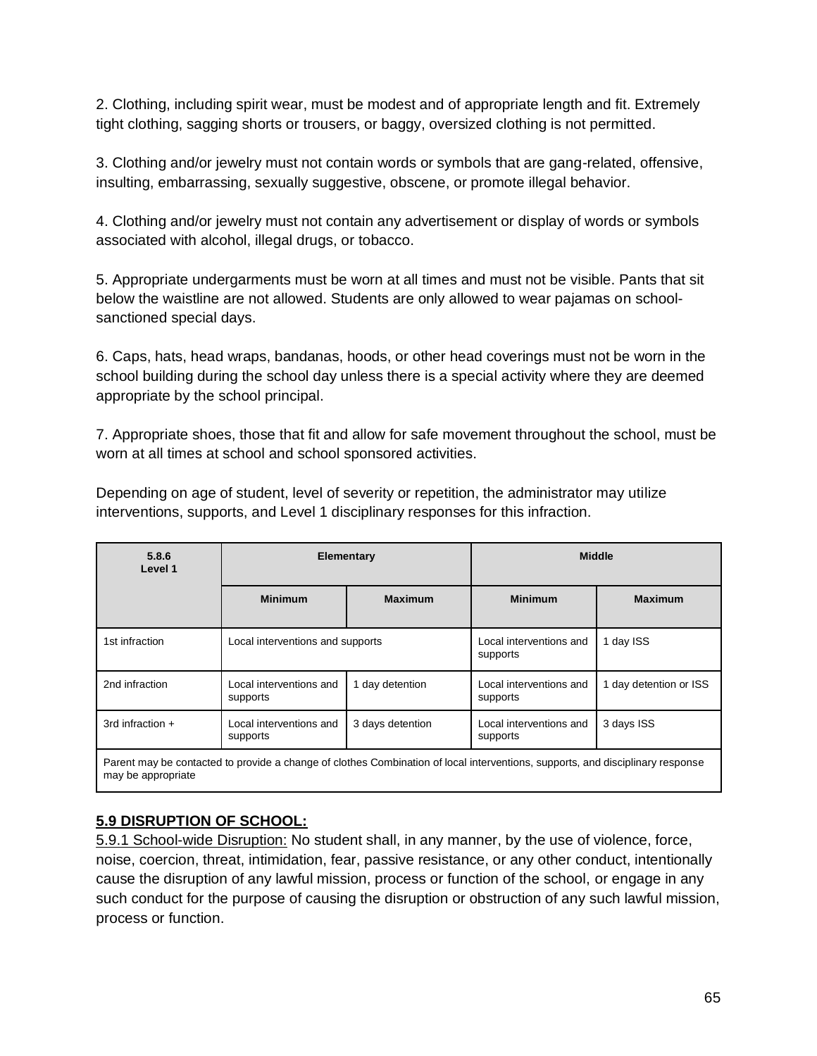2. Clothing, including spirit wear, must be modest and of appropriate length and fit. Extremely tight clothing, sagging shorts or trousers, or baggy, oversized clothing is not permitted.

3. Clothing and/or jewelry must not contain words or symbols that are gang-related, offensive, insulting, embarrassing, sexually suggestive, obscene, or promote illegal behavior.

4. Clothing and/or jewelry must not contain any advertisement or display of words or symbols associated with alcohol, illegal drugs, or tobacco.

5. Appropriate undergarments must be worn at all times and must not be visible. Pants that sit below the waistline are not allowed. Students are only allowed to wear pajamas on school-sanctioned special days.

6. Caps, hats, head wraps, bandanas, hoods, or other head coverings must not be worn in the school building during the school day unless there is a special activity where they are deemed appropriate by the school principal.

7. Appropriate shoes, those that fit and allow for safe movement throughout the school, must be worn at all times at school and school sponsored activities.

Depending on age of student, level of severity or repetition, the administrator may utilize interventions, supports, and Level 1 disciplinary responses for this infraction.

| 5.8.6 Level 1 | Elementary | | Middle | |
|---|---|---|---|---|
| | **Minimum** | **Maximum** | **Minimum** | **Maximum** |
| 1st infraction | Local interventions and supports | | Local interventions and supports | 1 day ISS |
| 2nd infraction | Local interventions and supports | 1 day detention | Local interventions and supports | 1 day detention or ISS |
| 3rd infraction + | Local interventions and supports | 3 days detention | Local interventions and supports | 3 days ISS |
| Parent may be contacted to provide a change of clothes Combination of local interventions, supports, and disciplinary response may be appropriate | | | | |

## 5.9 DISRUPTION OF SCHOOL:

5.9.1 School-wide Disruption: No student shall, in any manner, by the use of violence, force, noise, coercion, threat, intimidation, fear, passive resistance, or any other conduct, intentionally cause the disruption of any lawful mission, process or function of the school, or engage in any such conduct for the purpose of causing the disruption or obstruction of any such lawful mission, process or function.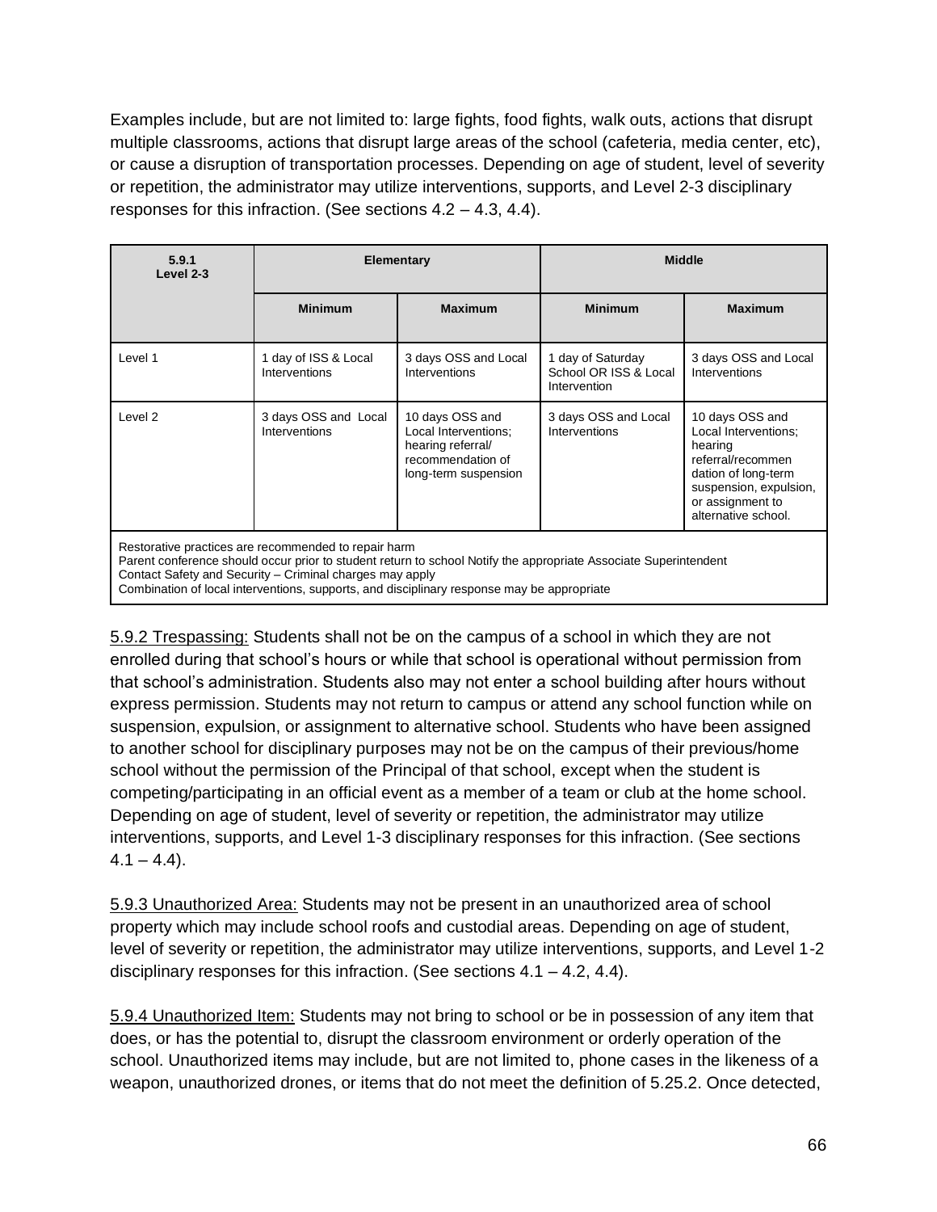Examples include, but are not limited to: large fights, food fights, walk outs, actions that disrupt multiple classrooms, actions that disrupt large areas of the school (cafeteria, media center, etc), or cause a disruption of transportation processes. Depending on age of student, level of severity or repetition, the administrator may utilize interventions, supports, and Level 2-3 disciplinary responses for this infraction. (See sections 4.2 – 4.3, 4.4).

| 5.9.1 Level 2-3 | Elementary | | Middle | |
|---|---|---|---|---|
| | Minimum | Maximum | Minimum | Maximum |
| Level 1 | 1 day of ISS & Local Interventions | 3 days OSS and Local Interventions | 1 day of Saturday School OR ISS & Local Intervention | 3 days OSS and Local Interventions |
| Level 2 | 3 days OSS and Local Interventions | 10 days OSS and Local Interventions; hearing referral/ recommendation of long-term suspension | 3 days OSS and Local Interventions | 10 days OSS and Local Interventions; hearing referral/recommendation of long-term suspension, expulsion, or assignment to alternative school. |
| Restorative practices are recommended to repair harm<br>Parent conference should occur prior to student return to school Notify the appropriate Associate Superintendent<br>Contact Safety and Security – Criminal charges may apply<br>Combination of local interventions, supports, and disciplinary response may be appropriate | | | | |

5.9.2 Trespassing: Students shall not be on the campus of a school in which they are not enrolled during that school's hours or while that school is operational without permission from that school's administration. Students also may not enter a school building after hours without express permission. Students may not return to campus or attend any school function while on suspension, expulsion, or assignment to alternative school. Students who have been assigned to another school for disciplinary purposes may not be on the campus of their previous/home school without the permission of the Principal of that school, except when the student is competing/participating in an official event as a member of a team or club at the home school. Depending on age of student, level of severity or repetition, the administrator may utilize interventions, supports, and Level 1-3 disciplinary responses for this infraction. (See sections 4.1 – 4.4).

5.9.3 Unauthorized Area: Students may not be present in an unauthorized area of school property which may include school roofs and custodial areas. Depending on age of student, level of severity or repetition, the administrator may utilize interventions, supports, and Level 1-2 disciplinary responses for this infraction. (See sections 4.1 – 4.2, 4.4).

5.9.4 Unauthorized Item: Students may not bring to school or be in possession of any item that does, or has the potential to, disrupt the classroom environment or orderly operation of the school. Unauthorized items may include, but are not limited to, phone cases in the likeness of a weapon, unauthorized drones, or items that do not meet the definition of 5.25.2. Once detected,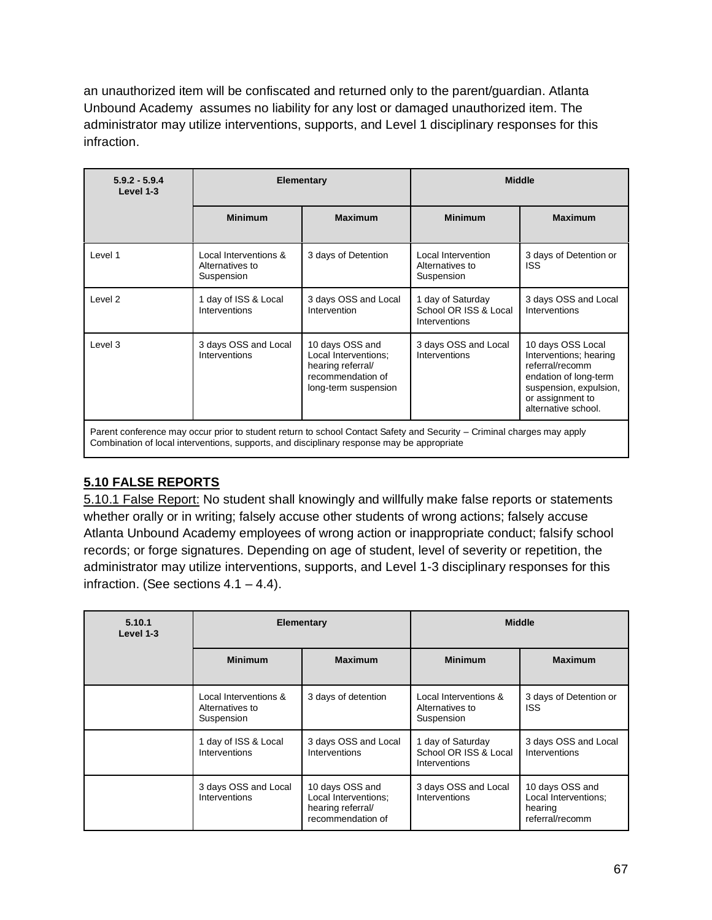an unauthorized item will be confiscated and returned only to the parent/guardian. Atlanta Unbound Academy assumes no liability for any lost or damaged unauthorized item. The administrator may utilize interventions, supports, and Level 1 disciplinary responses for this infraction.

| 5.9.2 - 5.9.4 Level 1-3 | Elementary | | Middle | |
|---|---|---|---|---|
| | Minimum | Maximum | Minimum | Maximum |
| Level 1 | Local Interventions & Alternatives to Suspension | 3 days of Detention | Local Intervention Alternatives to Suspension | 3 days of Detention or ISS |
| Level 2 | 1 day of ISS & Local Interventions | 3 days OSS and Local Intervention | 1 day of Saturday School OR ISS & Local Interventions | 3 days OSS and Local Interventions |
| Level 3 | 3 days OSS and Local Interventions | 10 days OSS and Local Interventions; hearing referral/ recommendation of long-term suspension | 3 days OSS and Local Interventions | 10 days OSS Local Interventions; hearing referral/recomm endation of long-term suspension, expulsion, or assignment to alternative school. |
| Parent conference may occur prior to student return to school Contact Safety and Security – Criminal charges may apply Combination of local interventions, supports, and disciplinary response may be appropriate | | | | |

## 5.10 FALSE REPORTS

5.10.1 False Report: No student shall knowingly and willfully make false reports or statements whether orally or in writing; falsely accuse other students of wrong actions; falsely accuse Atlanta Unbound Academy employees of wrong action or inappropriate conduct; falsify school records; or forge signatures. Depending on age of student, level of severity or repetition, the administrator may utilize interventions, supports, and Level 1-3 disciplinary responses for this infraction. (See sections 4.1 – 4.4).

| 5.10.1 Level 1-3 | Elementary | | Middle | |
|---|---|---|---|---|
| | Minimum | Maximum | Minimum | Maximum |
| | Local Interventions & Alternatives to Suspension | 3 days of detention | Local Interventions & Alternatives to Suspension | 3 days of Detention or ISS |
| | 1 day of ISS & Local Interventions | 3 days OSS and Local Interventions | 1 day of Saturday School OR ISS & Local Interventions | 3 days OSS and Local Interventions |
| | 3 days OSS and Local Interventions | 10 days OSS and Local Interventions; hearing referral/ recommendation of | 3 days OSS and Local Interventions | 10 days OSS and Local Interventions; hearing referral/recomm |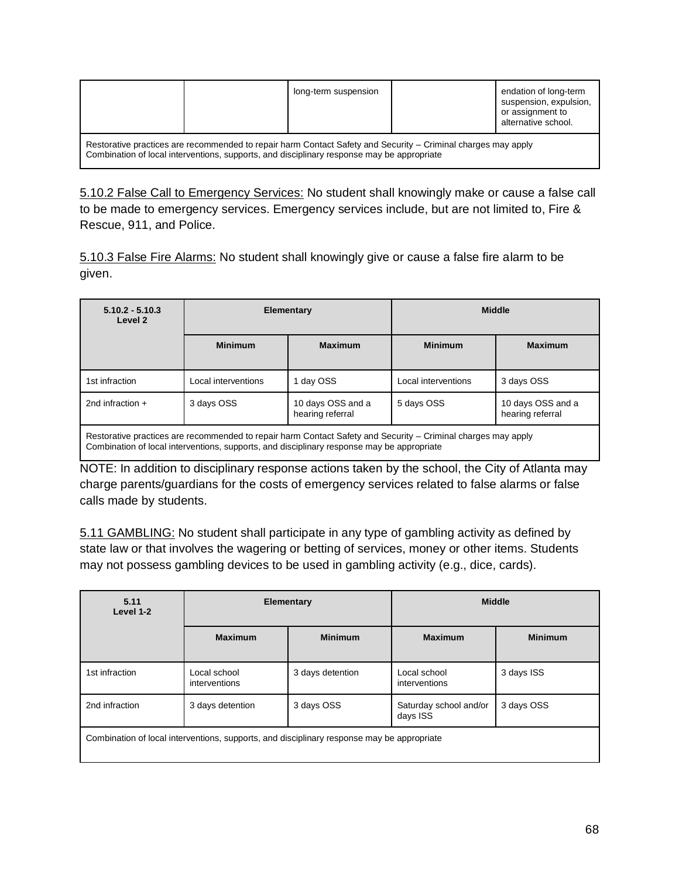| | | long-term suspension | | endation of long-term suspension, expulsion, or assignment to alternative school. |
|---|---|---|---|---|
| Restorative practices are recommended to repair harm Contact Safety and Security – Criminal charges may apply Combination of local interventions, supports, and disciplinary response may be appropriate | | | | |

5.10.2 False Call to Emergency Services: No student shall knowingly make or cause a false call to be made to emergency services. Emergency services include, but are not limited to, Fire & Rescue, 911, and Police.

5.10.3 False Fire Alarms: No student shall knowingly give or cause a false fire alarm to be given.

| 5.10.2 - 5.10.3 Level 2 | Elementary | | Middle | |
|---|---|---|---|---|
| | Minimum | Maximum | Minimum | Maximum |
| 1st infraction | Local interventions | 1 day OSS | Local interventions | 3 days OSS |
| 2nd infraction + | 3 days OSS | 10 days OSS and a hearing referral | 5 days OSS | 10 days OSS and a hearing referral |
| Restorative practices are recommended to repair harm Contact Safety and Security – Criminal charges may apply Combination of local interventions, supports, and disciplinary response may be appropriate | | | | |

NOTE: In addition to disciplinary response actions taken by the school, the City of Atlanta may charge parents/guardians for the costs of emergency services related to false alarms or false calls made by students.

5.11 GAMBLING: No student shall participate in any type of gambling activity as defined by state law or that involves the wagering or betting of services, money or other items. Students may not possess gambling devices to be used in gambling activity (e.g., dice, cards).

| 5.11 Level 1-2 | Elementary | | Middle | |
|---|---|---|---|---|
| | Maximum | Minimum | Maximum | Minimum |
| 1st infraction | Local school interventions | 3 days detention | Local school interventions | 3 days ISS |
| 2nd infraction | 3 days detention | 3 days OSS | Saturday school and/or days ISS | 3 days OSS |
| Combination of local interventions, supports, and disciplinary response may be appropriate | | | | |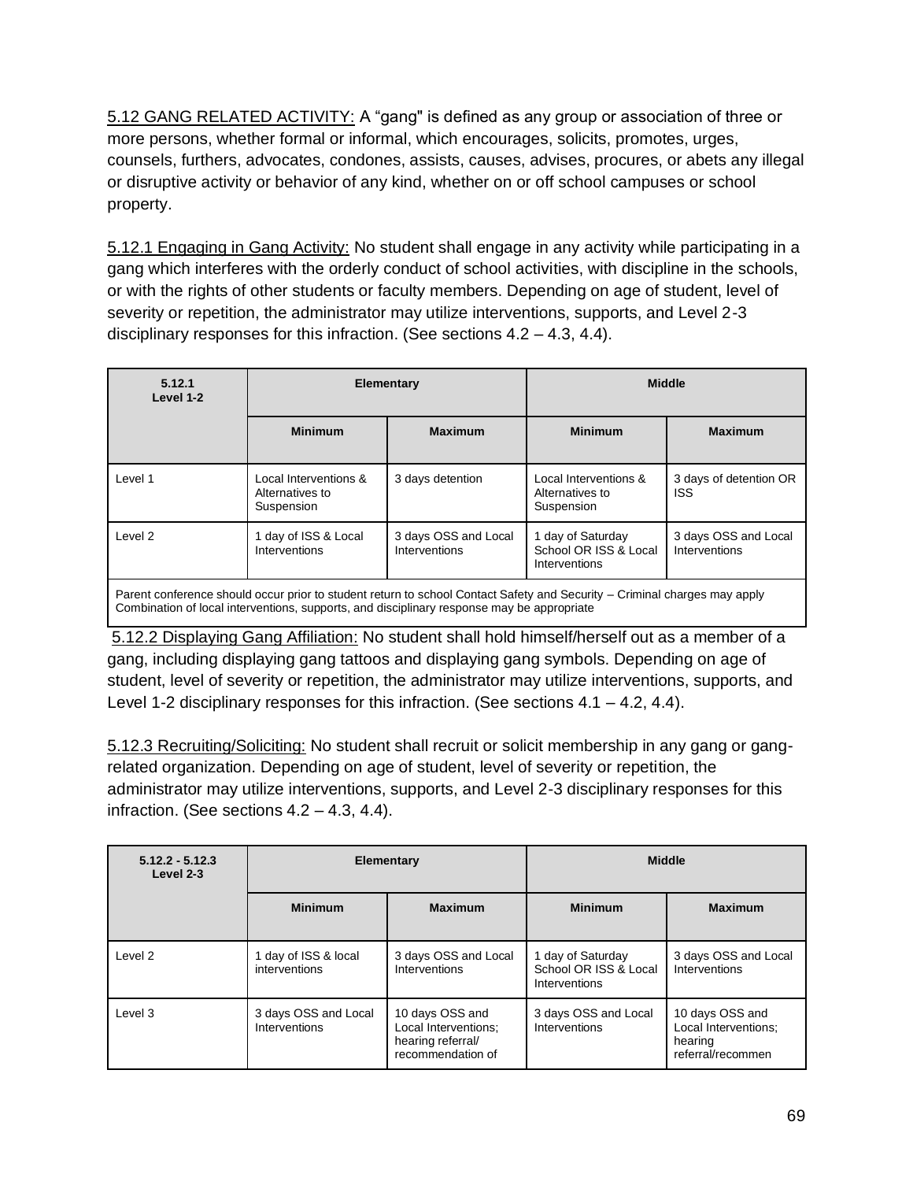5.12 GANG RELATED ACTIVITY: A "gang" is defined as any group or association of three or more persons, whether formal or informal, which encourages, solicits, promotes, urges, counsels, furthers, advocates, condones, assists, causes, advises, procures, or abets any illegal or disruptive activity or behavior of any kind, whether on or off school campuses or school property.

5.12.1 Engaging in Gang Activity: No student shall engage in any activity while participating in a gang which interferes with the orderly conduct of school activities, with discipline in the schools, or with the rights of other students or faculty members. Depending on age of student, level of severity or repetition, the administrator may utilize interventions, supports, and Level 2-3 disciplinary responses for this infraction. (See sections 4.2 – 4.3, 4.4).

| 5.12.1 Level 1-2 | Elementary | | Middle | |
|---|---|---|---|---|
| | **Minimum** | **Maximum** | **Minimum** | **Maximum** |
| Level 1 | Local Interventions & Alternatives to Suspension | 3 days detention | Local Interventions & Alternatives to Suspension | 3 days of detention OR ISS |
| Level 2 | 1 day of ISS & Local Interventions | 3 days OSS and Local Interventions | 1 day of Saturday School OR ISS & Local Interventions | 3 days OSS and Local Interventions |
| Parent conference should occur prior to student return to school Contact Safety and Security – Criminal charges may apply Combination of local interventions, supports, and disciplinary response may be appropriate | | | | |

5.12.2 Displaying Gang Affiliation: No student shall hold himself/herself out as a member of a gang, including displaying gang tattoos and displaying gang symbols. Depending on age of student, level of severity or repetition, the administrator may utilize interventions, supports, and Level 1-2 disciplinary responses for this infraction. (See sections 4.1 – 4.2, 4.4).

5.12.3 Recruiting/Soliciting: No student shall recruit or solicit membership in any gang or gang-related organization. Depending on age of student, level of severity or repetition, the administrator may utilize interventions, supports, and Level 2-3 disciplinary responses for this infraction. (See sections 4.2 – 4.3, 4.4).

| 5.12.2 - 5.12.3 Level 2-3 | Elementary | | Middle | |
|---|---|---|---|---|
| | **Minimum** | **Maximum** | **Minimum** | **Maximum** |
| Level 2 | 1 day of ISS & local interventions | 3 days OSS and Local Interventions | 1 day of Saturday School OR ISS & Local Interventions | 3 days OSS and Local Interventions |
| Level 3 | 3 days OSS and Local Interventions | 10 days OSS and Local Interventions; hearing referral/ recommendation of | 3 days OSS and Local Interventions | 10 days OSS and Local Interventions; hearing referral/recommen |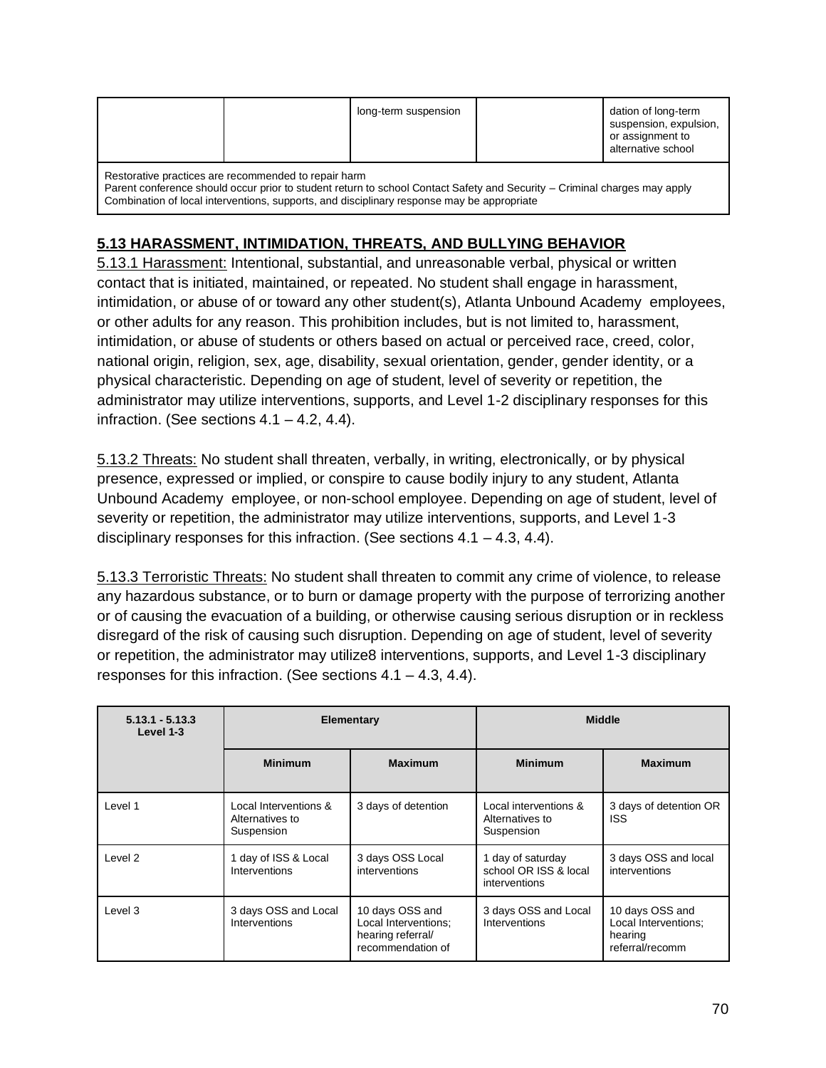|  |  | long-term suspension |  | dation of long-term suspension, expulsion, or assignment to alternative school |
|---|---|---|---|---|
| Restorative practices are recommended to repair harm<br>Parent conference should occur prior to student return to school Contact Safety and Security – Criminal charges may apply<br>Combination of local interventions, supports, and disciplinary response may be appropriate | | | | |

## 5.13 HARASSMENT, INTIMIDATION, THREATS, AND BULLYING BEHAVIOR

5.13.1 Harassment: Intentional, substantial, and unreasonable verbal, physical or written contact that is initiated, maintained, or repeated. No student shall engage in harassment, intimidation, or abuse of or toward any other student(s), Atlanta Unbound Academy employees, or other adults for any reason. This prohibition includes, but is not limited to, harassment, intimidation, or abuse of students or others based on actual or perceived race, creed, color, national origin, religion, sex, age, disability, sexual orientation, gender, gender identity, or a physical characteristic. Depending on age of student, level of severity or repetition, the administrator may utilize interventions, supports, and Level 1-2 disciplinary responses for this infraction. (See sections 4.1 – 4.2, 4.4).

5.13.2 Threats: No student shall threaten, verbally, in writing, electronically, or by physical presence, expressed or implied, or conspire to cause bodily injury to any student, Atlanta Unbound Academy employee, or non-school employee. Depending on age of student, level of severity or repetition, the administrator may utilize interventions, supports, and Level 1-3 disciplinary responses for this infraction. (See sections 4.1 – 4.3, 4.4).

5.13.3 Terroristic Threats: No student shall threaten to commit any crime of violence, to release any hazardous substance, or to burn or damage property with the purpose of terrorizing another or of causing the evacuation of a building, or otherwise causing serious disruption or in reckless disregard of the risk of causing such disruption. Depending on age of student, level of severity or repetition, the administrator may utilize8 interventions, supports, and Level 1-3 disciplinary responses for this infraction. (See sections 4.1 – 4.3, 4.4).

| 5.13.1 - 5.13.3 Level 1-3 | Elementary | | Middle | |
|---|---|---|---|---|
| | Minimum | Maximum | Minimum | Maximum |
| Level 1 | Local Interventions & Alternatives to Suspension | 3 days of detention | Local interventions & Alternatives to Suspension | 3 days of detention OR ISS |
| Level 2 | 1 day of ISS & Local Interventions | 3 days OSS Local interventions | 1 day of saturday school OR ISS & local interventions | 3 days OSS and local interventions |
| Level 3 | 3 days OSS and Local Interventions | 10 days OSS and Local Interventions; hearing referral/ recommendation of | 3 days OSS and Local Interventions | 10 days OSS and Local Interventions; hearing referral/recomm |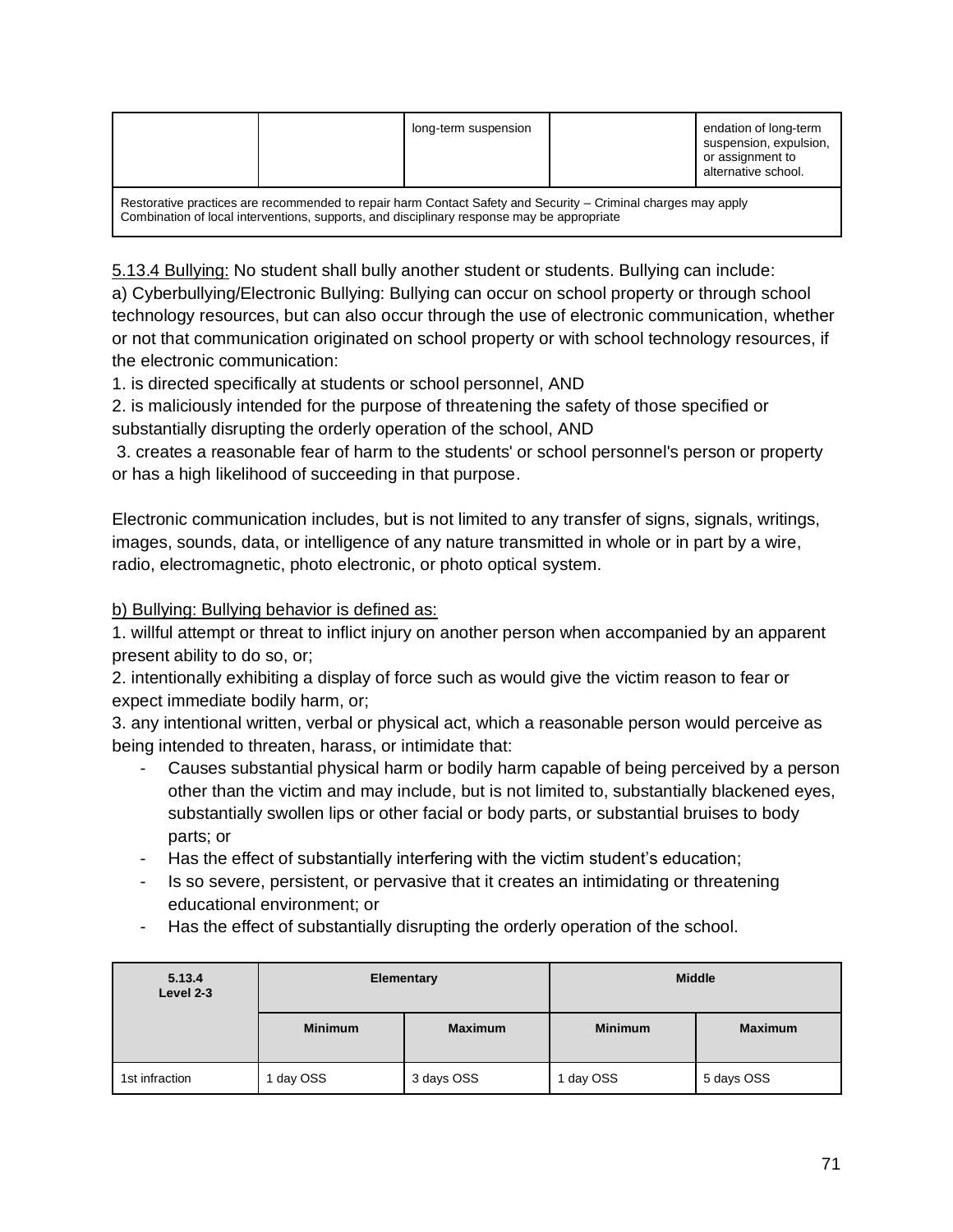|  |  | long-term suspension |  | endation of long-term suspension, expulsion, or assignment to alternative school. |
|---|---|---|---|---|
| Restorative practices are recommended to repair harm Contact Safety and Security – Criminal charges may apply Combination of local interventions, supports, and disciplinary response may be appropriate | | | | |

5.13.4 Bullying: No student shall bully another student or students. Bullying can include:
a) Cyberbullying/Electronic Bullying: Bullying can occur on school property or through school technology resources, but can also occur through the use of electronic communication, whether or not that communication originated on school property or with school technology resources, if the electronic communication:
1. is directed specifically at students or school personnel, AND
2. is maliciously intended for the purpose of threatening the safety of those specified or substantially disrupting the orderly operation of the school, AND
3. creates a reasonable fear of harm to the students' or school personnel's person or property or has a high likelihood of succeeding in that purpose.

Electronic communication includes, but is not limited to any transfer of signs, signals, writings, images, sounds, data, or intelligence of any nature transmitted in whole or in part by a wire, radio, electromagnetic, photo electronic, or photo optical system.

b) Bullying: Bullying behavior is defined as:
1. willful attempt or threat to inflict injury on another person when accompanied by an apparent present ability to do so, or;
2. intentionally exhibiting a display of force such as would give the victim reason to fear or expect immediate bodily harm, or;
3. any intentional written, verbal or physical act, which a reasonable person would perceive as being intended to threaten, harass, or intimidate that:

- Causes substantial physical harm or bodily harm capable of being perceived by a person other than the victim and may include, but is not limited to, substantially blackened eyes, substantially swollen lips or other facial or body parts, or substantial bruises to body parts; or
- Has the effect of substantially interfering with the victim student's education;
- Is so severe, persistent, or pervasive that it creates an intimidating or threatening educational environment; or
- Has the effect of substantially disrupting the orderly operation of the school.

| **5.13.4 Level 2-3** | **Elementary** | | **Middle** | |
|---|---|---|---|---|
| | **Minimum** | **Maximum** | **Minimum** | **Maximum** |
| 1st infraction | 1 day OSS | 3 days OSS | 1 day OSS | 5 days OSS |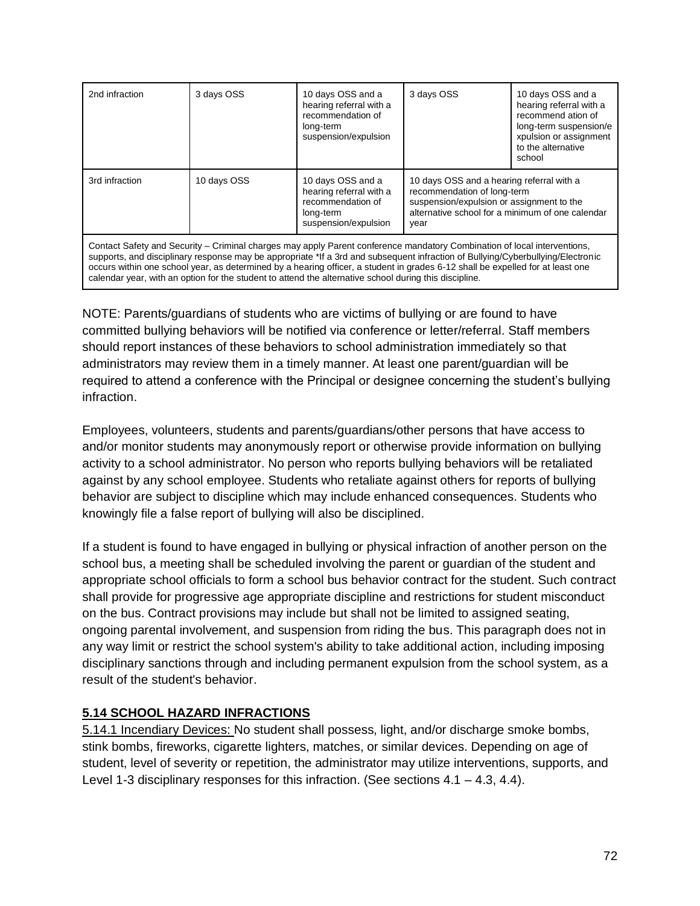| 2nd infraction | 3 days OSS | 10 days OSS and a hearing referral with a recommendation of long-term suspension/expulsion | 3 days OSS | 10 days OSS and a hearing referral with a recommend ation of long-term suspension/e xpulsion or assignment to the alternative school |
|---|---|---|---|---|
| 3rd infraction | 10 days OSS | 10 days OSS and a hearing referral with a recommendation of long-term suspension/expulsion | 10 days OSS and a hearing referral with a recommendation of long-term suspension/expulsion or assignment to the alternative school for a minimum of one calendar year | |
| Contact Safety and Security – Criminal charges may apply Parent conference mandatory Combination of local interventions, supports, and disciplinary response may be appropriate *If a 3rd and subsequent infraction of Bullying/Cyberbullying/Electronic occurs within one school year, as determined by a hearing officer, a student in grades 6-12 shall be expelled for at least one calendar year, with an option for the student to attend the alternative school during this discipline. | | | | |

NOTE: Parents/guardians of students who are victims of bullying or are found to have committed bullying behaviors will be notified via conference or letter/referral. Staff members should report instances of these behaviors to school administration immediately so that administrators may review them in a timely manner. At least one parent/guardian will be required to attend a conference with the Principal or designee concerning the student's bullying infraction.

Employees, volunteers, students and parents/guardians/other persons that have access to and/or monitor students may anonymously report or otherwise provide information on bullying activity to a school administrator. No person who reports bullying behaviors will be retaliated against by any school employee. Students who retaliate against others for reports of bullying behavior are subject to discipline which may include enhanced consequences. Students who knowingly file a false report of bullying will also be disciplined.

If a student is found to have engaged in bullying or physical infraction of another person on the school bus, a meeting shall be scheduled involving the parent or guardian of the student and appropriate school officials to form a school bus behavior contract for the student. Such contract shall provide for progressive age appropriate discipline and restrictions for student misconduct on the bus. Contract provisions may include but shall not be limited to assigned seating, ongoing parental involvement, and suspension from riding the bus. This paragraph does not in any way limit or restrict the school system's ability to take additional action, including imposing disciplinary sanctions through and including permanent expulsion from the school system, as a result of the student's behavior.

## 5.14 SCHOOL HAZARD INFRACTIONS

5.14.1 Incendiary Devices: No student shall possess, light, and/or discharge smoke bombs, stink bombs, fireworks, cigarette lighters, matches, or similar devices. Depending on age of student, level of severity or repetition, the administrator may utilize interventions, supports, and Level 1-3 disciplinary responses for this infraction. (See sections 4.1 – 4.3, 4.4).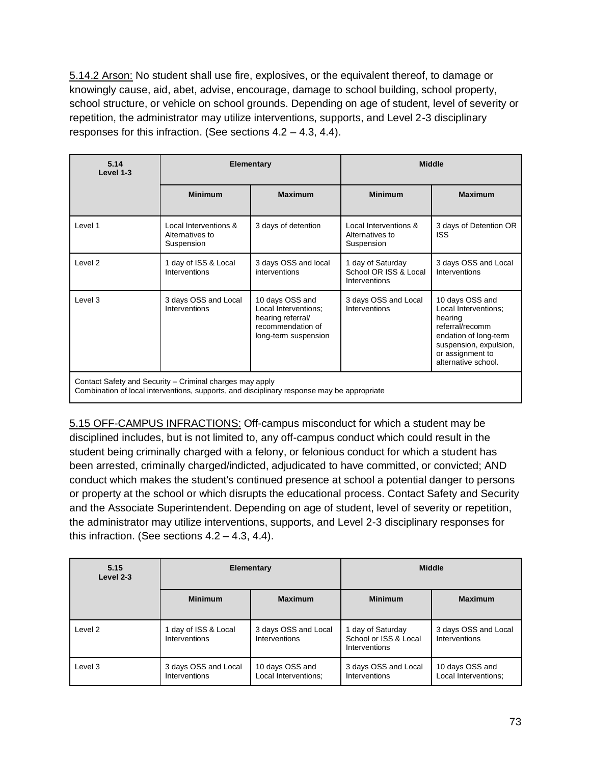5.14.2 Arson: No student shall use fire, explosives, or the equivalent thereof, to damage or knowingly cause, aid, abet, advise, encourage, damage to school building, school property, school structure, or vehicle on school grounds. Depending on age of student, level of severity or repetition, the administrator may utilize interventions, supports, and Level 2-3 disciplinary responses for this infraction. (See sections 4.2 – 4.3, 4.4).

| **5.14 Level 1-3** | **Elementary** | | **Middle** | |
|---|---|---|---|---|
| | **Minimum** | **Maximum** | **Minimum** | **Maximum** |
| Level 1 | Local Interventions & Alternatives to Suspension | 3 days of detention | Local Interventions & Alternatives to Suspension | 3 days of Detention OR ISS |
| Level 2 | 1 day of ISS & Local Interventions | 3 days OSS and local interventions | 1 day of Saturday School OR ISS & Local Interventions | 3 days OSS and Local Interventions |
| Level 3 | 3 days OSS and Local Interventions | 10 days OSS and Local Interventions; hearing referral/ recommendation of long-term suspension | 3 days OSS and Local Interventions | 10 days OSS and Local Interventions; hearing referral/recommendation of long-term suspension, expulsion, or assignment to alternative school. |
| Contact Safety and Security – Criminal charges may apply<br>Combination of local interventions, supports, and disciplinary response may be appropriate | | | | |

5.15 OFF-CAMPUS INFRACTIONS: Off-campus misconduct for which a student may be disciplined includes, but is not limited to, any off-campus conduct which could result in the student being criminally charged with a felony, or felonious conduct for which a student has been arrested, criminally charged/indicted, adjudicated to have committed, or convicted; AND conduct which makes the student's continued presence at school a potential danger to persons or property at the school or which disrupts the educational process. Contact Safety and Security and the Associate Superintendent. Depending on age of student, level of severity or repetition, the administrator may utilize interventions, supports, and Level 2-3 disciplinary responses for this infraction. (See sections 4.2 – 4.3, 4.4).

| **5.15 Level 2-3** | **Elementary** | | **Middle** | |
|---|---|---|---|---|
| | **Minimum** | **Maximum** | **Minimum** | **Maximum** |
| Level 2 | 1 day of ISS & Local Interventions | 3 days OSS and Local Interventions | 1 day of Saturday School or ISS & Local Interventions | 3 days OSS and Local Interventions |
| Level 3 | 3 days OSS and Local Interventions | 10 days OSS and Local Interventions; | 3 days OSS and Local Interventions | 10 days OSS and Local Interventions; |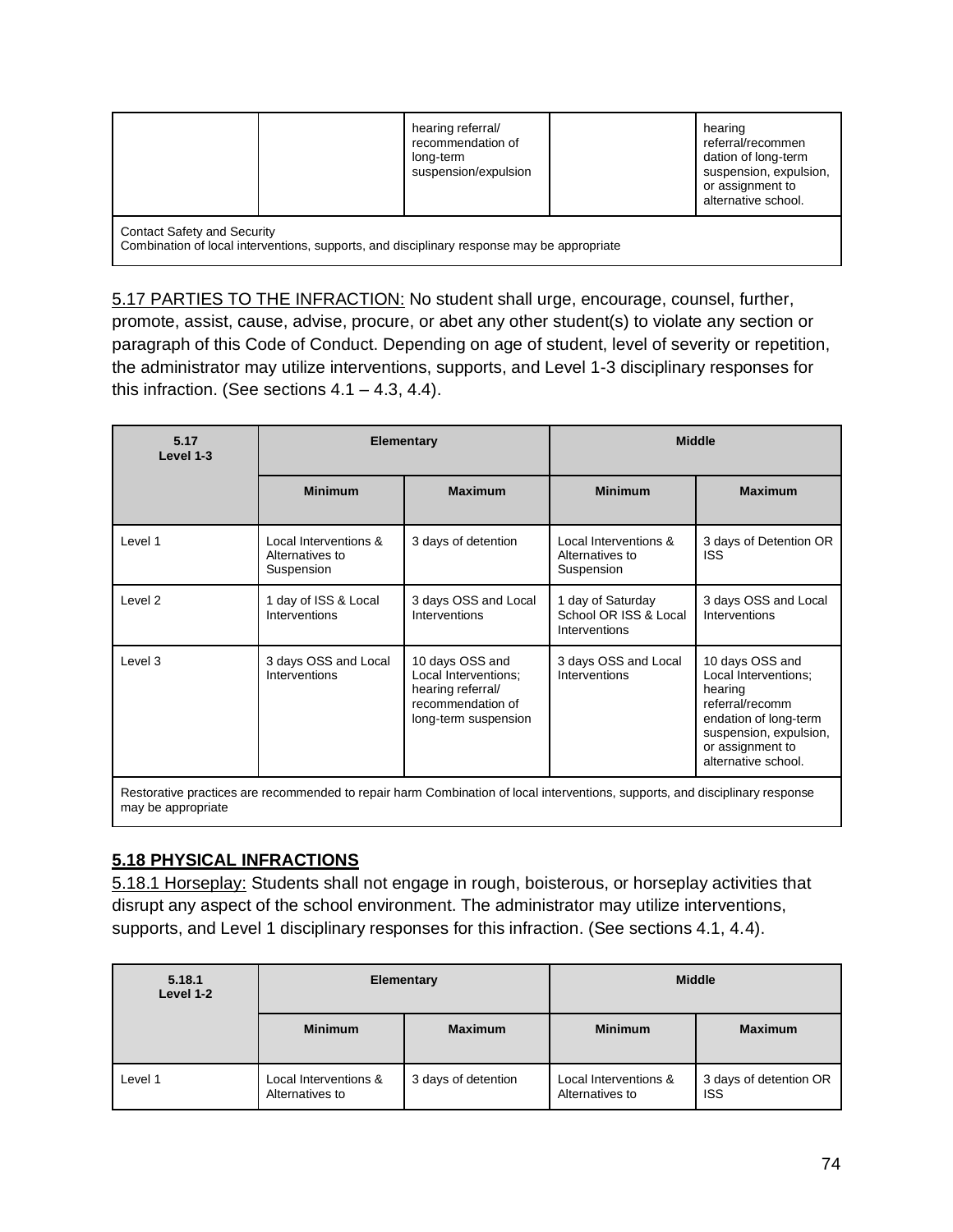| | | | | |
|---|---|---|---|---|
| | | hearing referral/ recommendation of long-term suspension/expulsion | | hearing referral/recommendation of long-term suspension, expulsion, or assignment to alternative school. |
| Contact Safety and Security<br>Combination of local interventions, supports, and disciplinary response may be appropriate | | | | |

5.17 PARTIES TO THE INFRACTION: No student shall urge, encourage, counsel, further, promote, assist, cause, advise, procure, or abet any other student(s) to violate any section or paragraph of this Code of Conduct. Depending on age of student, level of severity or repetition, the administrator may utilize interventions, supports, and Level 1-3 disciplinary responses for this infraction. (See sections 4.1 – 4.3, 4.4).

| 5.17<br>Level 1-3 | Elementary | | Middle | |
|---|---|---|---|---|
| | **Minimum** | **Maximum** | **Minimum** | **Maximum** |
| Level 1 | Local Interventions & Alternatives to Suspension | 3 days of detention | Local Interventions & Alternatives to Suspension | 3 days of Detention OR ISS |
| Level 2 | 1 day of ISS & Local Interventions | 3 days OSS and Local Interventions | 1 day of Saturday School OR ISS & Local Interventions | 3 days OSS and Local Interventions |
| Level 3 | 3 days OSS and Local Interventions | 10 days OSS and Local Interventions; hearing referral/ recommendation of long-term suspension | 3 days OSS and Local Interventions | 10 days OSS and Local Interventions; hearing referral/recommendation of long-term suspension, expulsion, or assignment to alternative school. |
| Restorative practices are recommended to repair harm Combination of local interventions, supports, and disciplinary response may be appropriate | | | | |

## 5.18 PHYSICAL INFRACTIONS

5.18.1 Horseplay: Students shall not engage in rough, boisterous, or horseplay activities that disrupt any aspect of the school environment. The administrator may utilize interventions, supports, and Level 1 disciplinary responses for this infraction. (See sections 4.1, 4.4).

| 5.18.1<br>Level 1-2 | Elementary | | Middle | |
|---|---|---|---|---|
| | **Minimum** | **Maximum** | **Minimum** | **Maximum** |
| Level 1 | Local Interventions & Alternatives to | 3 days of detention | Local Interventions & Alternatives to | 3 days of detention OR ISS |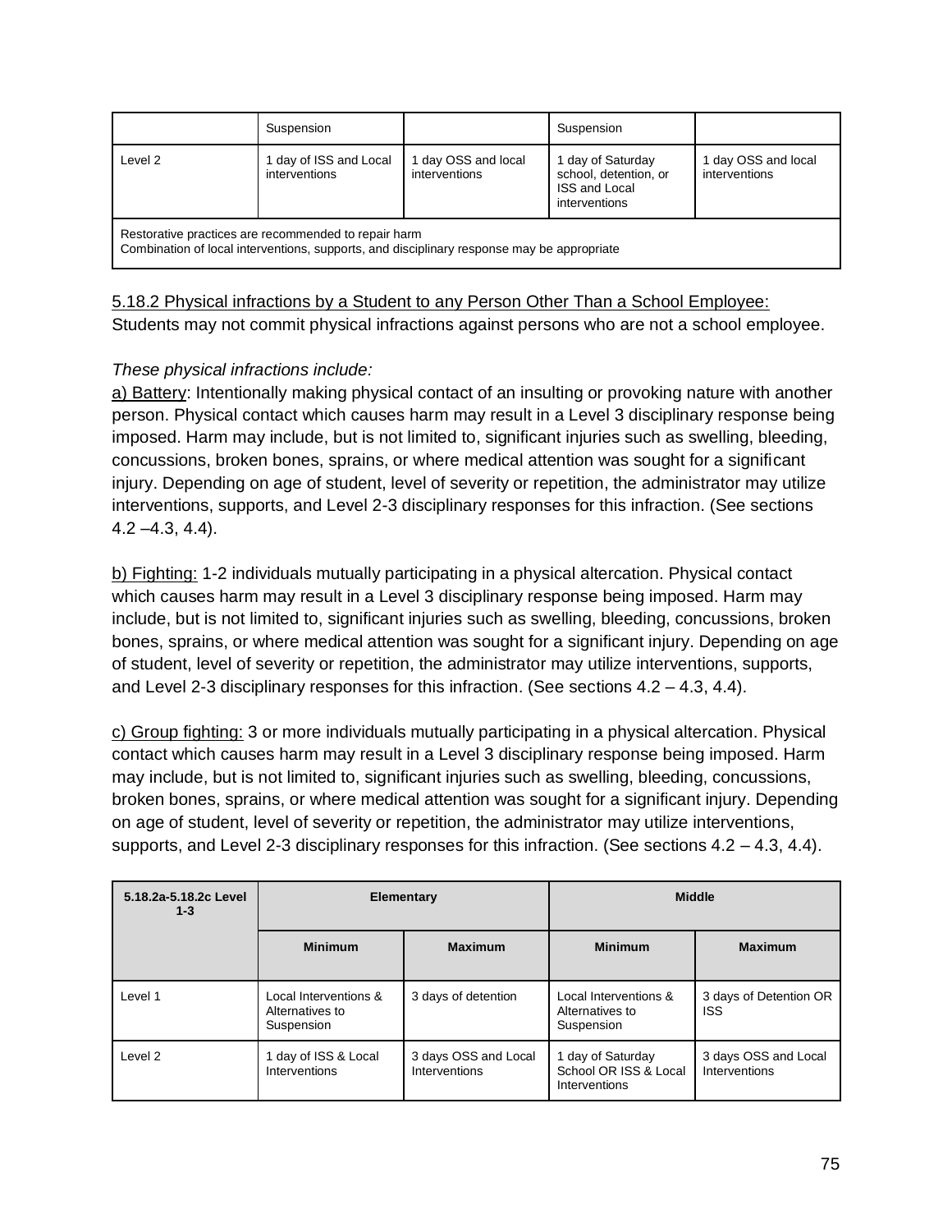| | Suspension | | Suspension | |
|---|---|---|---|---|
| Level 2 | 1 day of ISS and Local interventions | 1 day OSS and local interventions | 1 day of Saturday school, detention, or ISS and Local interventions | 1 day OSS and local interventions |
| Restorative practices are recommended to repair harm<br>Combination of local interventions, supports, and disciplinary response may be appropriate | | | | |

<u>5.18.2 Physical infractions by a Student to any Person Other Than a School Employee:</u> Students may not commit physical infractions against persons who are not a school employee.

*These physical infractions include:*

<u>a) Battery</u>: Intentionally making physical contact of an insulting or provoking nature with another person. Physical contact which causes harm may result in a Level 3 disciplinary response being imposed. Harm may include, but is not limited to, significant injuries such as swelling, bleeding, concussions, broken bones, sprains, or where medical attention was sought for a significant injury. Depending on age of student, level of severity or repetition, the administrator may utilize interventions, supports, and Level 2-3 disciplinary responses for this infraction. (See sections 4.2 –4.3, 4.4).

<u>b) Fighting:</u> 1-2 individuals mutually participating in a physical altercation. Physical contact which causes harm may result in a Level 3 disciplinary response being imposed. Harm may include, but is not limited to, significant injuries such as swelling, bleeding, concussions, broken bones, sprains, or where medical attention was sought for a significant injury. Depending on age of student, level of severity or repetition, the administrator may utilize interventions, supports, and Level 2-3 disciplinary responses for this infraction. (See sections 4.2 – 4.3, 4.4).

<u>c) Group fighting:</u> 3 or more individuals mutually participating in a physical altercation. Physical contact which causes harm may result in a Level 3 disciplinary response being imposed. Harm may include, but is not limited to, significant injuries such as swelling, bleeding, concussions, broken bones, sprains, or where medical attention was sought for a significant injury. Depending on age of student, level of severity or repetition, the administrator may utilize interventions, supports, and Level 2-3 disciplinary responses for this infraction. (See sections 4.2 – 4.3, 4.4).

| 5.18.2a-5.18.2c Level 1-3 | Elementary | | Middle | |
|---|---|---|---|---|
| | **Minimum** | **Maximum** | **Minimum** | **Maximum** |
| Level 1 | Local Interventions & Alternatives to Suspension | 3 days of detention | Local Interventions & Alternatives to Suspension | 3 days of Detention OR ISS |
| Level 2 | 1 day of ISS & Local Interventions | 3 days OSS and Local Interventions | 1 day of Saturday School OR ISS & Local Interventions | 3 days OSS and Local Interventions |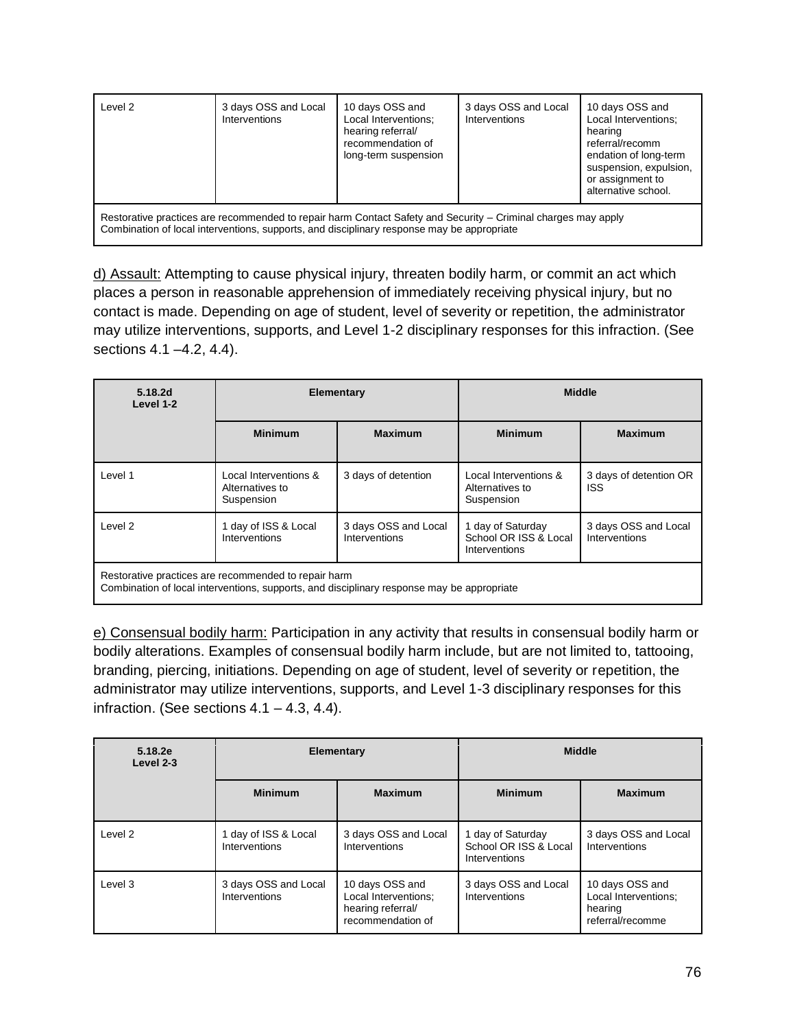| Level 2 | 3 days OSS and Local Interventions | 10 days OSS and Local Interventions; hearing referral/ recommendation of long-term suspension | 3 days OSS and Local Interventions | 10 days OSS and Local Interventions; hearing referral/recommendation of long-term suspension, expulsion, or assignment to alternative school. |
|---|---|---|---|---|
| Restorative practices are recommended to repair harm Contact Safety and Security – Criminal charges may apply<br>Combination of local interventions, supports, and disciplinary response may be appropriate | | | | |

d) Assault: Attempting to cause physical injury, threaten bodily harm, or commit an act which places a person in reasonable apprehension of immediately receiving physical injury, but no contact is made. Depending on age of student, level of severity or repetition, the administrator may utilize interventions, supports, and Level 1-2 disciplinary responses for this infraction. (See sections 4.1 –4.2, 4.4).

| **5.18.2d Level 1-2** | **Elementary** | | **Middle** | |
|---|---|---|---|---|
| | **Minimum** | **Maximum** | **Minimum** | **Maximum** |
| Level 1 | Local Interventions & Alternatives to Suspension | 3 days of detention | Local Interventions & Alternatives to Suspension | 3 days of detention OR ISS |
| Level 2 | 1 day of ISS & Local Interventions | 3 days OSS and Local Interventions | 1 day of Saturday School OR ISS & Local Interventions | 3 days OSS and Local Interventions |
| Restorative practices are recommended to repair harm<br>Combination of local interventions, supports, and disciplinary response may be appropriate | | | | |

e) Consensual bodily harm: Participation in any activity that results in consensual bodily harm or bodily alterations. Examples of consensual bodily harm include, but are not limited to, tattooing, branding, piercing, initiations. Depending on age of student, level of severity or repetition, the administrator may utilize interventions, supports, and Level 1-3 disciplinary responses for this infraction. (See sections 4.1 – 4.3, 4.4).

| **5.18.2e Level 2-3** | **Elementary** | | **Middle** | |
|---|---|---|---|---|
| | **Minimum** | **Maximum** | **Minimum** | **Maximum** |
| Level 2 | 1 day of ISS & Local Interventions | 3 days OSS and Local Interventions | 1 day of Saturday School OR ISS & Local Interventions | 3 days OSS and Local Interventions |
| Level 3 | 3 days OSS and Local Interventions | 10 days OSS and Local Interventions; hearing referral/ recommendation of | 3 days OSS and Local Interventions | 10 days OSS and Local Interventions; hearing referral/recomme |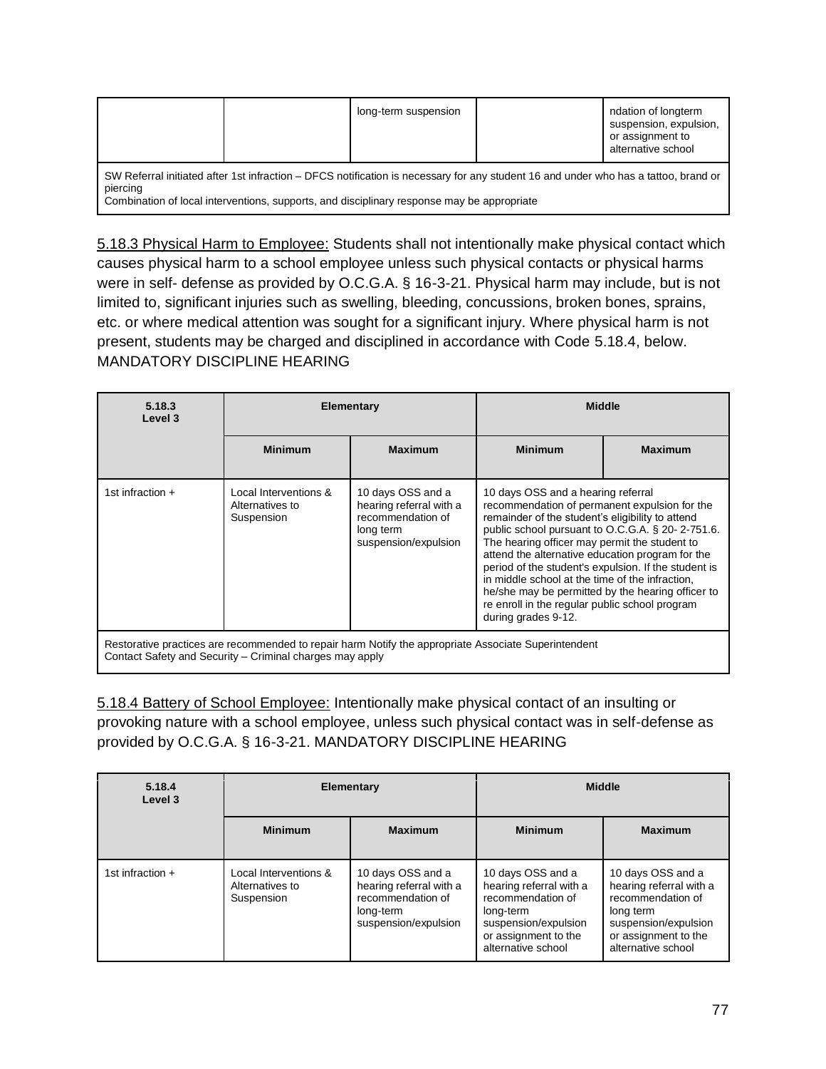| | | long-term suspension | | ndation of longterm suspension, expulsion, or assignment to alternative school |
|---|---|---|---|---|
| SW Referral initiated after 1st infraction – DFCS notification is necessary for any student 16 and under who has a tattoo, brand or piercing<br>Combination of local interventions, supports, and disciplinary response may be appropriate | | | | |

5.18.3 Physical Harm to Employee: Students shall not intentionally make physical contact which causes physical harm to a school employee unless such physical contacts or physical harms were in self- defense as provided by O.C.G.A. § 16-3-21. Physical harm may include, but is not limited to, significant injuries such as swelling, bleeding, concussions, broken bones, sprains, etc. or where medical attention was sought for a significant injury. Where physical harm is not present, students may be charged and disciplined in accordance with Code 5.18.4, below. MANDATORY DISCIPLINE HEARING

| 5.18.3 Level 3 | Elementary | | Middle | |
|---|---|---|---|---|
| | Minimum | Maximum | Minimum | Maximum |
| 1st infraction + | Local Interventions & Alternatives to Suspension | 10 days OSS and a hearing referral with a recommendation of long term suspension/expulsion | 10 days OSS and a hearing referral recommendation of permanent expulsion for the remainder of the student's eligibility to attend public school pursuant to O.C.G.A. § 20- 2-751.6. The hearing officer may permit the student to attend the alternative education program for the period of the student's expulsion. If the student is in middle school at the time of the infraction, he/she may be permitted by the hearing officer to re enroll in the regular public school program during grades 9-12. | |
| Restorative practices are recommended to repair harm Notify the appropriate Associate Superintendent<br>Contact Safety and Security – Criminal charges may apply | | | | |

5.18.4 Battery of School Employee: Intentionally make physical contact of an insulting or provoking nature with a school employee, unless such physical contact was in self-defense as provided by O.C.G.A. § 16-3-21. MANDATORY DISCIPLINE HEARING

| 5.18.4 Level 3 | Elementary | | Middle | |
|---|---|---|---|---|
| | Minimum | Maximum | Minimum | Maximum |
| 1st infraction + | Local Interventions & Alternatives to Suspension | 10 days OSS and a hearing referral with a recommendation of long-term suspension/expulsion | 10 days OSS and a hearing referral with a recommendation of long-term suspension/expulsion or assignment to the alternative school | 10 days OSS and a hearing referral with a recommendation of long term suspension/expulsion or assignment to the alternative school |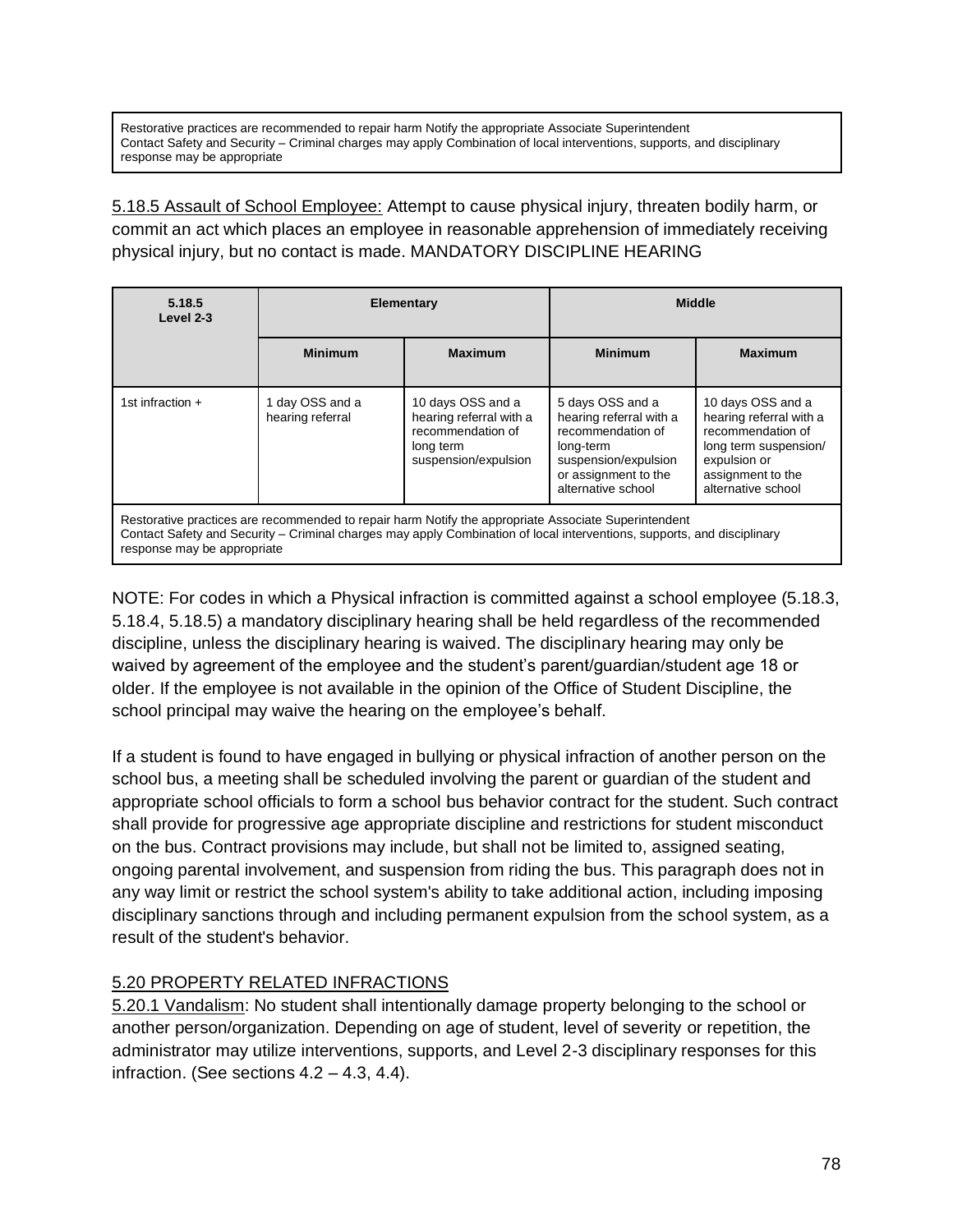Restorative practices are recommended to repair harm Notify the appropriate Associate Superintendent
Contact Safety and Security – Criminal charges may apply Combination of local interventions, supports, and disciplinary response may be appropriate

5.18.5 Assault of School Employee: Attempt to cause physical injury, threaten bodily harm, or commit an act which places an employee in reasonable apprehension of immediately receiving physical injury, but no contact is made. MANDATORY DISCIPLINE HEARING

| 5.18.5 Level 2-3 | Elementary | | Middle | |
|---|---|---|---|---|
| | Minimum | Maximum | Minimum | Maximum |
| 1st infraction + | 1 day OSS and a hearing referral | 10 days OSS and a hearing referral with a recommendation of long term suspension/expulsion | 5 days OSS and a hearing referral with a recommendation of long-term suspension/expulsion or assignment to the alternative school | 10 days OSS and a hearing referral with a recommendation of long term suspension/ expulsion or assignment to the alternative school |
| Restorative practices are recommended to repair harm Notify the appropriate Associate Superintendent Contact Safety and Security – Criminal charges may apply Combination of local interventions, supports, and disciplinary response may be appropriate | | | | |

NOTE: For codes in which a Physical infraction is committed against a school employee (5.18.3, 5.18.4, 5.18.5) a mandatory disciplinary hearing shall be held regardless of the recommended discipline, unless the disciplinary hearing is waived. The disciplinary hearing may only be waived by agreement of the employee and the student's parent/guardian/student age 18 or older. If the employee is not available in the opinion of the Office of Student Discipline, the school principal may waive the hearing on the employee's behalf.

If a student is found to have engaged in bullying or physical infraction of another person on the school bus, a meeting shall be scheduled involving the parent or guardian of the student and appropriate school officials to form a school bus behavior contract for the student. Such contract shall provide for progressive age appropriate discipline and restrictions for student misconduct on the bus. Contract provisions may include, but shall not be limited to, assigned seating, ongoing parental involvement, and suspension from riding the bus. This paragraph does not in any way limit or restrict the school system's ability to take additional action, including imposing disciplinary sanctions through and including permanent expulsion from the school system, as a result of the student's behavior.

## 5.20 PROPERTY RELATED INFRACTIONS

5.20.1 Vandalism: No student shall intentionally damage property belonging to the school or another person/organization. Depending on age of student, level of severity or repetition, the administrator may utilize interventions, supports, and Level 2-3 disciplinary responses for this infraction. (See sections 4.2 – 4.3, 4.4).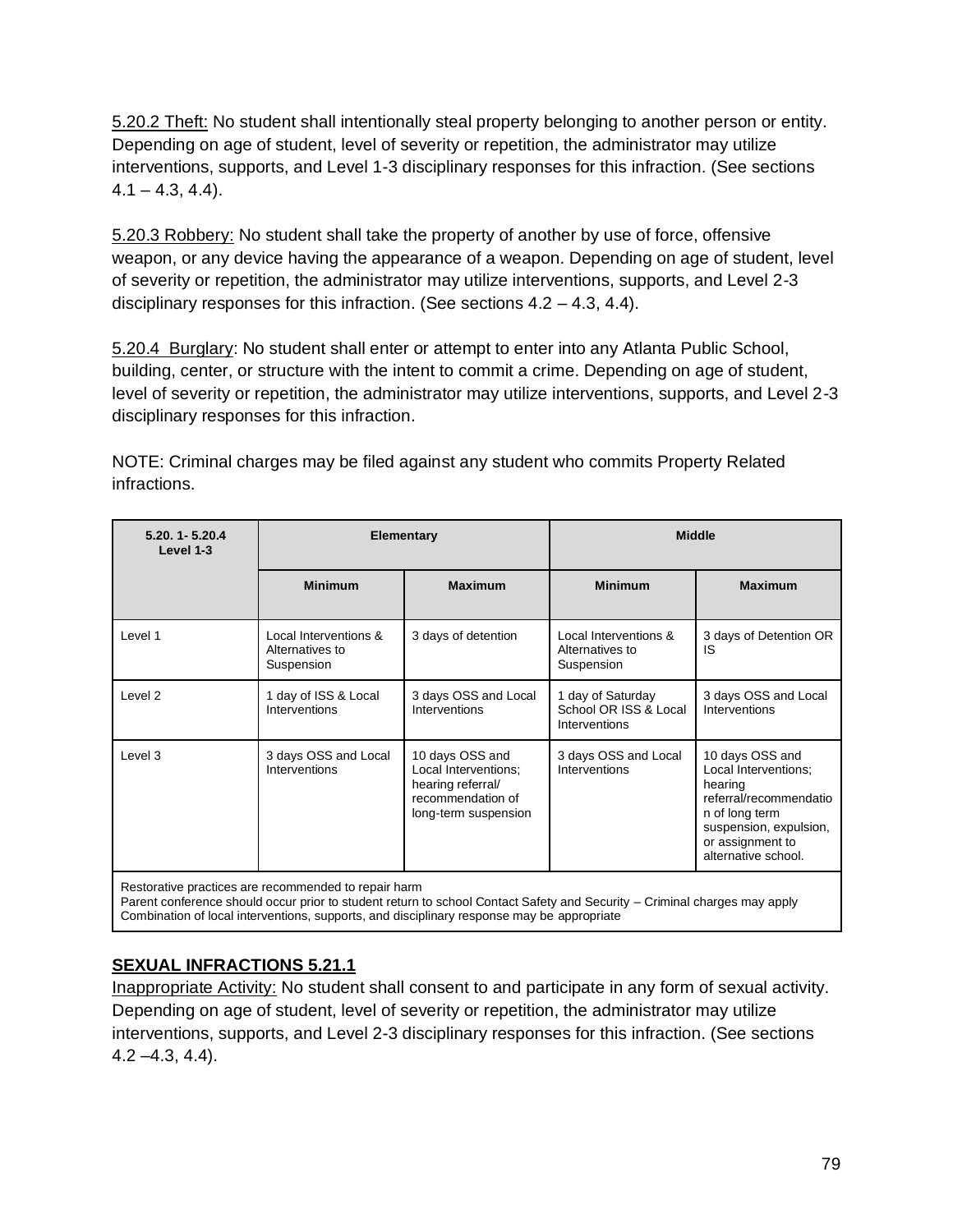5.20.2 Theft: No student shall intentionally steal property belonging to another person or entity. Depending on age of student, level of severity or repetition, the administrator may utilize interventions, supports, and Level 1-3 disciplinary responses for this infraction. (See sections 4.1 – 4.3, 4.4).

5.20.3 Robbery: No student shall take the property of another by use of force, offensive weapon, or any device having the appearance of a weapon. Depending on age of student, level of severity or repetition, the administrator may utilize interventions, supports, and Level 2-3 disciplinary responses for this infraction. (See sections 4.2 – 4.3, 4.4).

5.20.4 Burglary: No student shall enter or attempt to enter into any Atlanta Public School, building, center, or structure with the intent to commit a crime. Depending on age of student, level of severity or repetition, the administrator may utilize interventions, supports, and Level 2-3 disciplinary responses for this infraction.

NOTE: Criminal charges may be filed against any student who commits Property Related infractions.

| 5.20. 1- 5.20.4 Level 1-3 | Elementary | | Middle | |
|---|---|---|---|---|
| | **Minimum** | **Maximum** | **Minimum** | **Maximum** |
| Level 1 | Local Interventions & Alternatives to Suspension | 3 days of detention | Local Interventions & Alternatives to Suspension | 3 days of Detention OR IS |
| Level 2 | 1 day of ISS & Local Interventions | 3 days OSS and Local Interventions | 1 day of Saturday School OR ISS & Local Interventions | 3 days OSS and Local Interventions |
| Level 3 | 3 days OSS and Local Interventions | 10 days OSS and Local Interventions; hearing referral/ recommendation of long-term suspension | 3 days OSS and Local Interventions | 10 days OSS and Local Interventions; hearing referral/recommendation of long term suspension, expulsion, or assignment to alternative school. |
| Restorative practices are recommended to repair harm<br>Parent conference should occur prior to student return to school Contact Safety and Security – Criminal charges may apply<br>Combination of local interventions, supports, and disciplinary response may be appropriate | | | | |

## SEXUAL INFRACTIONS 5.21.1

Inappropriate Activity: No student shall consent to and participate in any form of sexual activity. Depending on age of student, level of severity or repetition, the administrator may utilize interventions, supports, and Level 2-3 disciplinary responses for this infraction. (See sections 4.2 –4.3, 4.4).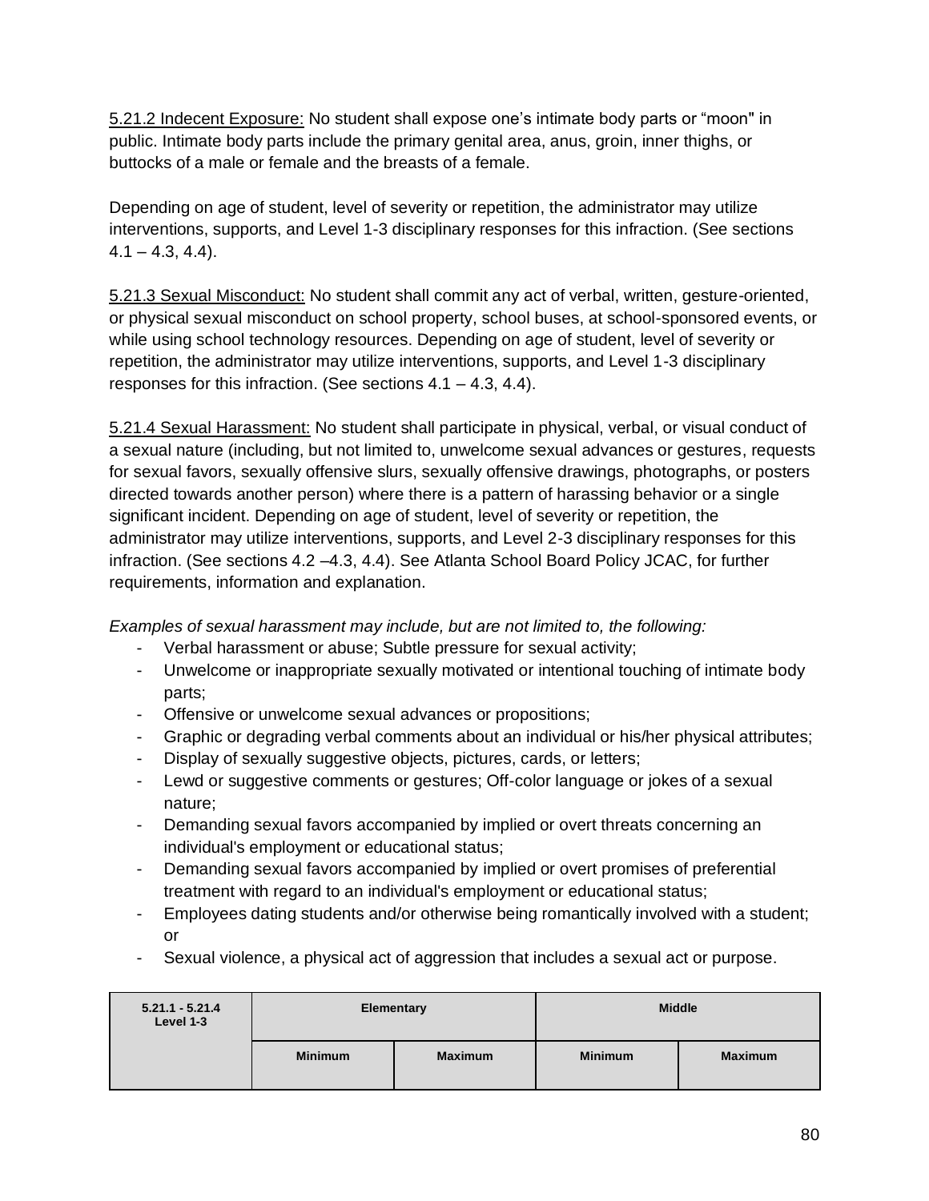5.21.2 Indecent Exposure: No student shall expose one's intimate body parts or "moon" in public. Intimate body parts include the primary genital area, anus, groin, inner thighs, or buttocks of a male or female and the breasts of a female.

Depending on age of student, level of severity or repetition, the administrator may utilize interventions, supports, and Level 1-3 disciplinary responses for this infraction. (See sections 4.1 – 4.3, 4.4).

5.21.3 Sexual Misconduct: No student shall commit any act of verbal, written, gesture-oriented, or physical sexual misconduct on school property, school buses, at school-sponsored events, or while using school technology resources. Depending on age of student, level of severity or repetition, the administrator may utilize interventions, supports, and Level 1-3 disciplinary responses for this infraction. (See sections 4.1 – 4.3, 4.4).

5.21.4 Sexual Harassment: No student shall participate in physical, verbal, or visual conduct of a sexual nature (including, but not limited to, unwelcome sexual advances or gestures, requests for sexual favors, sexually offensive slurs, sexually offensive drawings, photographs, or posters directed towards another person) where there is a pattern of harassing behavior or a single significant incident. Depending on age of student, level of severity or repetition, the administrator may utilize interventions, supports, and Level 2-3 disciplinary responses for this infraction. (See sections 4.2 –4.3, 4.4). See Atlanta School Board Policy JCAC, for further requirements, information and explanation.

*Examples of sexual harassment may include, but are not limited to, the following:*

- Verbal harassment or abuse; Subtle pressure for sexual activity;
- Unwelcome or inappropriate sexually motivated or intentional touching of intimate body parts;
- Offensive or unwelcome sexual advances or propositions;
- Graphic or degrading verbal comments about an individual or his/her physical attributes;
- Display of sexually suggestive objects, pictures, cards, or letters;
- Lewd or suggestive comments or gestures; Off-color language or jokes of a sexual nature;
- Demanding sexual favors accompanied by implied or overt threats concerning an individual's employment or educational status;
- Demanding sexual favors accompanied by implied or overt promises of preferential treatment with regard to an individual's employment or educational status;
- Employees dating students and/or otherwise being romantically involved with a student; or
- Sexual violence, a physical act of aggression that includes a sexual act or purpose.

| 5.21.1 - 5.21.4 Level 1-3 | Elementary | | Middle | |
|---|---|---|---|---|
| | Minimum | Maximum | Minimum | Maximum |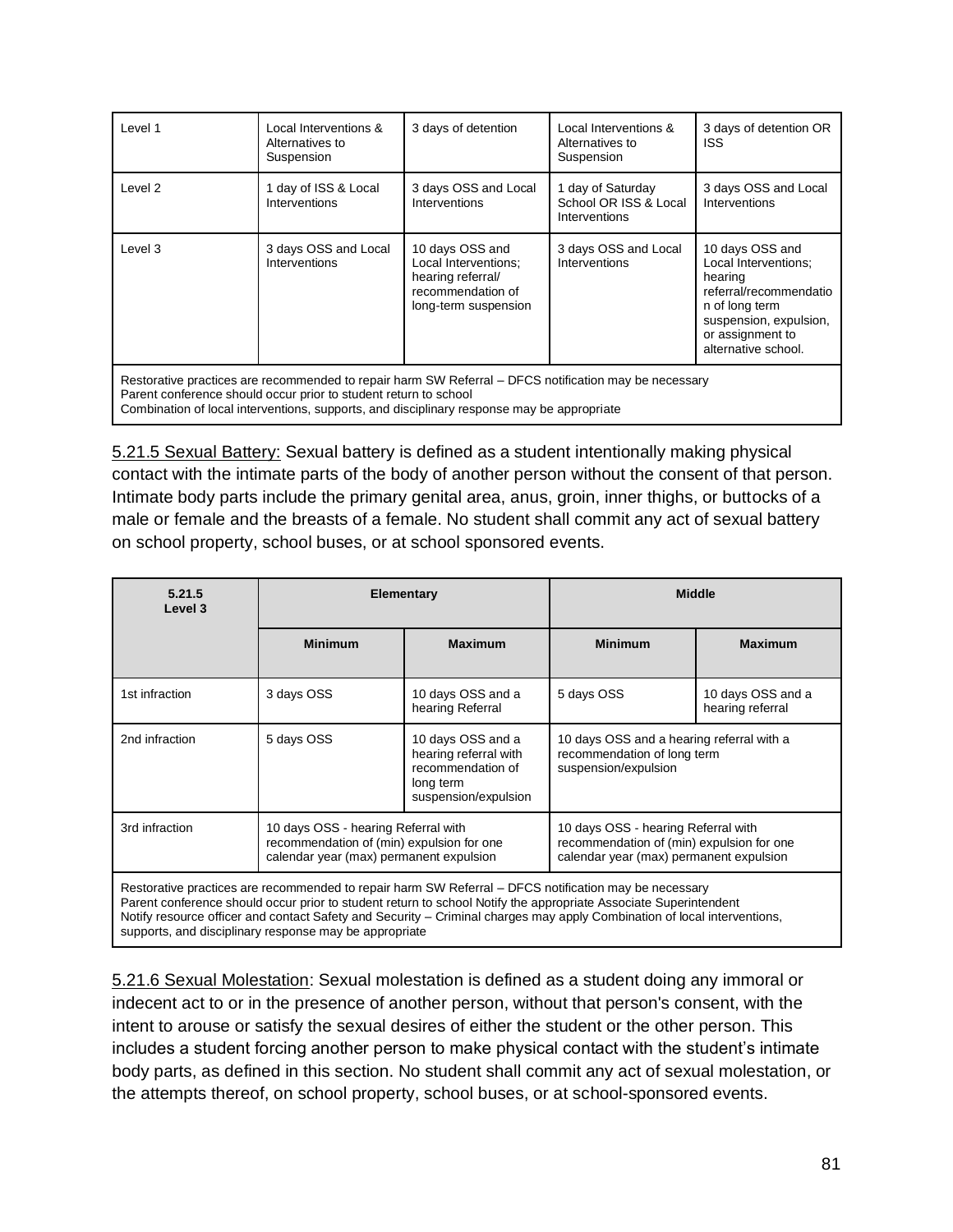| Level 1 | Local Interventions & Alternatives to Suspension | 3 days of detention | Local Interventions & Alternatives to Suspension | 3 days of detention OR ISS |
|---|---|---|---|---|
| Level 2 | 1 day of ISS & Local Interventions | 3 days OSS and Local Interventions | 1 day of Saturday School OR ISS & Local Interventions | 3 days OSS and Local Interventions |
| Level 3 | 3 days OSS and Local Interventions | 10 days OSS and Local Interventions; hearing referral/ recommendation of long-term suspension | 3 days OSS and Local Interventions | 10 days OSS and Local Interventions; hearing referral/recommendation of long term suspension, expulsion, or assignment to alternative school. |
| Restorative practices are recommended to repair harm SW Referral – DFCS notification may be necessary<br>Parent conference should occur prior to student return to school<br>Combination of local interventions, supports, and disciplinary response may be appropriate | | | | |

<u>5.21.5 Sexual Battery:</u> Sexual battery is defined as a student intentionally making physical contact with the intimate parts of the body of another person without the consent of that person. Intimate body parts include the primary genital area, anus, groin, inner thighs, or buttocks of a male or female and the breasts of a female. No student shall commit any act of sexual battery on school property, school buses, or at school sponsored events.

| 5.21.5 Level 3 | Elementary | | Middle | |
|---|---|---|---|---|
| | Minimum | Maximum | Minimum | Maximum |
| 1st infraction | 3 days OSS | 10 days OSS and a hearing Referral | 5 days OSS | 10 days OSS and a hearing referral |
| 2nd infraction | 5 days OSS | 10 days OSS and a hearing referral with recommendation of long term suspension/expulsion | 10 days OSS and a hearing referral with a recommendation of long term suspension/expulsion | |
| 3rd infraction | 10 days OSS - hearing Referral with recommendation of (min) expulsion for one calendar year (max) permanent expulsion | | 10 days OSS - hearing Referral with recommendation of (min) expulsion for one calendar year (max) permanent expulsion | |
| Restorative practices are recommended to repair harm SW Referral – DFCS notification may be necessary<br>Parent conference should occur prior to student return to school Notify the appropriate Associate Superintendent<br>Notify resource officer and contact Safety and Security – Criminal charges may apply Combination of local interventions, supports, and disciplinary response may be appropriate | | | | |

<u>5.21.6 Sexual Molestation</u>: Sexual molestation is defined as a student doing any immoral or indecent act to or in the presence of another person, without that person's consent, with the intent to arouse or satisfy the sexual desires of either the student or the other person. This includes a student forcing another person to make physical contact with the student's intimate body parts, as defined in this section. No student shall commit any act of sexual molestation, or the attempts thereof, on school property, school buses, or at school-sponsored events.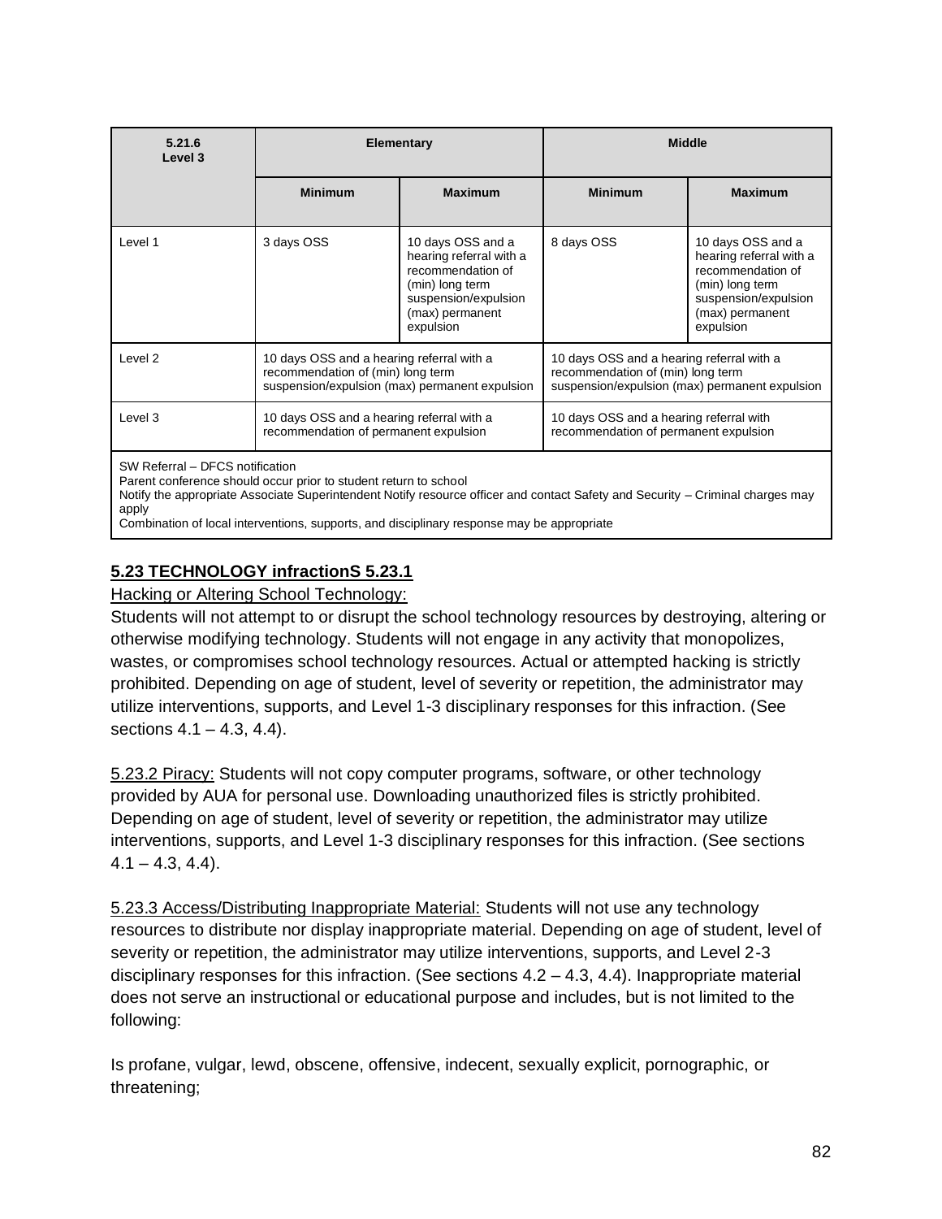| 5.21.6 Level 3 | Elementary | | Middle | |
|---|---|---|---|---|
| | Minimum | Maximum | Minimum | Maximum |
| Level 1 | 3 days OSS | 10 days OSS and a hearing referral with a recommendation of (min) long term suspension/expulsion (max) permanent expulsion | 8 days OSS | 10 days OSS and a hearing referral with a recommendation of (min) long term suspension/expulsion (max) permanent expulsion |
| Level 2 | 10 days OSS and a hearing referral with a recommendation of (min) long term suspension/expulsion (max) permanent expulsion | | 10 days OSS and a hearing referral with a recommendation of (min) long term suspension/expulsion (max) permanent expulsion | |
| Level 3 | 10 days OSS and a hearing referral with a recommendation of permanent expulsion | | 10 days OSS and a hearing referral with recommendation of permanent expulsion | |
| SW Referral – DFCS notification<br>Parent conference should occur prior to student return to school<br>Notify the appropriate Associate Superintendent Notify resource officer and contact Safety and Security – Criminal charges may apply<br>Combination of local interventions, supports, and disciplinary response may be appropriate | | | | |

**5.23 TECHNOLOGY infractionS 5.23.1**

Hacking or Altering School Technology:

Students will not attempt to or disrupt the school technology resources by destroying, altering or otherwise modifying technology. Students will not engage in any activity that monopolizes, wastes, or compromises school technology resources. Actual or attempted hacking is strictly prohibited. Depending on age of student, level of severity or repetition, the administrator may utilize interventions, supports, and Level 1-3 disciplinary responses for this infraction. (See sections 4.1 – 4.3, 4.4).

5.23.2 Piracy: Students will not copy computer programs, software, or other technology provided by AUA for personal use. Downloading unauthorized files is strictly prohibited. Depending on age of student, level of severity or repetition, the administrator may utilize interventions, supports, and Level 1-3 disciplinary responses for this infraction. (See sections 4.1 – 4.3, 4.4).

5.23.3 Access/Distributing Inappropriate Material: Students will not use any technology resources to distribute nor display inappropriate material. Depending on age of student, level of severity or repetition, the administrator may utilize interventions, supports, and Level 2-3 disciplinary responses for this infraction. (See sections 4.2 – 4.3, 4.4). Inappropriate material does not serve an instructional or educational purpose and includes, but is not limited to the following:

Is profane, vulgar, lewd, obscene, offensive, indecent, sexually explicit, pornographic, or threatening;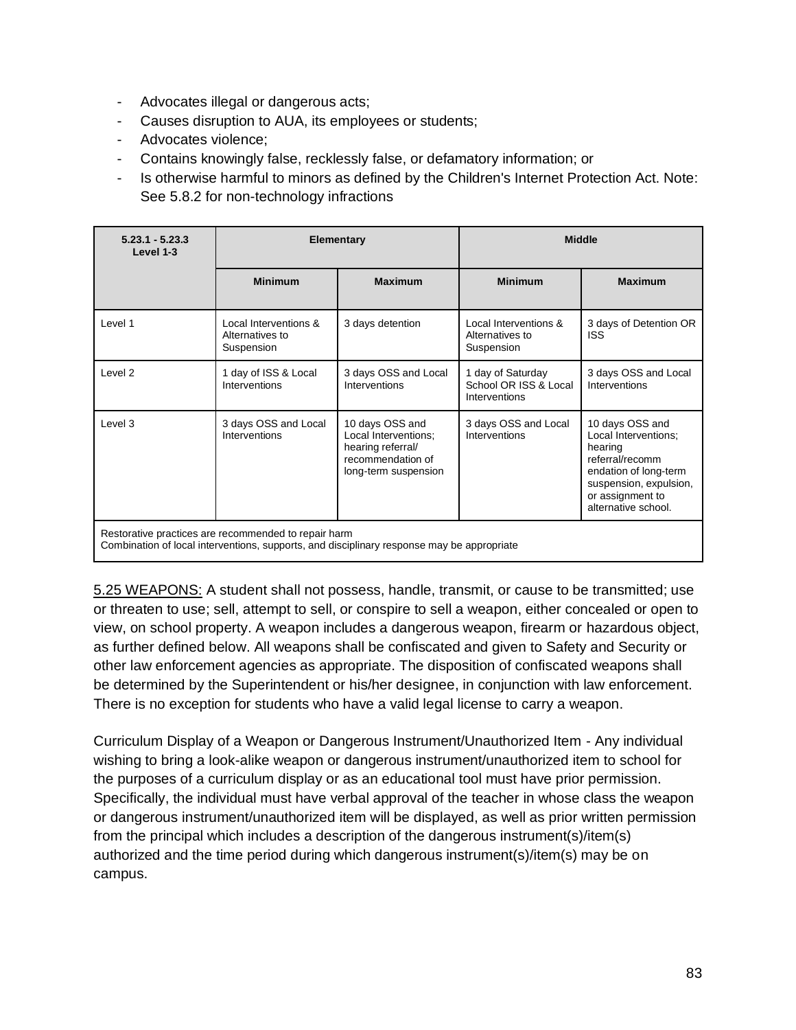- Advocates illegal or dangerous acts;
- Causes disruption to AUA, its employees or students;
- Advocates violence;
- Contains knowingly false, recklessly false, or defamatory information; or
- Is otherwise harmful to minors as defined by the Children's Internet Protection Act. Note: See 5.8.2 for non-technology infractions

| **5.23.1 - 5.23.3 Level 1-3** | **Elementary** | | **Middle** | |
|---|---|---|---|---|
| | **Minimum** | **Maximum** | **Minimum** | **Maximum** |
| Level 1 | Local Interventions & Alternatives to Suspension | 3 days detention | Local Interventions & Alternatives to Suspension | 3 days of Detention OR ISS |
| Level 2 | 1 day of ISS & Local Interventions | 3 days OSS and Local Interventions | 1 day of Saturday School OR ISS & Local Interventions | 3 days OSS and Local Interventions |
| Level 3 | 3 days OSS and Local Interventions | 10 days OSS and Local Interventions; hearing referral/ recommendation of long-term suspension | 3 days OSS and Local Interventions | 10 days OSS and Local Interventions; hearing referral/recommendation of long-term suspension, expulsion, or assignment to alternative school. |
| Restorative practices are recommended to repair harm<br>Combination of local interventions, supports, and disciplinary response may be appropriate | | | | |

<u>5.25 WEAPONS:</u> A student shall not possess, handle, transmit, or cause to be transmitted; use or threaten to use; sell, attempt to sell, or conspire to sell a weapon, either concealed or open to view, on school property. A weapon includes a dangerous weapon, firearm or hazardous object, as further defined below. All weapons shall be confiscated and given to Safety and Security or other law enforcement agencies as appropriate. The disposition of confiscated weapons shall be determined by the Superintendent or his/her designee, in conjunction with law enforcement. There is no exception for students who have a valid legal license to carry a weapon.

Curriculum Display of a Weapon or Dangerous Instrument/Unauthorized Item - Any individual wishing to bring a look-alike weapon or dangerous instrument/unauthorized item to school for the purposes of a curriculum display or as an educational tool must have prior permission. Specifically, the individual must have verbal approval of the teacher in whose class the weapon or dangerous instrument/unauthorized item will be displayed, as well as prior written permission from the principal which includes a description of the dangerous instrument(s)/item(s) authorized and the time period during which dangerous instrument(s)/item(s) may be on campus.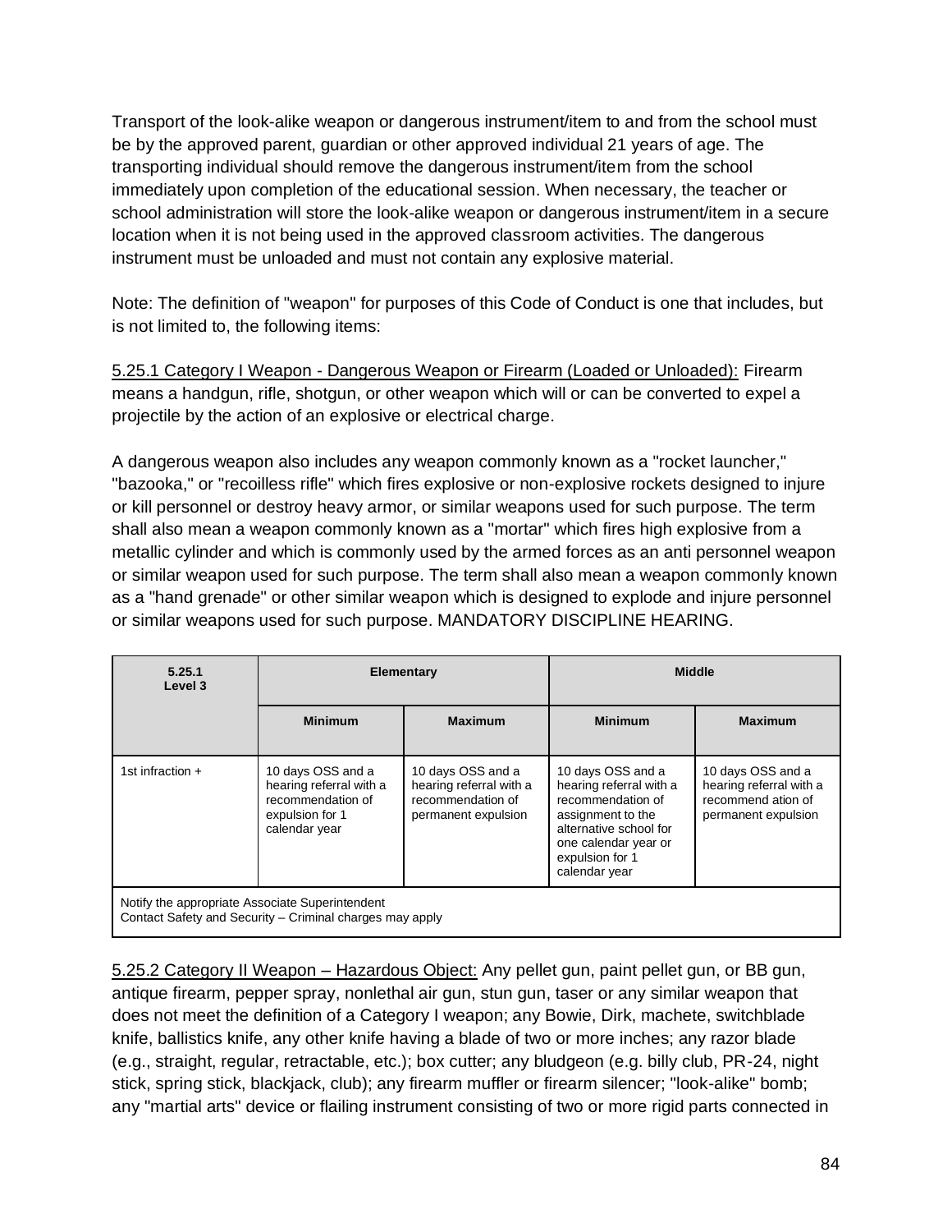Transport of the look-alike weapon or dangerous instrument/item to and from the school must be by the approved parent, guardian or other approved individual 21 years of age. The transporting individual should remove the dangerous instrument/item from the school immediately upon completion of the educational session. When necessary, the teacher or school administration will store the look-alike weapon or dangerous instrument/item in a secure location when it is not being used in the approved classroom activities. The dangerous instrument must be unloaded and must not contain any explosive material.

Note: The definition of "weapon" for purposes of this Code of Conduct is one that includes, but is not limited to, the following items:

<u>5.25.1 Category I Weapon - Dangerous Weapon or Firearm (Loaded or Unloaded):</u> Firearm means a handgun, rifle, shotgun, or other weapon which will or can be converted to expel a projectile by the action of an explosive or electrical charge.

A dangerous weapon also includes any weapon commonly known as a "rocket launcher," "bazooka," or "recoilless rifle" which fires explosive or non-explosive rockets designed to injure or kill personnel or destroy heavy armor, or similar weapons used for such purpose. The term shall also mean a weapon commonly known as a "mortar" which fires high explosive from a metallic cylinder and which is commonly used by the armed forces as an anti personnel weapon or similar weapon used for such purpose. The term shall also mean a weapon commonly known as a "hand grenade" or other similar weapon which is designed to explode and injure personnel or similar weapons used for such purpose. MANDATORY DISCIPLINE HEARING.

| 5.25.1 Level 3 | Elementary | | Middle | |
|---|---|---|---|---|
| | Minimum | Maximum | Minimum | Maximum |
| 1st infraction + | 10 days OSS and a hearing referral with a recommendation of expulsion for 1 calendar year | 10 days OSS and a hearing referral with a recommendation of permanent expulsion | 10 days OSS and a hearing referral with a recommendation of assignment to the alternative school for one calendar year or expulsion for 1 calendar year | 10 days OSS and a hearing referral with a recommend ation of permanent expulsion |
| Notify the appropriate Associate Superintendent<br>Contact Safety and Security – Criminal charges may apply | | | | |

<u>5.25.2 Category II Weapon – Hazardous Object:</u> Any pellet gun, paint pellet gun, or BB gun, antique firearm, pepper spray, nonlethal air gun, stun gun, taser or any similar weapon that does not meet the definition of a Category I weapon; any Bowie, Dirk, machete, switchblade knife, ballistics knife, any other knife having a blade of two or more inches; any razor blade (e.g., straight, regular, retractable, etc.); box cutter; any bludgeon (e.g. billy club, PR-24, night stick, spring stick, blackjack, club); any firearm muffler or firearm silencer; "look-alike" bomb; any "martial arts" device or flailing instrument consisting of two or more rigid parts connected in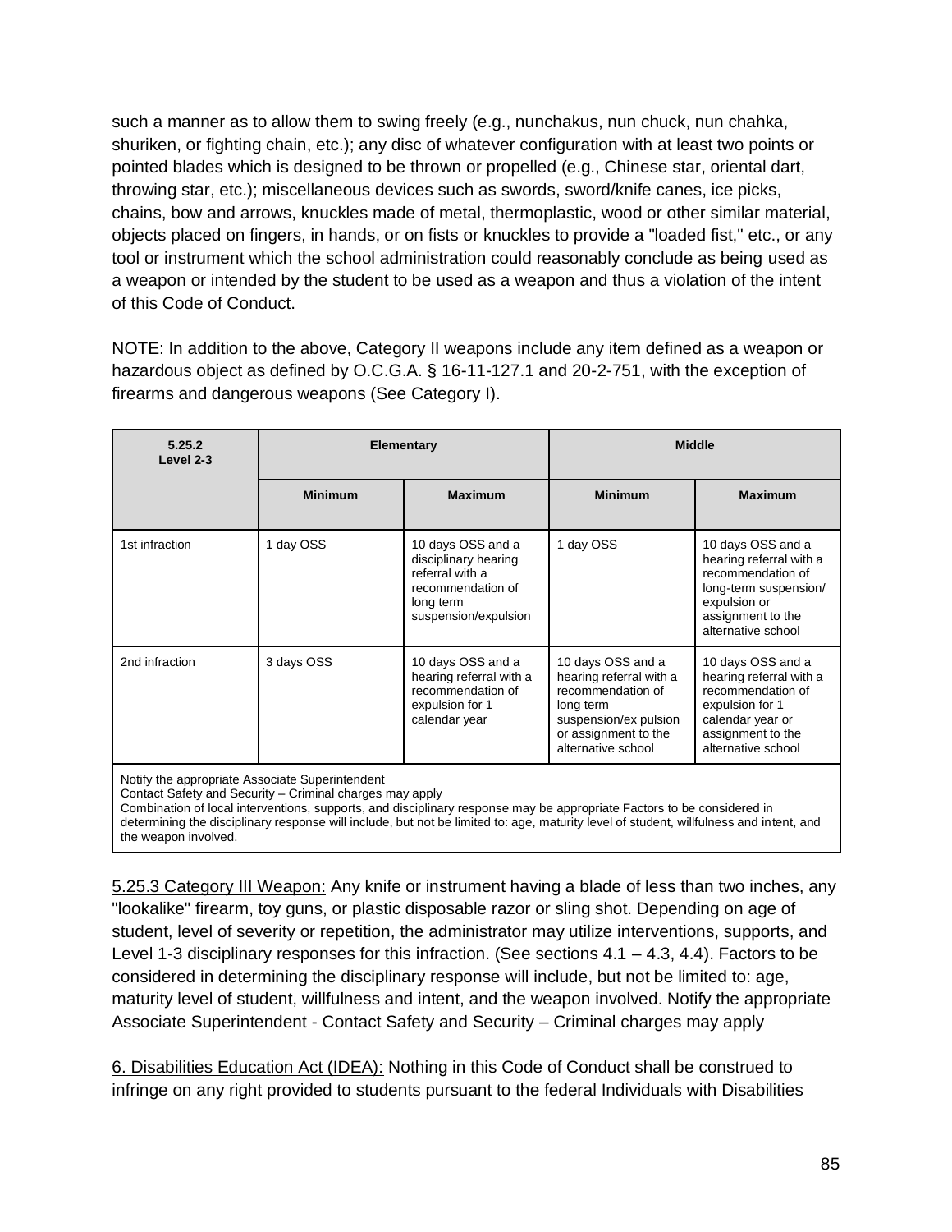such a manner as to allow them to swing freely (e.g., nunchakus, nun chuck, nun chahka, shuriken, or fighting chain, etc.); any disc of whatever configuration with at least two points or pointed blades which is designed to be thrown or propelled (e.g., Chinese star, oriental dart, throwing star, etc.); miscellaneous devices such as swords, sword/knife canes, ice picks, chains, bow and arrows, knuckles made of metal, thermoplastic, wood or other similar material, objects placed on fingers, in hands, or on fists or knuckles to provide a "loaded fist," etc., or any tool or instrument which the school administration could reasonably conclude as being used as a weapon or intended by the student to be used as a weapon and thus a violation of the intent of this Code of Conduct.

NOTE: In addition to the above, Category II weapons include any item defined as a weapon or hazardous object as defined by O.C.G.A. § 16-11-127.1 and 20-2-751, with the exception of firearms and dangerous weapons (See Category I).

| 5.25.2 Level 2-3 | Elementary | | Middle | |
|---|---|---|---|---|
| | Minimum | Maximum | Minimum | Maximum |
| 1st infraction | 1 day OSS | 10 days OSS and a disciplinary hearing referral with a recommendation of long term suspension/expulsion | 1 day OSS | 10 days OSS and a hearing referral with a recommendation of long-term suspension/ expulsion or assignment to the alternative school |
| 2nd infraction | 3 days OSS | 10 days OSS and a hearing referral with a recommendation of expulsion for 1 calendar year | 10 days OSS and a hearing referral with a recommendation of long term suspension/ex pulsion or assignment to the alternative school | 10 days OSS and a hearing referral with a recommendation of expulsion for 1 calendar year or assignment to the alternative school |
| Notify the appropriate Associate Superintendent<br>Contact Safety and Security – Criminal charges may apply<br>Combination of local interventions, supports, and disciplinary response may be appropriate Factors to be considered in determining the disciplinary response will include, but not be limited to: age, maturity level of student, willfulness and intent, and the weapon involved. | | | | |

<u>5.25.3 Category III Weapon:</u> Any knife or instrument having a blade of less than two inches, any "lookalike" firearm, toy guns, or plastic disposable razor or sling shot. Depending on age of student, level of severity or repetition, the administrator may utilize interventions, supports, and Level 1-3 disciplinary responses for this infraction. (See sections 4.1 – 4.3, 4.4). Factors to be considered in determining the disciplinary response will include, but not be limited to: age, maturity level of student, willfulness and intent, and the weapon involved. Notify the appropriate Associate Superintendent - Contact Safety and Security – Criminal charges may apply

<u>6. Disabilities Education Act (IDEA):</u> Nothing in this Code of Conduct shall be construed to infringe on any right provided to students pursuant to the federal Individuals with Disabilities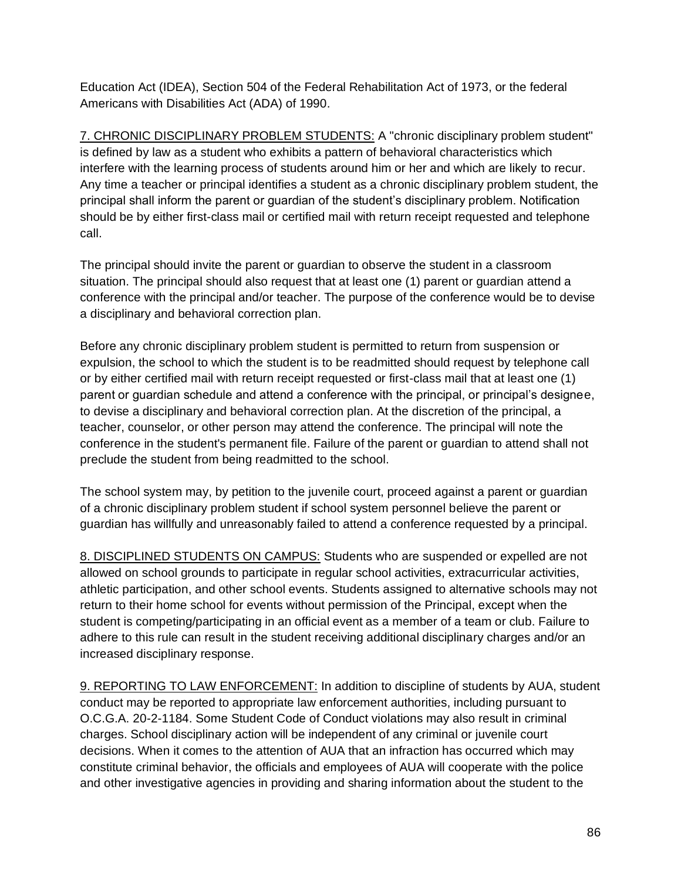Education Act (IDEA), Section 504 of the Federal Rehabilitation Act of 1973, or the federal Americans with Disabilities Act (ADA) of 1990.

<u>7. CHRONIC DISCIPLINARY PROBLEM STUDENTS:</u> A "chronic disciplinary problem student" is defined by law as a student who exhibits a pattern of behavioral characteristics which interfere with the learning process of students around him or her and which are likely to recur. Any time a teacher or principal identifies a student as a chronic disciplinary problem student, the principal shall inform the parent or guardian of the student's disciplinary problem. Notification should be by either first-class mail or certified mail with return receipt requested and telephone call.

The principal should invite the parent or guardian to observe the student in a classroom situation. The principal should also request that at least one (1) parent or guardian attend a conference with the principal and/or teacher. The purpose of the conference would be to devise a disciplinary and behavioral correction plan.

Before any chronic disciplinary problem student is permitted to return from suspension or expulsion, the school to which the student is to be readmitted should request by telephone call or by either certified mail with return receipt requested or first-class mail that at least one (1) parent or guardian schedule and attend a conference with the principal, or principal's designee, to devise a disciplinary and behavioral correction plan. At the discretion of the principal, a teacher, counselor, or other person may attend the conference. The principal will note the conference in the student's permanent file. Failure of the parent or guardian to attend shall not preclude the student from being readmitted to the school.

The school system may, by petition to the juvenile court, proceed against a parent or guardian of a chronic disciplinary problem student if school system personnel believe the parent or guardian has willfully and unreasonably failed to attend a conference requested by a principal.

<u>8. DISCIPLINED STUDENTS ON CAMPUS:</u> Students who are suspended or expelled are not allowed on school grounds to participate in regular school activities, extracurricular activities, athletic participation, and other school events. Students assigned to alternative schools may not return to their home school for events without permission of the Principal, except when the student is competing/participating in an official event as a member of a team or club. Failure to adhere to this rule can result in the student receiving additional disciplinary charges and/or an increased disciplinary response.

<u>9. REPORTING TO LAW ENFORCEMENT:</u> In addition to discipline of students by AUA, student conduct may be reported to appropriate law enforcement authorities, including pursuant to O.C.G.A. 20-2-1184. Some Student Code of Conduct violations may also result in criminal charges. School disciplinary action will be independent of any criminal or juvenile court decisions. When it comes to the attention of AUA that an infraction has occurred which may constitute criminal behavior, the officials and employees of AUA will cooperate with the police and other investigative agencies in providing and sharing information about the student to the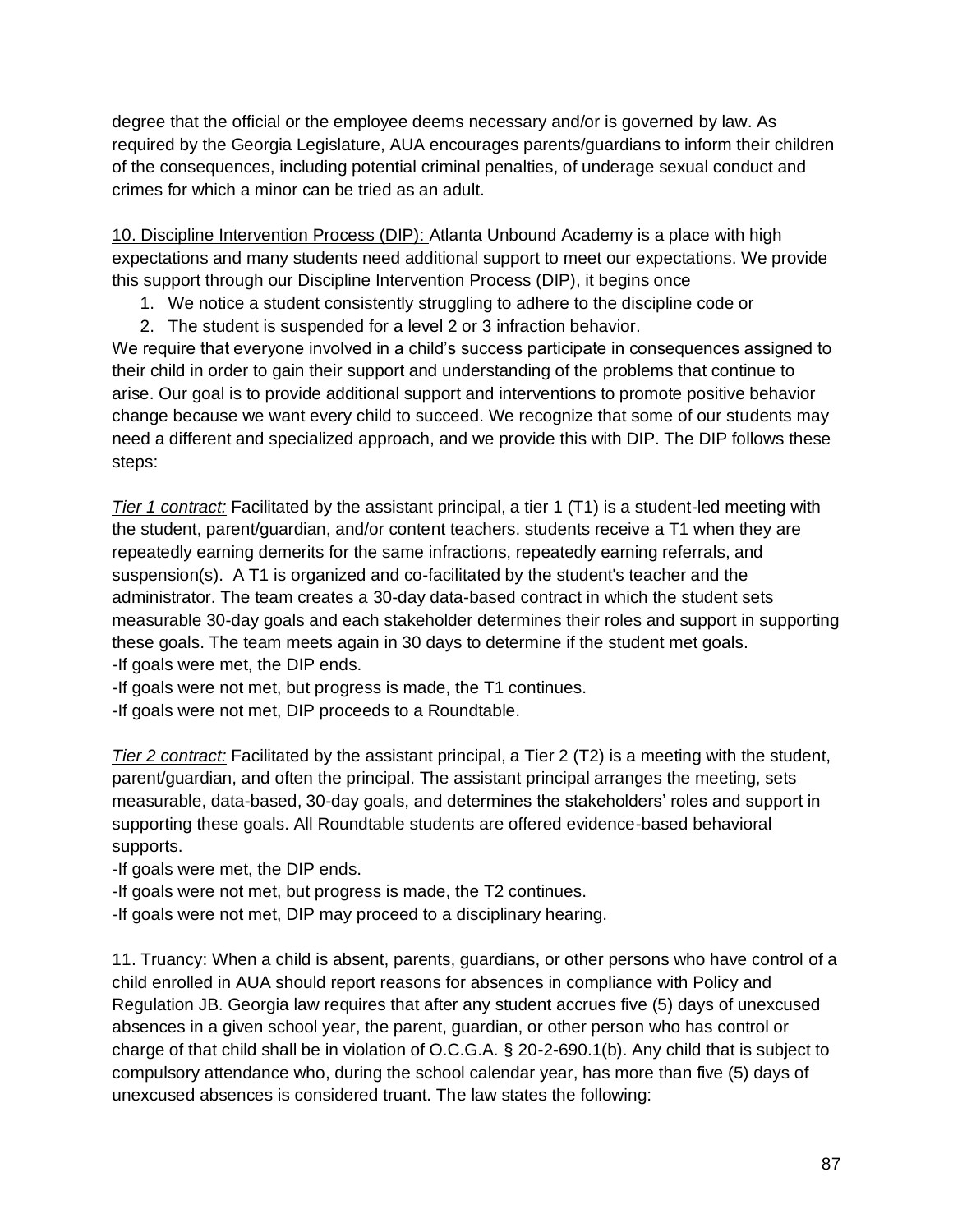degree that the official or the employee deems necessary and/or is governed by law. As required by the Georgia Legislature, AUA encourages parents/guardians to inform their children of the consequences, including potential criminal penalties, of underage sexual conduct and crimes for which a minor can be tried as an adult.

<u>10. Discipline Intervention Process (DIP):</u> Atlanta Unbound Academy is a place with high expectations and many students need additional support to meet our expectations. We provide this support through our Discipline Intervention Process (DIP), it begins once

1. We notice a student consistently struggling to adhere to the discipline code or
2. The student is suspended for a level 2 or 3 infraction behavior.

We require that everyone involved in a child's success participate in consequences assigned to their child in order to gain their support and understanding of the problems that continue to arise. Our goal is to provide additional support and interventions to promote positive behavior change because we want every child to succeed. We recognize that some of our students may need a different and specialized approach, and we provide this with DIP. The DIP follows these steps:

*<u>Tier 1 contract:</u>* Facilitated by the assistant principal, a tier 1 (T1) is a student-led meeting with the student, parent/guardian, and/or content teachers. students receive a T1 when they are repeatedly earning demerits for the same infractions, repeatedly earning referrals, and suspension(s). A T1 is organized and co-facilitated by the student's teacher and the administrator. The team creates a 30-day data-based contract in which the student sets measurable 30-day goals and each stakeholder determines their roles and support in supporting these goals. The team meets again in 30 days to determine if the student met goals.
-If goals were met, the DIP ends.
-If goals were not met, but progress is made, the T1 continues.
-If goals were not met, DIP proceeds to a Roundtable.

*<u>Tier 2 contract:</u>* Facilitated by the assistant principal, a Tier 2 (T2) is a meeting with the student, parent/guardian, and often the principal. The assistant principal arranges the meeting, sets measurable, data-based, 30-day goals, and determines the stakeholders' roles and support in supporting these goals. All Roundtable students are offered evidence-based behavioral supports.
-If goals were met, the DIP ends.
-If goals were not met, but progress is made, the T2 continues.
-If goals were not met, DIP may proceed to a disciplinary hearing.

<u>11. Truancy:</u> When a child is absent, parents, guardians, or other persons who have control of a child enrolled in AUA should report reasons for absences in compliance with Policy and Regulation JB. Georgia law requires that after any student accrues five (5) days of unexcused absences in a given school year, the parent, guardian, or other person who has control or charge of that child shall be in violation of O.C.G.A. § 20-2-690.1(b). Any child that is subject to compulsory attendance who, during the school calendar year, has more than five (5) days of unexcused absences is considered truant. The law states the following: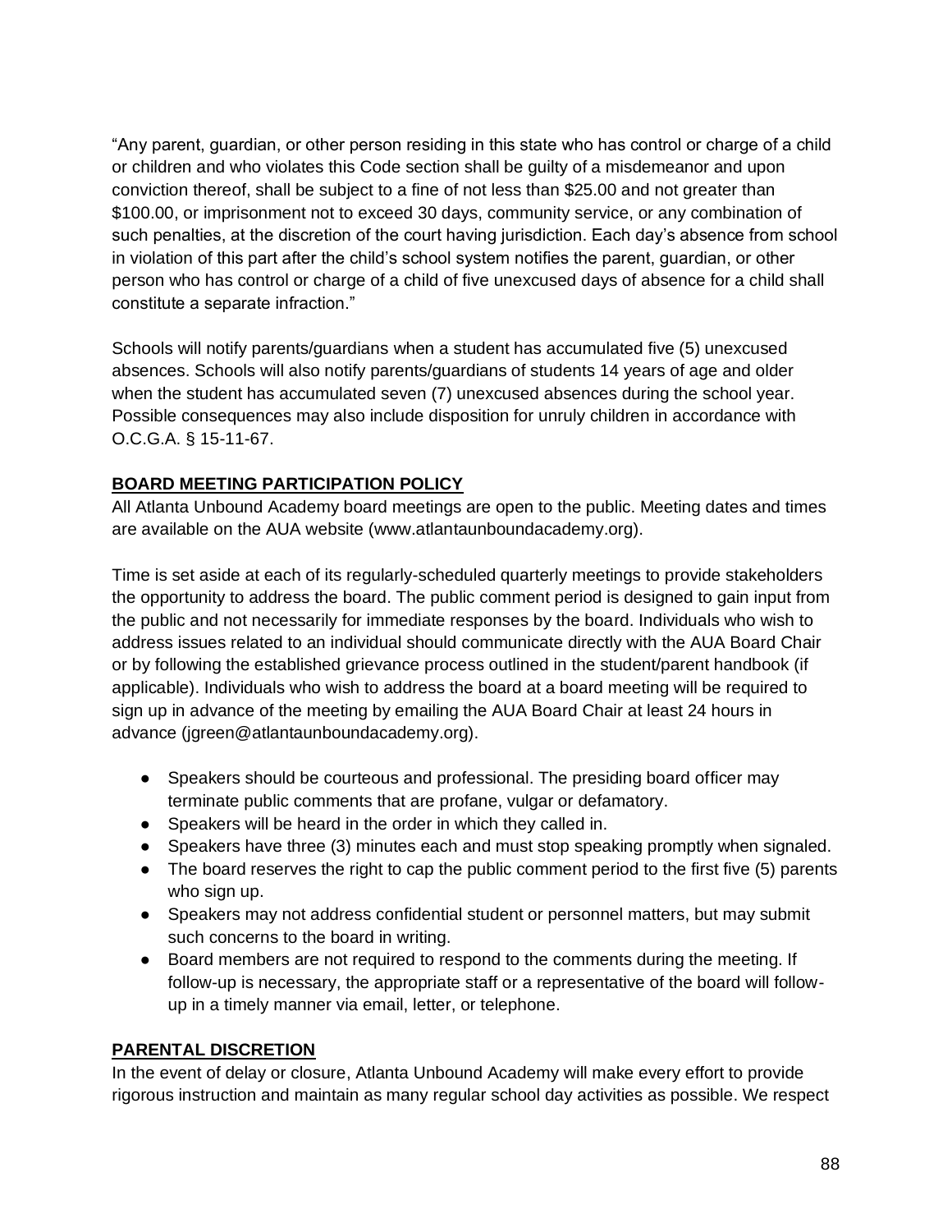"Any parent, guardian, or other person residing in this state who has control or charge of a child or children and who violates this Code section shall be guilty of a misdemeanor and upon conviction thereof, shall be subject to a fine of not less than $25.00 and not greater than $100.00, or imprisonment not to exceed 30 days, community service, or any combination of such penalties, at the discretion of the court having jurisdiction. Each day's absence from school in violation of this part after the child's school system notifies the parent, guardian, or other person who has control or charge of a child of five unexcused days of absence for a child shall constitute a separate infraction."

Schools will notify parents/guardians when a student has accumulated five (5) unexcused absences. Schools will also notify parents/guardians of students 14 years of age and older when the student has accumulated seven (7) unexcused absences during the school year. Possible consequences may also include disposition for unruly children in accordance with O.C.G.A. § 15-11-67.

## BOARD MEETING PARTICIPATION POLICY

All Atlanta Unbound Academy board meetings are open to the public. Meeting dates and times are available on the AUA website (www.atlantaunboundacademy.org).

Time is set aside at each of its regularly-scheduled quarterly meetings to provide stakeholders the opportunity to address the board. The public comment period is designed to gain input from the public and not necessarily for immediate responses by the board. Individuals who wish to address issues related to an individual should communicate directly with the AUA Board Chair or by following the established grievance process outlined in the student/parent handbook (if applicable). Individuals who wish to address the board at a board meeting will be required to sign up in advance of the meeting by emailing the AUA Board Chair at least 24 hours in advance (jgreen@atlantaunboundacademy.org).

- Speakers should be courteous and professional. The presiding board officer may terminate public comments that are profane, vulgar or defamatory.
- Speakers will be heard in the order in which they called in.
- Speakers have three (3) minutes each and must stop speaking promptly when signaled.
- The board reserves the right to cap the public comment period to the first five (5) parents who sign up.
- Speakers may not address confidential student or personnel matters, but may submit such concerns to the board in writing.
- Board members are not required to respond to the comments during the meeting. If follow-up is necessary, the appropriate staff or a representative of the board will follow-up in a timely manner via email, letter, or telephone.

## PARENTAL DISCRETION

In the event of delay or closure, Atlanta Unbound Academy will make every effort to provide rigorous instruction and maintain as many regular school day activities as possible. We respect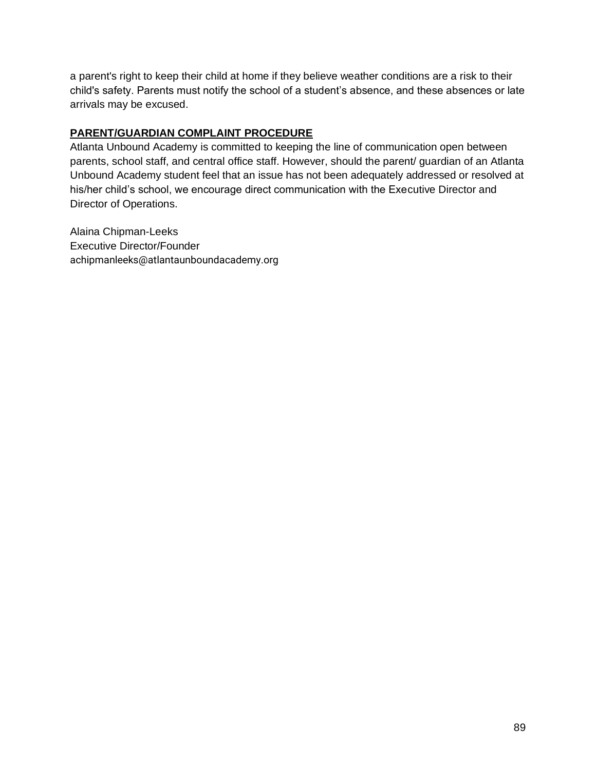a parent's right to keep their child at home if they believe weather conditions are a risk to their child's safety. Parents must notify the school of a student's absence, and these absences or late arrivals may be excused.

**PARENT/GUARDIAN COMPLAINT PROCEDURE**

Atlanta Unbound Academy is committed to keeping the line of communication open between parents, school staff, and central office staff. However, should the parent/ guardian of an Atlanta Unbound Academy student feel that an issue has not been adequately addressed or resolved at his/her child's school, we encourage direct communication with the Executive Director and Director of Operations.

Alaina Chipman-Leeks
Executive Director/Founder
achipmanleeks@atlantaunboundacademy.org